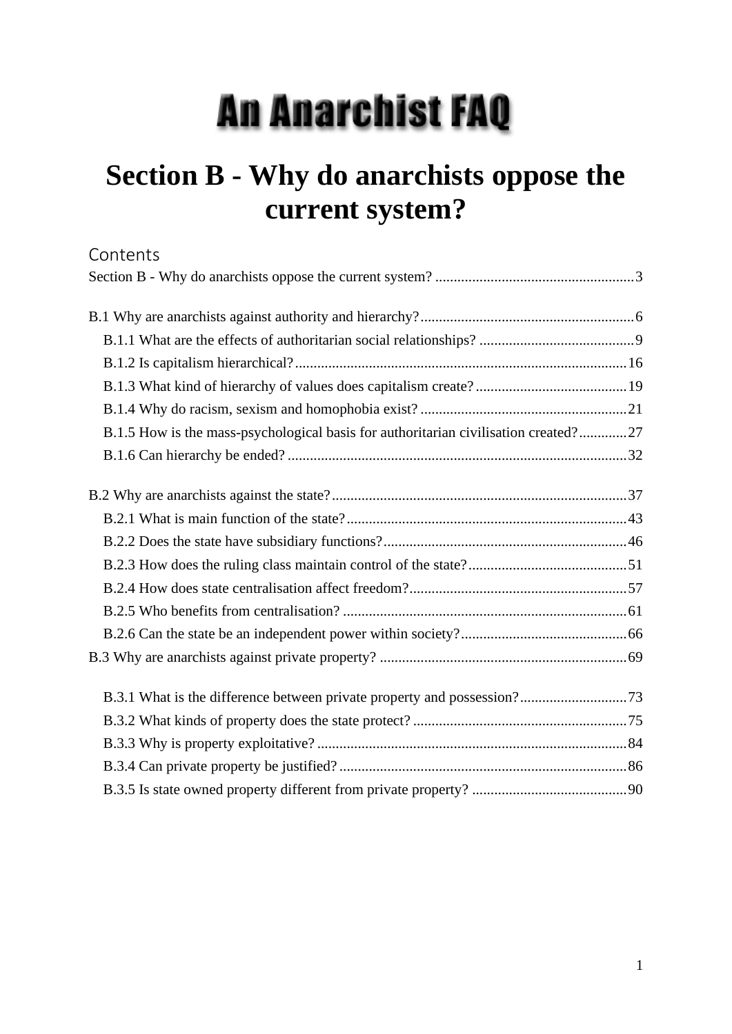# An Anarchist FAQ

# Section B - Why do anarchists oppose the current system?

## Contents

Section B - Why do anarchists oppose the current system? ...................................................... 3

B.1 Why are anarchists against authority and hierarchy? ......................................................... 6

- B.1.1 What are the effects of authoritarian social relationships? .......................................... 9
- B.1.2 Is capitalism hierarchical? .......................................................................................... 16
- B.1.3 What kind of hierarchy of values does capitalism create? ......................................... 19
- B.1.4 Why do racism, sexism and homophobia exist? ........................................................ 21
- B.1.5 How is the mass-psychological basis for authoritarian civilisation created? ............. 27
- B.1.6 Can hierarchy be ended? ........................................................................................... 32

B.2 Why are anarchists against the state? ................................................................................ 37

- B.2.1 What is main function of the state? ........................................................................... 43
- B.2.2 Does the state have subsidiary functions? ................................................................. 46
- B.2.3 How does the ruling class maintain control of the state? ........................................... 51
- B.2.4 How does state centralisation affect freedom? ........................................................... 57
- B.2.5 Who benefits from centralisation? ............................................................................. 61
- B.2.6 Can the state be an independent power within society? ............................................. 66

B.3 Why are anarchists against private property? ................................................................... 69

- B.3.1 What is the difference between private property and possession? ............................. 73
- B.3.2 What kinds of property does the state protect? .......................................................... 75
- B.3.3 Why is property exploitative? .................................................................................... 84
- B.3.4 Can private property be justified? .............................................................................. 86
- B.3.5 Is state owned property different from private property? .......................................... 90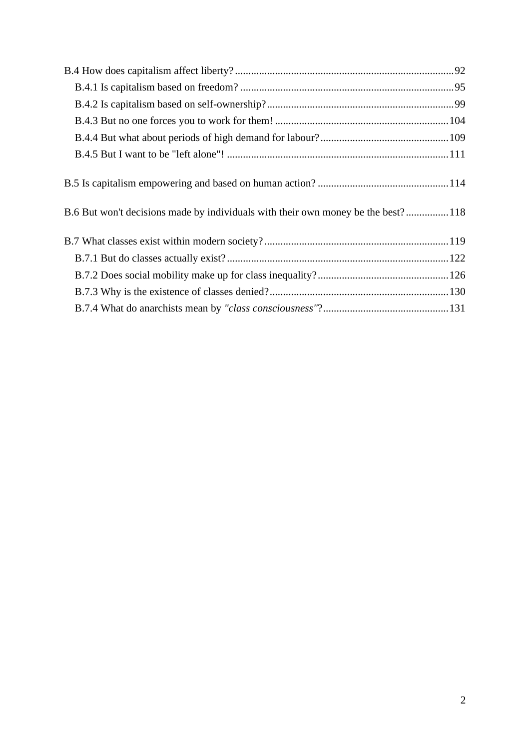- B.4 How does capitalism affect liberty? ..... 92
  - B.4.1 Is capitalism based on freedom? ..... 95
  - B.4.2 Is capitalism based on self-ownership? ..... 99
  - B.4.3 But no one forces you to work for them! ..... 104
  - B.4.4 But what about periods of high demand for labour? ..... 109
  - B.4.5 But I want to be "left alone"! ..... 111

- B.5 Is capitalism empowering and based on human action? ..... 114

- B.6 But won't decisions made by individuals with their own money be the best? ..... 118

- B.7 What classes exist within modern society? ..... 119
  - B.7.1 But do classes actually exist? ..... 122
  - B.7.2 Does social mobility make up for class inequality? ..... 126
  - B.7.3 Why is the existence of classes denied? ..... 130
  - B.7.4 What do anarchists mean by *"class consciousness"*? ..... 131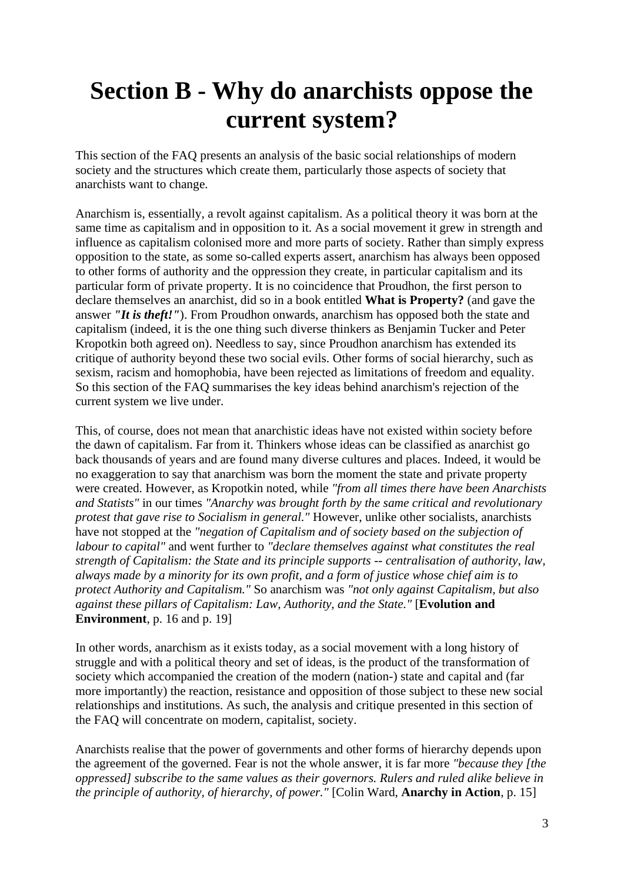# Section B - Why do anarchists oppose the current system?

This section of the FAQ presents an analysis of the basic social relationships of modern society and the structures which create them, particularly those aspects of society that anarchists want to change.

Anarchism is, essentially, a revolt against capitalism. As a political theory it was born at the same time as capitalism and in opposition to it. As a social movement it grew in strength and influence as capitalism colonised more and more parts of society. Rather than simply express opposition to the state, as some so-called experts assert, anarchism has always been opposed to other forms of authority and the oppression they create, in particular capitalism and its particular form of private property. It is no coincidence that Proudhon, the first person to declare themselves an anarchist, did so in a book entitled **What is Property?** (and gave the answer *"**It is theft!**"*). From Proudhon onwards, anarchism has opposed both the state and capitalism (indeed, it is the one thing such diverse thinkers as Benjamin Tucker and Peter Kropotkin both agreed on). Needless to say, since Proudhon anarchism has extended its critique of authority beyond these two social evils. Other forms of social hierarchy, such as sexism, racism and homophobia, have been rejected as limitations of freedom and equality. So this section of the FAQ summarises the key ideas behind anarchism's rejection of the current system we live under.

This, of course, does not mean that anarchistic ideas have not existed within society before the dawn of capitalism. Far from it. Thinkers whose ideas can be classified as anarchist go back thousands of years and are found many diverse cultures and places. Indeed, it would be no exaggeration to say that anarchism was born the moment the state and private property were created. However, as Kropotkin noted, while *"from all times there have been Anarchists and Statists"* in our times *"Anarchy was brought forth by the same critical and revolutionary protest that gave rise to Socialism in general."* However, unlike other socialists, anarchists have not stopped at the *"negation of Capitalism and of society based on the subjection of labour to capital"* and went further to *"declare themselves against what constitutes the real strength of Capitalism: the State and its principle supports -- centralisation of authority, law, always made by a minority for its own profit, and a form of justice whose chief aim is to protect Authority and Capitalism."* So anarchism was *"not only against Capitalism, but also against these pillars of Capitalism: Law, Authority, and the State."* [**Evolution and Environment**, p. 16 and p. 19]

In other words, anarchism as it exists today, as a social movement with a long history of struggle and with a political theory and set of ideas, is the product of the transformation of society which accompanied the creation of the modern (nation-) state and capital and (far more importantly) the reaction, resistance and opposition of those subject to these new social relationships and institutions. As such, the analysis and critique presented in this section of the FAQ will concentrate on modern, capitalist, society.

Anarchists realise that the power of governments and other forms of hierarchy depends upon the agreement of the governed. Fear is not the whole answer, it is far more *"because they [the oppressed] subscribe to the same values as their governors. Rulers and ruled alike believe in the principle of authority, of hierarchy, of power."* [Colin Ward, **Anarchy in Action**, p. 15]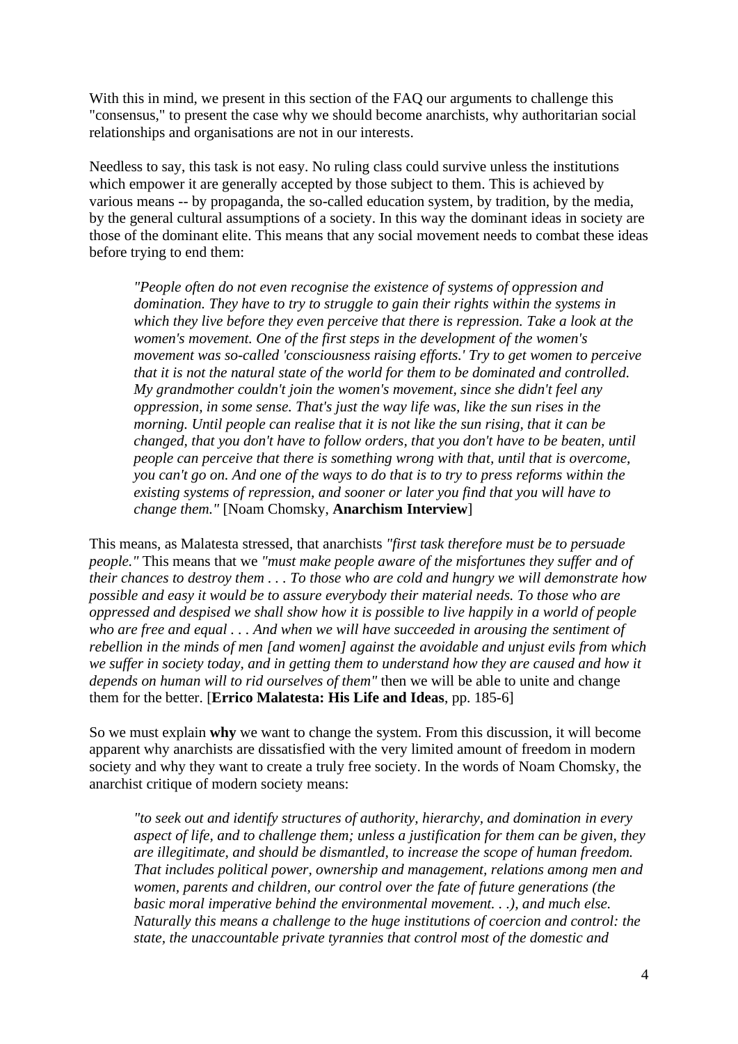With this in mind, we present in this section of the FAQ our arguments to challenge this "consensus," to present the case why we should become anarchists, why authoritarian social relationships and organisations are not in our interests.

Needless to say, this task is not easy. No ruling class could survive unless the institutions which empower it are generally accepted by those subject to them. This is achieved by various means -- by propaganda, the so-called education system, by tradition, by the media, by the general cultural assumptions of a society. In this way the dominant ideas in society are those of the dominant elite. This means that any social movement needs to combat these ideas before trying to end them:

> *"People often do not even recognise the existence of systems of oppression and domination. They have to try to struggle to gain their rights within the systems in which they live before they even perceive that there is repression. Take a look at the women's movement. One of the first steps in the development of the women's movement was so-called 'consciousness raising efforts.' Try to get women to perceive that it is not the natural state of the world for them to be dominated and controlled. My grandmother couldn't join the women's movement, since she didn't feel any oppression, in some sense. That's just the way life was, like the sun rises in the morning. Until people can realise that it is not like the sun rising, that it can be changed, that you don't have to follow orders, that you don't have to be beaten, until people can perceive that there is something wrong with that, until that is overcome, you can't go on. And one of the ways to do that is to try to press reforms within the existing systems of repression, and sooner or later you find that you will have to change them."* [Noam Chomsky, **Anarchism Interview**]

This means, as Malatesta stressed, that anarchists *"first task therefore must be to persuade people."* This means that we *"must make people aware of the misfortunes they suffer and of their chances to destroy them . . . To those who are cold and hungry we will demonstrate how possible and easy it would be to assure everybody their material needs. To those who are oppressed and despised we shall show how it is possible to live happily in a world of people who are free and equal . . . And when we will have succeeded in arousing the sentiment of rebellion in the minds of men [and women] against the avoidable and unjust evils from which we suffer in society today, and in getting them to understand how they are caused and how it depends on human will to rid ourselves of them"* then we will be able to unite and change them for the better. [**Errico Malatesta: His Life and Ideas**, pp. 185-6]

So we must explain **why** we want to change the system. From this discussion, it will become apparent why anarchists are dissatisfied with the very limited amount of freedom in modern society and why they want to create a truly free society. In the words of Noam Chomsky, the anarchist critique of modern society means:

> *"to seek out and identify structures of authority, hierarchy, and domination in every aspect of life, and to challenge them; unless a justification for them can be given, they are illegitimate, and should be dismantled, to increase the scope of human freedom. That includes political power, ownership and management, relations among men and women, parents and children, our control over the fate of future generations (the basic moral imperative behind the environmental movement. . .), and much else. Naturally this means a challenge to the huge institutions of coercion and control: the state, the unaccountable private tyrannies that control most of the domestic and*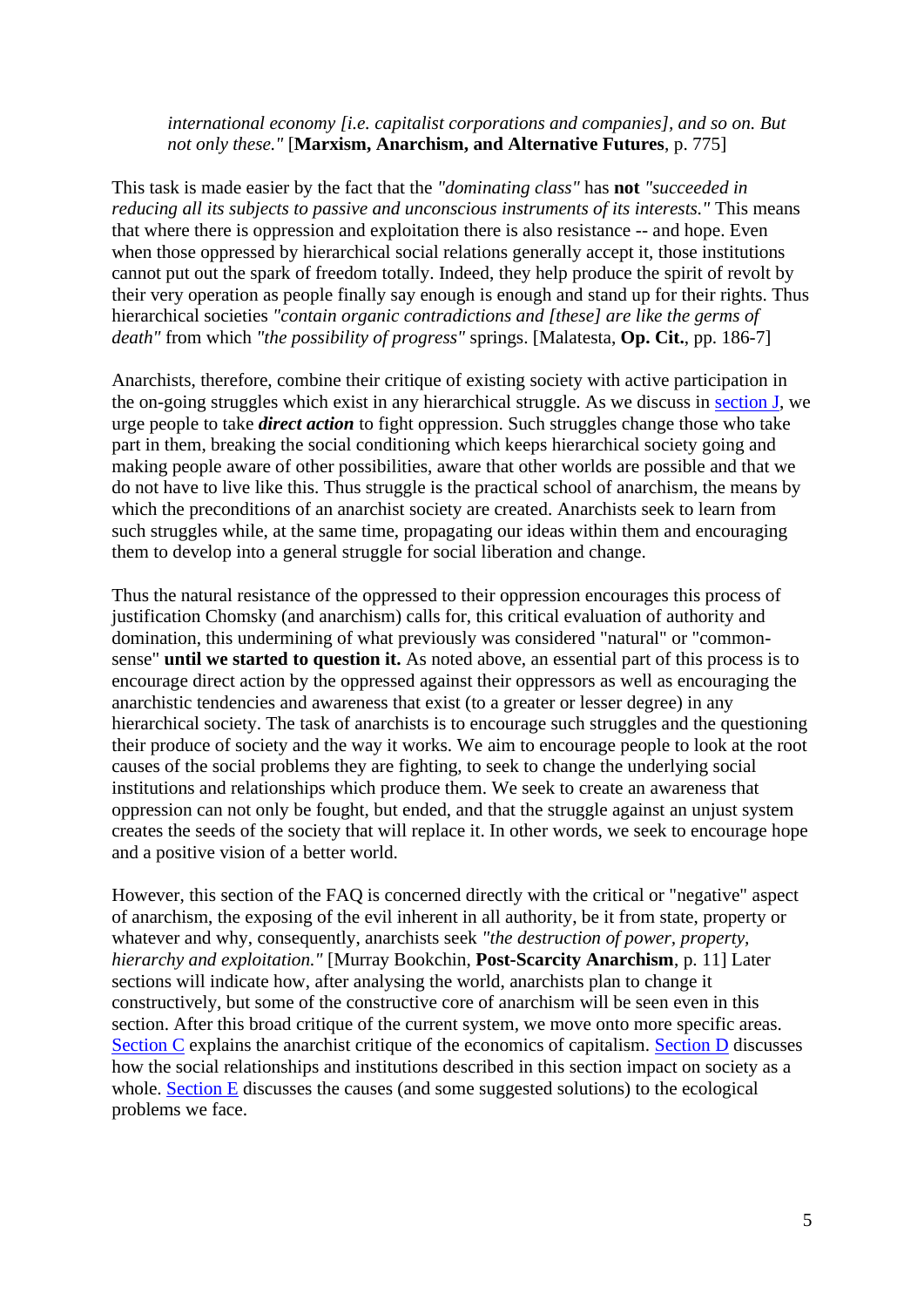> *international economy [i.e. capitalist corporations and companies], and so on. But not only these."* [**Marxism, Anarchism, and Alternative Futures**, p. 775]

This task is made easier by the fact that the *"dominating class"* has **not** *"succeeded in reducing all its subjects to passive and unconscious instruments of its interests."* This means that where there is oppression and exploitation there is also resistance -- and hope. Even when those oppressed by hierarchical social relations generally accept it, those institutions cannot put out the spark of freedom totally. Indeed, they help produce the spirit of revolt by their very operation as people finally say enough is enough and stand up for their rights. Thus hierarchical societies *"contain organic contradictions and [these] are like the germs of death"* from which *"the possibility of progress"* springs. [Malatesta, **Op. Cit.**, pp. 186-7]

Anarchists, therefore, combine their critique of existing society with active participation in the on-going struggles which exist in any hierarchical struggle. As we discuss in section J, we urge people to take ***direct action*** to fight oppression. Such struggles change those who take part in them, breaking the social conditioning which keeps hierarchical society going and making people aware of other possibilities, aware that other worlds are possible and that we do not have to live like this. Thus struggle is the practical school of anarchism, the means by which the preconditions of an anarchist society are created. Anarchists seek to learn from such struggles while, at the same time, propagating our ideas within them and encouraging them to develop into a general struggle for social liberation and change.

Thus the natural resistance of the oppressed to their oppression encourages this process of justification Chomsky (and anarchism) calls for, this critical evaluation of authority and domination, this undermining of what previously was considered "natural" or "common-sense" **until we started to question it.** As noted above, an essential part of this process is to encourage direct action by the oppressed against their oppressors as well as encouraging the anarchistic tendencies and awareness that exist (to a greater or lesser degree) in any hierarchical society. The task of anarchists is to encourage such struggles and the questioning their produce of society and the way it works. We aim to encourage people to look at the root causes of the social problems they are fighting, to seek to change the underlying social institutions and relationships which produce them. We seek to create an awareness that oppression can not only be fought, but ended, and that the struggle against an unjust system creates the seeds of the society that will replace it. In other words, we seek to encourage hope and a positive vision of a better world.

However, this section of the FAQ is concerned directly with the critical or "negative" aspect of anarchism, the exposing of the evil inherent in all authority, be it from state, property or whatever and why, consequently, anarchists seek *"the destruction of power, property, hierarchy and exploitation."* [Murray Bookchin, **Post-Scarcity Anarchism**, p. 11] Later sections will indicate how, after analysing the world, anarchists plan to change it constructively, but some of the constructive core of anarchism will be seen even in this section. After this broad critique of the current system, we move onto more specific areas. Section C explains the anarchist critique of the economics of capitalism. Section D discusses how the social relationships and institutions described in this section impact on society as a whole. Section E discusses the causes (and some suggested solutions) to the ecological problems we face.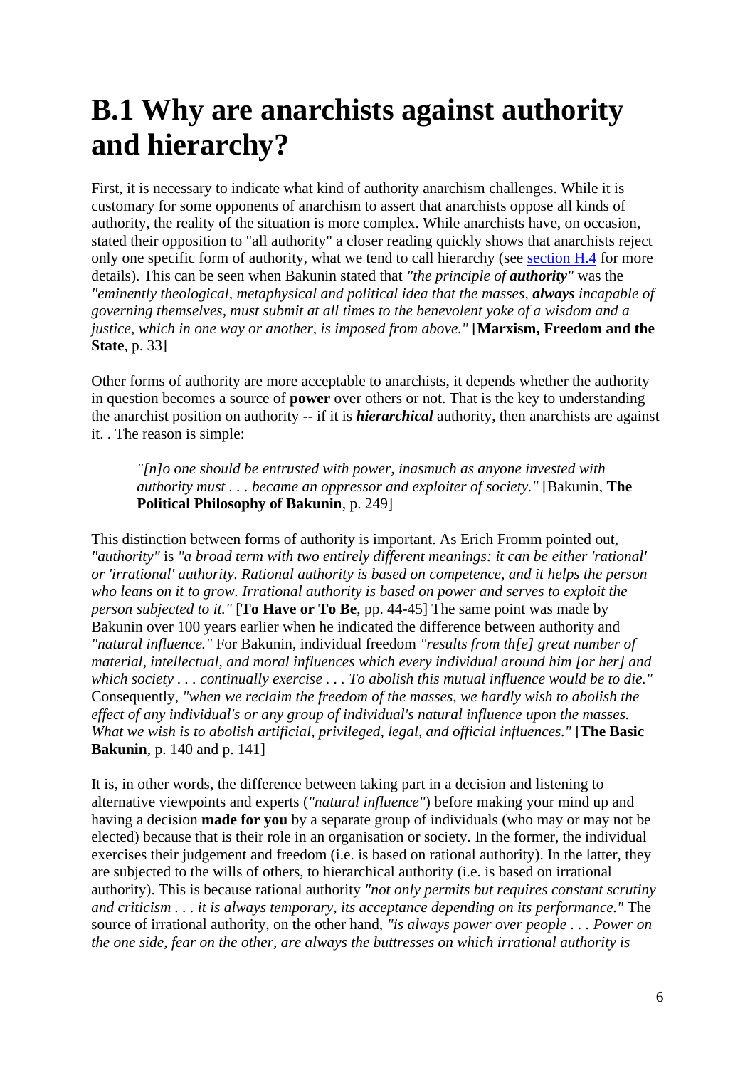# B.1 Why are anarchists against authority and hierarchy?

First, it is necessary to indicate what kind of authority anarchism challenges. While it is customary for some opponents of anarchism to assert that anarchists oppose all kinds of authority, the reality of the situation is more complex. While anarchists have, on occasion, stated their opposition to "all authority" a closer reading quickly shows that anarchists reject only one specific form of authority, what we tend to call hierarchy (see [section H.4](#) for more details). This can be seen when Bakunin stated that *"the principle of **authority**"* was the *"eminently theological, metaphysical and political idea that the masses, **always** incapable of governing themselves, must submit at all times to the benevolent yoke of a wisdom and a justice, which in one way or another, is imposed from above."* [**Marxism, Freedom and the State**, p. 33]

Other forms of authority are more acceptable to anarchists, it depends whether the authority in question becomes a source of **power** over others or not. That is the key to understanding the anarchist position on authority -- if it is ***hierarchical*** authority, then anarchists are against it. . The reason is simple:

> *"[n]o one should be entrusted with power, inasmuch as anyone invested with authority must . . . became an oppressor and exploiter of society."* [Bakunin, **The Political Philosophy of Bakunin**, p. 249]

This distinction between forms of authority is important. As Erich Fromm pointed out, *"authority"* is *"a broad term with two entirely different meanings: it can be either 'rational' or 'irrational' authority. Rational authority is based on competence, and it helps the person who leans on it to grow. Irrational authority is based on power and serves to exploit the person subjected to it."* [**To Have or To Be**, pp. 44-45] The same point was made by Bakunin over 100 years earlier when he indicated the difference between authority and *"natural influence."* For Bakunin, individual freedom *"results from th[e] great number of material, intellectual, and moral influences which every individual around him [or her] and which society . . . continually exercise . . . To abolish this mutual influence would be to die."* Consequently, *"when we reclaim the freedom of the masses, we hardly wish to abolish the effect of any individual's or any group of individual's natural influence upon the masses. What we wish is to abolish artificial, privileged, legal, and official influences."* [**The Basic Bakunin**, p. 140 and p. 141]

It is, in other words, the difference between taking part in a decision and listening to alternative viewpoints and experts (*"natural influence"*) before making your mind up and having a decision **made for you** by a separate group of individuals (who may or may not be elected) because that is their role in an organisation or society. In the former, the individual exercises their judgement and freedom (i.e. is based on rational authority). In the latter, they are subjected to the wills of others, to hierarchical authority (i.e. is based on irrational authority). This is because rational authority *"not only permits but requires constant scrutiny and criticism . . . it is always temporary, its acceptance depending on its performance."* The source of irrational authority, on the other hand, *"is always power over people . . . Power on the one side, fear on the other, are always the buttresses on which irrational authority is*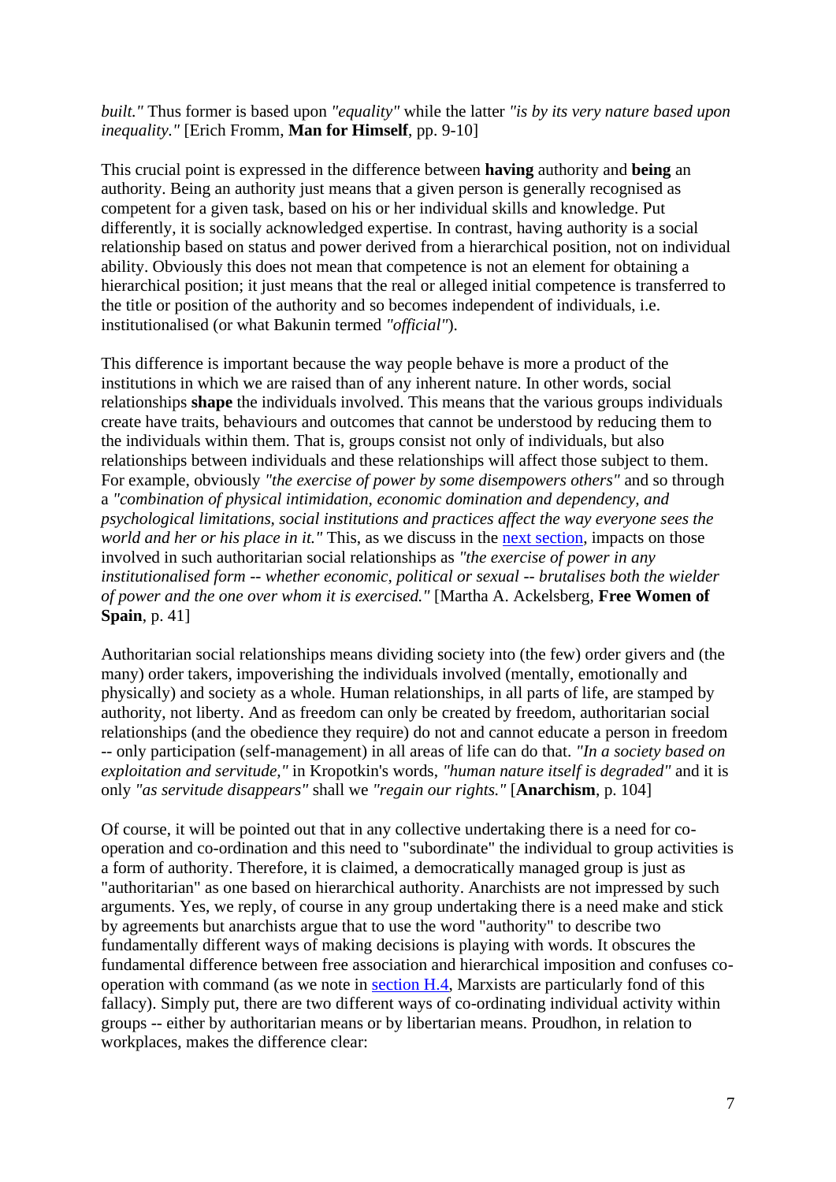*built."* Thus former is based upon *"equality"* while the latter *"is by its very nature based upon inequality."* [Erich Fromm, **Man for Himself**, pp. 9-10]

This crucial point is expressed in the difference between **having** authority and **being** an authority. Being an authority just means that a given person is generally recognised as competent for a given task, based on his or her individual skills and knowledge. Put differently, it is socially acknowledged expertise. In contrast, having authority is a social relationship based on status and power derived from a hierarchical position, not on individual ability. Obviously this does not mean that competence is not an element for obtaining a hierarchical position; it just means that the real or alleged initial competence is transferred to the title or position of the authority and so becomes independent of individuals, i.e. institutionalised (or what Bakunin termed *"official"*).

This difference is important because the way people behave is more a product of the institutions in which we are raised than of any inherent nature. In other words, social relationships **shape** the individuals involved. This means that the various groups individuals create have traits, behaviours and outcomes that cannot be understood by reducing them to the individuals within them. That is, groups consist not only of individuals, but also relationships between individuals and these relationships will affect those subject to them. For example, obviously *"the exercise of power by some disempowers others"* and so through a *"combination of physical intimidation, economic domination and dependency, and psychological limitations, social institutions and practices affect the way everyone sees the world and her or his place in it."* This, as we discuss in the next section, impacts on those involved in such authoritarian social relationships as *"the exercise of power in any institutionalised form -- whether economic, political or sexual -- brutalises both the wielder of power and the one over whom it is exercised."* [Martha A. Ackelsberg, **Free Women of Spain**, p. 41]

Authoritarian social relationships means dividing society into (the few) order givers and (the many) order takers, impoverishing the individuals involved (mentally, emotionally and physically) and society as a whole. Human relationships, in all parts of life, are stamped by authority, not liberty. And as freedom can only be created by freedom, authoritarian social relationships (and the obedience they require) do not and cannot educate a person in freedom -- only participation (self-management) in all areas of life can do that. *"In a society based on exploitation and servitude,"* in Kropotkin's words, *"human nature itself is degraded"* and it is only *"as servitude disappears"* shall we *"regain our rights."* [**Anarchism**, p. 104]

Of course, it will be pointed out that in any collective undertaking there is a need for co-operation and co-ordination and this need to "subordinate" the individual to group activities is a form of authority. Therefore, it is claimed, a democratically managed group is just as "authoritarian" as one based on hierarchical authority. Anarchists are not impressed by such arguments. Yes, we reply, of course in any group undertaking there is a need make and stick by agreements but anarchists argue that to use the word "authority" to describe two fundamentally different ways of making decisions is playing with words. It obscures the fundamental difference between free association and hierarchical imposition and confuses co-operation with command (as we note in section H.4, Marxists are particularly fond of this fallacy). Simply put, there are two different ways of co-ordinating individual activity within groups -- either by authoritarian means or by libertarian means. Proudhon, in relation to workplaces, makes the difference clear: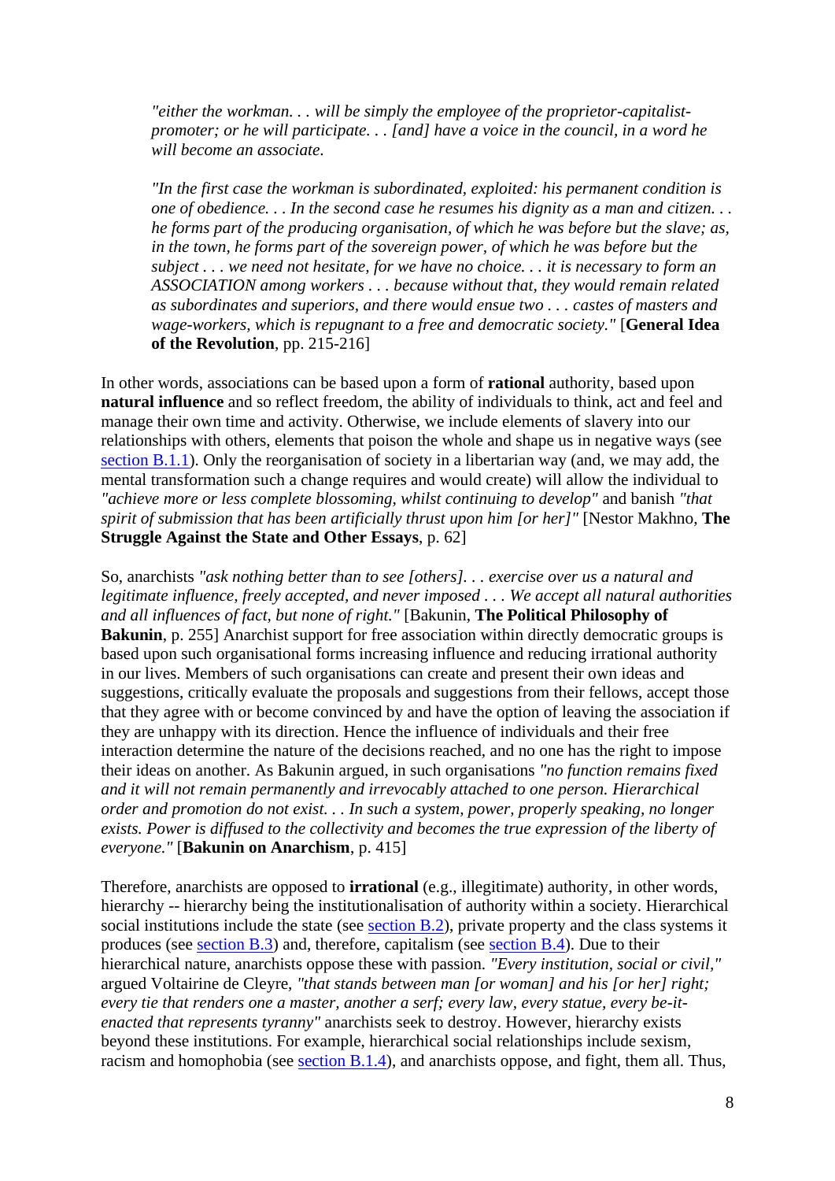> *"either the workman. . . will be simply the employee of the proprietor-capitalist-promoter; or he will participate. . . [and] have a voice in the council, in a word he will become an associate.*
>
> *"In the first case the workman is subordinated, exploited: his permanent condition is one of obedience. . . In the second case he resumes his dignity as a man and citizen. . . he forms part of the producing organisation, of which he was before but the slave; as, in the town, he forms part of the sovereign power, of which he was before but the subject . . . we need not hesitate, for we have no choice. . . it is necessary to form an ASSOCIATION among workers . . . because without that, they would remain related as subordinates and superiors, and there would ensue two . . . castes of masters and wage-workers, which is repugnant to a free and democratic society."* [**General Idea of the Revolution**, pp. 215-216]

In other words, associations can be based upon a form of **rational** authority, based upon **natural influence** and so reflect freedom, the ability of individuals to think, act and feel and manage their own time and activity. Otherwise, we include elements of slavery into our relationships with others, elements that poison the whole and shape us in negative ways (see section B.1.1). Only the reorganisation of society in a libertarian way (and, we may add, the mental transformation such a change requires and would create) will allow the individual to *"achieve more or less complete blossoming, whilst continuing to develop"* and banish *"that spirit of submission that has been artificially thrust upon him [or her]"* [Nestor Makhno, **The Struggle Against the State and Other Essays**, p. 62]

So, anarchists *"ask nothing better than to see [others]. . . exercise over us a natural and legitimate influence, freely accepted, and never imposed . . . We accept all natural authorities and all influences of fact, but none of right."* [Bakunin, **The Political Philosophy of Bakunin**, p. 255] Anarchist support for free association within directly democratic groups is based upon such organisational forms increasing influence and reducing irrational authority in our lives. Members of such organisations can create and present their own ideas and suggestions, critically evaluate the proposals and suggestions from their fellows, accept those that they agree with or become convinced by and have the option of leaving the association if they are unhappy with its direction. Hence the influence of individuals and their free interaction determine the nature of the decisions reached, and no one has the right to impose their ideas on another. As Bakunin argued, in such organisations *"no function remains fixed and it will not remain permanently and irrevocably attached to one person. Hierarchical order and promotion do not exist. . . In such a system, power, properly speaking, no longer exists. Power is diffused to the collectivity and becomes the true expression of the liberty of everyone."* [**Bakunin on Anarchism**, p. 415]

Therefore, anarchists are opposed to **irrational** (e.g., illegitimate) authority, in other words, hierarchy -- hierarchy being the institutionalisation of authority within a society. Hierarchical social institutions include the state (see section B.2), private property and the class systems it produces (see section B.3) and, therefore, capitalism (see section B.4). Due to their hierarchical nature, anarchists oppose these with passion. *"Every institution, social or civil,"* argued Voltairine de Cleyre, *"that stands between man [or woman] and his [or her] right; every tie that renders one a master, another a serf; every law, every statue, every be-it-enacted that represents tyranny"* anarchists seek to destroy. However, hierarchy exists beyond these institutions. For example, hierarchical social relationships include sexism, racism and homophobia (see section B.1.4), and anarchists oppose, and fight, them all. Thus,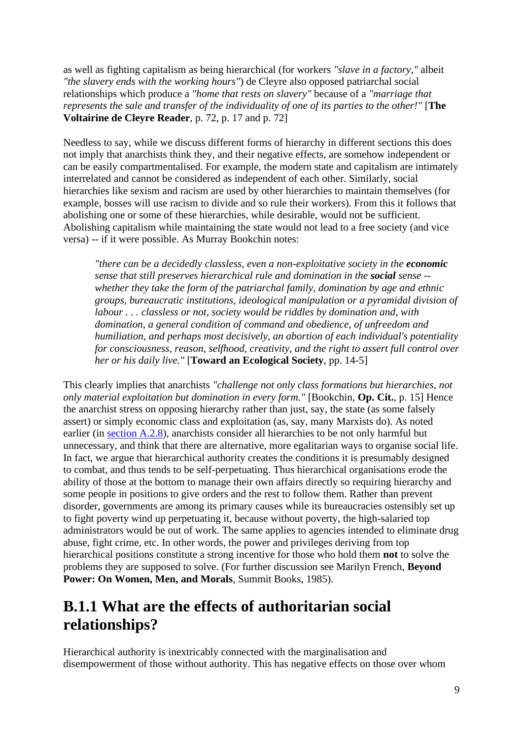as well as fighting capitalism as being hierarchical (for workers *"slave in a factory,"* albeit *"the slavery ends with the working hours"*) de Cleyre also opposed patriarchal social relationships which produce a *"home that rests on slavery"* because of a *"marriage that represents the sale and transfer of the individuality of one of its parties to the other!"* [**The Voltairine de Cleyre Reader**, p. 72, p. 17 and p. 72]

Needless to say, while we discuss different forms of hierarchy in different sections this does not imply that anarchists think they, and their negative effects, are somehow independent or can be easily compartmentalised. For example, the modern state and capitalism are intimately interrelated and cannot be considered as independent of each other. Similarly, social hierarchies like sexism and racism are used by other hierarchies to maintain themselves (for example, bosses will use racism to divide and so rule their workers). From this it follows that abolishing one or some of these hierarchies, while desirable, would not be sufficient. Abolishing capitalism while maintaining the state would not lead to a free society (and vice versa) -- if it were possible. As Murray Bookchin notes:

> *"there can be a decidedly classless, even a non-exploitative society in the* ***economic*** *sense that still preserves hierarchical rule and domination in the* ***social*** *sense -- whether they take the form of the patriarchal family, domination by age and ethnic groups, bureaucratic institutions, ideological manipulation or a pyramidal division of labour . . . classless or not, society would be riddles by domination and, with domination, a general condition of command and obedience, of unfreedom and humiliation, and perhaps most decisively, an abortion of each individual's potentiality for consciousness, reason, selfhood, creativity, and the right to assert full control over her or his daily live."* [**Toward an Ecological Society**, pp. 14-5]

This clearly implies that anarchists *"challenge not only class formations but hierarchies, not only material exploitation but domination in every form."* [Bookchin, **Op. Cit.**, p. 15] Hence the anarchist stress on opposing hierarchy rather than just, say, the state (as some falsely assert) or simply economic class and exploitation (as, say, many Marxists do). As noted earlier (in section A.2.8), anarchists consider all hierarchies to be not only harmful but unnecessary, and think that there are alternative, more egalitarian ways to organise social life. In fact, we argue that hierarchical authority creates the conditions it is presumably designed to combat, and thus tends to be self-perpetuating. Thus hierarchical organisations erode the ability of those at the bottom to manage their own affairs directly so requiring hierarchy and some people in positions to give orders and the rest to follow them. Rather than prevent disorder, governments are among its primary causes while its bureaucracies ostensibly set up to fight poverty wind up perpetuating it, because without poverty, the high-salaried top administrators would be out of work. The same applies to agencies intended to eliminate drug abuse, fight crime, etc. In other words, the power and privileges deriving from top hierarchical positions constitute a strong incentive for those who hold them **not** to solve the problems they are supposed to solve. (For further discussion see Marilyn French, **Beyond Power: On Women, Men, and Morals**, Summit Books, 1985).

## B.1.1 What are the effects of authoritarian social relationships?

Hierarchical authority is inextricably connected with the marginalisation and disempowerment of those without authority. This has negative effects on those over whom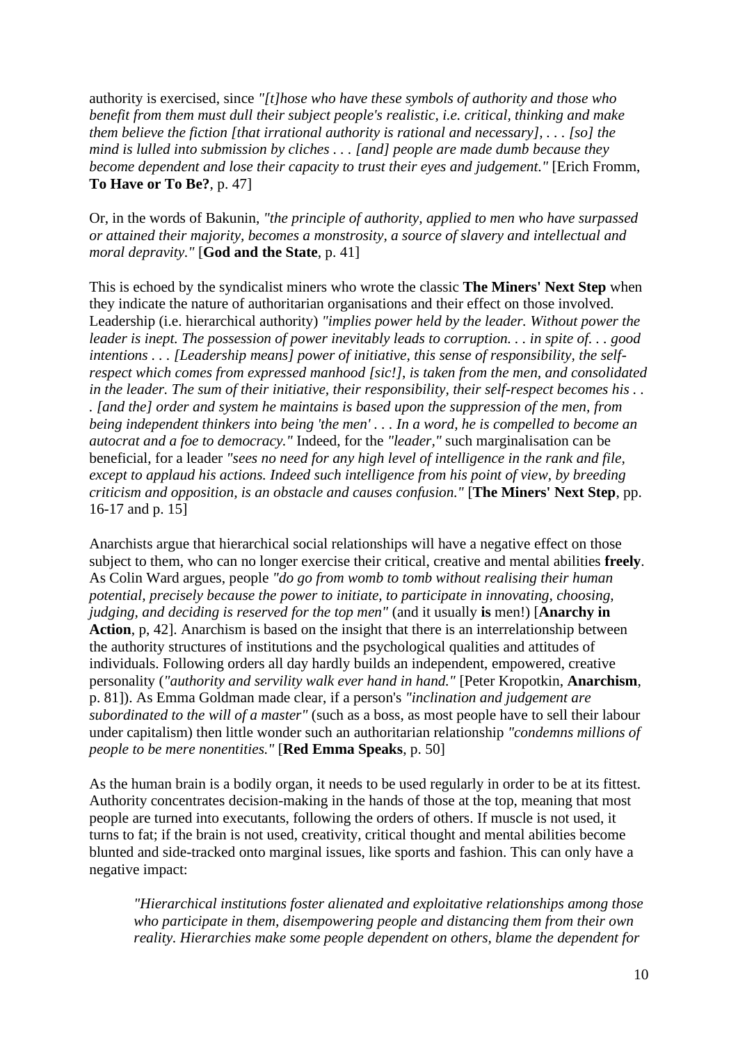authority is exercised, since *"[t]hose who have these symbols of authority and those who benefit from them must dull their subject people's realistic, i.e. critical, thinking and make them believe the fiction [that irrational authority is rational and necessary], . . . [so] the mind is lulled into submission by cliches . . . [and] people are made dumb because they become dependent and lose their capacity to trust their eyes and judgement."* [Erich Fromm, **To Have or To Be?**, p. 47]

Or, in the words of Bakunin, *"the principle of authority, applied to men who have surpassed or attained their majority, becomes a monstrosity, a source of slavery and intellectual and moral depravity."* [**God and the State**, p. 41]

This is echoed by the syndicalist miners who wrote the classic **The Miners' Next Step** when they indicate the nature of authoritarian organisations and their effect on those involved. Leadership (i.e. hierarchical authority) *"implies power held by the leader. Without power the leader is inept. The possession of power inevitably leads to corruption. . . in spite of. . . good intentions . . . [Leadership means] power of initiative, this sense of responsibility, the self-respect which comes from expressed manhood [sic!], is taken from the men, and consolidated in the leader. The sum of their initiative, their responsibility, their self-respect becomes his . . . [and the] order and system he maintains is based upon the suppression of the men, from being independent thinkers into being 'the men' . . . In a word, he is compelled to become an autocrat and a foe to democracy."* Indeed, for the *"leader,"* such marginalisation can be beneficial, for a leader *"sees no need for any high level of intelligence in the rank and file, except to applaud his actions. Indeed such intelligence from his point of view, by breeding criticism and opposition, is an obstacle and causes confusion."* [**The Miners' Next Step**, pp. 16-17 and p. 15]

Anarchists argue that hierarchical social relationships will have a negative effect on those subject to them, who can no longer exercise their critical, creative and mental abilities **freely**. As Colin Ward argues, people *"do go from womb to tomb without realising their human potential, precisely because the power to initiate, to participate in innovating, choosing, judging, and deciding is reserved for the top men"* (and it usually **is** men!) [**Anarchy in Action**, p, 42]. Anarchism is based on the insight that there is an interrelationship between the authority structures of institutions and the psychological qualities and attitudes of individuals. Following orders all day hardly builds an independent, empowered, creative personality (*"authority and servility walk ever hand in hand."* [Peter Kropotkin, **Anarchism**, p. 81]). As Emma Goldman made clear, if a person's *"inclination and judgement are subordinated to the will of a master"* (such as a boss, as most people have to sell their labour under capitalism) then little wonder such an authoritarian relationship *"condemns millions of people to be mere nonentities."* [**Red Emma Speaks**, p. 50]

As the human brain is a bodily organ, it needs to be used regularly in order to be at its fittest. Authority concentrates decision-making in the hands of those at the top, meaning that most people are turned into executants, following the orders of others. If muscle is not used, it turns to fat; if the brain is not used, creativity, critical thought and mental abilities become blunted and side-tracked onto marginal issues, like sports and fashion. This can only have a negative impact:

> *"Hierarchical institutions foster alienated and exploitative relationships among those who participate in them, disempowering people and distancing them from their own reality. Hierarchies make some people dependent on others, blame the dependent for*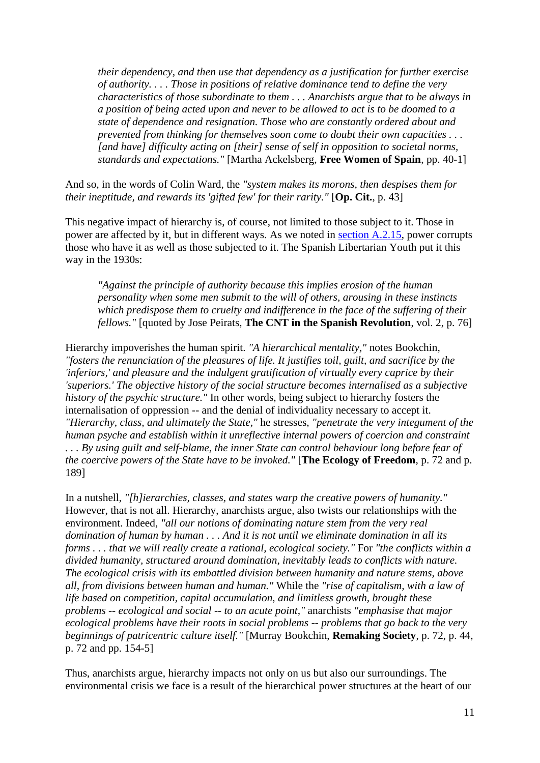> *their dependency, and then use that dependency as a justification for further exercise of authority. . . . Those in positions of relative dominance tend to define the very characteristics of those subordinate to them . . . Anarchists argue that to be always in a position of being acted upon and never to be allowed to act is to be doomed to a state of dependence and resignation. Those who are constantly ordered about and prevented from thinking for themselves soon come to doubt their own capacities . . . [and have] difficulty acting on [their] sense of self in opposition to societal norms, standards and expectations."* [Martha Ackelsberg, **Free Women of Spain**, pp. 40-1]

And so, in the words of Colin Ward, the *"system makes its morons, then despises them for their ineptitude, and rewards its 'gifted few' for their rarity."* [**Op. Cit.**, p. 43]

This negative impact of hierarchy is, of course, not limited to those subject to it. Those in power are affected by it, but in different ways. As we noted in section A.2.15, power corrupts those who have it as well as those subjected to it. The Spanish Libertarian Youth put it this way in the 1930s:

> *"Against the principle of authority because this implies erosion of the human personality when some men submit to the will of others, arousing in these instincts which predispose them to cruelty and indifference in the face of the suffering of their fellows."* [quoted by Jose Peirats, **The CNT in the Spanish Revolution**, vol. 2, p. 76]

Hierarchy impoverishes the human spirit. *"A hierarchical mentality,"* notes Bookchin, *"fosters the renunciation of the pleasures of life. It justifies toil, guilt, and sacrifice by the 'inferiors,' and pleasure and the indulgent gratification of virtually every caprice by their 'superiors.' The objective history of the social structure becomes internalised as a subjective history of the psychic structure."* In other words, being subject to hierarchy fosters the internalisation of oppression -- and the denial of individuality necessary to accept it. *"Hierarchy, class, and ultimately the State,"* he stresses, *"penetrate the very integument of the human psyche and establish within it unreflective internal powers of coercion and constraint . . . By using guilt and self-blame, the inner State can control behaviour long before fear of the coercive powers of the State have to be invoked."* [**The Ecology of Freedom**, p. 72 and p. 189]

In a nutshell, *"[h]ierarchies, classes, and states warp the creative powers of humanity."* However, that is not all. Hierarchy, anarchists argue, also twists our relationships with the environment. Indeed, *"all our notions of dominating nature stem from the very real domination of human by human . . . And it is not until we eliminate domination in all its forms . . . that we will really create a rational, ecological society."* For *"the conflicts within a divided humanity, structured around domination, inevitably leads to conflicts with nature. The ecological crisis with its embattled division between humanity and nature stems, above all, from divisions between human and human."* While the *"rise of capitalism, with a law of life based on competition, capital accumulation, and limitless growth, brought these problems -- ecological and social -- to an acute point,"* anarchists *"emphasise that major ecological problems have their roots in social problems -- problems that go back to the very beginnings of patricentric culture itself."* [Murray Bookchin, **Remaking Society**, p. 72, p. 44, p. 72 and pp. 154-5]

Thus, anarchists argue, hierarchy impacts not only on us but also our surroundings. The environmental crisis we face is a result of the hierarchical power structures at the heart of our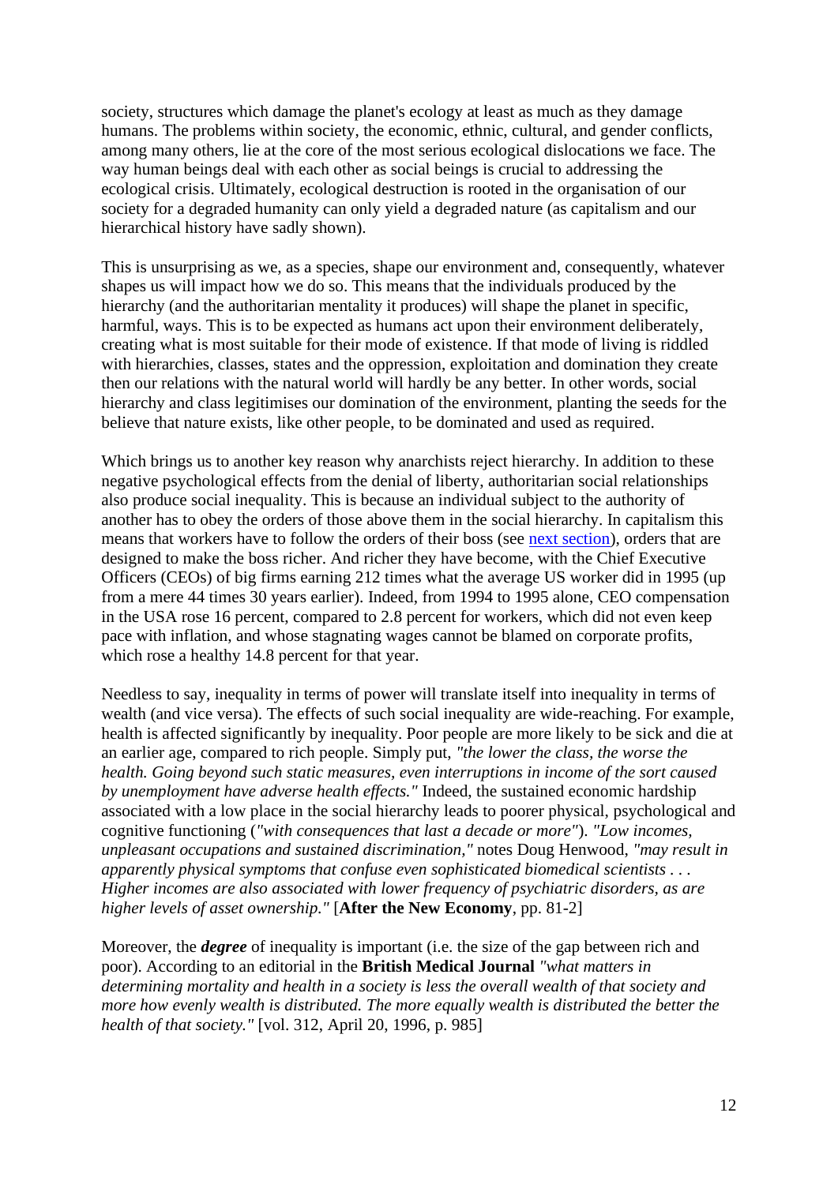society, structures which damage the planet's ecology at least as much as they damage humans. The problems within society, the economic, ethnic, cultural, and gender conflicts, among many others, lie at the core of the most serious ecological dislocations we face. The way human beings deal with each other as social beings is crucial to addressing the ecological crisis. Ultimately, ecological destruction is rooted in the organisation of our society for a degraded humanity can only yield a degraded nature (as capitalism and our hierarchical history have sadly shown).

This is unsurprising as we, as a species, shape our environment and, consequently, whatever shapes us will impact how we do so. This means that the individuals produced by the hierarchy (and the authoritarian mentality it produces) will shape the planet in specific, harmful, ways. This is to be expected as humans act upon their environment deliberately, creating what is most suitable for their mode of existence. If that mode of living is riddled with hierarchies, classes, states and the oppression, exploitation and domination they create then our relations with the natural world will hardly be any better. In other words, social hierarchy and class legitimises our domination of the environment, planting the seeds for the believe that nature exists, like other people, to be dominated and used as required.

Which brings us to another key reason why anarchists reject hierarchy. In addition to these negative psychological effects from the denial of liberty, authoritarian social relationships also produce social inequality. This is because an individual subject to the authority of another has to obey the orders of those above them in the social hierarchy. In capitalism this means that workers have to follow the orders of their boss (see next section), orders that are designed to make the boss richer. And richer they have become, with the Chief Executive Officers (CEOs) of big firms earning 212 times what the average US worker did in 1995 (up from a mere 44 times 30 years earlier). Indeed, from 1994 to 1995 alone, CEO compensation in the USA rose 16 percent, compared to 2.8 percent for workers, which did not even keep pace with inflation, and whose stagnating wages cannot be blamed on corporate profits, which rose a healthy 14.8 percent for that year.

Needless to say, inequality in terms of power will translate itself into inequality in terms of wealth (and vice versa). The effects of such social inequality are wide-reaching. For example, health is affected significantly by inequality. Poor people are more likely to be sick and die at an earlier age, compared to rich people. Simply put, *"the lower the class, the worse the health. Going beyond such static measures, even interruptions in income of the sort caused by unemployment have adverse health effects."* Indeed, the sustained economic hardship associated with a low place in the social hierarchy leads to poorer physical, psychological and cognitive functioning (*"with consequences that last a decade or more"*). *"Low incomes, unpleasant occupations and sustained discrimination,"* notes Doug Henwood, *"may result in apparently physical symptoms that confuse even sophisticated biomedical scientists . . . Higher incomes are also associated with lower frequency of psychiatric disorders, as are higher levels of asset ownership."* [**After the New Economy**, pp. 81-2]

Moreover, the ***degree*** of inequality is important (i.e. the size of the gap between rich and poor). According to an editorial in the **British Medical Journal** *"what matters in determining mortality and health in a society is less the overall wealth of that society and more how evenly wealth is distributed. The more equally wealth is distributed the better the health of that society."* [vol. 312, April 20, 1996, p. 985]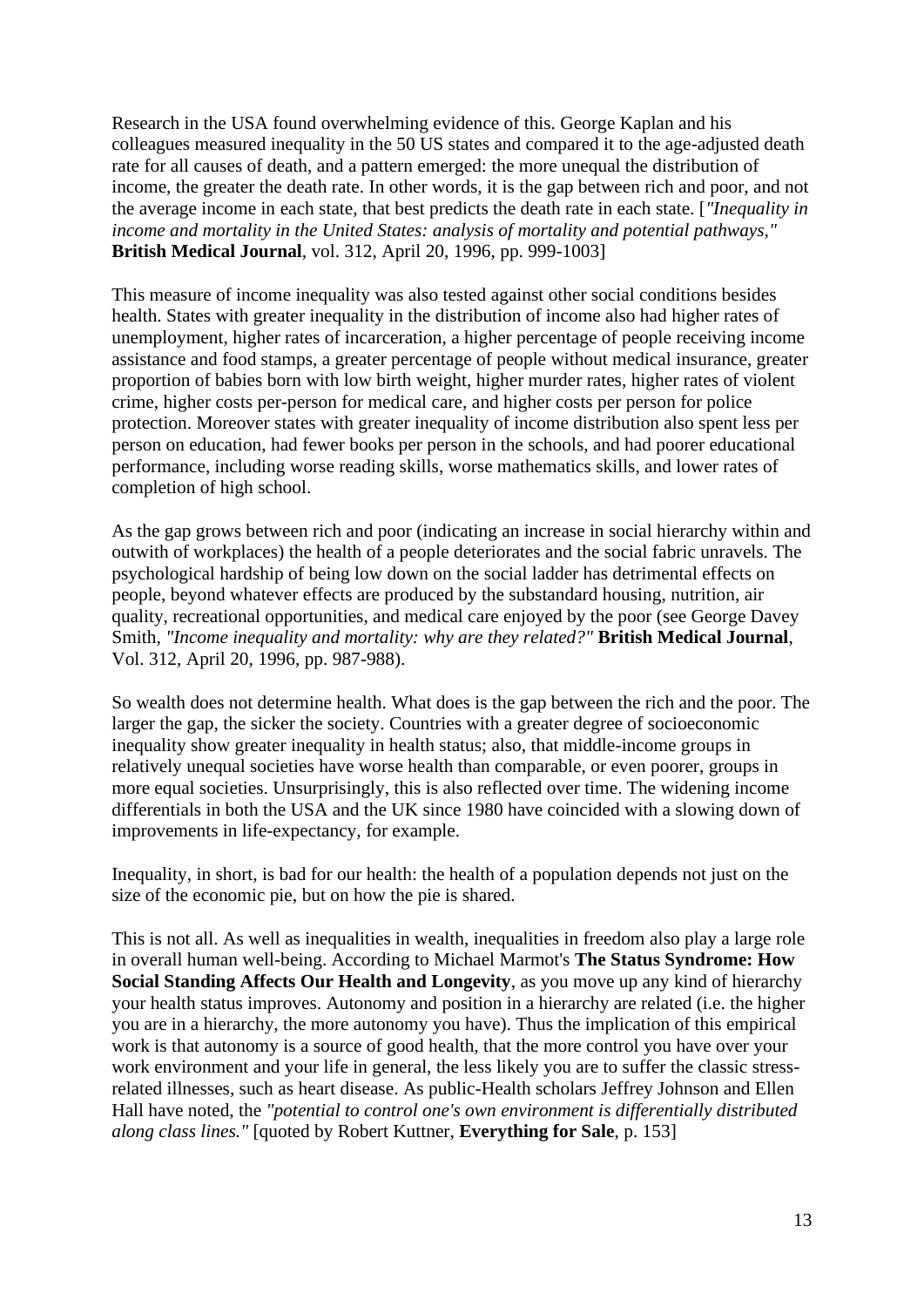Research in the USA found overwhelming evidence of this. George Kaplan and his colleagues measured inequality in the 50 US states and compared it to the age-adjusted death rate for all causes of death, and a pattern emerged: the more unequal the distribution of income, the greater the death rate. In other words, it is the gap between rich and poor, and not the average income in each state, that best predicts the death rate in each state. [*"Inequality in income and mortality in the United States: analysis of mortality and potential pathways,"* **British Medical Journal**, vol. 312, April 20, 1996, pp. 999-1003]

This measure of income inequality was also tested against other social conditions besides health. States with greater inequality in the distribution of income also had higher rates of unemployment, higher rates of incarceration, a higher percentage of people receiving income assistance and food stamps, a greater percentage of people without medical insurance, greater proportion of babies born with low birth weight, higher murder rates, higher rates of violent crime, higher costs per-person for medical care, and higher costs per person for police protection. Moreover states with greater inequality of income distribution also spent less per person on education, had fewer books per person in the schools, and had poorer educational performance, including worse reading skills, worse mathematics skills, and lower rates of completion of high school.

As the gap grows between rich and poor (indicating an increase in social hierarchy within and outwith of workplaces) the health of a people deteriorates and the social fabric unravels. The psychological hardship of being low down on the social ladder has detrimental effects on people, beyond whatever effects are produced by the substandard housing, nutrition, air quality, recreational opportunities, and medical care enjoyed by the poor (see George Davey Smith, *"Income inequality and mortality: why are they related?"* **British Medical Journal**, Vol. 312, April 20, 1996, pp. 987-988).

So wealth does not determine health. What does is the gap between the rich and the poor. The larger the gap, the sicker the society. Countries with a greater degree of socioeconomic inequality show greater inequality in health status; also, that middle-income groups in relatively unequal societies have worse health than comparable, or even poorer, groups in more equal societies. Unsurprisingly, this is also reflected over time. The widening income differentials in both the USA and the UK since 1980 have coincided with a slowing down of improvements in life-expectancy, for example.

Inequality, in short, is bad for our health: the health of a population depends not just on the size of the economic pie, but on how the pie is shared.

This is not all. As well as inequalities in wealth, inequalities in freedom also play a large role in overall human well-being. According to Michael Marmot's **The Status Syndrome: How Social Standing Affects Our Health and Longevity**, as you move up any kind of hierarchy your health status improves. Autonomy and position in a hierarchy are related (i.e. the higher you are in a hierarchy, the more autonomy you have). Thus the implication of this empirical work is that autonomy is a source of good health, that the more control you have over your work environment and your life in general, the less likely you are to suffer the classic stress-related illnesses, such as heart disease. As public-Health scholars Jeffrey Johnson and Ellen Hall have noted, the *"potential to control one's own environment is differentially distributed along class lines."* [quoted by Robert Kuttner, **Everything for Sale**, p. 153]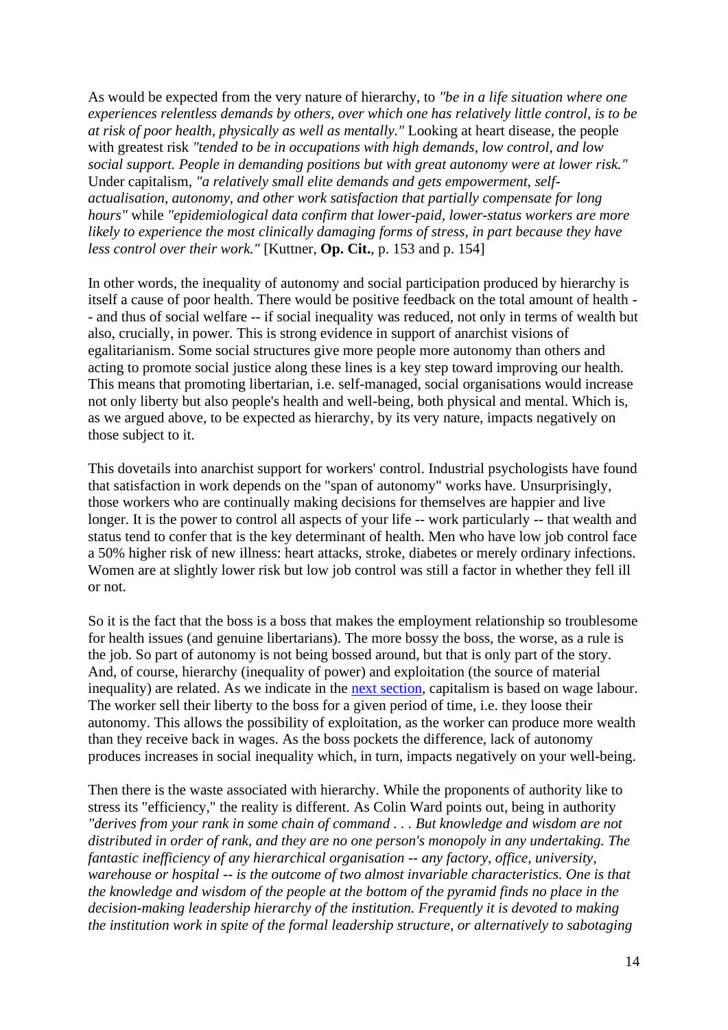As would be expected from the very nature of hierarchy, to *"be in a life situation where one experiences relentless demands by others, over which one has relatively little control, is to be at risk of poor health, physically as well as mentally."* Looking at heart disease, the people with greatest risk *"tended to be in occupations with high demands, low control, and low social support. People in demanding positions but with great autonomy were at lower risk."* Under capitalism, *"a relatively small elite demands and gets empowerment, self-actualisation, autonomy, and other work satisfaction that partially compensate for long hours"* while *"epidemiological data confirm that lower-paid, lower-status workers are more likely to experience the most clinically damaging forms of stress, in part because they have less control over their work."* [Kuttner, **Op. Cit.**, p. 153 and p. 154]

In other words, the inequality of autonomy and social participation produced by hierarchy is itself a cause of poor health. There would be positive feedback on the total amount of health -- and thus of social welfare -- if social inequality was reduced, not only in terms of wealth but also, crucially, in power. This is strong evidence in support of anarchist visions of egalitarianism. Some social structures give more people more autonomy than others and acting to promote social justice along these lines is a key step toward improving our health. This means that promoting libertarian, i.e. self-managed, social organisations would increase not only liberty but also people's health and well-being, both physical and mental. Which is, as we argued above, to be expected as hierarchy, by its very nature, impacts negatively on those subject to it.

This dovetails into anarchist support for workers' control. Industrial psychologists have found that satisfaction in work depends on the "span of autonomy" works have. Unsurprisingly, those workers who are continually making decisions for themselves are happier and live longer. It is the power to control all aspects of your life -- work particularly -- that wealth and status tend to confer that is the key determinant of health. Men who have low job control face a 50% higher risk of new illness: heart attacks, stroke, diabetes or merely ordinary infections. Women are at slightly lower risk but low job control was still a factor in whether they fell ill or not.

So it is the fact that the boss is a boss that makes the employment relationship so troublesome for health issues (and genuine libertarians). The more bossy the boss, the worse, as a rule is the job. So part of autonomy is not being bossed around, but that is only part of the story. And, of course, hierarchy (inequality of power) and exploitation (the source of material inequality) are related. As we indicate in the next section, capitalism is based on wage labour. The worker sell their liberty to the boss for a given period of time, i.e. they loose their autonomy. This allows the possibility of exploitation, as the worker can produce more wealth than they receive back in wages. As the boss pockets the difference, lack of autonomy produces increases in social inequality which, in turn, impacts negatively on your well-being.

Then there is the waste associated with hierarchy. While the proponents of authority like to stress its "efficiency," the reality is different. As Colin Ward points out, being in authority *"derives from your rank in some chain of command . . . But knowledge and wisdom are not distributed in order of rank, and they are no one person's monopoly in any undertaking. The fantastic inefficiency of any hierarchical organisation -- any factory, office, university, warehouse or hospital -- is the outcome of two almost invariable characteristics. One is that the knowledge and wisdom of the people at the bottom of the pyramid finds no place in the decision-making leadership hierarchy of the institution. Frequently it is devoted to making the institution work in spite of the formal leadership structure, or alternatively to sabotaging*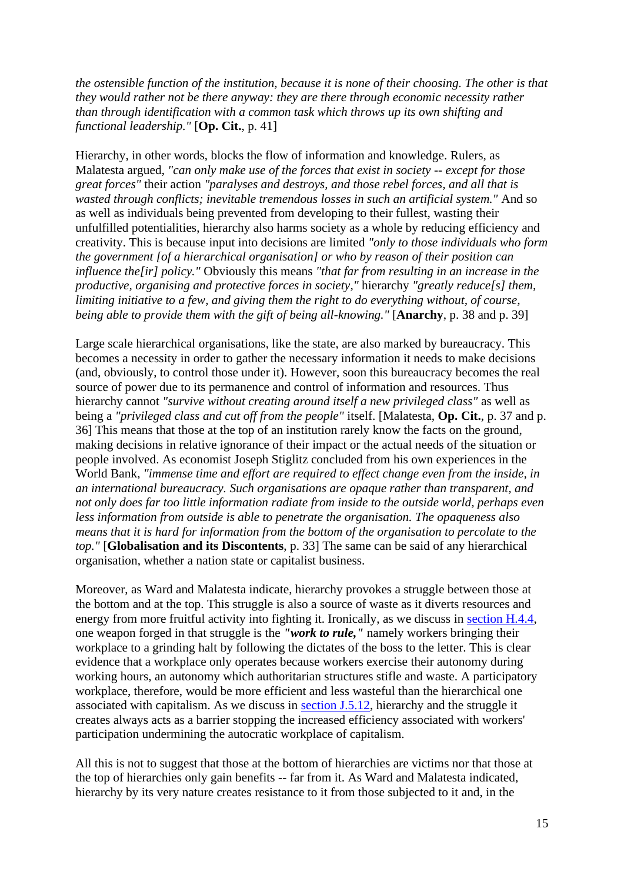*the ostensible function of the institution, because it is none of their choosing. The other is that they would rather not be there anyway: they are there through economic necessity rather than through identification with a common task which throws up its own shifting and functional leadership."* [**Op. Cit.**, p. 41]

Hierarchy, in other words, blocks the flow of information and knowledge. Rulers, as Malatesta argued, *"can only make use of the forces that exist in society -- except for those great forces"* their action *"paralyses and destroys, and those rebel forces, and all that is wasted through conflicts; inevitable tremendous losses in such an artificial system."* And so as well as individuals being prevented from developing to their fullest, wasting their unfulfilled potentialities, hierarchy also harms society as a whole by reducing efficiency and creativity. This is because input into decisions are limited *"only to those individuals who form the government [of a hierarchical organisation] or who by reason of their position can influence the[ir] policy."* Obviously this means *"that far from resulting in an increase in the productive, organising and protective forces in society,"* hierarchy *"greatly reduce[s] them, limiting initiative to a few, and giving them the right to do everything without, of course, being able to provide them with the gift of being all-knowing."* [**Anarchy**, p. 38 and p. 39]

Large scale hierarchical organisations, like the state, are also marked by bureaucracy. This becomes a necessity in order to gather the necessary information it needs to make decisions (and, obviously, to control those under it). However, soon this bureaucracy becomes the real source of power due to its permanence and control of information and resources. Thus hierarchy cannot *"survive without creating around itself a new privileged class"* as well as being a *"privileged class and cut off from the people"* itself. [Malatesta, **Op. Cit.**, p. 37 and p. 36] This means that those at the top of an institution rarely know the facts on the ground, making decisions in relative ignorance of their impact or the actual needs of the situation or people involved. As economist Joseph Stiglitz concluded from his own experiences in the World Bank, *"immense time and effort are required to effect change even from the inside, in an international bureaucracy. Such organisations are opaque rather than transparent, and not only does far too little information radiate from inside to the outside world, perhaps even less information from outside is able to penetrate the organisation. The opaqueness also means that it is hard for information from the bottom of the organisation to percolate to the top."* [**Globalisation and its Discontents**, p. 33] The same can be said of any hierarchical organisation, whether a nation state or capitalist business.

Moreover, as Ward and Malatesta indicate, hierarchy provokes a struggle between those at the bottom and at the top. This struggle is also a source of waste as it diverts resources and energy from more fruitful activity into fighting it. Ironically, as we discuss in section H.4.4, one weapon forged in that struggle is the ***"work to rule,"*** namely workers bringing their workplace to a grinding halt by following the dictates of the boss to the letter. This is clear evidence that a workplace only operates because workers exercise their autonomy during working hours, an autonomy which authoritarian structures stifle and waste. A participatory workplace, therefore, would be more efficient and less wasteful than the hierarchical one associated with capitalism. As we discuss in section J.5.12, hierarchy and the struggle it creates always acts as a barrier stopping the increased efficiency associated with workers' participation undermining the autocratic workplace of capitalism.

All this is not to suggest that those at the bottom of hierarchies are victims nor that those at the top of hierarchies only gain benefits -- far from it. As Ward and Malatesta indicated, hierarchy by its very nature creates resistance to it from those subjected to it and, in the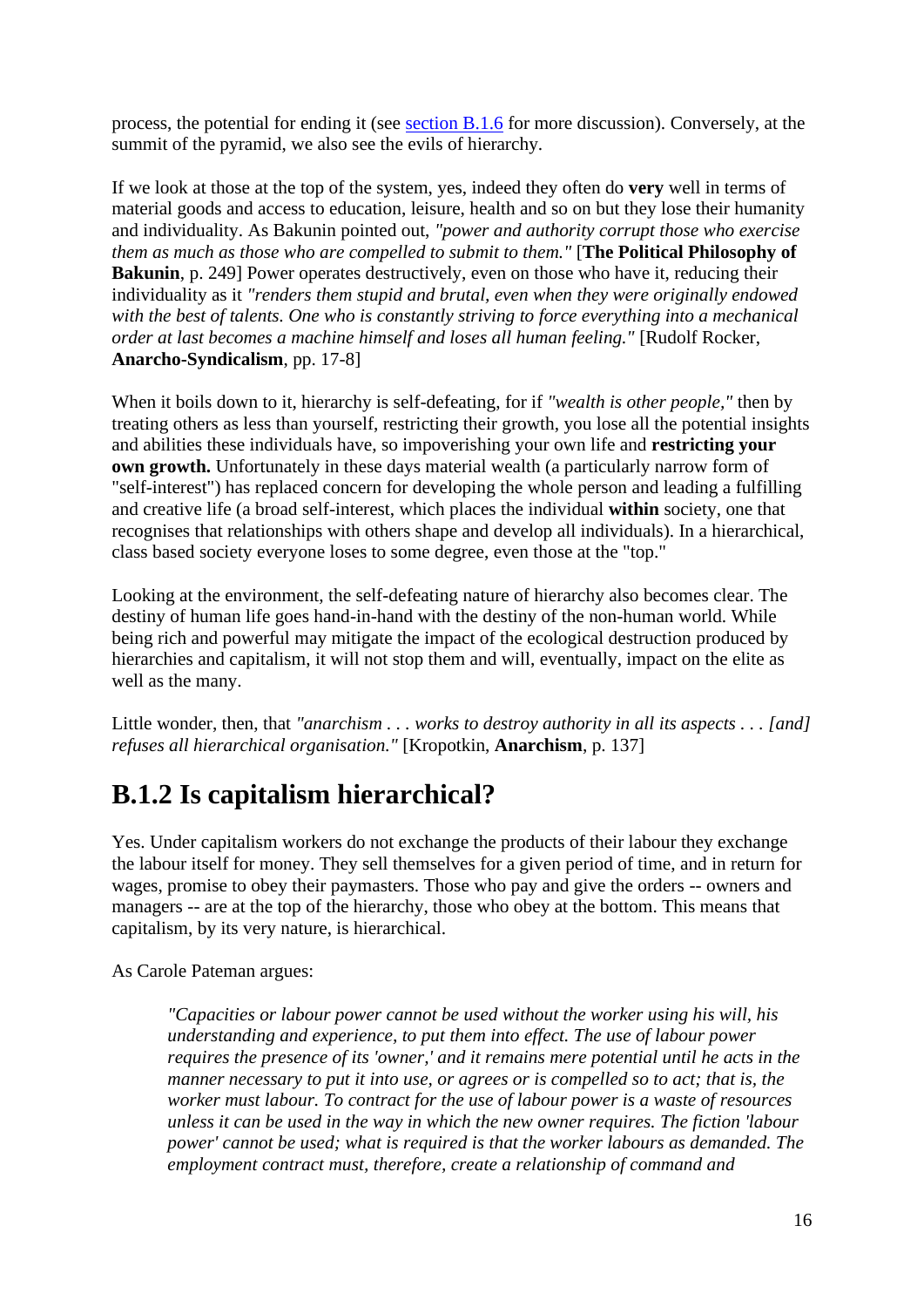process, the potential for ending it (see section B.1.6 for more discussion). Conversely, at the summit of the pyramid, we also see the evils of hierarchy.

If we look at those at the top of the system, yes, indeed they often do **very** well in terms of material goods and access to education, leisure, health and so on but they lose their humanity and individuality. As Bakunin pointed out, *"power and authority corrupt those who exercise them as much as those who are compelled to submit to them."* [**The Political Philosophy of Bakunin**, p. 249] Power operates destructively, even on those who have it, reducing their individuality as it *"renders them stupid and brutal, even when they were originally endowed with the best of talents. One who is constantly striving to force everything into a mechanical order at last becomes a machine himself and loses all human feeling."* [Rudolf Rocker, **Anarcho-Syndicalism**, pp. 17-8]

When it boils down to it, hierarchy is self-defeating, for if *"wealth is other people,"* then by treating others as less than yourself, restricting their growth, you lose all the potential insights and abilities these individuals have, so impoverishing your own life and **restricting your own growth.** Unfortunately in these days material wealth (a particularly narrow form of "self-interest") has replaced concern for developing the whole person and leading a fulfilling and creative life (a broad self-interest, which places the individual **within** society, one that recognises that relationships with others shape and develop all individuals). In a hierarchical, class based society everyone loses to some degree, even those at the "top."

Looking at the environment, the self-defeating nature of hierarchy also becomes clear. The destiny of human life goes hand-in-hand with the destiny of the non-human world. While being rich and powerful may mitigate the impact of the ecological destruction produced by hierarchies and capitalism, it will not stop them and will, eventually, impact on the elite as well as the many.

Little wonder, then, that *"anarchism . . . works to destroy authority in all its aspects . . . [and] refuses all hierarchical organisation."* [Kropotkin, **Anarchism**, p. 137]

## B.1.2 Is capitalism hierarchical?

Yes. Under capitalism workers do not exchange the products of their labour they exchange the labour itself for money. They sell themselves for a given period of time, and in return for wages, promise to obey their paymasters. Those who pay and give the orders -- owners and managers -- are at the top of the hierarchy, those who obey at the bottom. This means that capitalism, by its very nature, is hierarchical.

As Carole Pateman argues:

> *"Capacities or labour power cannot be used without the worker using his will, his understanding and experience, to put them into effect. The use of labour power requires the presence of its 'owner,' and it remains mere potential until he acts in the manner necessary to put it into use, or agrees or is compelled so to act; that is, the worker must labour. To contract for the use of labour power is a waste of resources unless it can be used in the way in which the new owner requires. The fiction 'labour power' cannot be used; what is required is that the worker labours as demanded. The employment contract must, therefore, create a relationship of command and*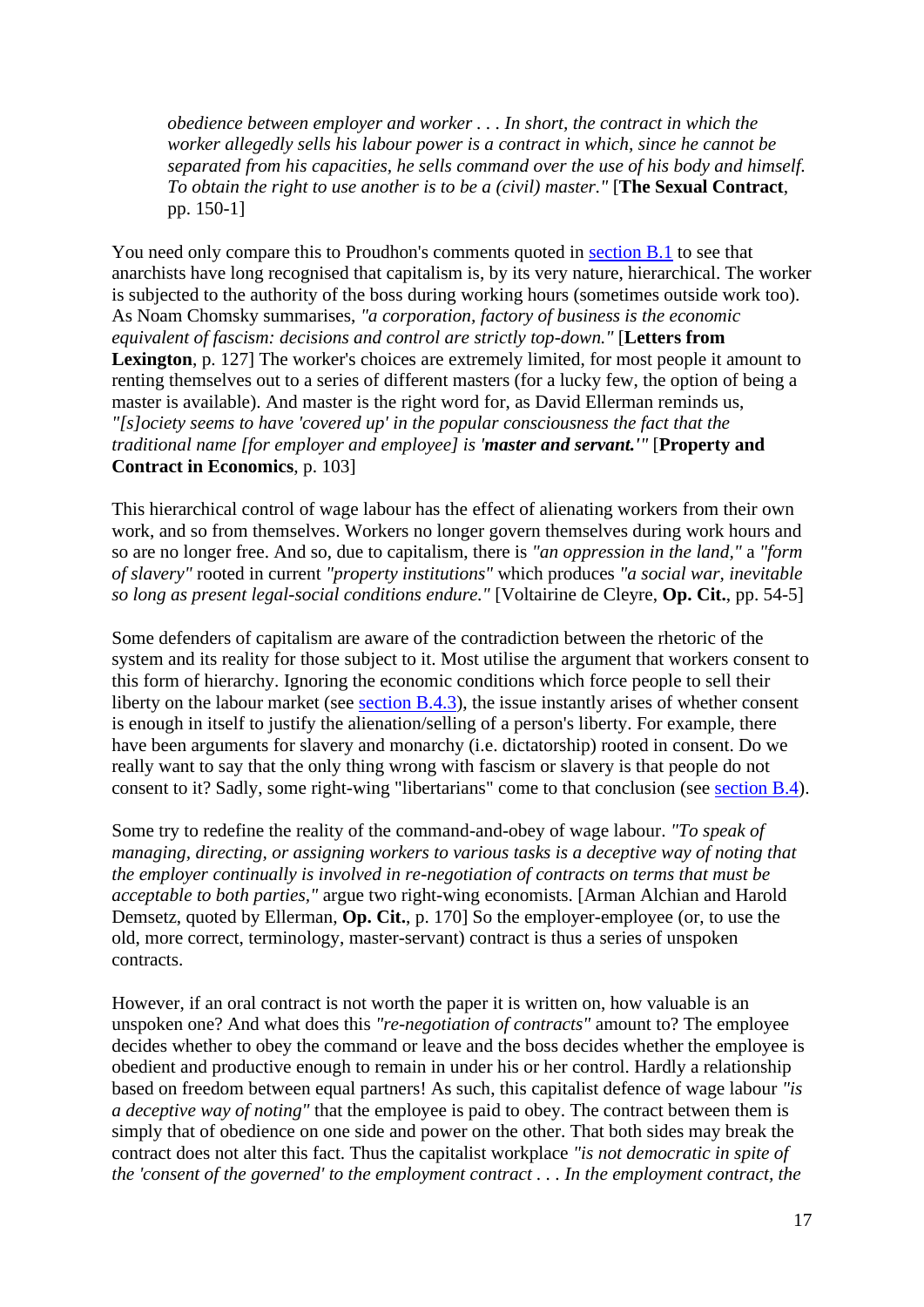> *obedience between employer and worker . . . In short, the contract in which the worker allegedly sells his labour power is a contract in which, since he cannot be separated from his capacities, he sells command over the use of his body and himself. To obtain the right to use another is to be a (civil) master."* [**The Sexual Contract**, pp. 150-1]

You need only compare this to Proudhon's comments quoted in section B.1 to see that anarchists have long recognised that capitalism is, by its very nature, hierarchical. The worker is subjected to the authority of the boss during working hours (sometimes outside work too). As Noam Chomsky summarises, *"a corporation, factory of business is the economic equivalent of fascism: decisions and control are strictly top-down."* [**Letters from Lexington**, p. 127] The worker's choices are extremely limited, for most people it amount to renting themselves out to a series of different masters (for a lucky few, the option of being a master is available). And master is the right word for, as David Ellerman reminds us, *"[s]ociety seems to have 'covered up' in the popular consciousness the fact that the traditional name [for employer and employee] is '**master and servant.**'"* [**Property and Contract in Economics**, p. 103]

This hierarchical control of wage labour has the effect of alienating workers from their own work, and so from themselves. Workers no longer govern themselves during work hours and so are no longer free. And so, due to capitalism, there is *"an oppression in the land,"* a *"form of slavery"* rooted in current *"property institutions"* which produces *"a social war, inevitable so long as present legal-social conditions endure."* [Voltairine de Cleyre, **Op. Cit.**, pp. 54-5]

Some defenders of capitalism are aware of the contradiction between the rhetoric of the system and its reality for those subject to it. Most utilise the argument that workers consent to this form of hierarchy. Ignoring the economic conditions which force people to sell their liberty on the labour market (see section B.4.3), the issue instantly arises of whether consent is enough in itself to justify the alienation/selling of a person's liberty. For example, there have been arguments for slavery and monarchy (i.e. dictatorship) rooted in consent. Do we really want to say that the only thing wrong with fascism or slavery is that people do not consent to it? Sadly, some right-wing "libertarians" come to that conclusion (see section B.4).

Some try to redefine the reality of the command-and-obey of wage labour. *"To speak of managing, directing, or assigning workers to various tasks is a deceptive way of noting that the employer continually is involved in re-negotiation of contracts on terms that must be acceptable to both parties,"* argue two right-wing economists. [Arman Alchian and Harold Demsetz, quoted by Ellerman, **Op. Cit.**, p. 170] So the employer-employee (or, to use the old, more correct, terminology, master-servant) contract is thus a series of unspoken contracts.

However, if an oral contract is not worth the paper it is written on, how valuable is an unspoken one? And what does this *"re-negotiation of contracts"* amount to? The employee decides whether to obey the command or leave and the boss decides whether the employee is obedient and productive enough to remain in under his or her control. Hardly a relationship based on freedom between equal partners! As such, this capitalist defence of wage labour *"is a deceptive way of noting"* that the employee is paid to obey. The contract between them is simply that of obedience on one side and power on the other. That both sides may break the contract does not alter this fact. Thus the capitalist workplace *"is not democratic in spite of the 'consent of the governed' to the employment contract . . . In the employment contract, the*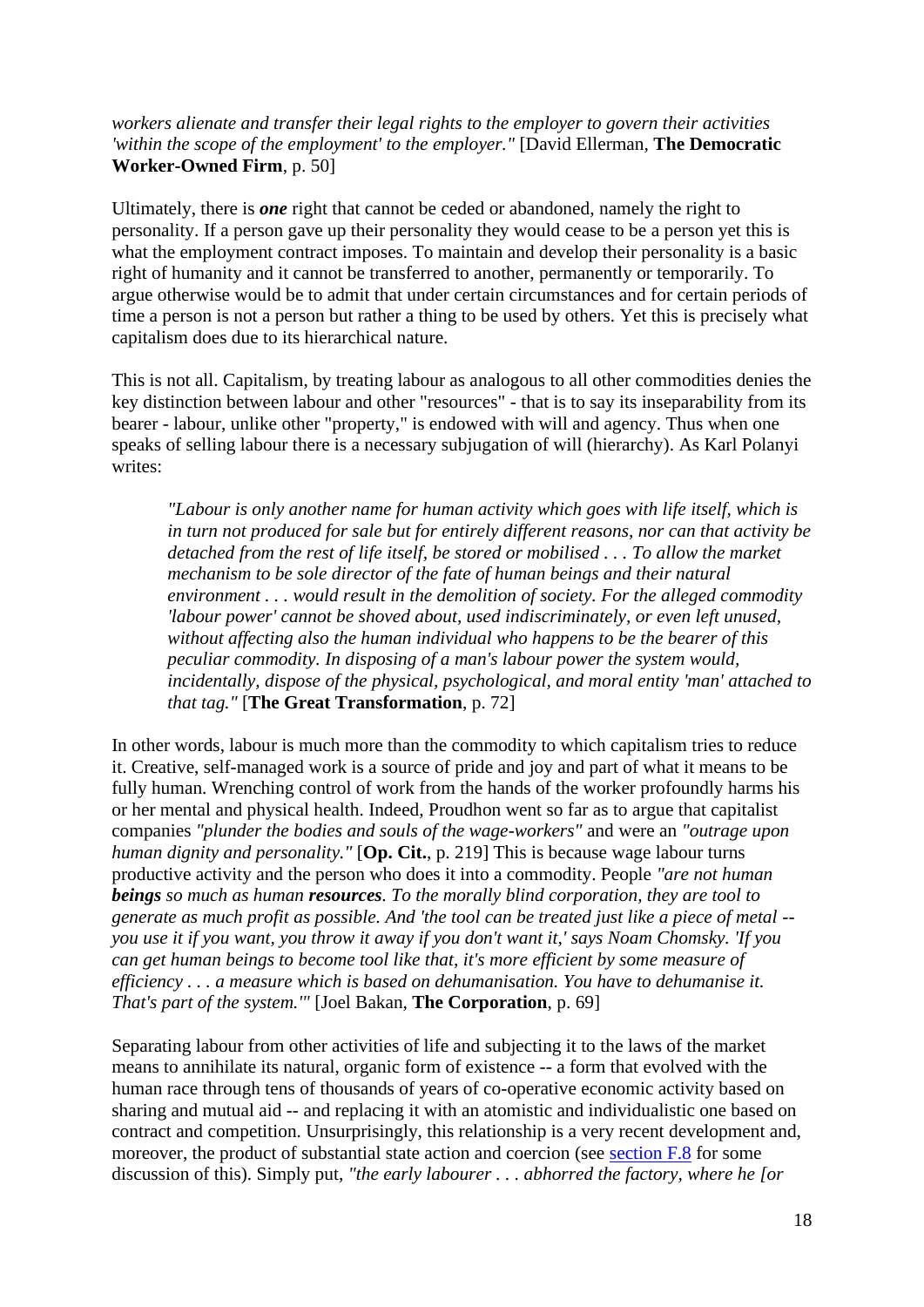*workers alienate and transfer their legal rights to the employer to govern their activities 'within the scope of the employment' to the employer."* [David Ellerman, **The Democratic Worker-Owned Firm**, p. 50]

Ultimately, there is ***one*** right that cannot be ceded or abandoned, namely the right to personality. If a person gave up their personality they would cease to be a person yet this is what the employment contract imposes. To maintain and develop their personality is a basic right of humanity and it cannot be transferred to another, permanently or temporarily. To argue otherwise would be to admit that under certain circumstances and for certain periods of time a person is not a person but rather a thing to be used by others. Yet this is precisely what capitalism does due to its hierarchical nature.

This is not all. Capitalism, by treating labour as analogous to all other commodities denies the key distinction between labour and other "resources" - that is to say its inseparability from its bearer - labour, unlike other "property," is endowed with will and agency. Thus when one speaks of selling labour there is a necessary subjugation of will (hierarchy). As Karl Polanyi writes:

> *"Labour is only another name for human activity which goes with life itself, which is in turn not produced for sale but for entirely different reasons, nor can that activity be detached from the rest of life itself, be stored or mobilised . . . To allow the market mechanism to be sole director of the fate of human beings and their natural environment . . . would result in the demolition of society. For the alleged commodity 'labour power' cannot be shoved about, used indiscriminately, or even left unused, without affecting also the human individual who happens to be the bearer of this peculiar commodity. In disposing of a man's labour power the system would, incidentally, dispose of the physical, psychological, and moral entity 'man' attached to that tag."* [**The Great Transformation**, p. 72]

In other words, labour is much more than the commodity to which capitalism tries to reduce it. Creative, self-managed work is a source of pride and joy and part of what it means to be fully human. Wrenching control of work from the hands of the worker profoundly harms his or her mental and physical health. Indeed, Proudhon went so far as to argue that capitalist companies *"plunder the bodies and souls of the wage-workers"* and were an *"outrage upon human dignity and personality."* [**Op. Cit.**, p. 219] This is because wage labour turns productive activity and the person who does it into a commodity. People *"are not human **beings** so much as human **resources**. To the morally blind corporation, they are tool to generate as much profit as possible. And 'the tool can be treated just like a piece of metal -- you use it if you want, you throw it away if you don't want it,' says Noam Chomsky. 'If you can get human beings to become tool like that, it's more efficient by some measure of efficiency . . . a measure which is based on dehumanisation. You have to dehumanise it. That's part of the system.'"* [Joel Bakan, **The Corporation**, p. 69]

Separating labour from other activities of life and subjecting it to the laws of the market means to annihilate its natural, organic form of existence -- a form that evolved with the human race through tens of thousands of years of co-operative economic activity based on sharing and mutual aid -- and replacing it with an atomistic and individualistic one based on contract and competition. Unsurprisingly, this relationship is a very recent development and, moreover, the product of substantial state action and coercion (see section F.8 for some discussion of this). Simply put, *"the early labourer . . . abhorred the factory, where he [or*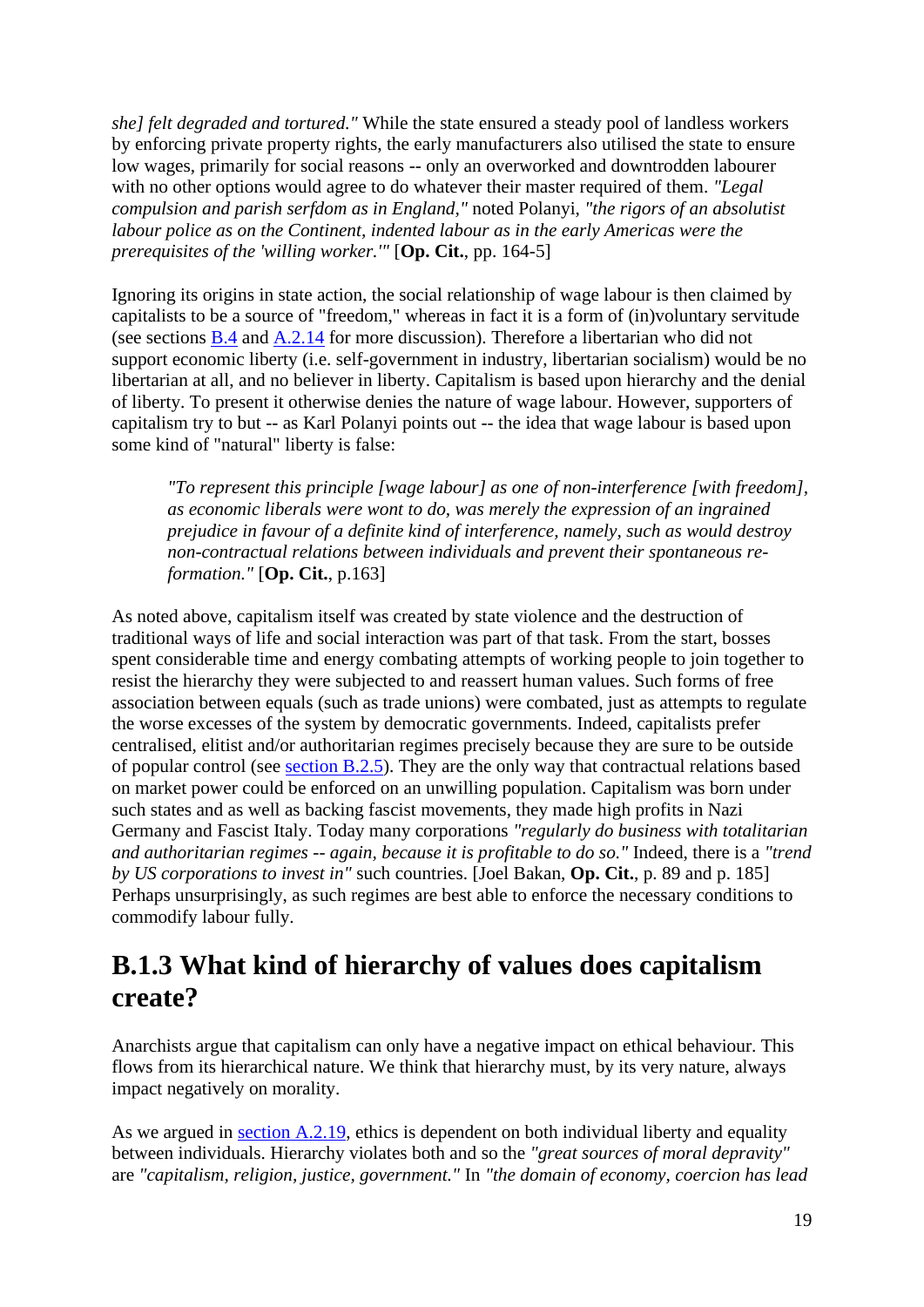*she] felt degraded and tortured."* While the state ensured a steady pool of landless workers by enforcing private property rights, the early manufacturers also utilised the state to ensure low wages, primarily for social reasons -- only an overworked and downtrodden labourer with no other options would agree to do whatever their master required of them. *"Legal compulsion and parish serfdom as in England,"* noted Polanyi, *"the rigors of an absolutist labour police as on the Continent, indented labour as in the early Americas were the prerequisites of the 'willing worker.'"* [**Op. Cit.**, pp. 164-5]

Ignoring its origins in state action, the social relationship of wage labour is then claimed by capitalists to be a source of "freedom," whereas in fact it is a form of (in)voluntary servitude (see sections [B.4]() and [A.2.14]() for more discussion). Therefore a libertarian who did not support economic liberty (i.e. self-government in industry, libertarian socialism) would be no libertarian at all, and no believer in liberty. Capitalism is based upon hierarchy and the denial of liberty. To present it otherwise denies the nature of wage labour. However, supporters of capitalism try to but -- as Karl Polanyi points out -- the idea that wage labour is based upon some kind of "natural" liberty is false:

> *"To represent this principle [wage labour] as one of non-interference [with freedom], as economic liberals were wont to do, was merely the expression of an ingrained prejudice in favour of a definite kind of interference, namely, such as would destroy non-contractual relations between individuals and prevent their spontaneous re-formation."* [**Op. Cit.**, p.163]

As noted above, capitalism itself was created by state violence and the destruction of traditional ways of life and social interaction was part of that task. From the start, bosses spent considerable time and energy combating attempts of working people to join together to resist the hierarchy they were subjected to and reassert human values. Such forms of free association between equals (such as trade unions) were combated, just as attempts to regulate the worse excesses of the system by democratic governments. Indeed, capitalists prefer centralised, elitist and/or authoritarian regimes precisely because they are sure to be outside of popular control (see [section B.2.5]()). They are the only way that contractual relations based on market power could be enforced on an unwilling population. Capitalism was born under such states and as well as backing fascist movements, they made high profits in Nazi Germany and Fascist Italy. Today many corporations *"regularly do business with totalitarian and authoritarian regimes -- again, because it is profitable to do so."* Indeed, there is a *"trend by US corporations to invest in"* such countries. [Joel Bakan, **Op. Cit.**, p. 89 and p. 185] Perhaps unsurprisingly, as such regimes are best able to enforce the necessary conditions to commodify labour fully.

## B.1.3 What kind of hierarchy of values does capitalism create?

Anarchists argue that capitalism can only have a negative impact on ethical behaviour. This flows from its hierarchical nature. We think that hierarchy must, by its very nature, always impact negatively on morality.

As we argued in [section A.2.19](), ethics is dependent on both individual liberty and equality between individuals. Hierarchy violates both and so the *"great sources of moral depravity"* are *"capitalism, religion, justice, government."* In *"the domain of economy, coercion has lead*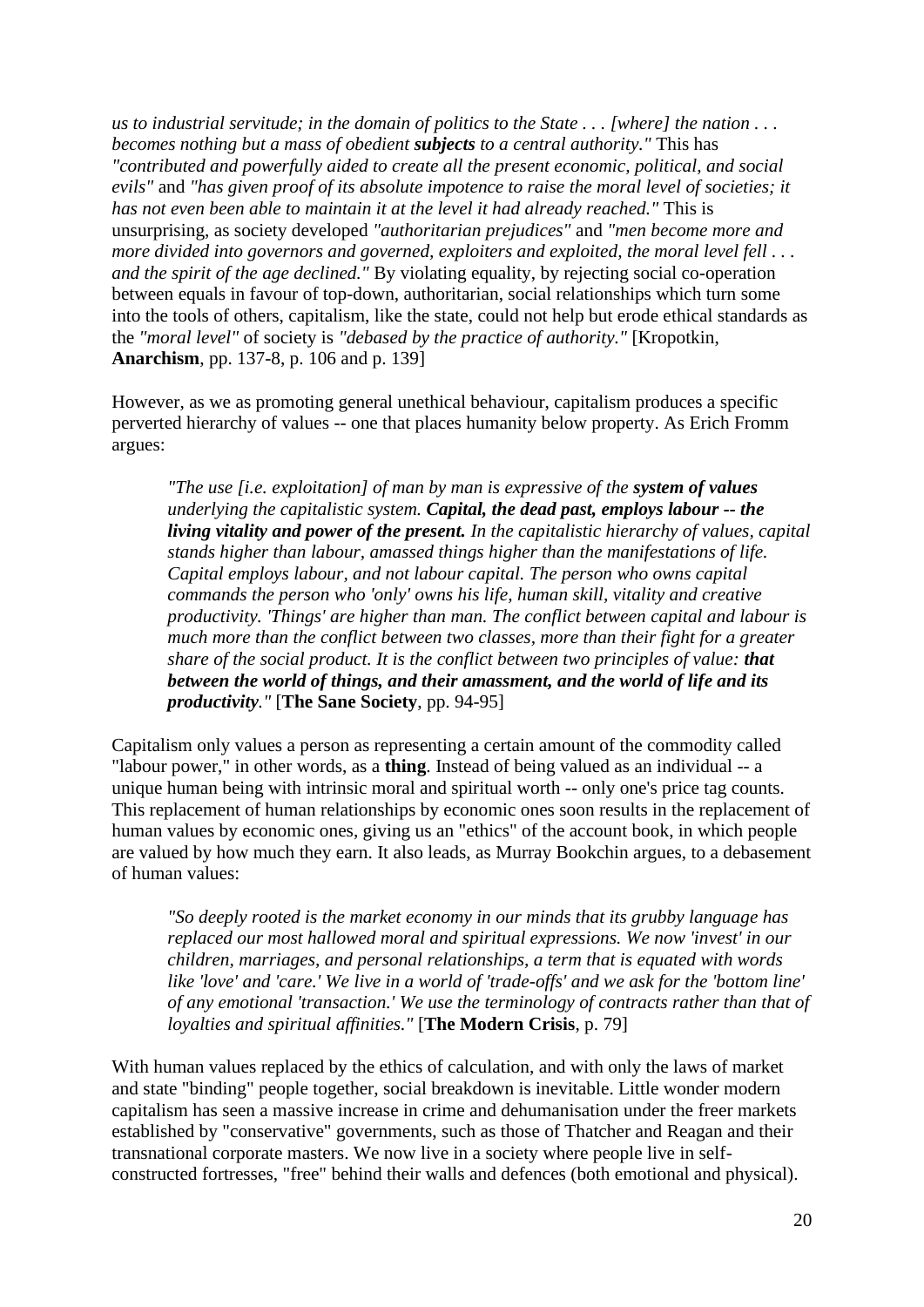*us to industrial servitude; in the domain of politics to the State . . . [where] the nation . . . becomes nothing but a mass of obedient **subjects** to a central authority."* This has *"contributed and powerfully aided to create all the present economic, political, and social evils"* and *"has given proof of its absolute impotence to raise the moral level of societies; it has not even been able to maintain it at the level it had already reached."* This is unsurprising, as society developed *"authoritarian prejudices"* and *"men become more and more divided into governors and governed, exploiters and exploited, the moral level fell . . . and the spirit of the age declined."* By violating equality, by rejecting social co-operation between equals in favour of top-down, authoritarian, social relationships which turn some into the tools of others, capitalism, like the state, could not help but erode ethical standards as the *"moral level"* of society is *"debased by the practice of authority."* [Kropotkin, **Anarchism**, pp. 137-8, p. 106 and p. 139]

However, as we as promoting general unethical behaviour, capitalism produces a specific perverted hierarchy of values -- one that places humanity below property. As Erich Fromm argues:

> *"The use [i.e. exploitation] of man by man is expressive of the **system of values** underlying the capitalistic system. **Capital, the dead past, employs labour -- the living vitality and power of the present.** In the capitalistic hierarchy of values, capital stands higher than labour, amassed things higher than the manifestations of life. Capital employs labour, and not labour capital. The person who owns capital commands the person who 'only' owns his life, human skill, vitality and creative productivity. 'Things' are higher than man. The conflict between capital and labour is much more than the conflict between two classes, more than their fight for a greater share of the social product. It is the conflict between two principles of value: **that between the world of things, and their amassment, and the world of life and its productivity**."* [**The Sane Society**, pp. 94-95]

Capitalism only values a person as representing a certain amount of the commodity called "labour power," in other words, as a **thing**. Instead of being valued as an individual -- a unique human being with intrinsic moral and spiritual worth -- only one's price tag counts. This replacement of human relationships by economic ones soon results in the replacement of human values by economic ones, giving us an "ethics" of the account book, in which people are valued by how much they earn. It also leads, as Murray Bookchin argues, to a debasement of human values:

> *"So deeply rooted is the market economy in our minds that its grubby language has replaced our most hallowed moral and spiritual expressions. We now 'invest' in our children, marriages, and personal relationships, a term that is equated with words like 'love' and 'care.' We live in a world of 'trade-offs' and we ask for the 'bottom line' of any emotional 'transaction.' We use the terminology of contracts rather than that of loyalties and spiritual affinities."* [**The Modern Crisis**, p. 79]

With human values replaced by the ethics of calculation, and with only the laws of market and state "binding" people together, social breakdown is inevitable. Little wonder modern capitalism has seen a massive increase in crime and dehumanisation under the freer markets established by "conservative" governments, such as those of Thatcher and Reagan and their transnational corporate masters. We now live in a society where people live in self-constructed fortresses, "free" behind their walls and defences (both emotional and physical).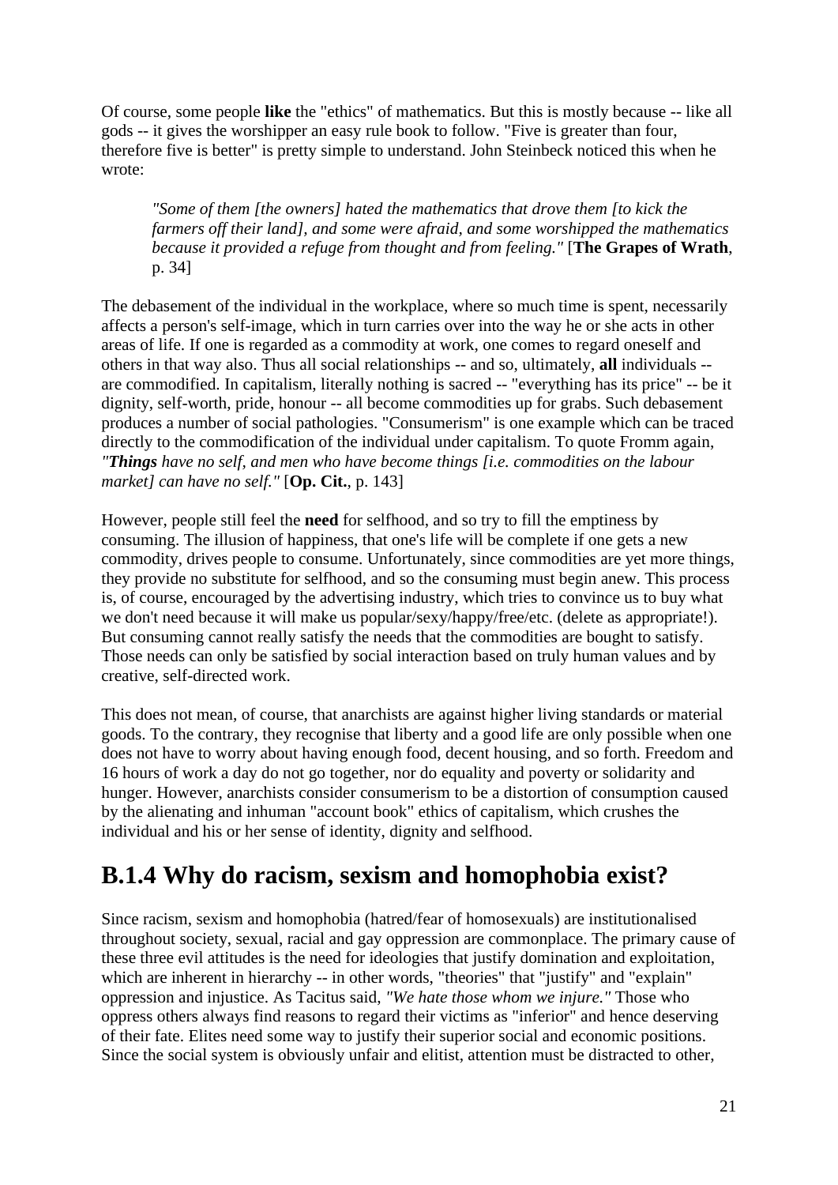Of course, some people **like** the "ethics" of mathematics. But this is mostly because -- like all gods -- it gives the worshipper an easy rule book to follow. "Five is greater than four, therefore five is better" is pretty simple to understand. John Steinbeck noticed this when he wrote:

> *"Some of them [the owners] hated the mathematics that drove them [to kick the farmers off their land], and some were afraid, and some worshipped the mathematics because it provided a refuge from thought and from feeling."* [**The Grapes of Wrath**, p. 34]

The debasement of the individual in the workplace, where so much time is spent, necessarily affects a person's self-image, which in turn carries over into the way he or she acts in other areas of life. If one is regarded as a commodity at work, one comes to regard oneself and others in that way also. Thus all social relationships -- and so, ultimately, **all** individuals -- are commodified. In capitalism, literally nothing is sacred -- "everything has its price" -- be it dignity, self-worth, pride, honour -- all become commodities up for grabs. Such debasement produces a number of social pathologies. "Consumerism" is one example which can be traced directly to the commodification of the individual under capitalism. To quote Fromm again, *"**Things** have no self, and men who have become things [i.e. commodities on the labour market] can have no self."* [**Op. Cit.**, p. 143]

However, people still feel the **need** for selfhood, and so try to fill the emptiness by consuming. The illusion of happiness, that one's life will be complete if one gets a new commodity, drives people to consume. Unfortunately, since commodities are yet more things, they provide no substitute for selfhood, and so the consuming must begin anew. This process is, of course, encouraged by the advertising industry, which tries to convince us to buy what we don't need because it will make us popular/sexy/happy/free/etc. (delete as appropriate!). But consuming cannot really satisfy the needs that the commodities are bought to satisfy. Those needs can only be satisfied by social interaction based on truly human values and by creative, self-directed work.

This does not mean, of course, that anarchists are against higher living standards or material goods. To the contrary, they recognise that liberty and a good life are only possible when one does not have to worry about having enough food, decent housing, and so forth. Freedom and 16 hours of work a day do not go together, nor do equality and poverty or solidarity and hunger. However, anarchists consider consumerism to be a distortion of consumption caused by the alienating and inhuman "account book" ethics of capitalism, which crushes the individual and his or her sense of identity, dignity and selfhood.

## B.1.4 Why do racism, sexism and homophobia exist?

Since racism, sexism and homophobia (hatred/fear of homosexuals) are institutionalised throughout society, sexual, racial and gay oppression are commonplace. The primary cause of these three evil attitudes is the need for ideologies that justify domination and exploitation, which are inherent in hierarchy -- in other words, "theories" that "justify" and "explain" oppression and injustice. As Tacitus said, *"We hate those whom we injure."* Those who oppress others always find reasons to regard their victims as "inferior" and hence deserving of their fate. Elites need some way to justify their superior social and economic positions. Since the social system is obviously unfair and elitist, attention must be distracted to other,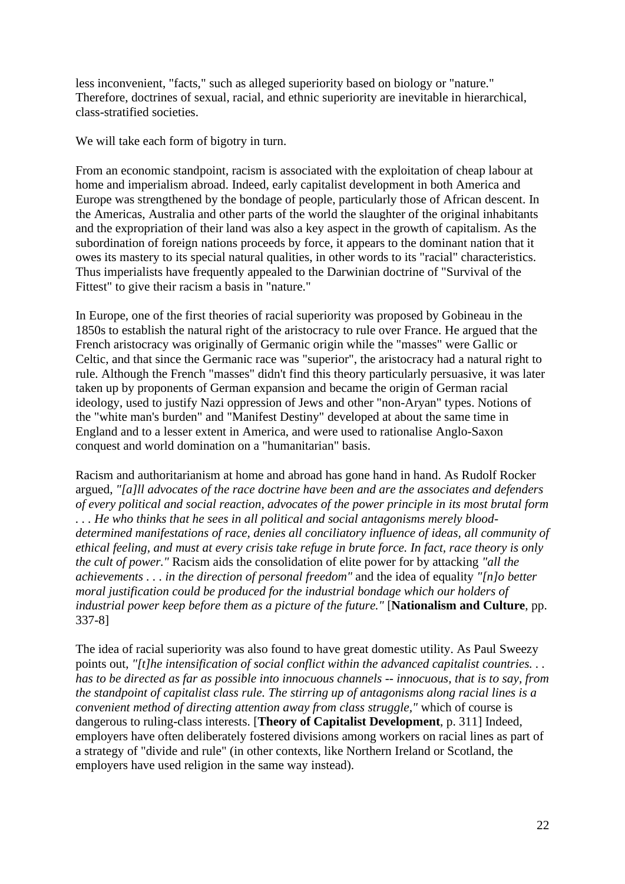less inconvenient, "facts," such as alleged superiority based on biology or "nature." Therefore, doctrines of sexual, racial, and ethnic superiority are inevitable in hierarchical, class-stratified societies.

We will take each form of bigotry in turn.

From an economic standpoint, racism is associated with the exploitation of cheap labour at home and imperialism abroad. Indeed, early capitalist development in both America and Europe was strengthened by the bondage of people, particularly those of African descent. In the Americas, Australia and other parts of the world the slaughter of the original inhabitants and the expropriation of their land was also a key aspect in the growth of capitalism. As the subordination of foreign nations proceeds by force, it appears to the dominant nation that it owes its mastery to its special natural qualities, in other words to its "racial" characteristics. Thus imperialists have frequently appealed to the Darwinian doctrine of "Survival of the Fittest" to give their racism a basis in "nature."

In Europe, one of the first theories of racial superiority was proposed by Gobineau in the 1850s to establish the natural right of the aristocracy to rule over France. He argued that the French aristocracy was originally of Germanic origin while the "masses" were Gallic or Celtic, and that since the Germanic race was "superior", the aristocracy had a natural right to rule. Although the French "masses" didn't find this theory particularly persuasive, it was later taken up by proponents of German expansion and became the origin of German racial ideology, used to justify Nazi oppression of Jews and other "non-Aryan" types. Notions of the "white man's burden" and "Manifest Destiny" developed at about the same time in England and to a lesser extent in America, and were used to rationalise Anglo-Saxon conquest and world domination on a "humanitarian" basis.

Racism and authoritarianism at home and abroad has gone hand in hand. As Rudolf Rocker argued, *"[a]ll advocates of the race doctrine have been and are the associates and defenders of every political and social reaction, advocates of the power principle in its most brutal form . . . He who thinks that he sees in all political and social antagonisms merely blood-determined manifestations of race, denies all conciliatory influence of ideas, all community of ethical feeling, and must at every crisis take refuge in brute force. In fact, race theory is only the cult of power."* Racism aids the consolidation of elite power for by attacking *"all the achievements . . . in the direction of personal freedom"* and the idea of equality *"[n]o better moral justification could be produced for the industrial bondage which our holders of industrial power keep before them as a picture of the future."* [**Nationalism and Culture**, pp. 337-8]

The idea of racial superiority was also found to have great domestic utility. As Paul Sweezy points out, *"[t]he intensification of social conflict within the advanced capitalist countries. . . has to be directed as far as possible into innocuous channels -- innocuous, that is to say, from the standpoint of capitalist class rule. The stirring up of antagonisms along racial lines is a convenient method of directing attention away from class struggle,"* which of course is dangerous to ruling-class interests. [**Theory of Capitalist Development**, p. 311] Indeed, employers have often deliberately fostered divisions among workers on racial lines as part of a strategy of "divide and rule" (in other contexts, like Northern Ireland or Scotland, the employers have used religion in the same way instead).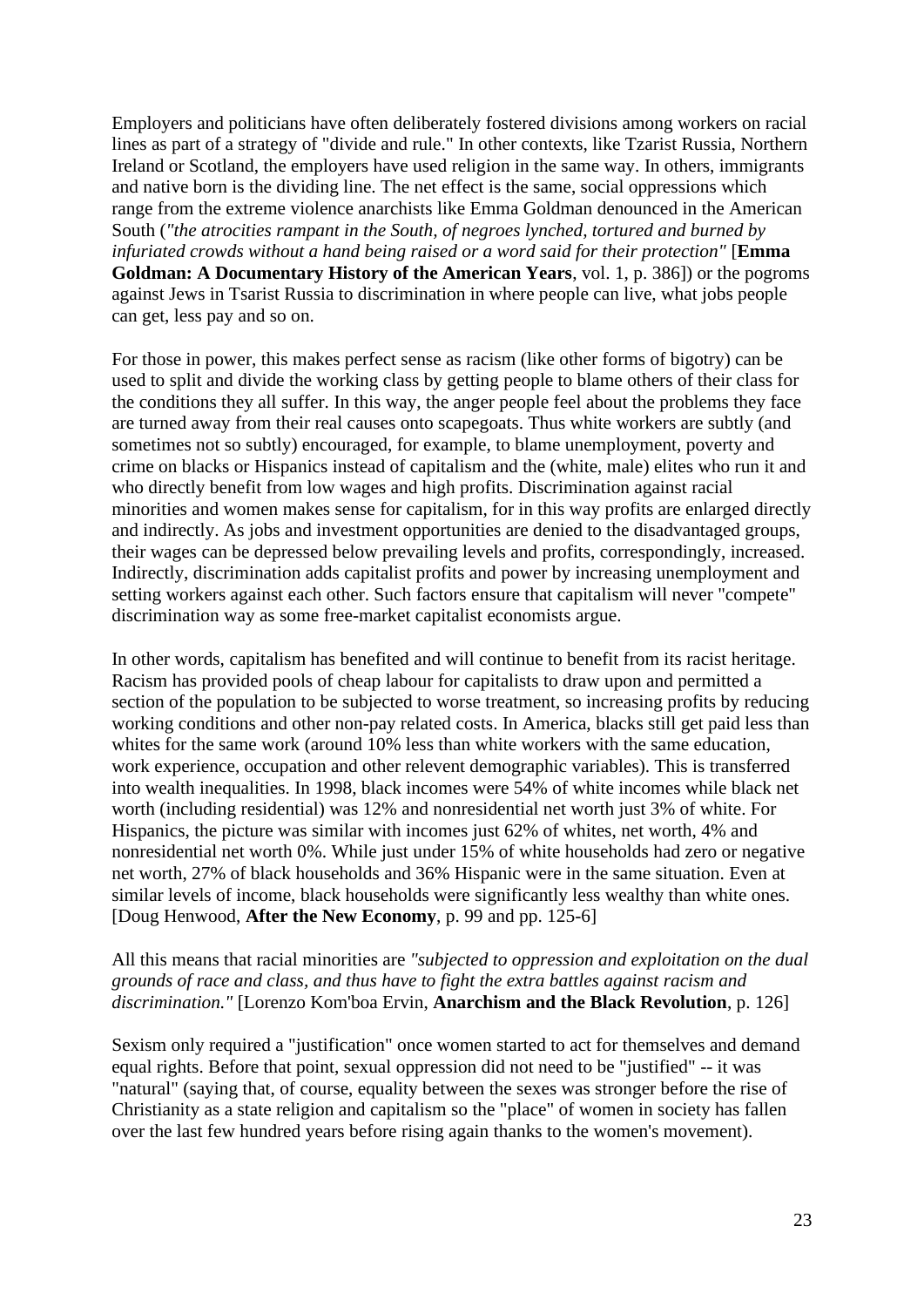Employers and politicians have often deliberately fostered divisions among workers on racial lines as part of a strategy of "divide and rule." In other contexts, like Tzarist Russia, Northern Ireland or Scotland, the employers have used religion in the same way. In others, immigrants and native born is the dividing line. The net effect is the same, social oppressions which range from the extreme violence anarchists like Emma Goldman denounced in the American South (*"the atrocities rampant in the South, of negroes lynched, tortured and burned by infuriated crowds without a hand being raised or a word said for their protection"* [**Emma Goldman: A Documentary History of the American Years**, vol. 1, p. 386]) or the pogroms against Jews in Tsarist Russia to discrimination in where people can live, what jobs people can get, less pay and so on.

For those in power, this makes perfect sense as racism (like other forms of bigotry) can be used to split and divide the working class by getting people to blame others of their class for the conditions they all suffer. In this way, the anger people feel about the problems they face are turned away from their real causes onto scapegoats. Thus white workers are subtly (and sometimes not so subtly) encouraged, for example, to blame unemployment, poverty and crime on blacks or Hispanics instead of capitalism and the (white, male) elites who run it and who directly benefit from low wages and high profits. Discrimination against racial minorities and women makes sense for capitalism, for in this way profits are enlarged directly and indirectly. As jobs and investment opportunities are denied to the disadvantaged groups, their wages can be depressed below prevailing levels and profits, correspondingly, increased. Indirectly, discrimination adds capitalist profits and power by increasing unemployment and setting workers against each other. Such factors ensure that capitalism will never "compete" discrimination way as some free-market capitalist economists argue.

In other words, capitalism has benefited and will continue to benefit from its racist heritage. Racism has provided pools of cheap labour for capitalists to draw upon and permitted a section of the population to be subjected to worse treatment, so increasing profits by reducing working conditions and other non-pay related costs. In America, blacks still get paid less than whites for the same work (around 10% less than white workers with the same education, work experience, occupation and other relevent demographic variables). This is transferred into wealth inequalities. In 1998, black incomes were 54% of white incomes while black net worth (including residential) was 12% and nonresidential net worth just 3% of white. For Hispanics, the picture was similar with incomes just 62% of whites, net worth, 4% and nonresidential net worth 0%. While just under 15% of white households had zero or negative net worth, 27% of black households and 36% Hispanic were in the same situation. Even at similar levels of income, black households were significantly less wealthy than white ones. [Doug Henwood, **After the New Economy**, p. 99 and pp. 125-6]

All this means that racial minorities are *"subjected to oppression and exploitation on the dual grounds of race and class, and thus have to fight the extra battles against racism and discrimination."* [Lorenzo Kom'boa Ervin, **Anarchism and the Black Revolution**, p. 126]

Sexism only required a "justification" once women started to act for themselves and demand equal rights. Before that point, sexual oppression did not need to be "justified" -- it was "natural" (saying that, of course, equality between the sexes was stronger before the rise of Christianity as a state religion and capitalism so the "place" of women in society has fallen over the last few hundred years before rising again thanks to the women's movement).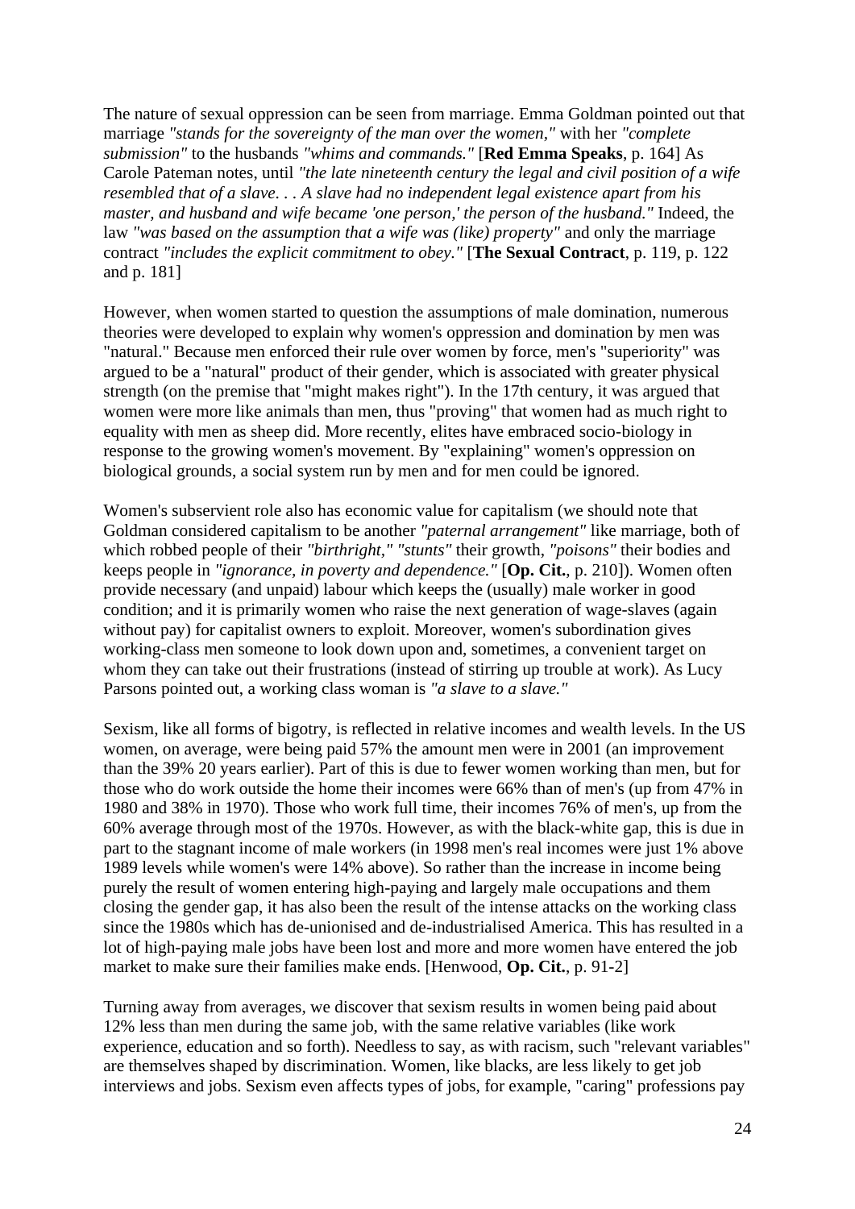The nature of sexual oppression can be seen from marriage. Emma Goldman pointed out that marriage *"stands for the sovereignty of the man over the women,"* with her *"complete submission"* to the husbands *"whims and commands."* [**Red Emma Speaks**, p. 164] As Carole Pateman notes, until *"the late nineteenth century the legal and civil position of a wife resembled that of a slave. . . A slave had no independent legal existence apart from his master, and husband and wife became 'one person,' the person of the husband."* Indeed, the law *"was based on the assumption that a wife was (like) property"* and only the marriage contract *"includes the explicit commitment to obey."* [**The Sexual Contract**, p. 119, p. 122 and p. 181]

However, when women started to question the assumptions of male domination, numerous theories were developed to explain why women's oppression and domination by men was "natural." Because men enforced their rule over women by force, men's "superiority" was argued to be a "natural" product of their gender, which is associated with greater physical strength (on the premise that "might makes right"). In the 17th century, it was argued that women were more like animals than men, thus "proving" that women had as much right to equality with men as sheep did. More recently, elites have embraced socio-biology in response to the growing women's movement. By "explaining" women's oppression on biological grounds, a social system run by men and for men could be ignored.

Women's subservient role also has economic value for capitalism (we should note that Goldman considered capitalism to be another *"paternal arrangement"* like marriage, both of which robbed people of their *"birthright," "stunts"* their growth, *"poisons"* their bodies and keeps people in *"ignorance, in poverty and dependence."* [**Op. Cit.**, p. 210]). Women often provide necessary (and unpaid) labour which keeps the (usually) male worker in good condition; and it is primarily women who raise the next generation of wage-slaves (again without pay) for capitalist owners to exploit. Moreover, women's subordination gives working-class men someone to look down upon and, sometimes, a convenient target on whom they can take out their frustrations (instead of stirring up trouble at work). As Lucy Parsons pointed out, a working class woman is *"a slave to a slave."*

Sexism, like all forms of bigotry, is reflected in relative incomes and wealth levels. In the US women, on average, were being paid 57% the amount men were in 2001 (an improvement than the 39% 20 years earlier). Part of this is due to fewer women working than men, but for those who do work outside the home their incomes were 66% than of men's (up from 47% in 1980 and 38% in 1970). Those who work full time, their incomes 76% of men's, up from the 60% average through most of the 1970s. However, as with the black-white gap, this is due in part to the stagnant income of male workers (in 1998 men's real incomes were just 1% above 1989 levels while women's were 14% above). So rather than the increase in income being purely the result of women entering high-paying and largely male occupations and them closing the gender gap, it has also been the result of the intense attacks on the working class since the 1980s which has de-unionised and de-industrialised America. This has resulted in a lot of high-paying male jobs have been lost and more and more women have entered the job market to make sure their families make ends. [Henwood, **Op. Cit.**, p. 91-2]

Turning away from averages, we discover that sexism results in women being paid about 12% less than men during the same job, with the same relative variables (like work experience, education and so forth). Needless to say, as with racism, such "relevant variables" are themselves shaped by discrimination. Women, like blacks, are less likely to get job interviews and jobs. Sexism even affects types of jobs, for example, "caring" professions pay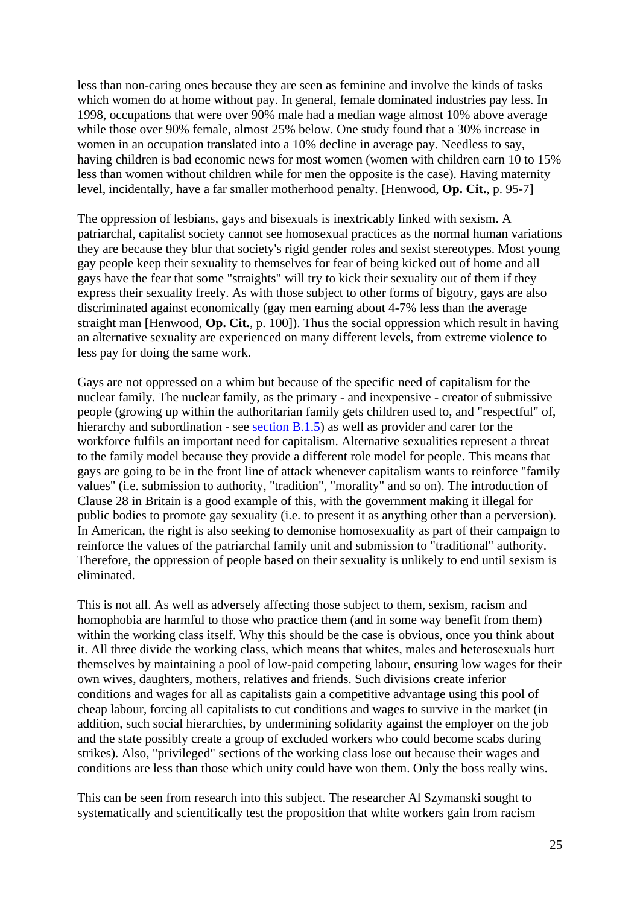less than non-caring ones because they are seen as feminine and involve the kinds of tasks which women do at home without pay. In general, female dominated industries pay less. In 1998, occupations that were over 90% male had a median wage almost 10% above average while those over 90% female, almost 25% below. One study found that a 30% increase in women in an occupation translated into a 10% decline in average pay. Needless to say, having children is bad economic news for most women (women with children earn 10 to 15% less than women without children while for men the opposite is the case). Having maternity level, incidentally, have a far smaller motherhood penalty. [Henwood, **Op. Cit.**, p. 95-7]

The oppression of lesbians, gays and bisexuals is inextricably linked with sexism. A patriarchal, capitalist society cannot see homosexual practices as the normal human variations they are because they blur that society's rigid gender roles and sexist stereotypes. Most young gay people keep their sexuality to themselves for fear of being kicked out of home and all gays have the fear that some "straights" will try to kick their sexuality out of them if they express their sexuality freely. As with those subject to other forms of bigotry, gays are also discriminated against economically (gay men earning about 4-7% less than the average straight man [Henwood, **Op. Cit.**, p. 100]). Thus the social oppression which result in having an alternative sexuality are experienced on many different levels, from extreme violence to less pay for doing the same work.

Gays are not oppressed on a whim but because of the specific need of capitalism for the nuclear family. The nuclear family, as the primary - and inexpensive - creator of submissive people (growing up within the authoritarian family gets children used to, and "respectful" of, hierarchy and subordination - see section B.1.5) as well as provider and carer for the workforce fulfils an important need for capitalism. Alternative sexualities represent a threat to the family model because they provide a different role model for people. This means that gays are going to be in the front line of attack whenever capitalism wants to reinforce "family values" (i.e. submission to authority, "tradition", "morality" and so on). The introduction of Clause 28 in Britain is a good example of this, with the government making it illegal for public bodies to promote gay sexuality (i.e. to present it as anything other than a perversion). In American, the right is also seeking to demonise homosexuality as part of their campaign to reinforce the values of the patriarchal family unit and submission to "traditional" authority. Therefore, the oppression of people based on their sexuality is unlikely to end until sexism is eliminated.

This is not all. As well as adversely affecting those subject to them, sexism, racism and homophobia are harmful to those who practice them (and in some way benefit from them) within the working class itself. Why this should be the case is obvious, once you think about it. All three divide the working class, which means that whites, males and heterosexuals hurt themselves by maintaining a pool of low-paid competing labour, ensuring low wages for their own wives, daughters, mothers, relatives and friends. Such divisions create inferior conditions and wages for all as capitalists gain a competitive advantage using this pool of cheap labour, forcing all capitalists to cut conditions and wages to survive in the market (in addition, such social hierarchies, by undermining solidarity against the employer on the job and the state possibly create a group of excluded workers who could become scabs during strikes). Also, "privileged" sections of the working class lose out because their wages and conditions are less than those which unity could have won them. Only the boss really wins.

This can be seen from research into this subject. The researcher Al Szymanski sought to systematically and scientifically test the proposition that white workers gain from racism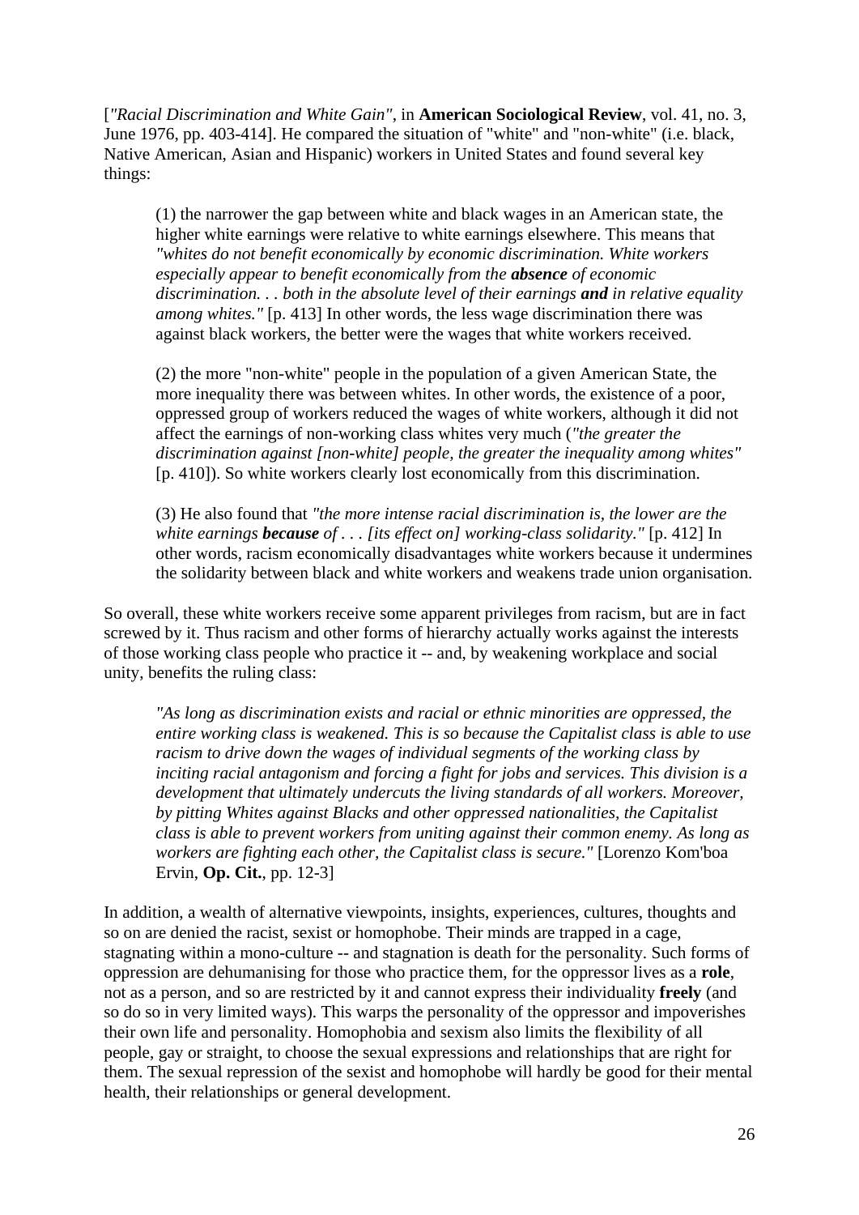[*"Racial Discrimination and White Gain"*, in **American Sociological Review**, vol. 41, no. 3, June 1976, pp. 403-414]. He compared the situation of "white" and "non-white" (i.e. black, Native American, Asian and Hispanic) workers in United States and found several key things:

> (1) the narrower the gap between white and black wages in an American state, the higher white earnings were relative to white earnings elsewhere. This means that *"whites do not benefit economically by economic discrimination. White workers especially appear to benefit economically from the **absence** of economic discrimination. . . both in the absolute level of their earnings **and** in relative equality among whites."* [p. 413] In other words, the less wage discrimination there was against black workers, the better were the wages that white workers received.
>
> (2) the more "non-white" people in the population of a given American State, the more inequality there was between whites. In other words, the existence of a poor, oppressed group of workers reduced the wages of white workers, although it did not affect the earnings of non-working class whites very much (*"the greater the discrimination against [non-white] people, the greater the inequality among whites"* [p. 410]). So white workers clearly lost economically from this discrimination.
>
> (3) He also found that *"the more intense racial discrimination is, the lower are the white earnings **because** of . . . [its effect on] working-class solidarity."* [p. 412] In other words, racism economically disadvantages white workers because it undermines the solidarity between black and white workers and weakens trade union organisation.

So overall, these white workers receive some apparent privileges from racism, but are in fact screwed by it. Thus racism and other forms of hierarchy actually works against the interests of those working class people who practice it -- and, by weakening workplace and social unity, benefits the ruling class:

> *"As long as discrimination exists and racial or ethnic minorities are oppressed, the entire working class is weakened. This is so because the Capitalist class is able to use racism to drive down the wages of individual segments of the working class by inciting racial antagonism and forcing a fight for jobs and services. This division is a development that ultimately undercuts the living standards of all workers. Moreover, by pitting Whites against Blacks and other oppressed nationalities, the Capitalist class is able to prevent workers from uniting against their common enemy. As long as workers are fighting each other, the Capitalist class is secure."* [Lorenzo Kom'boa Ervin, **Op. Cit.**, pp. 12-3]

In addition, a wealth of alternative viewpoints, insights, experiences, cultures, thoughts and so on are denied the racist, sexist or homophobe. Their minds are trapped in a cage, stagnating within a mono-culture -- and stagnation is death for the personality. Such forms of oppression are dehumanising for those who practice them, for the oppressor lives as a **role**, not as a person, and so are restricted by it and cannot express their individuality **freely** (and so do so in very limited ways). This warps the personality of the oppressor and impoverishes their own life and personality. Homophobia and sexism also limits the flexibility of all people, gay or straight, to choose the sexual expressions and relationships that are right for them. The sexual repression of the sexist and homophobe will hardly be good for their mental health, their relationships or general development.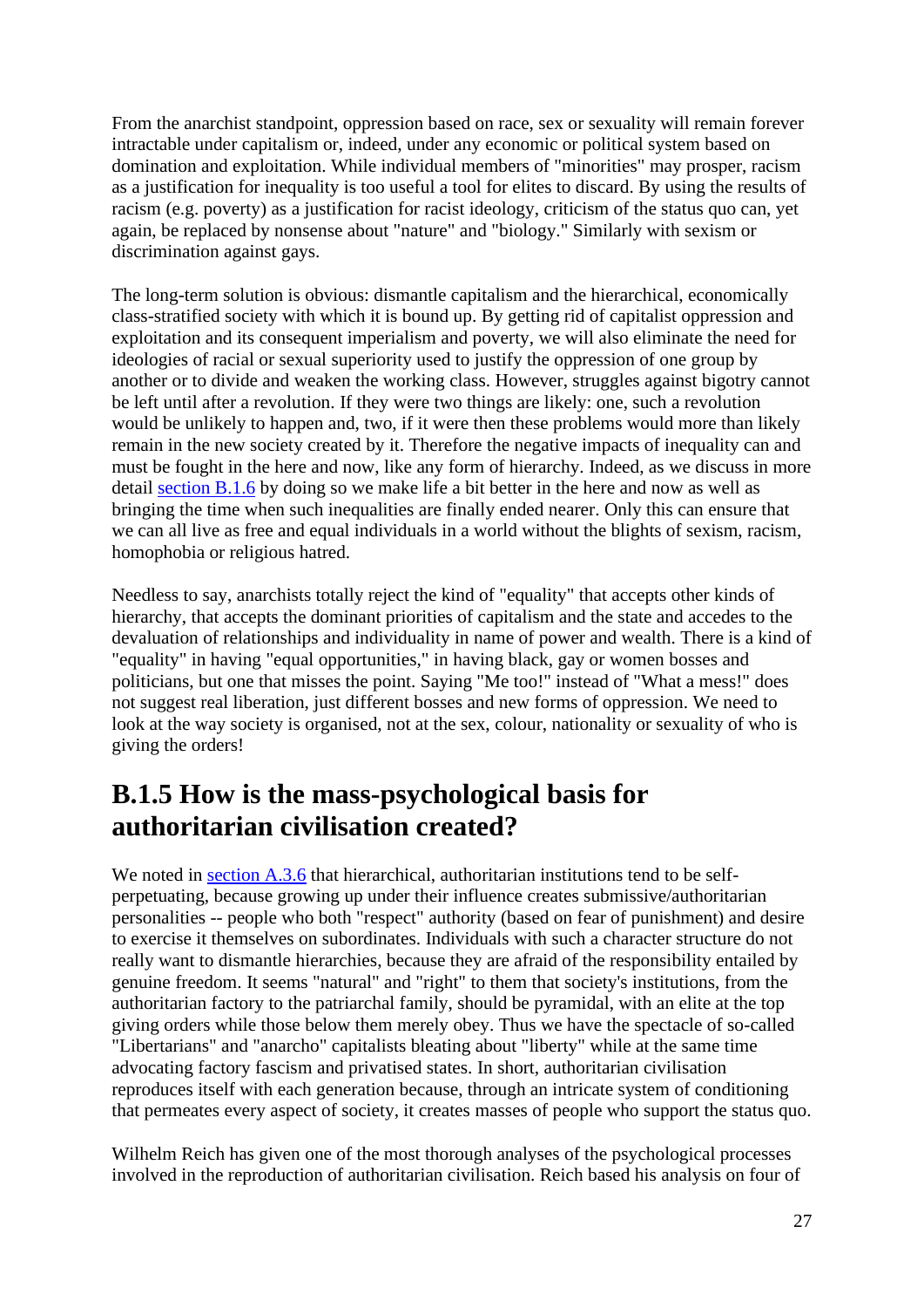From the anarchist standpoint, oppression based on race, sex or sexuality will remain forever intractable under capitalism or, indeed, under any economic or political system based on domination and exploitation. While individual members of "minorities" may prosper, racism as a justification for inequality is too useful a tool for elites to discard. By using the results of racism (e.g. poverty) as a justification for racist ideology, criticism of the status quo can, yet again, be replaced by nonsense about "nature" and "biology." Similarly with sexism or discrimination against gays.

The long-term solution is obvious: dismantle capitalism and the hierarchical, economically class-stratified society with which it is bound up. By getting rid of capitalist oppression and exploitation and its consequent imperialism and poverty, we will also eliminate the need for ideologies of racial or sexual superiority used to justify the oppression of one group by another or to divide and weaken the working class. However, struggles against bigotry cannot be left until after a revolution. If they were two things are likely: one, such a revolution would be unlikely to happen and, two, if it were then these problems would more than likely remain in the new society created by it. Therefore the negative impacts of inequality can and must be fought in the here and now, like any form of hierarchy. Indeed, as we discuss in more detail [section B.1.6](#) by doing so we make life a bit better in the here and now as well as bringing the time when such inequalities are finally ended nearer. Only this can ensure that we can all live as free and equal individuals in a world without the blights of sexism, racism, homophobia or religious hatred.

Needless to say, anarchists totally reject the kind of "equality" that accepts other kinds of hierarchy, that accepts the dominant priorities of capitalism and the state and accedes to the devaluation of relationships and individuality in name of power and wealth. There is a kind of "equality" in having "equal opportunities," in having black, gay or women bosses and politicians, but one that misses the point. Saying "Me too!" instead of "What a mess!" does not suggest real liberation, just different bosses and new forms of oppression. We need to look at the way society is organised, not at the sex, colour, nationality or sexuality of who is giving the orders!

## B.1.5 How is the mass-psychological basis for authoritarian civilisation created?

We noted in [section A.3.6](#) that hierarchical, authoritarian institutions tend to be self-perpetuating, because growing up under their influence creates submissive/authoritarian personalities -- people who both "respect" authority (based on fear of punishment) and desire to exercise it themselves on subordinates. Individuals with such a character structure do not really want to dismantle hierarchies, because they are afraid of the responsibility entailed by genuine freedom. It seems "natural" and "right" to them that society's institutions, from the authoritarian factory to the patriarchal family, should be pyramidal, with an elite at the top giving orders while those below them merely obey. Thus we have the spectacle of so-called "Libertarians" and "anarcho" capitalists bleating about "liberty" while at the same time advocating factory fascism and privatised states. In short, authoritarian civilisation reproduces itself with each generation because, through an intricate system of conditioning that permeates every aspect of society, it creates masses of people who support the status quo.

Wilhelm Reich has given one of the most thorough analyses of the psychological processes involved in the reproduction of authoritarian civilisation. Reich based his analysis on four of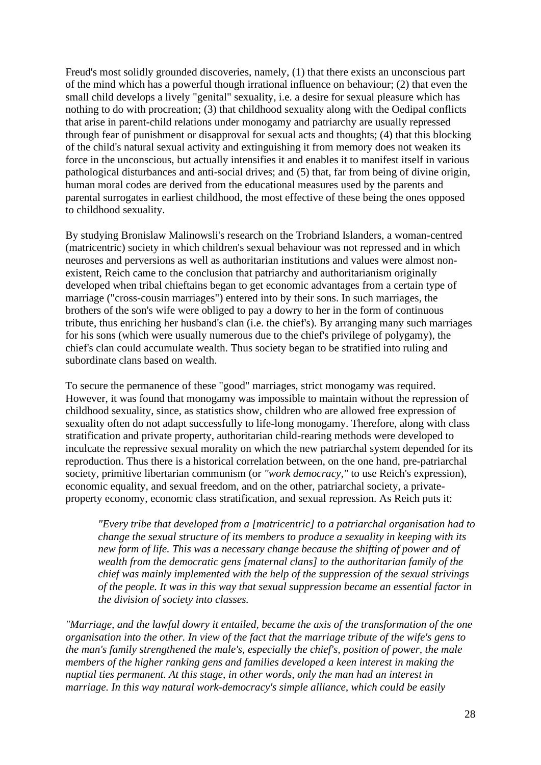Freud's most solidly grounded discoveries, namely, (1) that there exists an unconscious part of the mind which has a powerful though irrational influence on behaviour; (2) that even the small child develops a lively "genital" sexuality, i.e. a desire for sexual pleasure which has nothing to do with procreation; (3) that childhood sexuality along with the Oedipal conflicts that arise in parent-child relations under monogamy and patriarchy are usually repressed through fear of punishment or disapproval for sexual acts and thoughts; (4) that this blocking of the child's natural sexual activity and extinguishing it from memory does not weaken its force in the unconscious, but actually intensifies it and enables it to manifest itself in various pathological disturbances and anti-social drives; and (5) that, far from being of divine origin, human moral codes are derived from the educational measures used by the parents and parental surrogates in earliest childhood, the most effective of these being the ones opposed to childhood sexuality.

By studying Bronislaw Malinowsli's research on the Trobriand Islanders, a woman-centred (matricentric) society in which children's sexual behaviour was not repressed and in which neuroses and perversions as well as authoritarian institutions and values were almost non-existent, Reich came to the conclusion that patriarchy and authoritarianism originally developed when tribal chieftains began to get economic advantages from a certain type of marriage ("cross-cousin marriages") entered into by their sons. In such marriages, the brothers of the son's wife were obliged to pay a dowry to her in the form of continuous tribute, thus enriching her husband's clan (i.e. the chief's). By arranging many such marriages for his sons (which were usually numerous due to the chief's privilege of polygamy), the chief's clan could accumulate wealth. Thus society began to be stratified into ruling and subordinate clans based on wealth.

To secure the permanence of these "good" marriages, strict monogamy was required. However, it was found that monogamy was impossible to maintain without the repression of childhood sexuality, since, as statistics show, children who are allowed free expression of sexuality often do not adapt successfully to life-long monogamy. Therefore, along with class stratification and private property, authoritarian child-rearing methods were developed to inculcate the repressive sexual morality on which the new patriarchal system depended for its reproduction. Thus there is a historical correlation between, on the one hand, pre-patriarchal society, primitive libertarian communism (or *"work democracy,"* to use Reich's expression), economic equality, and sexual freedom, and on the other, patriarchal society, a private-property economy, economic class stratification, and sexual repression. As Reich puts it:

> *"Every tribe that developed from a [matricentric] to a patriarchal organisation had to change the sexual structure of its members to produce a sexuality in keeping with its new form of life. This was a necessary change because the shifting of power and of wealth from the democratic gens [maternal clans] to the authoritarian family of the chief was mainly implemented with the help of the suppression of the sexual strivings of the people. It was in this way that sexual suppression became an essential factor in the division of society into classes.*

*"Marriage, and the lawful dowry it entailed, became the axis of the transformation of the one organisation into the other. In view of the fact that the marriage tribute of the wife's gens to the man's family strengthened the male's, especially the chief's, position of power, the male members of the higher ranking gens and families developed a keen interest in making the nuptial ties permanent. At this stage, in other words, only the man had an interest in marriage. In this way natural work-democracy's simple alliance, which could be easily*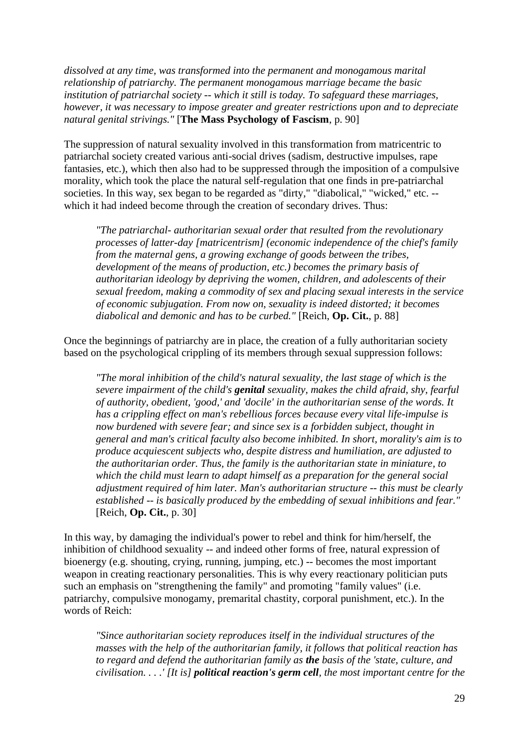*dissolved at any time, was transformed into the permanent and monogamous marital relationship of patriarchy. The permanent monogamous marriage became the basic institution of patriarchal society -- which it still is today. To safeguard these marriages, however, it was necessary to impose greater and greater restrictions upon and to depreciate natural genital strivings."* [**The Mass Psychology of Fascism**, p. 90]

The suppression of natural sexuality involved in this transformation from matricentric to patriarchal society created various anti-social drives (sadism, destructive impulses, rape fantasies, etc.), which then also had to be suppressed through the imposition of a compulsive morality, which took the place the natural self-regulation that one finds in pre-patriarchal societies. In this way, sex began to be regarded as "dirty," "diabolical," "wicked," etc. -- which it had indeed become through the creation of secondary drives. Thus:

> *"The patriarchal- authoritarian sexual order that resulted from the revolutionary processes of latter-day [matricentrism] (economic independence of the chief's family from the maternal gens, a growing exchange of goods between the tribes, development of the means of production, etc.) becomes the primary basis of authoritarian ideology by depriving the women, children, and adolescents of their sexual freedom, making a commodity of sex and placing sexual interests in the service of economic subjugation. From now on, sexuality is indeed distorted; it becomes diabolical and demonic and has to be curbed."* [Reich, **Op. Cit.**, p. 88]

Once the beginnings of patriarchy are in place, the creation of a fully authoritarian society based on the psychological crippling of its members through sexual suppression follows:

> *"The moral inhibition of the child's natural sexuality, the last stage of which is the severe impairment of the child's **genital** sexuality, makes the child afraid, shy, fearful of authority, obedient, 'good,' and 'docile' in the authoritarian sense of the words. It has a crippling effect on man's rebellious forces because every vital life-impulse is now burdened with severe fear; and since sex is a forbidden subject, thought in general and man's critical faculty also become inhibited. In short, morality's aim is to produce acquiescent subjects who, despite distress and humiliation, are adjusted to the authoritarian order. Thus, the family is the authoritarian state in miniature, to which the child must learn to adapt himself as a preparation for the general social adjustment required of him later. Man's authoritarian structure -- this must be clearly established -- is basically produced by the embedding of sexual inhibitions and fear."* [Reich, **Op. Cit.**, p. 30]

In this way, by damaging the individual's power to rebel and think for him/herself, the inhibition of childhood sexuality -- and indeed other forms of free, natural expression of bioenergy (e.g. shouting, crying, running, jumping, etc.) -- becomes the most important weapon in creating reactionary personalities. This is why every reactionary politician puts such an emphasis on "strengthening the family" and promoting "family values" (i.e. patriarchy, compulsive monogamy, premarital chastity, corporal punishment, etc.). In the words of Reich:

> *"Since authoritarian society reproduces itself in the individual structures of the masses with the help of the authoritarian family, it follows that political reaction has to regard and defend the authoritarian family as **the** basis of the 'state, culture, and civilisation. . . .' [It is] **political reaction's germ cell**, the most important centre for the*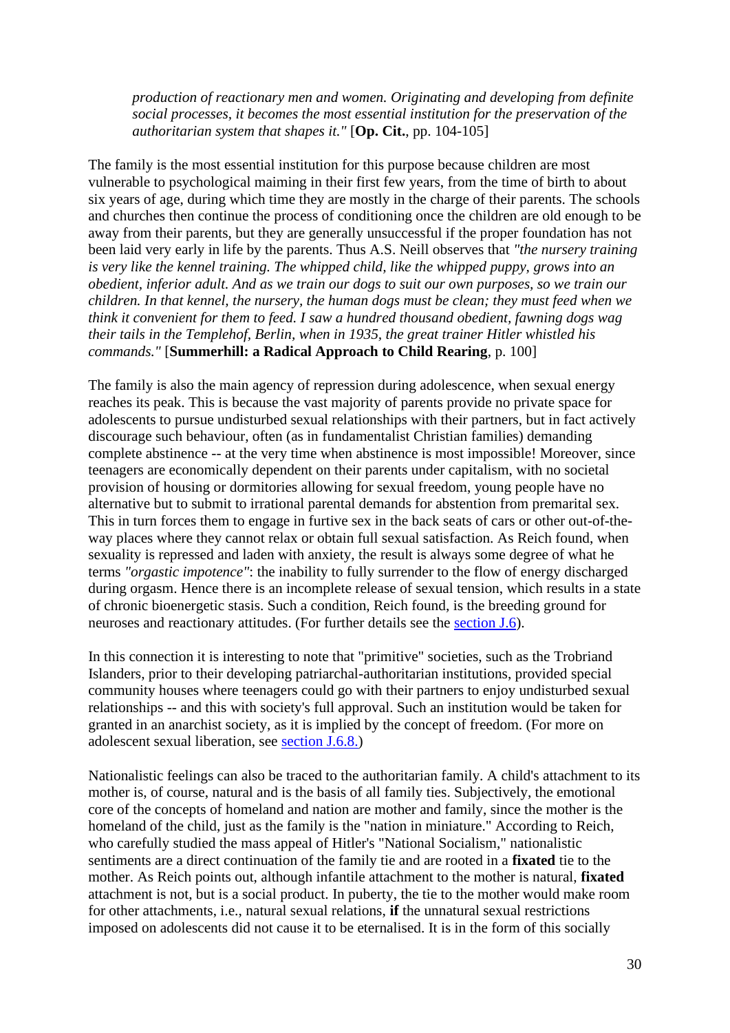> *production of reactionary men and women. Originating and developing from definite social processes, it becomes the most essential institution for the preservation of the authoritarian system that shapes it."* [**Op. Cit.**, pp. 104-105]

The family is the most essential institution for this purpose because children are most vulnerable to psychological maiming in their first few years, from the time of birth to about six years of age, during which time they are mostly in the charge of their parents. The schools and churches then continue the process of conditioning once the children are old enough to be away from their parents, but they are generally unsuccessful if the proper foundation has not been laid very early in life by the parents. Thus A.S. Neill observes that *"the nursery training is very like the kennel training. The whipped child, like the whipped puppy, grows into an obedient, inferior adult. And as we train our dogs to suit our own purposes, so we train our children. In that kennel, the nursery, the human dogs must be clean; they must feed when we think it convenient for them to feed. I saw a hundred thousand obedient, fawning dogs wag their tails in the Templehof, Berlin, when in 1935, the great trainer Hitler whistled his commands."* [**Summerhill: a Radical Approach to Child Rearing**, p. 100]

The family is also the main agency of repression during adolescence, when sexual energy reaches its peak. This is because the vast majority of parents provide no private space for adolescents to pursue undisturbed sexual relationships with their partners, but in fact actively discourage such behaviour, often (as in fundamentalist Christian families) demanding complete abstinence -- at the very time when abstinence is most impossible! Moreover, since teenagers are economically dependent on their parents under capitalism, with no societal provision of housing or dormitories allowing for sexual freedom, young people have no alternative but to submit to irrational parental demands for abstention from premarital sex. This in turn forces them to engage in furtive sex in the back seats of cars or other out-of-the-way places where they cannot relax or obtain full sexual satisfaction. As Reich found, when sexuality is repressed and laden with anxiety, the result is always some degree of what he terms *"orgastic impotence"*: the inability to fully surrender to the flow of energy discharged during orgasm. Hence there is an incomplete release of sexual tension, which results in a state of chronic bioenergetic stasis. Such a condition, Reich found, is the breeding ground for neuroses and reactionary attitudes. (For further details see the section J.6).

In this connection it is interesting to note that "primitive" societies, such as the Trobriand Islanders, prior to their developing patriarchal-authoritarian institutions, provided special community houses where teenagers could go with their partners to enjoy undisturbed sexual relationships -- and this with society's full approval. Such an institution would be taken for granted in an anarchist society, as it is implied by the concept of freedom. (For more on adolescent sexual liberation, see section J.6.8.)

Nationalistic feelings can also be traced to the authoritarian family. A child's attachment to its mother is, of course, natural and is the basis of all family ties. Subjectively, the emotional core of the concepts of homeland and nation are mother and family, since the mother is the homeland of the child, just as the family is the "nation in miniature." According to Reich, who carefully studied the mass appeal of Hitler's "National Socialism," nationalistic sentiments are a direct continuation of the family tie and are rooted in a **fixated** tie to the mother. As Reich points out, although infantile attachment to the mother is natural, **fixated** attachment is not, but is a social product. In puberty, the tie to the mother would make room for other attachments, i.e., natural sexual relations, **if** the unnatural sexual restrictions imposed on adolescents did not cause it to be eternalised. It is in the form of this socially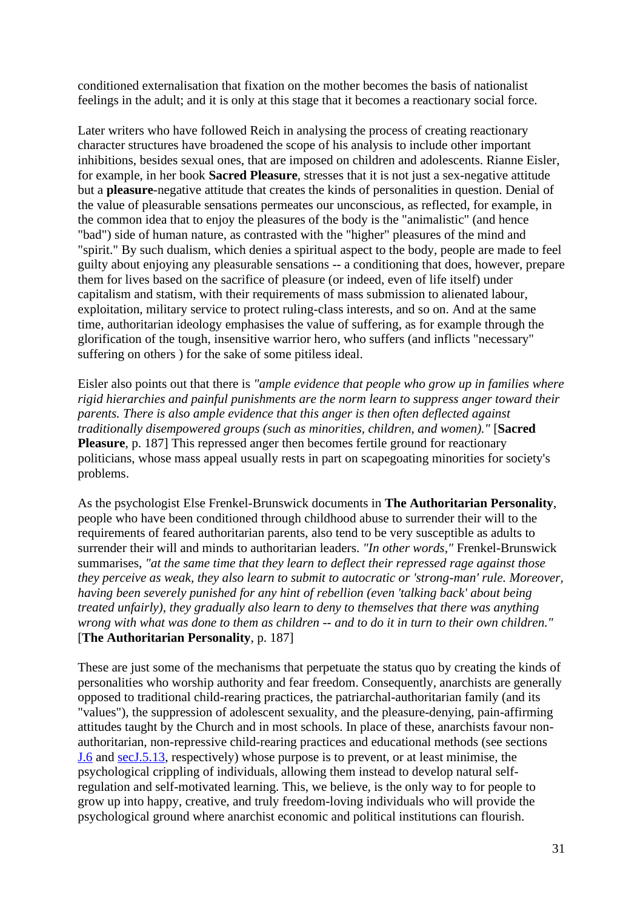conditioned externalisation that fixation on the mother becomes the basis of nationalist feelings in the adult; and it is only at this stage that it becomes a reactionary social force.

Later writers who have followed Reich in analysing the process of creating reactionary character structures have broadened the scope of his analysis to include other important inhibitions, besides sexual ones, that are imposed on children and adolescents. Rianne Eisler, for example, in her book **Sacred Pleasure**, stresses that it is not just a sex-negative attitude but a **pleasure**-negative attitude that creates the kinds of personalities in question. Denial of the value of pleasurable sensations permeates our unconscious, as reflected, for example, in the common idea that to enjoy the pleasures of the body is the "animalistic" (and hence "bad") side of human nature, as contrasted with the "higher" pleasures of the mind and "spirit." By such dualism, which denies a spiritual aspect to the body, people are made to feel guilty about enjoying any pleasurable sensations -- a conditioning that does, however, prepare them for lives based on the sacrifice of pleasure (or indeed, even of life itself) under capitalism and statism, with their requirements of mass submission to alienated labour, exploitation, military service to protect ruling-class interests, and so on. And at the same time, authoritarian ideology emphasises the value of suffering, as for example through the glorification of the tough, insensitive warrior hero, who suffers (and inflicts "necessary" suffering on others ) for the sake of some pitiless ideal.

Eisler also points out that there is *"ample evidence that people who grow up in families where rigid hierarchies and painful punishments are the norm learn to suppress anger toward their parents. There is also ample evidence that this anger is then often deflected against traditionally disempowered groups (such as minorities, children, and women)."* [**Sacred Pleasure**, p. 187] This repressed anger then becomes fertile ground for reactionary politicians, whose mass appeal usually rests in part on scapegoating minorities for society's problems.

As the psychologist Else Frenkel-Brunswick documents in **The Authoritarian Personality**, people who have been conditioned through childhood abuse to surrender their will to the requirements of feared authoritarian parents, also tend to be very susceptible as adults to surrender their will and minds to authoritarian leaders. *"In other words,"* Frenkel-Brunswick summarises, *"at the same time that they learn to deflect their repressed rage against those they perceive as weak, they also learn to submit to autocratic or 'strong-man' rule. Moreover, having been severely punished for any hint of rebellion (even 'talking back' about being treated unfairly), they gradually also learn to deny to themselves that there was anything wrong with what was done to them as children -- and to do it in turn to their own children."* [**The Authoritarian Personality**, p. 187]

These are just some of the mechanisms that perpetuate the status quo by creating the kinds of personalities who worship authority and fear freedom. Consequently, anarchists are generally opposed to traditional child-rearing practices, the patriarchal-authoritarian family (and its "values"), the suppression of adolescent sexuality, and the pleasure-denying, pain-affirming attitudes taught by the Church and in most schools. In place of these, anarchists favour non-authoritarian, non-repressive child-rearing practices and educational methods (see sections J.6 and secJ.5.13, respectively) whose purpose is to prevent, or at least minimise, the psychological crippling of individuals, allowing them instead to develop natural self-regulation and self-motivated learning. This, we believe, is the only way to for people to grow up into happy, creative, and truly freedom-loving individuals who will provide the psychological ground where anarchist economic and political institutions can flourish.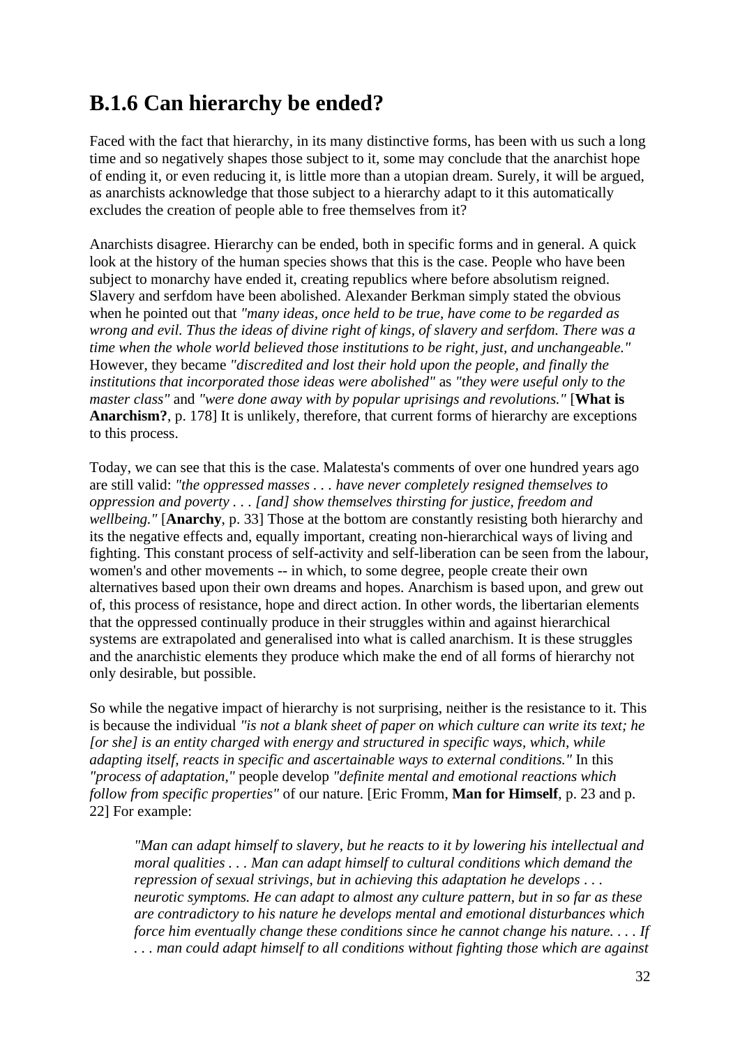## B.1.6 Can hierarchy be ended?

Faced with the fact that hierarchy, in its many distinctive forms, has been with us such a long time and so negatively shapes those subject to it, some may conclude that the anarchist hope of ending it, or even reducing it, is little more than a utopian dream. Surely, it will be argued, as anarchists acknowledge that those subject to a hierarchy adapt to it this automatically excludes the creation of people able to free themselves from it?

Anarchists disagree. Hierarchy can be ended, both in specific forms and in general. A quick look at the history of the human species shows that this is the case. People who have been subject to monarchy have ended it, creating republics where before absolutism reigned. Slavery and serfdom have been abolished. Alexander Berkman simply stated the obvious when he pointed out that *"many ideas, once held to be true, have come to be regarded as wrong and evil. Thus the ideas of divine right of kings, of slavery and serfdom. There was a time when the whole world believed those institutions to be right, just, and unchangeable."* However, they became *"discredited and lost their hold upon the people, and finally the institutions that incorporated those ideas were abolished"* as *"they were useful only to the master class"* and *"were done away with by popular uprisings and revolutions."* [**What is Anarchism?**, p. 178] It is unlikely, therefore, that current forms of hierarchy are exceptions to this process.

Today, we can see that this is the case. Malatesta's comments of over one hundred years ago are still valid: *"the oppressed masses . . . have never completely resigned themselves to oppression and poverty . . . [and] show themselves thirsting for justice, freedom and wellbeing."* [**Anarchy**, p. 33] Those at the bottom are constantly resisting both hierarchy and its the negative effects and, equally important, creating non-hierarchical ways of living and fighting. This constant process of self-activity and self-liberation can be seen from the labour, women's and other movements -- in which, to some degree, people create their own alternatives based upon their own dreams and hopes. Anarchism is based upon, and grew out of, this process of resistance, hope and direct action. In other words, the libertarian elements that the oppressed continually produce in their struggles within and against hierarchical systems are extrapolated and generalised into what is called anarchism. It is these struggles and the anarchistic elements they produce which make the end of all forms of hierarchy not only desirable, but possible.

So while the negative impact of hierarchy is not surprising, neither is the resistance to it. This is because the individual *"is not a blank sheet of paper on which culture can write its text; he [or she] is an entity charged with energy and structured in specific ways, which, while adapting itself, reacts in specific and ascertainable ways to external conditions."* In this *"process of adaptation,"* people develop *"definite mental and emotional reactions which follow from specific properties"* of our nature. [Eric Fromm, **Man for Himself**, p. 23 and p. 22] For example:

> *"Man can adapt himself to slavery, but he reacts to it by lowering his intellectual and moral qualities . . . Man can adapt himself to cultural conditions which demand the repression of sexual strivings, but in achieving this adaptation he develops . . . neurotic symptoms. He can adapt to almost any culture pattern, but in so far as these are contradictory to his nature he develops mental and emotional disturbances which force him eventually change these conditions since he cannot change his nature. . . . If . . . man could adapt himself to all conditions without fighting those which are against*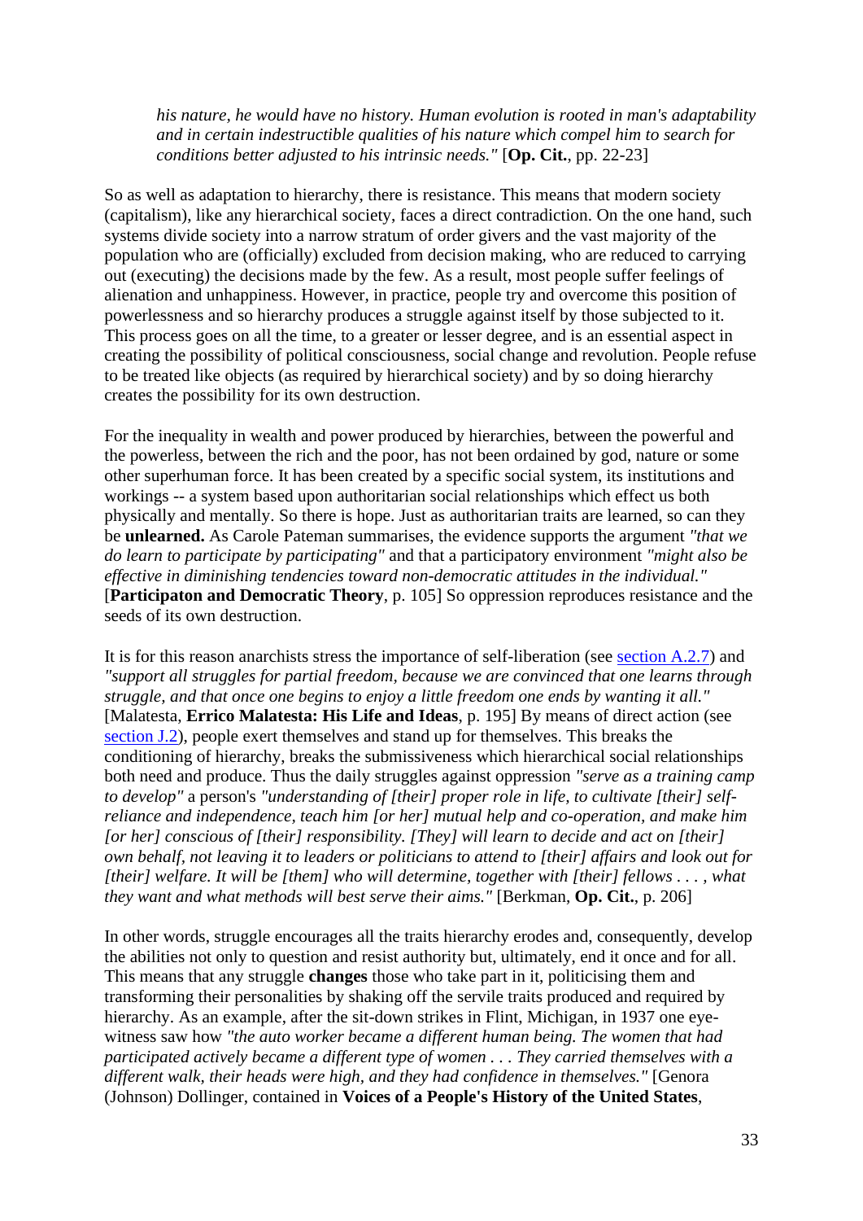> *his nature, he would have no history. Human evolution is rooted in man's adaptability and in certain indestructible qualities of his nature which compel him to search for conditions better adjusted to his intrinsic needs."* [**Op. Cit.**, pp. 22-23]

So as well as adaptation to hierarchy, there is resistance. This means that modern society (capitalism), like any hierarchical society, faces a direct contradiction. On the one hand, such systems divide society into a narrow stratum of order givers and the vast majority of the population who are (officially) excluded from decision making, who are reduced to carrying out (executing) the decisions made by the few. As a result, most people suffer feelings of alienation and unhappiness. However, in practice, people try and overcome this position of powerlessness and so hierarchy produces a struggle against itself by those subjected to it. This process goes on all the time, to a greater or lesser degree, and is an essential aspect in creating the possibility of political consciousness, social change and revolution. People refuse to be treated like objects (as required by hierarchical society) and by so doing hierarchy creates the possibility for its own destruction.

For the inequality in wealth and power produced by hierarchies, between the powerful and the powerless, between the rich and the poor, has not been ordained by god, nature or some other superhuman force. It has been created by a specific social system, its institutions and workings -- a system based upon authoritarian social relationships which effect us both physically and mentally. So there is hope. Just as authoritarian traits are learned, so can they be **unlearned.** As Carole Pateman summarises, the evidence supports the argument *"that we do learn to participate by participating"* and that a participatory environment *"might also be effective in diminishing tendencies toward non-democratic attitudes in the individual."* [**Participaton and Democratic Theory**, p. 105] So oppression reproduces resistance and the seeds of its own destruction.

It is for this reason anarchists stress the importance of self-liberation (see section A.2.7) and *"support all struggles for partial freedom, because we are convinced that one learns through struggle, and that once one begins to enjoy a little freedom one ends by wanting it all."* [Malatesta, **Errico Malatesta: His Life and Ideas**, p. 195] By means of direct action (see section J.2), people exert themselves and stand up for themselves. This breaks the conditioning of hierarchy, breaks the submissiveness which hierarchical social relationships both need and produce. Thus the daily struggles against oppression *"serve as a training camp to develop"* a person's *"understanding of [their] proper role in life, to cultivate [their] self-reliance and independence, teach him [or her] mutual help and co-operation, and make him [or her] conscious of [their] responsibility. [They] will learn to decide and act on [their] own behalf, not leaving it to leaders or politicians to attend to [their] affairs and look out for [their] welfare. It will be [them] who will determine, together with [their] fellows . . . , what they want and what methods will best serve their aims."* [Berkman, **Op. Cit.**, p. 206]

In other words, struggle encourages all the traits hierarchy erodes and, consequently, develop the abilities not only to question and resist authority but, ultimately, end it once and for all. This means that any struggle **changes** those who take part in it, politicising them and transforming their personalities by shaking off the servile traits produced and required by hierarchy. As an example, after the sit-down strikes in Flint, Michigan, in 1937 one eye-witness saw how *"the auto worker became a different human being. The women that had participated actively became a different type of women . . . They carried themselves with a different walk, their heads were high, and they had confidence in themselves."* [Genora (Johnson) Dollinger, contained in **Voices of a People's History of the United States**,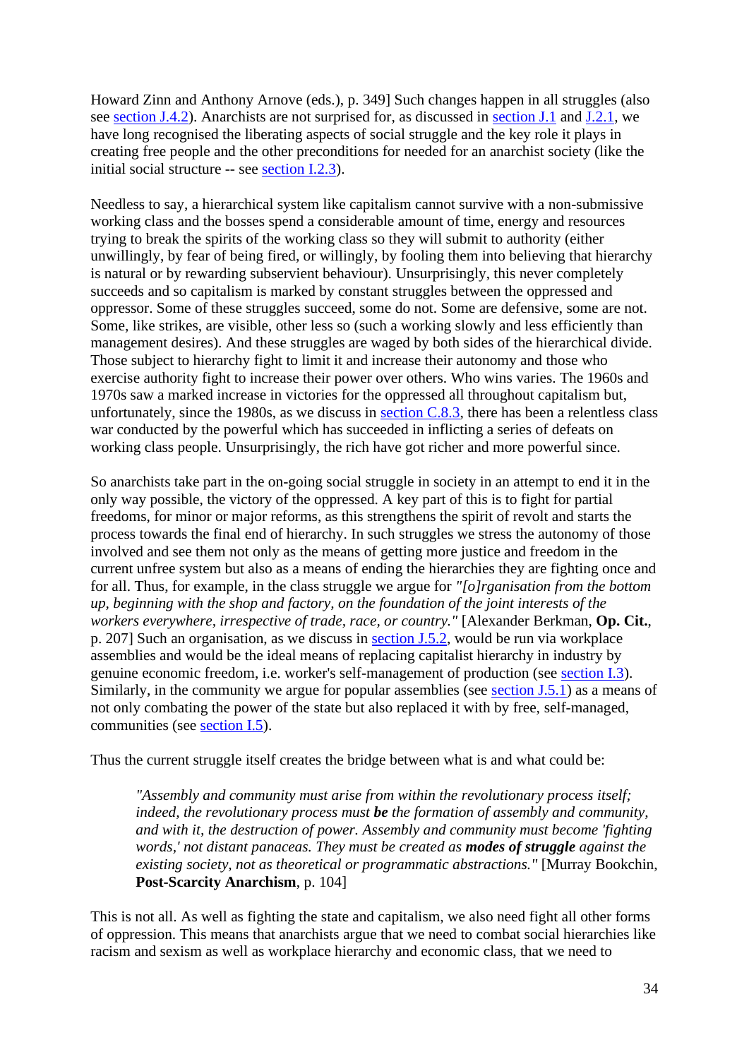Howard Zinn and Anthony Arnove (eds.), p. 349] Such changes happen in all struggles (also see section J.4.2). Anarchists are not surprised for, as discussed in section J.1 and J.2.1, we have long recognised the liberating aspects of social struggle and the key role it plays in creating free people and the other preconditions for needed for an anarchist society (like the initial social structure -- see section I.2.3).

Needless to say, a hierarchical system like capitalism cannot survive with a non-submissive working class and the bosses spend a considerable amount of time, energy and resources trying to break the spirits of the working class so they will submit to authority (either unwillingly, by fear of being fired, or willingly, by fooling them into believing that hierarchy is natural or by rewarding subservient behaviour). Unsurprisingly, this never completely succeeds and so capitalism is marked by constant struggles between the oppressed and oppressor. Some of these struggles succeed, some do not. Some are defensive, some are not. Some, like strikes, are visible, other less so (such a working slowly and less efficiently than management desires). And these struggles are waged by both sides of the hierarchical divide. Those subject to hierarchy fight to limit it and increase their autonomy and those who exercise authority fight to increase their power over others. Who wins varies. The 1960s and 1970s saw a marked increase in victories for the oppressed all throughout capitalism but, unfortunately, since the 1980s, as we discuss in section C.8.3, there has been a relentless class war conducted by the powerful which has succeeded in inflicting a series of defeats on working class people. Unsurprisingly, the rich have got richer and more powerful since.

So anarchists take part in the on-going social struggle in society in an attempt to end it in the only way possible, the victory of the oppressed. A key part of this is to fight for partial freedoms, for minor or major reforms, as this strengthens the spirit of revolt and starts the process towards the final end of hierarchy. In such struggles we stress the autonomy of those involved and see them not only as the means of getting more justice and freedom in the current unfree system but also as a means of ending the hierarchies they are fighting once and for all. Thus, for example, in the class struggle we argue for *"[o]rganisation from the bottom up, beginning with the shop and factory, on the foundation of the joint interests of the workers everywhere, irrespective of trade, race, or country."* [Alexander Berkman, **Op. Cit.**, p. 207] Such an organisation, as we discuss in section J.5.2, would be run via workplace assemblies and would be the ideal means of replacing capitalist hierarchy in industry by genuine economic freedom, i.e. worker's self-management of production (see section I.3). Similarly, in the community we argue for popular assemblies (see section J.5.1) as a means of not only combating the power of the state but also replaced it with by free, self-managed, communities (see section I.5).

Thus the current struggle itself creates the bridge between what is and what could be:

> *"Assembly and community must arise from within the revolutionary process itself; indeed, the revolutionary process must **be** the formation of assembly and community, and with it, the destruction of power. Assembly and community must become 'fighting words,' not distant panaceas. They must be created as **modes of struggle** against the existing society, not as theoretical or programmatic abstractions."* [Murray Bookchin, **Post-Scarcity Anarchism**, p. 104]

This is not all. As well as fighting the state and capitalism, we also need fight all other forms of oppression. This means that anarchists argue that we need to combat social hierarchies like racism and sexism as well as workplace hierarchy and economic class, that we need to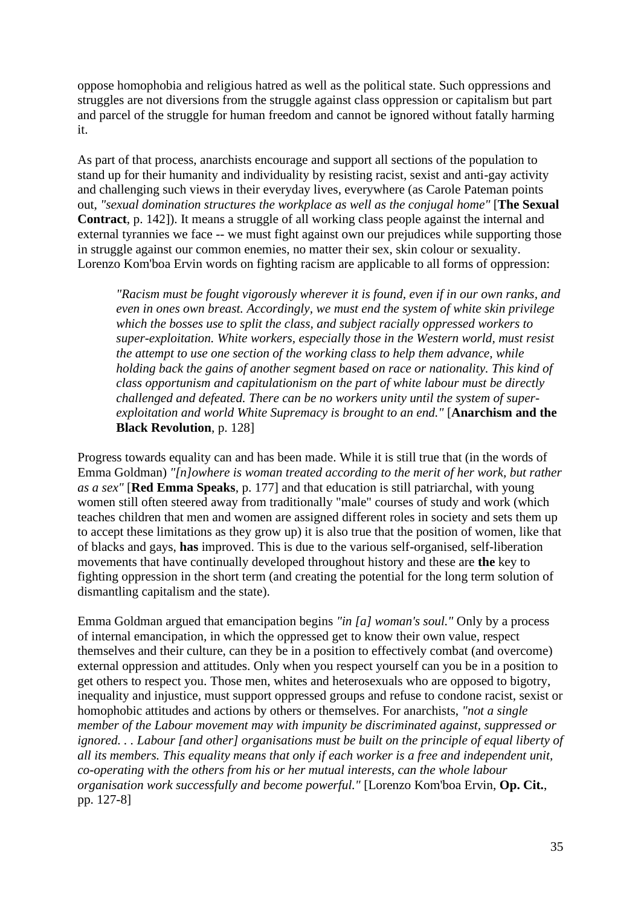oppose homophobia and religious hatred as well as the political state. Such oppressions and struggles are not diversions from the struggle against class oppression or capitalism but part and parcel of the struggle for human freedom and cannot be ignored without fatally harming it.

As part of that process, anarchists encourage and support all sections of the population to stand up for their humanity and individuality by resisting racist, sexist and anti-gay activity and challenging such views in their everyday lives, everywhere (as Carole Pateman points out, *"sexual domination structures the workplace as well as the conjugal home"* [**The Sexual Contract**, p. 142]). It means a struggle of all working class people against the internal and external tyrannies we face -- we must fight against own our prejudices while supporting those in struggle against our common enemies, no matter their sex, skin colour or sexuality. Lorenzo Kom'boa Ervin words on fighting racism are applicable to all forms of oppression:

> *"Racism must be fought vigorously wherever it is found, even if in our own ranks, and even in ones own breast. Accordingly, we must end the system of white skin privilege which the bosses use to split the class, and subject racially oppressed workers to super-exploitation. White workers, especially those in the Western world, must resist the attempt to use one section of the working class to help them advance, while holding back the gains of another segment based on race or nationality. This kind of class opportunism and capitulationism on the part of white labour must be directly challenged and defeated. There can be no workers unity until the system of super-exploitation and world White Supremacy is brought to an end."* [**Anarchism and the Black Revolution**, p. 128]

Progress towards equality can and has been made. While it is still true that (in the words of Emma Goldman) *"[n]owhere is woman treated according to the merit of her work, but rather as a sex"* [**Red Emma Speaks**, p. 177] and that education is still patriarchal, with young women still often steered away from traditionally "male" courses of study and work (which teaches children that men and women are assigned different roles in society and sets them up to accept these limitations as they grow up) it is also true that the position of women, like that of blacks and gays, **has** improved. This is due to the various self-organised, self-liberation movements that have continually developed throughout history and these are **the** key to fighting oppression in the short term (and creating the potential for the long term solution of dismantling capitalism and the state).

Emma Goldman argued that emancipation begins *"in [a] woman's soul."* Only by a process of internal emancipation, in which the oppressed get to know their own value, respect themselves and their culture, can they be in a position to effectively combat (and overcome) external oppression and attitudes. Only when you respect yourself can you be in a position to get others to respect you. Those men, whites and heterosexuals who are opposed to bigotry, inequality and injustice, must support oppressed groups and refuse to condone racist, sexist or homophobic attitudes and actions by others or themselves. For anarchists, *"not a single member of the Labour movement may with impunity be discriminated against, suppressed or ignored. . . Labour [and other] organisations must be built on the principle of equal liberty of all its members. This equality means that only if each worker is a free and independent unit, co-operating with the others from his or her mutual interests, can the whole labour organisation work successfully and become powerful."* [Lorenzo Kom'boa Ervin, **Op. Cit.**, pp. 127-8]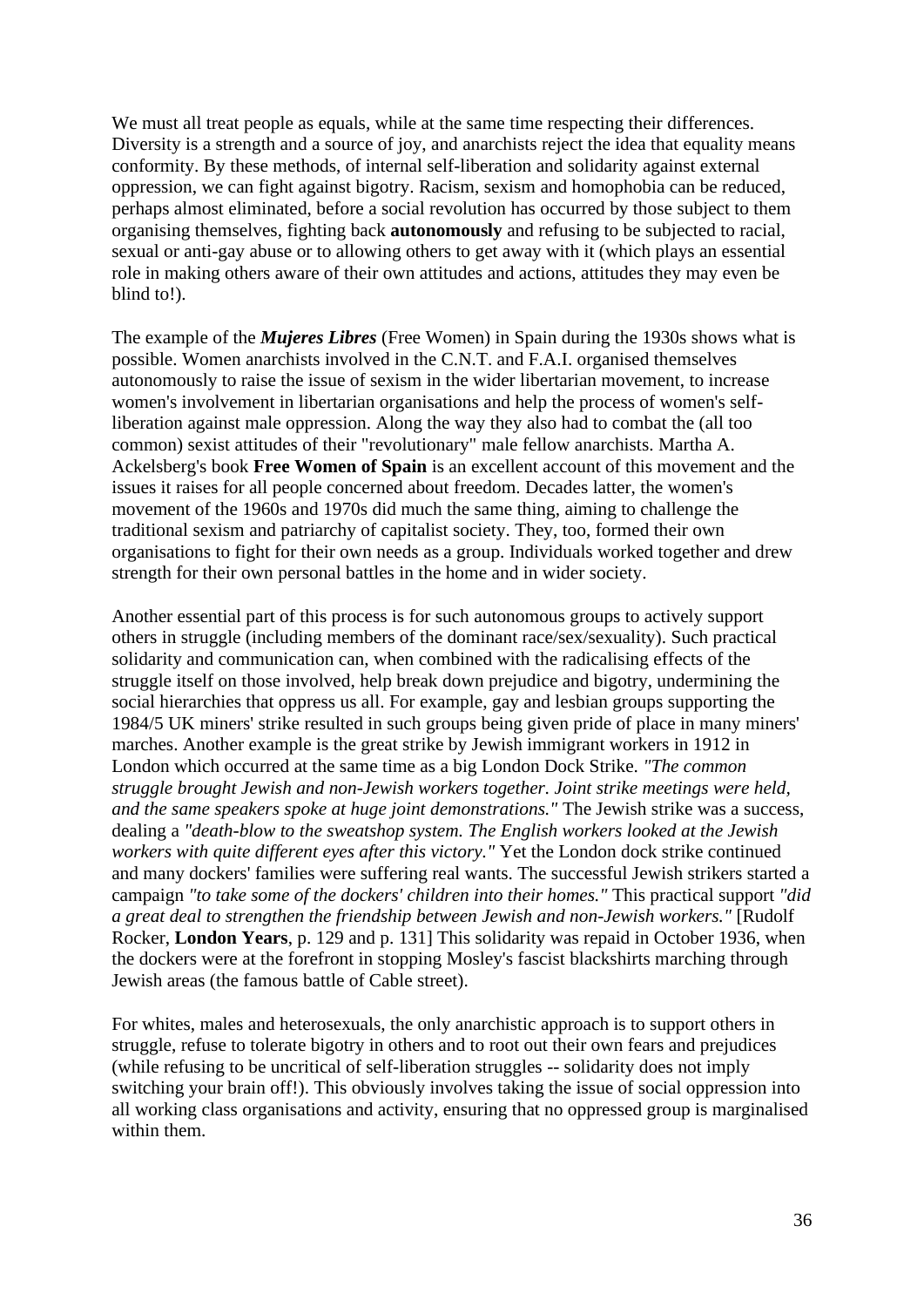We must all treat people as equals, while at the same time respecting their differences. Diversity is a strength and a source of joy, and anarchists reject the idea that equality means conformity. By these methods, of internal self-liberation and solidarity against external oppression, we can fight against bigotry. Racism, sexism and homophobia can be reduced, perhaps almost eliminated, before a social revolution has occurred by those subject to them organising themselves, fighting back **autonomously** and refusing to be subjected to racial, sexual or anti-gay abuse or to allowing others to get away with it (which plays an essential role in making others aware of their own attitudes and actions, attitudes they may even be blind to!).

The example of the ***Mujeres Libres*** (Free Women) in Spain during the 1930s shows what is possible. Women anarchists involved in the C.N.T. and F.A.I. organised themselves autonomously to raise the issue of sexism in the wider libertarian movement, to increase women's involvement in libertarian organisations and help the process of women's self-liberation against male oppression. Along the way they also had to combat the (all too common) sexist attitudes of their "revolutionary" male fellow anarchists. Martha A. Ackelsberg's book **Free Women of Spain** is an excellent account of this movement and the issues it raises for all people concerned about freedom. Decades latter, the women's movement of the 1960s and 1970s did much the same thing, aiming to challenge the traditional sexism and patriarchy of capitalist society. They, too, formed their own organisations to fight for their own needs as a group. Individuals worked together and drew strength for their own personal battles in the home and in wider society.

Another essential part of this process is for such autonomous groups to actively support others in struggle (including members of the dominant race/sex/sexuality). Such practical solidarity and communication can, when combined with the radicalising effects of the struggle itself on those involved, help break down prejudice and bigotry, undermining the social hierarchies that oppress us all. For example, gay and lesbian groups supporting the 1984/5 UK miners' strike resulted in such groups being given pride of place in many miners' marches. Another example is the great strike by Jewish immigrant workers in 1912 in London which occurred at the same time as a big London Dock Strike. *"The common struggle brought Jewish and non-Jewish workers together. Joint strike meetings were held, and the same speakers spoke at huge joint demonstrations."* The Jewish strike was a success, dealing a *"death-blow to the sweatshop system. The English workers looked at the Jewish workers with quite different eyes after this victory."* Yet the London dock strike continued and many dockers' families were suffering real wants. The successful Jewish strikers started a campaign *"to take some of the dockers' children into their homes."* This practical support *"did a great deal to strengthen the friendship between Jewish and non-Jewish workers."* [Rudolf Rocker, **London Years**, p. 129 and p. 131] This solidarity was repaid in October 1936, when the dockers were at the forefront in stopping Mosley's fascist blackshirts marching through Jewish areas (the famous battle of Cable street).

For whites, males and heterosexuals, the only anarchistic approach is to support others in struggle, refuse to tolerate bigotry in others and to root out their own fears and prejudices (while refusing to be uncritical of self-liberation struggles -- solidarity does not imply switching your brain off!). This obviously involves taking the issue of social oppression into all working class organisations and activity, ensuring that no oppressed group is marginalised within them.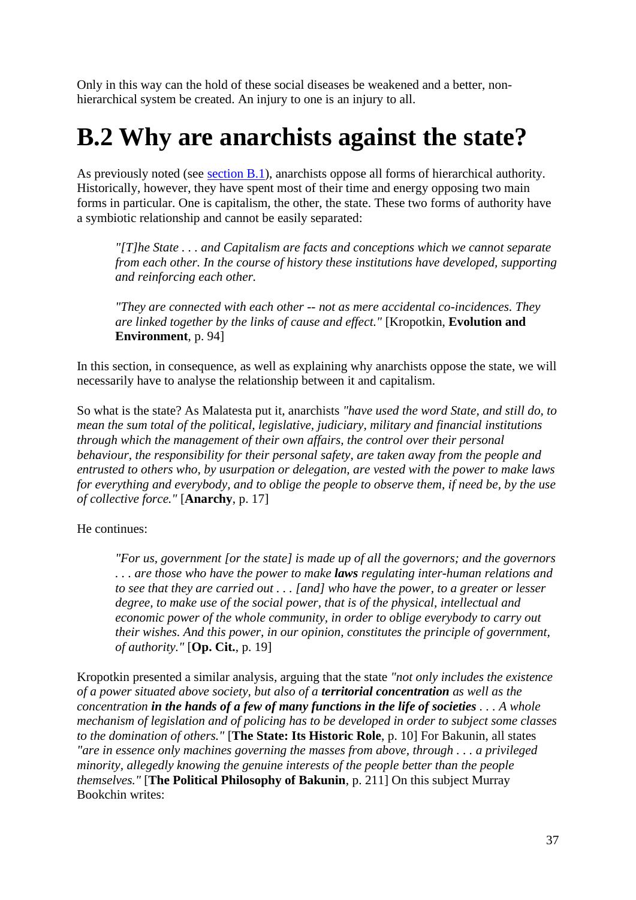Only in this way can the hold of these social diseases be weakened and a better, non-hierarchical system be created. An injury to one is an injury to all.

# B.2 Why are anarchists against the state?

As previously noted (see section B.1), anarchists oppose all forms of hierarchical authority. Historically, however, they have spent most of their time and energy opposing two main forms in particular. One is capitalism, the other, the state. These two forms of authority have a symbiotic relationship and cannot be easily separated:

> *"[T]he State . . . and Capitalism are facts and conceptions which we cannot separate from each other. In the course of history these institutions have developed, supporting and reinforcing each other.*
>
> *"They are connected with each other -- not as mere accidental co-incidences. They are linked together by the links of cause and effect."* [Kropotkin, **Evolution and Environment**, p. 94]

In this section, in consequence, as well as explaining why anarchists oppose the state, we will necessarily have to analyse the relationship between it and capitalism.

So what is the state? As Malatesta put it, anarchists *"have used the word State, and still do, to mean the sum total of the political, legislative, judiciary, military and financial institutions through which the management of their own affairs, the control over their personal behaviour, the responsibility for their personal safety, are taken away from the people and entrusted to others who, by usurpation or delegation, are vested with the power to make laws for everything and everybody, and to oblige the people to observe them, if need be, by the use of collective force."* [**Anarchy**, p. 17]

He continues:

> *"For us, government [or the state] is made up of all the governors; and the governors . . . are those who have the power to make **laws** regulating inter-human relations and to see that they are carried out . . . [and] who have the power, to a greater or lesser degree, to make use of the social power, that is of the physical, intellectual and economic power of the whole community, in order to oblige everybody to carry out their wishes. And this power, in our opinion, constitutes the principle of government, of authority."* [**Op. Cit.**, p. 19]

Kropotkin presented a similar analysis, arguing that the state *"not only includes the existence of a power situated above society, but also of a **territorial concentration** as well as the concentration **in the hands of a few of many functions in the life of societies** . . . A whole mechanism of legislation and of policing has to be developed in order to subject some classes to the domination of others."* [**The State: Its Historic Role**, p. 10] For Bakunin, all states *"are in essence only machines governing the masses from above, through . . . a privileged minority, allegedly knowing the genuine interests of the people better than the people themselves."* [**The Political Philosophy of Bakunin**, p. 211] On this subject Murray Bookchin writes: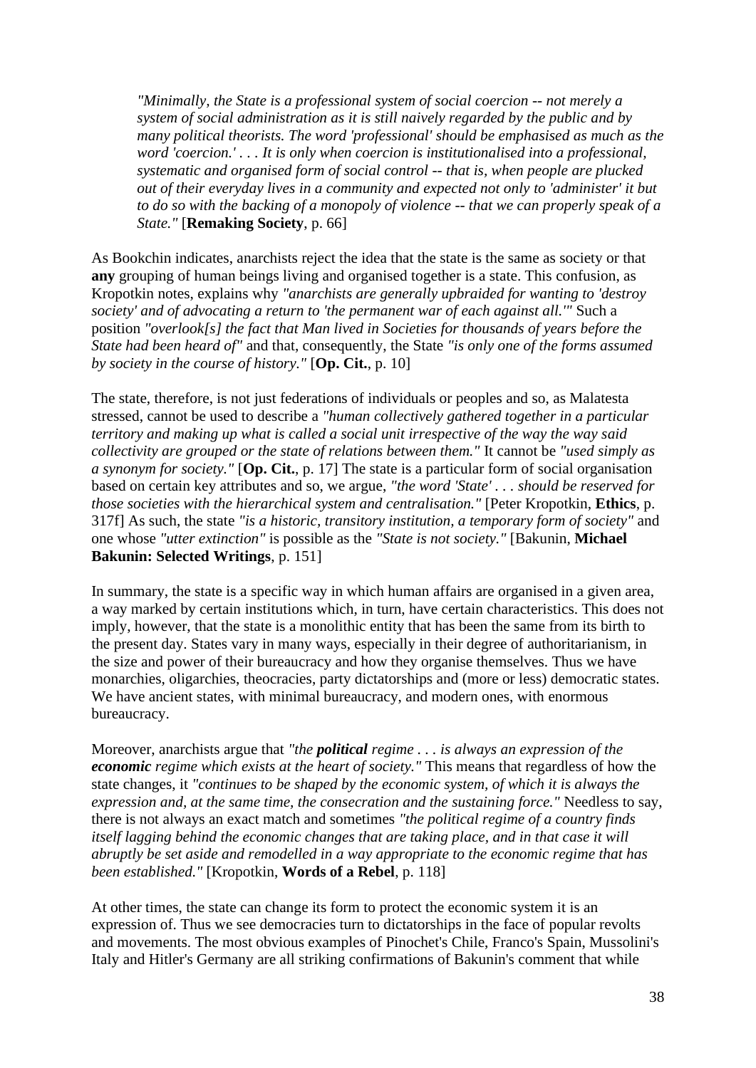> *"Minimally, the State is a professional system of social coercion -- not merely a system of social administration as it is still naively regarded by the public and by many political theorists. The word 'professional' should be emphasised as much as the word 'coercion.' . . . It is only when coercion is institutionalised into a professional, systematic and organised form of social control -- that is, when people are plucked out of their everyday lives in a community and expected not only to 'administer' it but to do so with the backing of a monopoly of violence -- that we can properly speak of a State."* [**Remaking Society**, p. 66]

As Bookchin indicates, anarchists reject the idea that the state is the same as society or that **any** grouping of human beings living and organised together is a state. This confusion, as Kropotkin notes, explains why *"anarchists are generally upbraided for wanting to 'destroy society' and of advocating a return to 'the permanent war of each against all.'"* Such a position *"overlook[s] the fact that Man lived in Societies for thousands of years before the State had been heard of"* and that, consequently, the State *"is only one of the forms assumed by society in the course of history."* [**Op. Cit.**, p. 10]

The state, therefore, is not just federations of individuals or peoples and so, as Malatesta stressed, cannot be used to describe a *"human collectively gathered together in a particular territory and making up what is called a social unit irrespective of the way the way said collectivity are grouped or the state of relations between them."* It cannot be *"used simply as a synonym for society."* [**Op. Cit.**, p. 17] The state is a particular form of social organisation based on certain key attributes and so, we argue, *"the word 'State' . . . should be reserved for those societies with the hierarchical system and centralisation."* [Peter Kropotkin, **Ethics**, p. 317f] As such, the state *"is a historic, transitory institution, a temporary form of society"* and one whose *"utter extinction"* is possible as the *"State is not society."* [Bakunin, **Michael Bakunin: Selected Writings**, p. 151]

In summary, the state is a specific way in which human affairs are organised in a given area, a way marked by certain institutions which, in turn, have certain characteristics. This does not imply, however, that the state is a monolithic entity that has been the same from its birth to the present day. States vary in many ways, especially in their degree of authoritarianism, in the size and power of their bureaucracy and how they organise themselves. Thus we have monarchies, oligarchies, theocracies, party dictatorships and (more or less) democratic states. We have ancient states, with minimal bureaucracy, and modern ones, with enormous bureaucracy.

Moreover, anarchists argue that *"the **political** regime . . . is always an expression of the **economic** regime which exists at the heart of society."* This means that regardless of how the state changes, it *"continues to be shaped by the economic system, of which it is always the expression and, at the same time, the consecration and the sustaining force."* Needless to say, there is not always an exact match and sometimes *"the political regime of a country finds itself lagging behind the economic changes that are taking place, and in that case it will abruptly be set aside and remodelled in a way appropriate to the economic regime that has been established."* [Kropotkin, **Words of a Rebel**, p. 118]

At other times, the state can change its form to protect the economic system it is an expression of. Thus we see democracies turn to dictatorships in the face of popular revolts and movements. The most obvious examples of Pinochet's Chile, Franco's Spain, Mussolini's Italy and Hitler's Germany are all striking confirmations of Bakunin's comment that while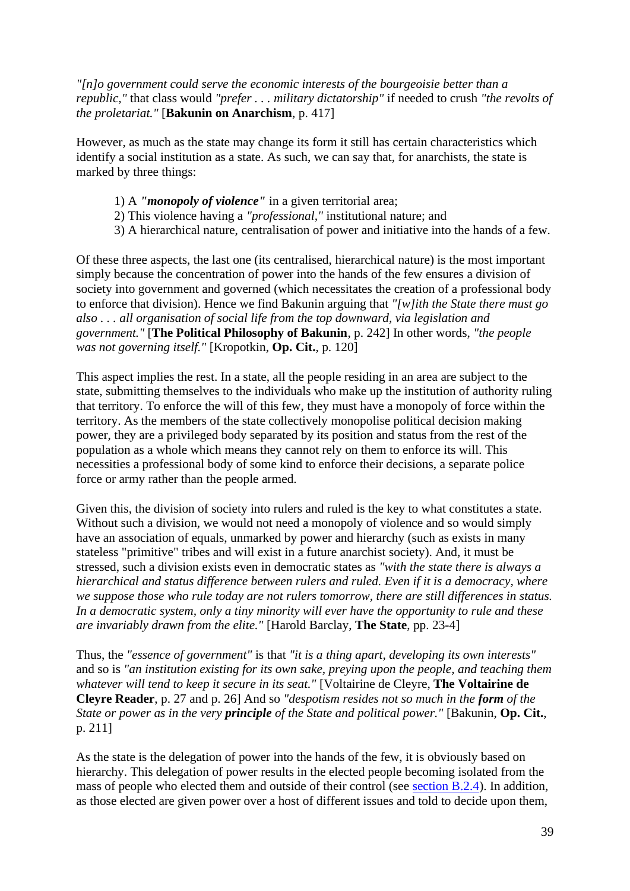*"[n]o government could serve the economic interests of the bourgeoisie better than a republic,"* that class would *"prefer . . . military dictatorship"* if needed to crush *"the revolts of the proletariat."* [**Bakunin on Anarchism**, p. 417]

However, as much as the state may change its form it still has certain characteristics which identify a social institution as a state. As such, we can say that, for anarchists, the state is marked by three things:

1) A ***"monopoly of violence"*** in a given territorial area;
2) This violence having a *"professional,"* institutional nature; and
3) A hierarchical nature, centralisation of power and initiative into the hands of a few.

Of these three aspects, the last one (its centralised, hierarchical nature) is the most important simply because the concentration of power into the hands of the few ensures a division of society into government and governed (which necessitates the creation of a professional body to enforce that division). Hence we find Bakunin arguing that *"[w]ith the State there must go also . . . all organisation of social life from the top downward, via legislation and government."* [**The Political Philosophy of Bakunin**, p. 242] In other words, *"the people was not governing itself."* [Kropotkin, **Op. Cit.**, p. 120]

This aspect implies the rest. In a state, all the people residing in an area are subject to the state, submitting themselves to the individuals who make up the institution of authority ruling that territory. To enforce the will of this few, they must have a monopoly of force within the territory. As the members of the state collectively monopolise political decision making power, they are a privileged body separated by its position and status from the rest of the population as a whole which means they cannot rely on them to enforce its will. This necessities a professional body of some kind to enforce their decisions, a separate police force or army rather than the people armed.

Given this, the division of society into rulers and ruled is the key to what constitutes a state. Without such a division, we would not need a monopoly of violence and so would simply have an association of equals, unmarked by power and hierarchy (such as exists in many stateless "primitive" tribes and will exist in a future anarchist society). And, it must be stressed, such a division exists even in democratic states as *"with the state there is always a hierarchical and status difference between rulers and ruled. Even if it is a democracy, where we suppose those who rule today are not rulers tomorrow, there are still differences in status. In a democratic system, only a tiny minority will ever have the opportunity to rule and these are invariably drawn from the elite."* [Harold Barclay, **The State**, pp. 23-4]

Thus, the *"essence of government"* is that *"it is a thing apart, developing its own interests"* and so is *"an institution existing for its own sake, preying upon the people, and teaching them whatever will tend to keep it secure in its seat."* [Voltairine de Cleyre, **The Voltairine de Cleyre Reader**, p. 27 and p. 26] And so *"despotism resides not so much in the **form** of the State or power as in the very **principle** of the State and political power."* [Bakunin, **Op. Cit.**, p. 211]

As the state is the delegation of power into the hands of the few, it is obviously based on hierarchy. This delegation of power results in the elected people becoming isolated from the mass of people who elected them and outside of their control (see section B.2.4). In addition, as those elected are given power over a host of different issues and told to decide upon them,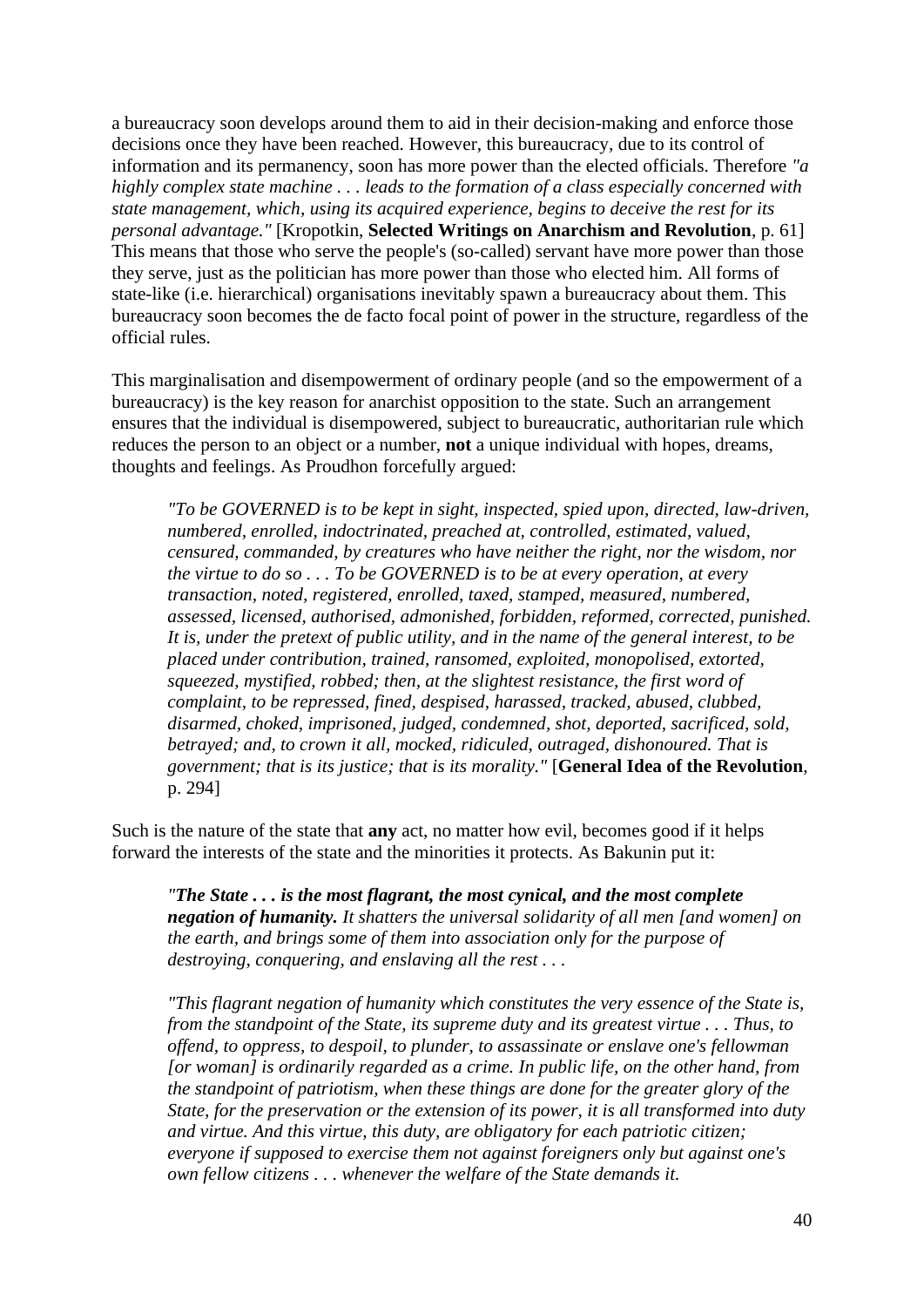a bureaucracy soon develops around them to aid in their decision-making and enforce those decisions once they have been reached. However, this bureaucracy, due to its control of information and its permanency, soon has more power than the elected officials. Therefore *"a highly complex state machine . . . leads to the formation of a class especially concerned with state management, which, using its acquired experience, begins to deceive the rest for its personal advantage."* [Kropotkin, **Selected Writings on Anarchism and Revolution**, p. 61] This means that those who serve the people's (so-called) servant have more power than those they serve, just as the politician has more power than those who elected him. All forms of state-like (i.e. hierarchical) organisations inevitably spawn a bureaucracy about them. This bureaucracy soon becomes the de facto focal point of power in the structure, regardless of the official rules.

This marginalisation and disempowerment of ordinary people (and so the empowerment of a bureaucracy) is the key reason for anarchist opposition to the state. Such an arrangement ensures that the individual is disempowered, subject to bureaucratic, authoritarian rule which reduces the person to an object or a number, **not** a unique individual with hopes, dreams, thoughts and feelings. As Proudhon forcefully argued:

> *"To be GOVERNED is to be kept in sight, inspected, spied upon, directed, law-driven, numbered, enrolled, indoctrinated, preached at, controlled, estimated, valued, censured, commanded, by creatures who have neither the right, nor the wisdom, nor the virtue to do so . . . To be GOVERNED is to be at every operation, at every transaction, noted, registered, enrolled, taxed, stamped, measured, numbered, assessed, licensed, authorised, admonished, forbidden, reformed, corrected, punished. It is, under the pretext of public utility, and in the name of the general interest, to be placed under contribution, trained, ransomed, exploited, monopolised, extorted, squeezed, mystified, robbed; then, at the slightest resistance, the first word of complaint, to be repressed, fined, despised, harassed, tracked, abused, clubbed, disarmed, choked, imprisoned, judged, condemned, shot, deported, sacrificed, sold, betrayed; and, to crown it all, mocked, ridiculed, outraged, dishonoured. That is government; that is its justice; that is its morality."* [**General Idea of the Revolution**, p. 294]

Such is the nature of the state that **any** act, no matter how evil, becomes good if it helps forward the interests of the state and the minorities it protects. As Bakunin put it:

> *"**The State . . . is the most flagrant, the most cynical, and the most complete negation of humanity.** It shatters the universal solidarity of all men [and women] on the earth, and brings some of them into association only for the purpose of destroying, conquering, and enslaving all the rest . . .*
>
> *"This flagrant negation of humanity which constitutes the very essence of the State is, from the standpoint of the State, its supreme duty and its greatest virtue . . . Thus, to offend, to oppress, to despoil, to plunder, to assassinate or enslave one's fellowman [or woman] is ordinarily regarded as a crime. In public life, on the other hand, from the standpoint of patriotism, when these things are done for the greater glory of the State, for the preservation or the extension of its power, it is all transformed into duty and virtue. And this virtue, this duty, are obligatory for each patriotic citizen; everyone if supposed to exercise them not against foreigners only but against one's own fellow citizens . . . whenever the welfare of the State demands it.*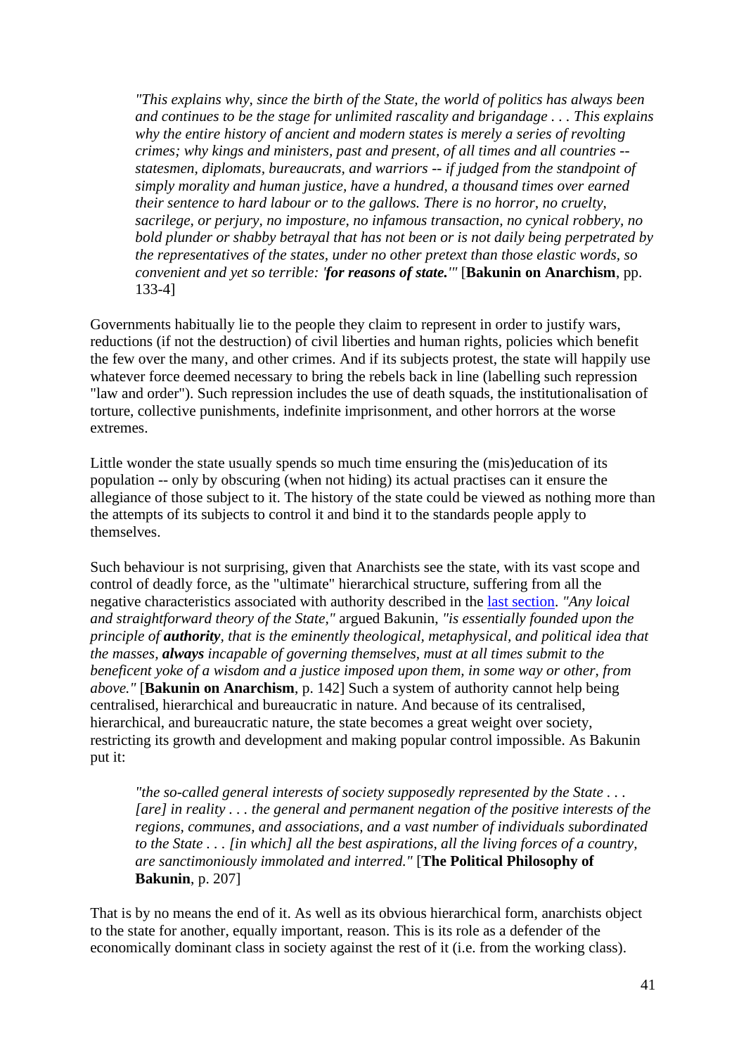> *"This explains why, since the birth of the State, the world of politics has always been and continues to be the stage for unlimited rascality and brigandage . . . This explains why the entire history of ancient and modern states is merely a series of revolting crimes; why kings and ministers, past and present, of all times and all countries -- statesmen, diplomats, bureaucrats, and warriors -- if judged from the standpoint of simply morality and human justice, have a hundred, a thousand times over earned their sentence to hard labour or to the gallows. There is no horror, no cruelty, sacrilege, or perjury, no imposture, no infamous transaction, no cynical robbery, no bold plunder or shabby betrayal that has not been or is not daily being perpetrated by the representatives of the states, under no other pretext than those elastic words, so convenient and yet so terrible: '**for reasons of state.**'"* [**Bakunin on Anarchism**, pp. 133-4]

Governments habitually lie to the people they claim to represent in order to justify wars, reductions (if not the destruction) of civil liberties and human rights, policies which benefit the few over the many, and other crimes. And if its subjects protest, the state will happily use whatever force deemed necessary to bring the rebels back in line (labelling such repression "law and order"). Such repression includes the use of death squads, the institutionalisation of torture, collective punishments, indefinite imprisonment, and other horrors at the worse extremes.

Little wonder the state usually spends so much time ensuring the (mis)education of its population -- only by obscuring (when not hiding) its actual practises can it ensure the allegiance of those subject to it. The history of the state could be viewed as nothing more than the attempts of its subjects to control it and bind it to the standards people apply to themselves.

Such behaviour is not surprising, given that Anarchists see the state, with its vast scope and control of deadly force, as the "ultimate" hierarchical structure, suffering from all the negative characteristics associated with authority described in the last section. *"Any loical and straightforward theory of the State,"* argued Bakunin, *"is essentially founded upon the principle of **authority**, that is the eminently theological, metaphysical, and political idea that the masses, **always** incapable of governing themselves, must at all times submit to the beneficent yoke of a wisdom and a justice imposed upon them, in some way or other, from above."* [**Bakunin on Anarchism**, p. 142] Such a system of authority cannot help being centralised, hierarchical and bureaucratic in nature. And because of its centralised, hierarchical, and bureaucratic nature, the state becomes a great weight over society, restricting its growth and development and making popular control impossible. As Bakunin put it:

> *"the so-called general interests of society supposedly represented by the State . . . [are] in reality . . . the general and permanent negation of the positive interests of the regions, communes, and associations, and a vast number of individuals subordinated to the State . . . [in which] all the best aspirations, all the living forces of a country, are sanctimoniously immolated and interred."* [**The Political Philosophy of Bakunin**, p. 207]

That is by no means the end of it. As well as its obvious hierarchical form, anarchists object to the state for another, equally important, reason. This is its role as a defender of the economically dominant class in society against the rest of it (i.e. from the working class).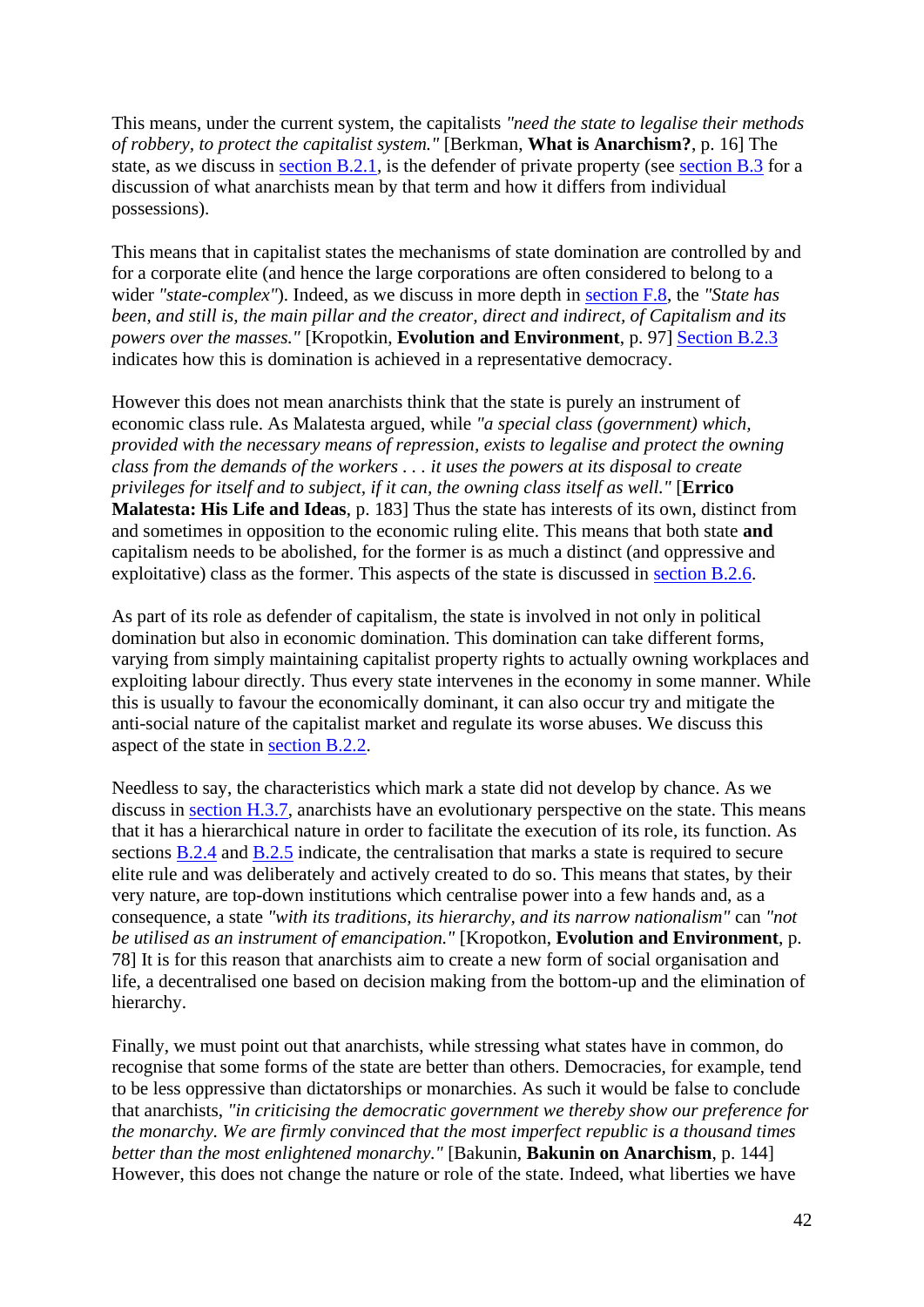This means, under the current system, the capitalists *"need the state to legalise their methods of robbery, to protect the capitalist system."* [Berkman, **What is Anarchism?**, p. 16] The state, as we discuss in [section B.2.1](), is the defender of private property (see [section B.3]() for a discussion of what anarchists mean by that term and how it differs from individual possessions).

This means that in capitalist states the mechanisms of state domination are controlled by and for a corporate elite (and hence the large corporations are often considered to belong to a wider *"state-complex"*). Indeed, as we discuss in more depth in [section F.8](), the *"State has been, and still is, the main pillar and the creator, direct and indirect, of Capitalism and its powers over the masses."* [Kropotkin, **Evolution and Environment**, p. 97] [Section B.2.3]() indicates how this is domination is achieved in a representative democracy.

However this does not mean anarchists think that the state is purely an instrument of economic class rule. As Malatesta argued, while *"a special class (government) which, provided with the necessary means of repression, exists to legalise and protect the owning class from the demands of the workers . . . it uses the powers at its disposal to create privileges for itself and to subject, if it can, the owning class itself as well."* [**Errico Malatesta: His Life and Ideas**, p. 183] Thus the state has interests of its own, distinct from and sometimes in opposition to the economic ruling elite. This means that both state **and** capitalism needs to be abolished, for the former is as much a distinct (and oppressive and exploitative) class as the former. This aspects of the state is discussed in [section B.2.6]().

As part of its role as defender of capitalism, the state is involved in not only in political domination but also in economic domination. This domination can take different forms, varying from simply maintaining capitalist property rights to actually owning workplaces and exploiting labour directly. Thus every state intervenes in the economy in some manner. While this is usually to favour the economically dominant, it can also occur try and mitigate the anti-social nature of the capitalist market and regulate its worse abuses. We discuss this aspect of the state in [section B.2.2]().

Needless to say, the characteristics which mark a state did not develop by chance. As we discuss in [section H.3.7](), anarchists have an evolutionary perspective on the state. This means that it has a hierarchical nature in order to facilitate the execution of its role, its function. As sections [B.2.4]() and [B.2.5]() indicate, the centralisation that marks a state is required to secure elite rule and was deliberately and actively created to do so. This means that states, by their very nature, are top-down institutions which centralise power into a few hands and, as a consequence, a state *"with its traditions, its hierarchy, and its narrow nationalism"* can *"not be utilised as an instrument of emancipation."* [Kropotkon, **Evolution and Environment**, p. 78] It is for this reason that anarchists aim to create a new form of social organisation and life, a decentralised one based on decision making from the bottom-up and the elimination of hierarchy.

Finally, we must point out that anarchists, while stressing what states have in common, do recognise that some forms of the state are better than others. Democracies, for example, tend to be less oppressive than dictatorships or monarchies. As such it would be false to conclude that anarchists, *"in criticising the democratic government we thereby show our preference for the monarchy. We are firmly convinced that the most imperfect republic is a thousand times better than the most enlightened monarchy."* [Bakunin, **Bakunin on Anarchism**, p. 144] However, this does not change the nature or role of the state. Indeed, what liberties we have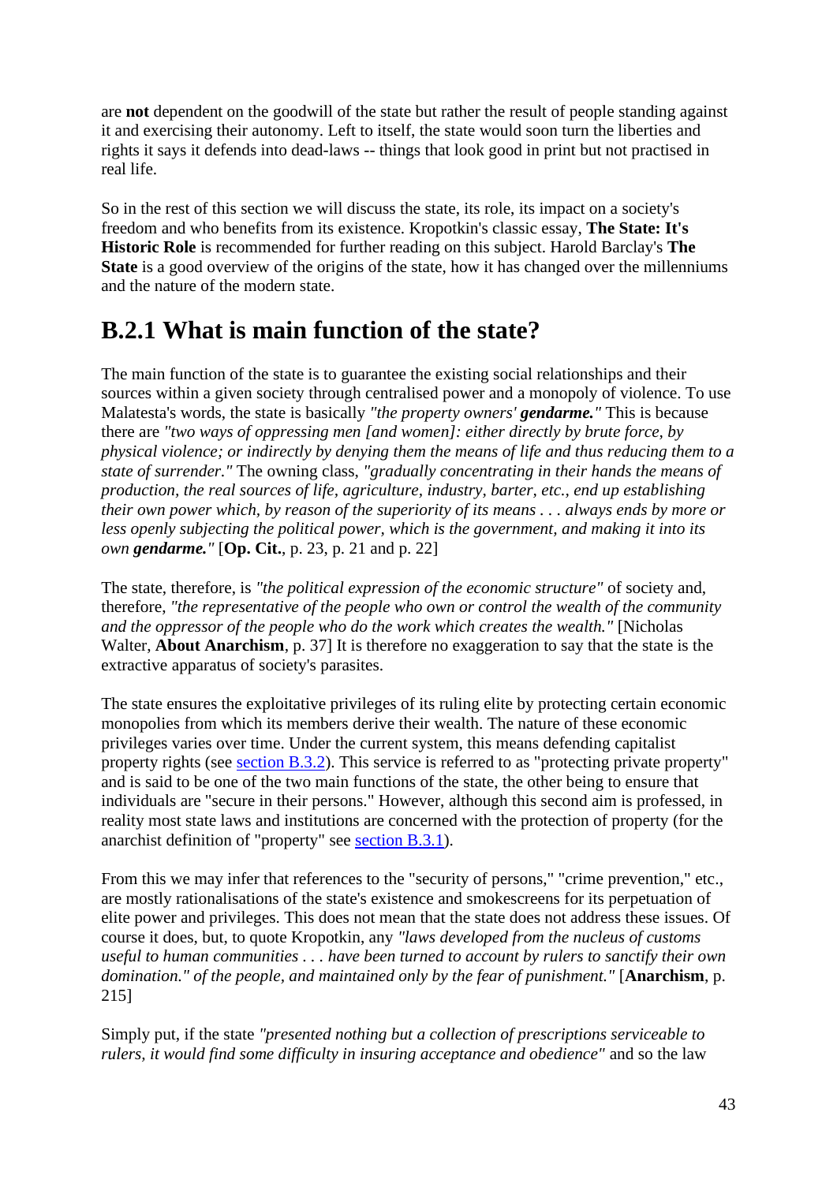are **not** dependent on the goodwill of the state but rather the result of people standing against it and exercising their autonomy. Left to itself, the state would soon turn the liberties and rights it says it defends into dead-laws -- things that look good in print but not practised in real life.

So in the rest of this section we will discuss the state, its role, its impact on a society's freedom and who benefits from its existence. Kropotkin's classic essay, **The State: It's Historic Role** is recommended for further reading on this subject. Harold Barclay's **The State** is a good overview of the origins of the state, how it has changed over the millenniums and the nature of the modern state.

## B.2.1 What is main function of the state?

The main function of the state is to guarantee the existing social relationships and their sources within a given society through centralised power and a monopoly of violence. To use Malatesta's words, the state is basically *"the property owners' **gendarme.**"* This is because there are *"two ways of oppressing men [and women]: either directly by brute force, by physical violence; or indirectly by denying them the means of life and thus reducing them to a state of surrender."* The owning class, *"gradually concentrating in their hands the means of production, the real sources of life, agriculture, industry, barter, etc., end up establishing their own power which, by reason of the superiority of its means . . . always ends by more or less openly subjecting the political power, which is the government, and making it into its own **gendarme.**"* [**Op. Cit.**, p. 23, p. 21 and p. 22]

The state, therefore, is *"the political expression of the economic structure"* of society and, therefore, *"the representative of the people who own or control the wealth of the community and the oppressor of the people who do the work which creates the wealth."* [Nicholas Walter, **About Anarchism**, p. 37] It is therefore no exaggeration to say that the state is the extractive apparatus of society's parasites.

The state ensures the exploitative privileges of its ruling elite by protecting certain economic monopolies from which its members derive their wealth. The nature of these economic privileges varies over time. Under the current system, this means defending capitalist property rights (see section B.3.2). This service is referred to as "protecting private property" and is said to be one of the two main functions of the state, the other being to ensure that individuals are "secure in their persons." However, although this second aim is professed, in reality most state laws and institutions are concerned with the protection of property (for the anarchist definition of "property" see section B.3.1).

From this we may infer that references to the "security of persons," "crime prevention," etc., are mostly rationalisations of the state's existence and smokescreens for its perpetuation of elite power and privileges. This does not mean that the state does not address these issues. Of course it does, but, to quote Kropotkin, any *"laws developed from the nucleus of customs useful to human communities . . . have been turned to account by rulers to sanctify their own domination." of the people, and maintained only by the fear of punishment."* [**Anarchism**, p. 215]

Simply put, if the state *"presented nothing but a collection of prescriptions serviceable to rulers, it would find some difficulty in insuring acceptance and obedience"* and so the law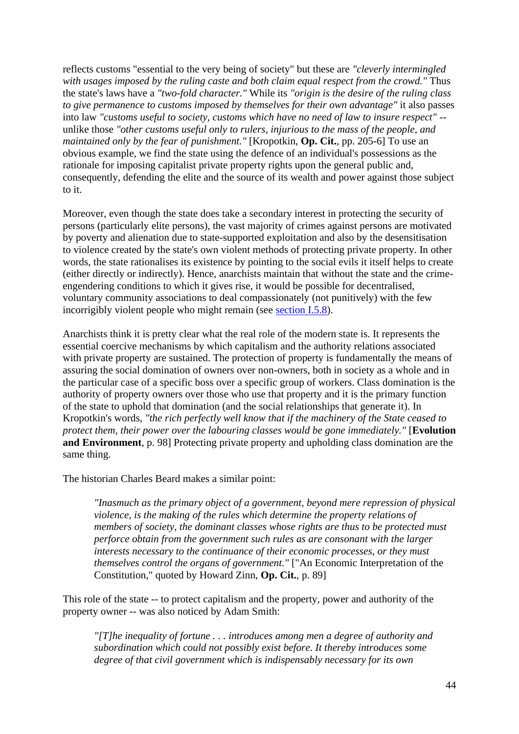reflects customs "essential to the very being of society" but these are *"cleverly intermingled with usages imposed by the ruling caste and both claim equal respect from the crowd."* Thus the state's laws have a *"two-fold character."* While its *"origin is the desire of the ruling class to give permanence to customs imposed by themselves for their own advantage"* it also passes into law *"customs useful to society, customs which have no need of law to insure respect"* -- unlike those *"other customs useful only to rulers, injurious to the mass of the people, and maintained only by the fear of punishment."* [Kropotkin, **Op. Cit.**, pp. 205-6] To use an obvious example, we find the state using the defence of an individual's possessions as the rationale for imposing capitalist private property rights upon the general public and, consequently, defending the elite and the source of its wealth and power against those subject to it.

Moreover, even though the state does take a secondary interest in protecting the security of persons (particularly elite persons), the vast majority of crimes against persons are motivated by poverty and alienation due to state-supported exploitation and also by the desensitisation to violence created by the state's own violent methods of protecting private property. In other words, the state rationalises its existence by pointing to the social evils it itself helps to create (either directly or indirectly). Hence, anarchists maintain that without the state and the crime-engendering conditions to which it gives rise, it would be possible for decentralised, voluntary community associations to deal compassionately (not punitively) with the few incorrigibly violent people who might remain (see section I.5.8).

Anarchists think it is pretty clear what the real role of the modern state is. It represents the essential coercive mechanisms by which capitalism and the authority relations associated with private property are sustained. The protection of property is fundamentally the means of assuring the social domination of owners over non-owners, both in society as a whole and in the particular case of a specific boss over a specific group of workers. Class domination is the authority of property owners over those who use that property and it is the primary function of the state to uphold that domination (and the social relationships that generate it). In Kropotkin's words, *"the rich perfectly well know that if the machinery of the State ceased to protect them, their power over the labouring classes would be gone immediately."* [**Evolution and Environment**, p. 98] Protecting private property and upholding class domination are the same thing.

The historian Charles Beard makes a similar point:

> *"Inasmuch as the primary object of a government, beyond mere repression of physical violence, is the making of the rules which determine the property relations of members of society, the dominant classes whose rights are thus to be protected must perforce obtain from the government such rules as are consonant with the larger interests necessary to the continuance of their economic processes, or they must themselves control the organs of government."* ["An Economic Interpretation of the Constitution," quoted by Howard Zinn, **Op. Cit.**, p. 89]

This role of the state -- to protect capitalism and the property, power and authority of the property owner -- was also noticed by Adam Smith:

> *"[T]he inequality of fortune . . . introduces among men a degree of authority and subordination which could not possibly exist before. It thereby introduces some degree of that civil government which is indispensably necessary for its own*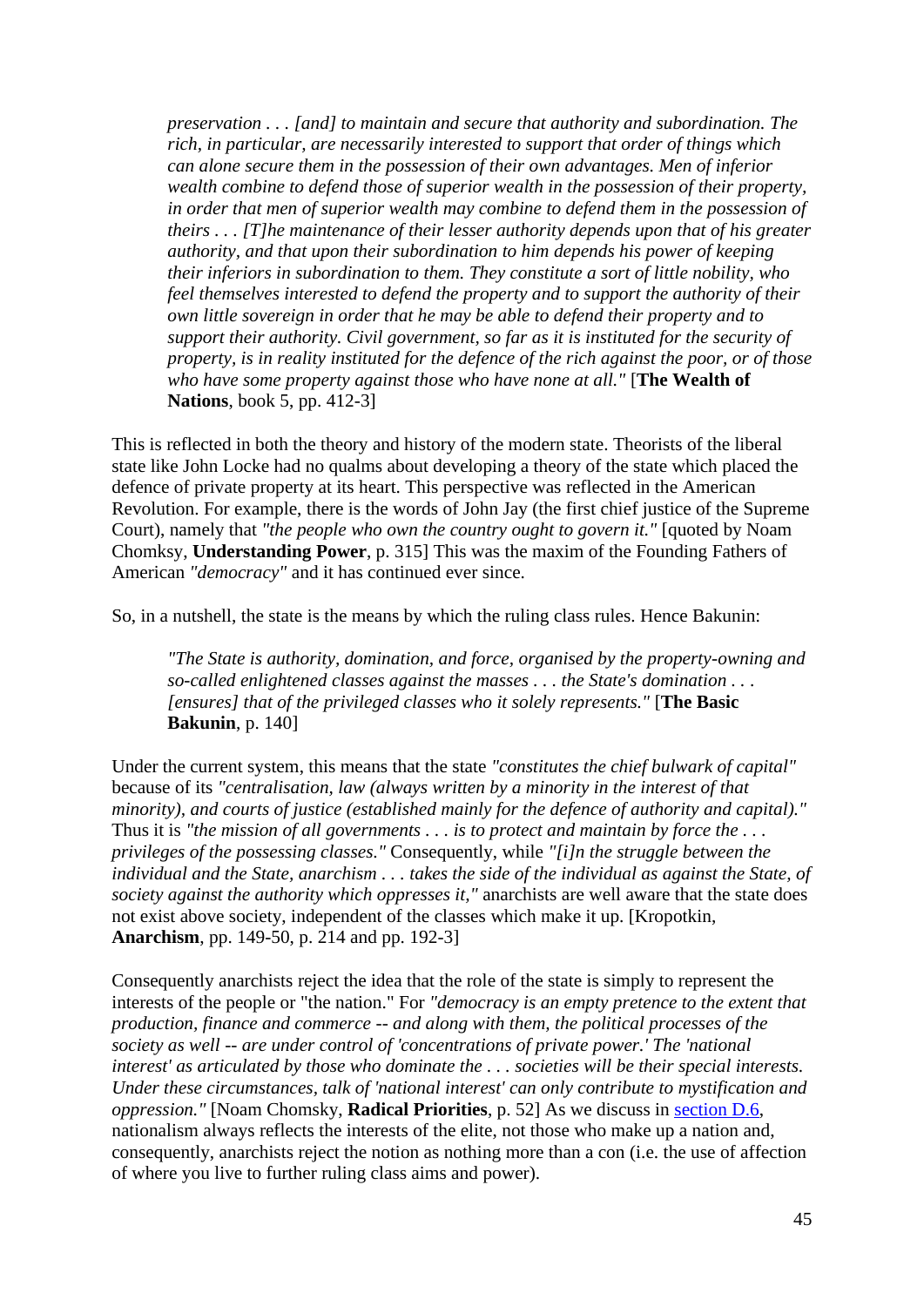> *preservation . . . [and] to maintain and secure that authority and subordination. The rich, in particular, are necessarily interested to support that order of things which can alone secure them in the possession of their own advantages. Men of inferior wealth combine to defend those of superior wealth in the possession of their property, in order that men of superior wealth may combine to defend them in the possession of theirs . . . [T]he maintenance of their lesser authority depends upon that of his greater authority, and that upon their subordination to him depends his power of keeping their inferiors in subordination to them. They constitute a sort of little nobility, who feel themselves interested to defend the property and to support the authority of their own little sovereign in order that he may be able to defend their property and to support their authority. Civil government, so far as it is instituted for the security of property, is in reality instituted for the defence of the rich against the poor, or of those who have some property against those who have none at all."* [**The Wealth of Nations**, book 5, pp. 412-3]

This is reflected in both the theory and history of the modern state. Theorists of the liberal state like John Locke had no qualms about developing a theory of the state which placed the defence of private property at its heart. This perspective was reflected in the American Revolution. For example, there is the words of John Jay (the first chief justice of the Supreme Court), namely that *"the people who own the country ought to govern it."* [quoted by Noam Chomksy, **Understanding Power**, p. 315] This was the maxim of the Founding Fathers of American *"democracy"* and it has continued ever since.

So, in a nutshell, the state is the means by which the ruling class rules. Hence Bakunin:

> *"The State is authority, domination, and force, organised by the property-owning and so-called enlightened classes against the masses . . . the State's domination . . . [ensures] that of the privileged classes who it solely represents."* [**The Basic Bakunin**, p. 140]

Under the current system, this means that the state *"constitutes the chief bulwark of capital"* because of its *"centralisation, law (always written by a minority in the interest of that minority), and courts of justice (established mainly for the defence of authority and capital)."* Thus it is *"the mission of all governments . . . is to protect and maintain by force the . . . privileges of the possessing classes."* Consequently, while *"[i]n the struggle between the individual and the State, anarchism . . . takes the side of the individual as against the State, of society against the authority which oppresses it,"* anarchists are well aware that the state does not exist above society, independent of the classes which make it up. [Kropotkin, **Anarchism**, pp. 149-50, p. 214 and pp. 192-3]

Consequently anarchists reject the idea that the role of the state is simply to represent the interests of the people or "the nation." For *"democracy is an empty pretence to the extent that production, finance and commerce -- and along with them, the political processes of the society as well -- are under control of 'concentrations of private power.' The 'national interest' as articulated by those who dominate the . . . societies will be their special interests. Under these circumstances, talk of 'national interest' can only contribute to mystification and oppression."* [Noam Chomsky, **Radical Priorities**, p. 52] As we discuss in section D.6, nationalism always reflects the interests of the elite, not those who make up a nation and, consequently, anarchists reject the notion as nothing more than a con (i.e. the use of affection of where you live to further ruling class aims and power).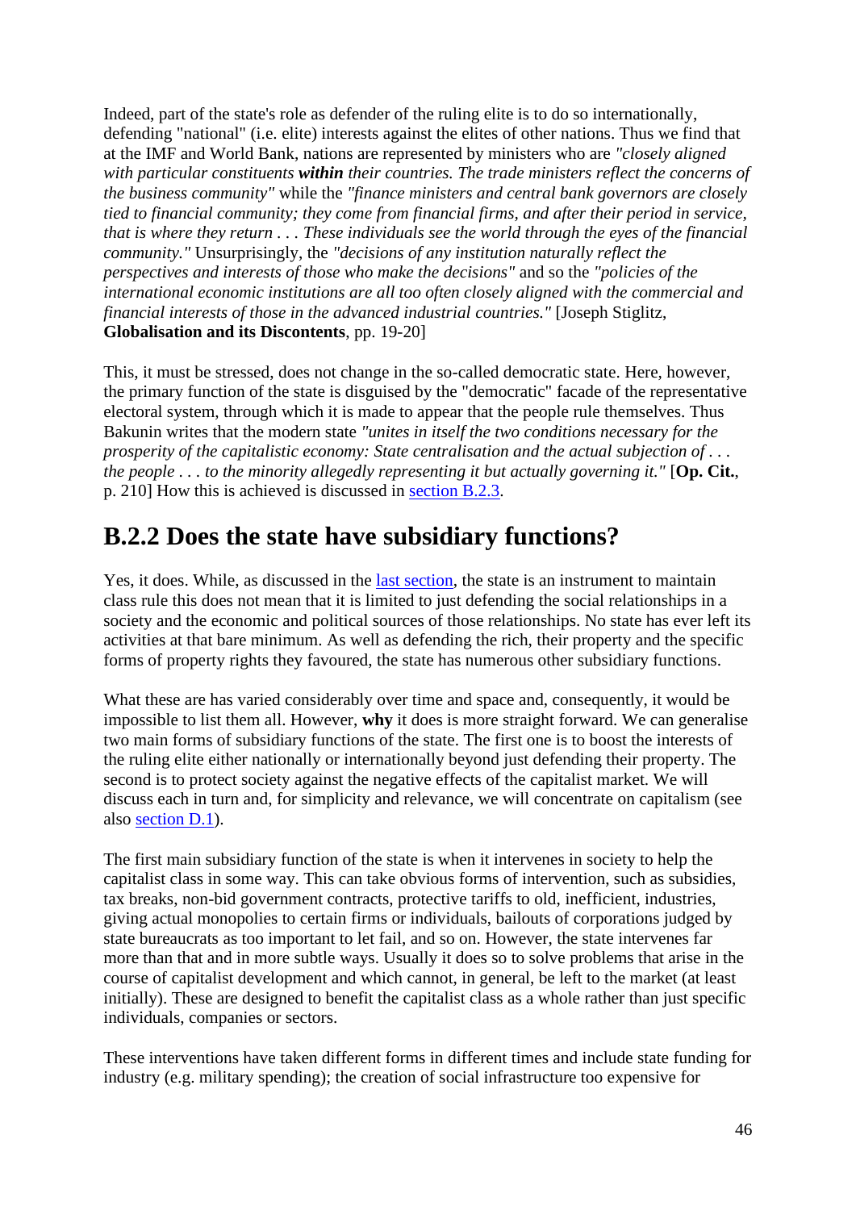Indeed, part of the state's role as defender of the ruling elite is to do so internationally, defending "national" (i.e. elite) interests against the elites of other nations. Thus we find that at the IMF and World Bank, nations are represented by ministers who are *"closely aligned with particular constituents **within** their countries. The trade ministers reflect the concerns of the business community"* while the *"finance ministers and central bank governors are closely tied to financial community; they come from financial firms, and after their period in service, that is where they return . . . These individuals see the world through the eyes of the financial community."* Unsurprisingly, the *"decisions of any institution naturally reflect the perspectives and interests of those who make the decisions"* and so the *"policies of the international economic institutions are all too often closely aligned with the commercial and financial interests of those in the advanced industrial countries."* [Joseph Stiglitz, **Globalisation and its Discontents**, pp. 19-20]

This, it must be stressed, does not change in the so-called democratic state. Here, however, the primary function of the state is disguised by the "democratic" facade of the representative electoral system, through which it is made to appear that the people rule themselves. Thus Bakunin writes that the modern state *"unites in itself the two conditions necessary for the prosperity of the capitalistic economy: State centralisation and the actual subjection of . . . the people . . . to the minority allegedly representing it but actually governing it."* [**Op. Cit.**, p. 210] How this is achieved is discussed in section B.2.3.

## B.2.2 Does the state have subsidiary functions?

Yes, it does. While, as discussed in the last section, the state is an instrument to maintain class rule this does not mean that it is limited to just defending the social relationships in a society and the economic and political sources of those relationships. No state has ever left its activities at that bare minimum. As well as defending the rich, their property and the specific forms of property rights they favoured, the state has numerous other subsidiary functions.

What these are has varied considerably over time and space and, consequently, it would be impossible to list them all. However, **why** it does is more straight forward. We can generalise two main forms of subsidiary functions of the state. The first one is to boost the interests of the ruling elite either nationally or internationally beyond just defending their property. The second is to protect society against the negative effects of the capitalist market. We will discuss each in turn and, for simplicity and relevance, we will concentrate on capitalism (see also section D.1).

The first main subsidiary function of the state is when it intervenes in society to help the capitalist class in some way. This can take obvious forms of intervention, such as subsidies, tax breaks, non-bid government contracts, protective tariffs to old, inefficient, industries, giving actual monopolies to certain firms or individuals, bailouts of corporations judged by state bureaucrats as too important to let fail, and so on. However, the state intervenes far more than that and in more subtle ways. Usually it does so to solve problems that arise in the course of capitalist development and which cannot, in general, be left to the market (at least initially). These are designed to benefit the capitalist class as a whole rather than just specific individuals, companies or sectors.

These interventions have taken different forms in different times and include state funding for industry (e.g. military spending); the creation of social infrastructure too expensive for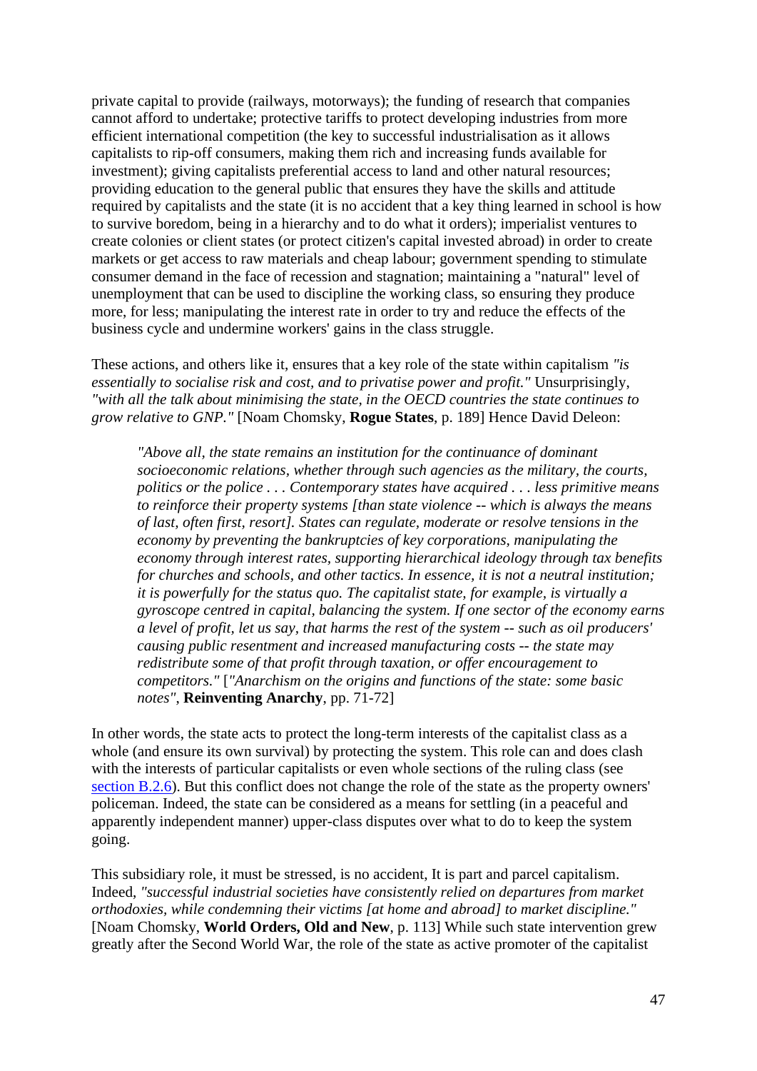private capital to provide (railways, motorways); the funding of research that companies cannot afford to undertake; protective tariffs to protect developing industries from more efficient international competition (the key to successful industrialisation as it allows capitalists to rip-off consumers, making them rich and increasing funds available for investment); giving capitalists preferential access to land and other natural resources; providing education to the general public that ensures they have the skills and attitude required by capitalists and the state (it is no accident that a key thing learned in school is how to survive boredom, being in a hierarchy and to do what it orders); imperialist ventures to create colonies or client states (or protect citizen's capital invested abroad) in order to create markets or get access to raw materials and cheap labour; government spending to stimulate consumer demand in the face of recession and stagnation; maintaining a "natural" level of unemployment that can be used to discipline the working class, so ensuring they produce more, for less; manipulating the interest rate in order to try and reduce the effects of the business cycle and undermine workers' gains in the class struggle.

These actions, and others like it, ensures that a key role of the state within capitalism *"is essentially to socialise risk and cost, and to privatise power and profit."* Unsurprisingly, *"with all the talk about minimising the state, in the OECD countries the state continues to grow relative to GNP."* [Noam Chomsky, **Rogue States**, p. 189] Hence David Deleon:

> *"Above all, the state remains an institution for the continuance of dominant socioeconomic relations, whether through such agencies as the military, the courts, politics or the police . . . Contemporary states have acquired . . . less primitive means to reinforce their property systems [than state violence -- which is always the means of last, often first, resort]. States can regulate, moderate or resolve tensions in the economy by preventing the bankruptcies of key corporations, manipulating the economy through interest rates, supporting hierarchical ideology through tax benefits for churches and schools, and other tactics. In essence, it is not a neutral institution; it is powerfully for the status quo. The capitalist state, for example, is virtually a gyroscope centred in capital, balancing the system. If one sector of the economy earns a level of profit, let us say, that harms the rest of the system -- such as oil producers' causing public resentment and increased manufacturing costs -- the state may redistribute some of that profit through taxation, or offer encouragement to competitors."* [*"Anarchism on the origins and functions of the state: some basic notes"*, **Reinventing Anarchy**, pp. 71-72]

In other words, the state acts to protect the long-term interests of the capitalist class as a whole (and ensure its own survival) by protecting the system. This role can and does clash with the interests of particular capitalists or even whole sections of the ruling class (see section B.2.6). But this conflict does not change the role of the state as the property owners' policeman. Indeed, the state can be considered as a means for settling (in a peaceful and apparently independent manner) upper-class disputes over what to do to keep the system going.

This subsidiary role, it must be stressed, is no accident, It is part and parcel capitalism. Indeed, *"successful industrial societies have consistently relied on departures from market orthodoxies, while condemning their victims [at home and abroad] to market discipline."* [Noam Chomsky, **World Orders, Old and New**, p. 113] While such state intervention grew greatly after the Second World War, the role of the state as active promoter of the capitalist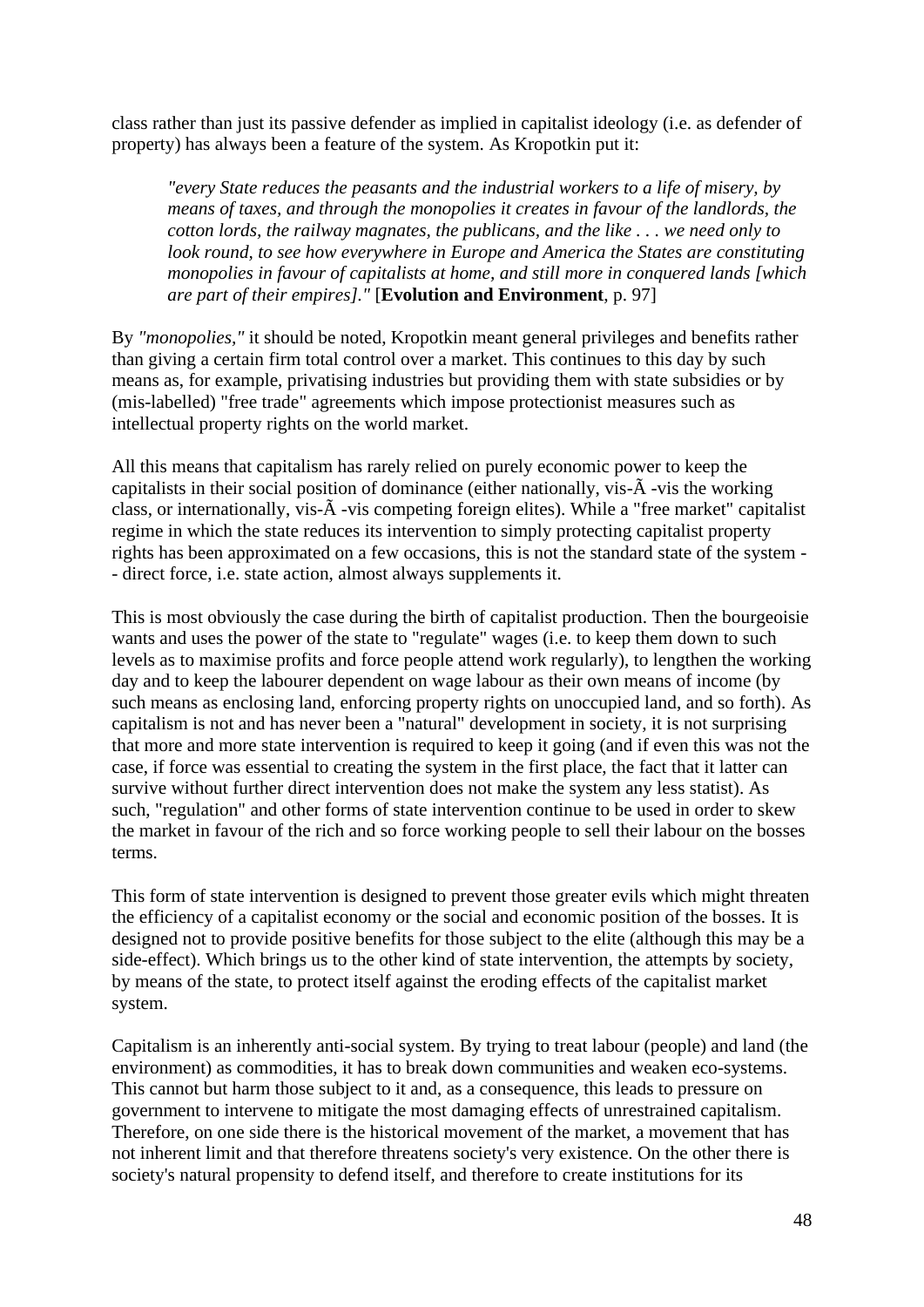class rather than just its passive defender as implied in capitalist ideology (i.e. as defender of property) has always been a feature of the system. As Kropotkin put it:

> *"every State reduces the peasants and the industrial workers to a life of misery, by means of taxes, and through the monopolies it creates in favour of the landlords, the cotton lords, the railway magnates, the publicans, and the like . . . we need only to look round, to see how everywhere in Europe and America the States are constituting monopolies in favour of capitalists at home, and still more in conquered lands [which are part of their empires]."* [**Evolution and Environment**, p. 97]

By *"monopolies,"* it should be noted, Kropotkin meant general privileges and benefits rather than giving a certain firm total control over a market. This continues to this day by such means as, for example, privatising industries but providing them with state subsidies or by (mis-labelled) "free trade" agreements which impose protectionist measures such as intellectual property rights on the world market.

All this means that capitalism has rarely relied on purely economic power to keep the capitalists in their social position of dominance (either nationally, vis-Ã -vis the working class, or internationally, vis-Ã -vis competing foreign elites). While a "free market" capitalist regime in which the state reduces its intervention to simply protecting capitalist property rights has been approximated on a few occasions, this is not the standard state of the system -- direct force, i.e. state action, almost always supplements it.

This is most obviously the case during the birth of capitalist production. Then the bourgeoisie wants and uses the power of the state to "regulate" wages (i.e. to keep them down to such levels as to maximise profits and force people attend work regularly), to lengthen the working day and to keep the labourer dependent on wage labour as their own means of income (by such means as enclosing land, enforcing property rights on unoccupied land, and so forth). As capitalism is not and has never been a "natural" development in society, it is not surprising that more and more state intervention is required to keep it going (and if even this was not the case, if force was essential to creating the system in the first place, the fact that it latter can survive without further direct intervention does not make the system any less statist). As such, "regulation" and other forms of state intervention continue to be used in order to skew the market in favour of the rich and so force working people to sell their labour on the bosses terms.

This form of state intervention is designed to prevent those greater evils which might threaten the efficiency of a capitalist economy or the social and economic position of the bosses. It is designed not to provide positive benefits for those subject to the elite (although this may be a side-effect). Which brings us to the other kind of state intervention, the attempts by society, by means of the state, to protect itself against the eroding effects of the capitalist market system.

Capitalism is an inherently anti-social system. By trying to treat labour (people) and land (the environment) as commodities, it has to break down communities and weaken eco-systems. This cannot but harm those subject to it and, as a consequence, this leads to pressure on government to intervene to mitigate the most damaging effects of unrestrained capitalism. Therefore, on one side there is the historical movement of the market, a movement that has not inherent limit and that therefore threatens society's very existence. On the other there is society's natural propensity to defend itself, and therefore to create institutions for its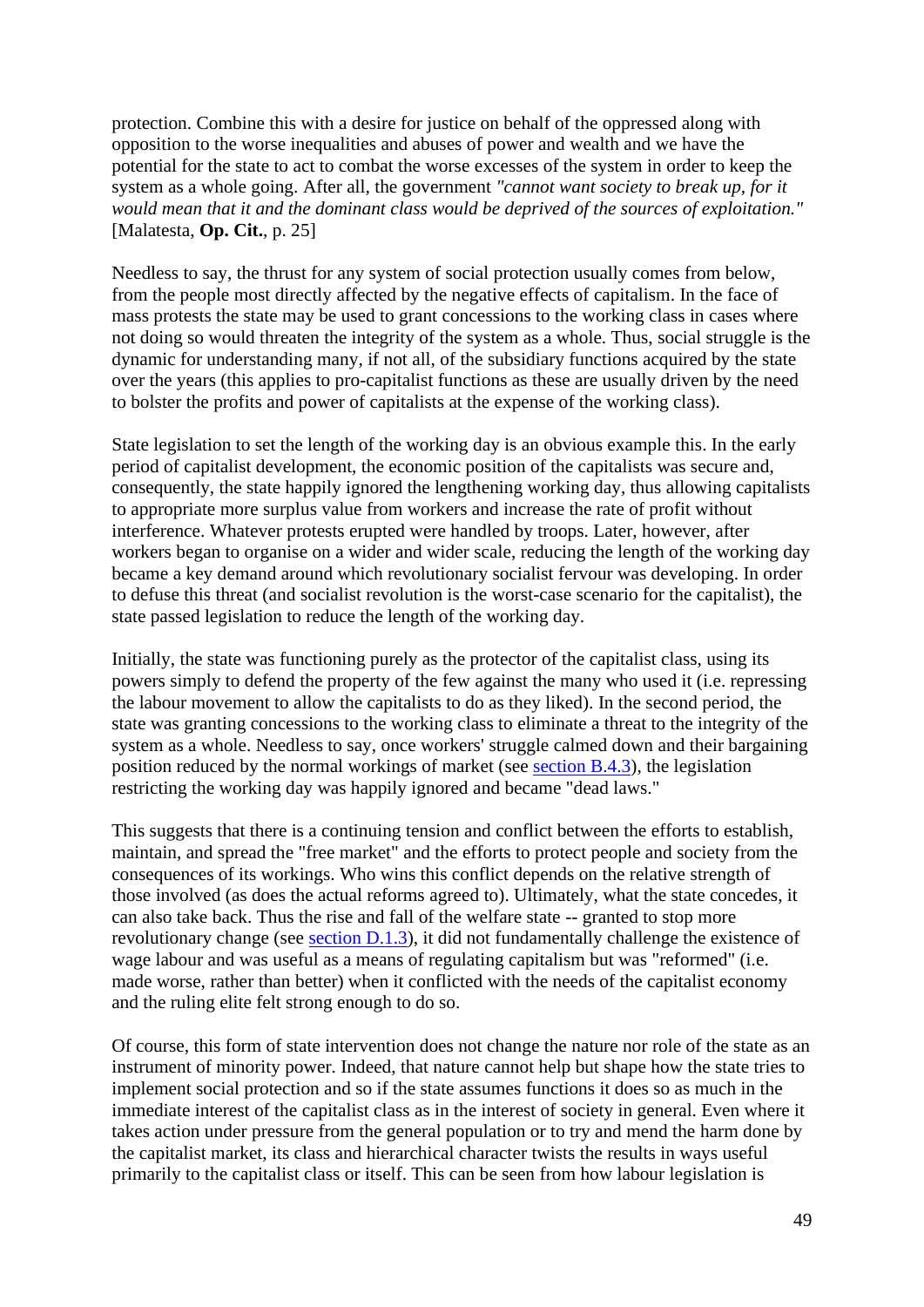protection. Combine this with a desire for justice on behalf of the oppressed along with opposition to the worse inequalities and abuses of power and wealth and we have the potential for the state to act to combat the worse excesses of the system in order to keep the system as a whole going. After all, the government *"cannot want society to break up, for it would mean that it and the dominant class would be deprived of the sources of exploitation."* [Malatesta, **Op. Cit.**, p. 25]

Needless to say, the thrust for any system of social protection usually comes from below, from the people most directly affected by the negative effects of capitalism. In the face of mass protests the state may be used to grant concessions to the working class in cases where not doing so would threaten the integrity of the system as a whole. Thus, social struggle is the dynamic for understanding many, if not all, of the subsidiary functions acquired by the state over the years (this applies to pro-capitalist functions as these are usually driven by the need to bolster the profits and power of capitalists at the expense of the working class).

State legislation to set the length of the working day is an obvious example this. In the early period of capitalist development, the economic position of the capitalists was secure and, consequently, the state happily ignored the lengthening working day, thus allowing capitalists to appropriate more surplus value from workers and increase the rate of profit without interference. Whatever protests erupted were handled by troops. Later, however, after workers began to organise on a wider and wider scale, reducing the length of the working day became a key demand around which revolutionary socialist fervour was developing. In order to defuse this threat (and socialist revolution is the worst-case scenario for the capitalist), the state passed legislation to reduce the length of the working day.

Initially, the state was functioning purely as the protector of the capitalist class, using its powers simply to defend the property of the few against the many who used it (i.e. repressing the labour movement to allow the capitalists to do as they liked). In the second period, the state was granting concessions to the working class to eliminate a threat to the integrity of the system as a whole. Needless to say, once workers' struggle calmed down and their bargaining position reduced by the normal workings of market (see section B.4.3), the legislation restricting the working day was happily ignored and became "dead laws."

This suggests that there is a continuing tension and conflict between the efforts to establish, maintain, and spread the "free market" and the efforts to protect people and society from the consequences of its workings. Who wins this conflict depends on the relative strength of those involved (as does the actual reforms agreed to). Ultimately, what the state concedes, it can also take back. Thus the rise and fall of the welfare state -- granted to stop more revolutionary change (see section D.1.3), it did not fundamentally challenge the existence of wage labour and was useful as a means of regulating capitalism but was "reformed" (i.e. made worse, rather than better) when it conflicted with the needs of the capitalist economy and the ruling elite felt strong enough to do so.

Of course, this form of state intervention does not change the nature nor role of the state as an instrument of minority power. Indeed, that nature cannot help but shape how the state tries to implement social protection and so if the state assumes functions it does so as much in the immediate interest of the capitalist class as in the interest of society in general. Even where it takes action under pressure from the general population or to try and mend the harm done by the capitalist market, its class and hierarchical character twists the results in ways useful primarily to the capitalist class or itself. This can be seen from how labour legislation is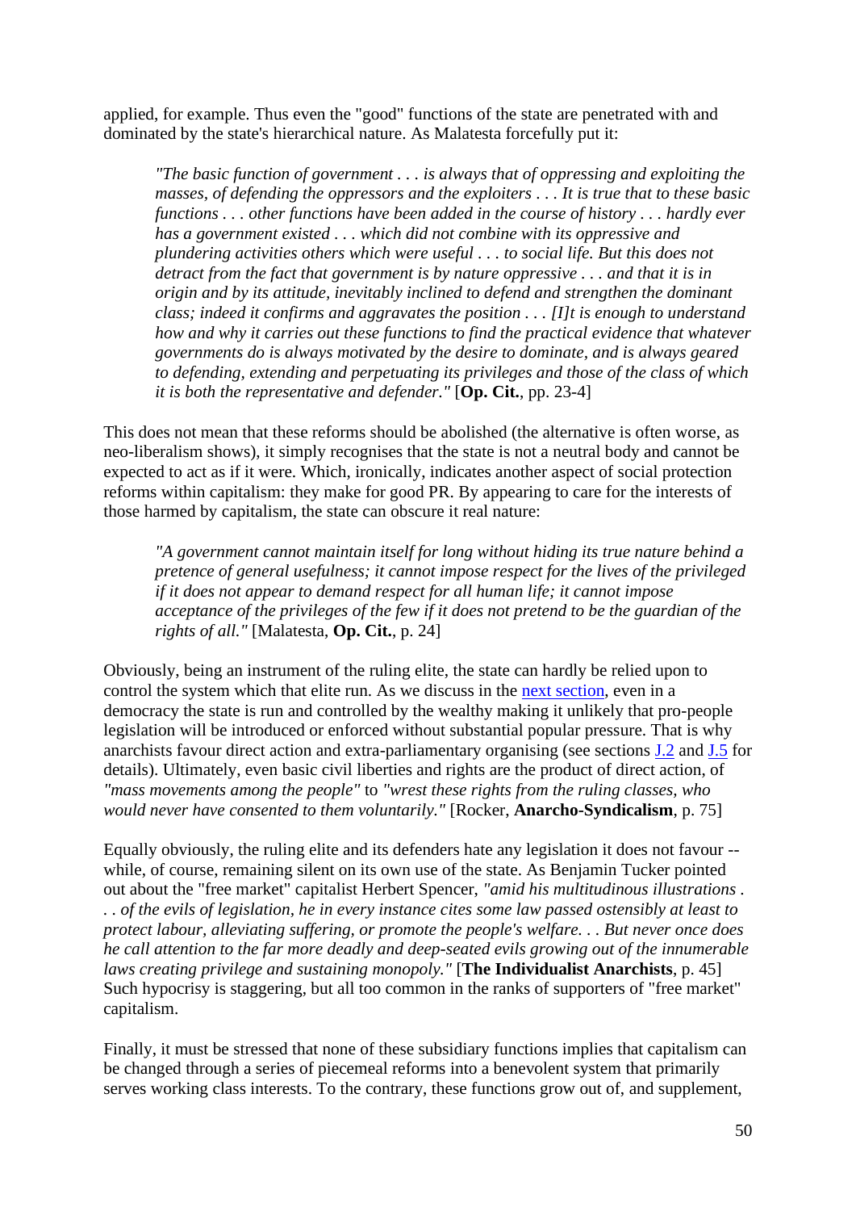applied, for example. Thus even the "good" functions of the state are penetrated with and dominated by the state's hierarchical nature. As Malatesta forcefully put it:

> *"The basic function of government . . . is always that of oppressing and exploiting the masses, of defending the oppressors and the exploiters . . . It is true that to these basic functions . . . other functions have been added in the course of history . . . hardly ever has a government existed . . . which did not combine with its oppressive and plundering activities others which were useful . . . to social life. But this does not detract from the fact that government is by nature oppressive . . . and that it is in origin and by its attitude, inevitably inclined to defend and strengthen the dominant class; indeed it confirms and aggravates the position . . . [I]t is enough to understand how and why it carries out these functions to find the practical evidence that whatever governments do is always motivated by the desire to dominate, and is always geared to defending, extending and perpetuating its privileges and those of the class of which it is both the representative and defender."* [**Op. Cit.**, pp. 23-4]

This does not mean that these reforms should be abolished (the alternative is often worse, as neo-liberalism shows), it simply recognises that the state is not a neutral body and cannot be expected to act as if it were. Which, ironically, indicates another aspect of social protection reforms within capitalism: they make for good PR. By appearing to care for the interests of those harmed by capitalism, the state can obscure it real nature:

> *"A government cannot maintain itself for long without hiding its true nature behind a pretence of general usefulness; it cannot impose respect for the lives of the privileged if it does not appear to demand respect for all human life; it cannot impose acceptance of the privileges of the few if it does not pretend to be the guardian of the rights of all."* [Malatesta, **Op. Cit.**, p. 24]

Obviously, being an instrument of the ruling elite, the state can hardly be relied upon to control the system which that elite run. As we discuss in the next section, even in a democracy the state is run and controlled by the wealthy making it unlikely that pro-people legislation will be introduced or enforced without substantial popular pressure. That is why anarchists favour direct action and extra-parliamentary organising (see sections J.2 and J.5 for details). Ultimately, even basic civil liberties and rights are the product of direct action, of *"mass movements among the people"* to *"wrest these rights from the ruling classes, who would never have consented to them voluntarily."* [Rocker, **Anarcho-Syndicalism**, p. 75]

Equally obviously, the ruling elite and its defenders hate any legislation it does not favour -- while, of course, remaining silent on its own use of the state. As Benjamin Tucker pointed out about the "free market" capitalist Herbert Spencer, *"amid his multitudinous illustrations . . . of the evils of legislation, he in every instance cites some law passed ostensibly at least to protect labour, alleviating suffering, or promote the people's welfare. . . But never once does he call attention to the far more deadly and deep-seated evils growing out of the innumerable laws creating privilege and sustaining monopoly."* [**The Individualist Anarchists**, p. 45] Such hypocrisy is staggering, but all too common in the ranks of supporters of "free market" capitalism.

Finally, it must be stressed that none of these subsidiary functions implies that capitalism can be changed through a series of piecemeal reforms into a benevolent system that primarily serves working class interests. To the contrary, these functions grow out of, and supplement,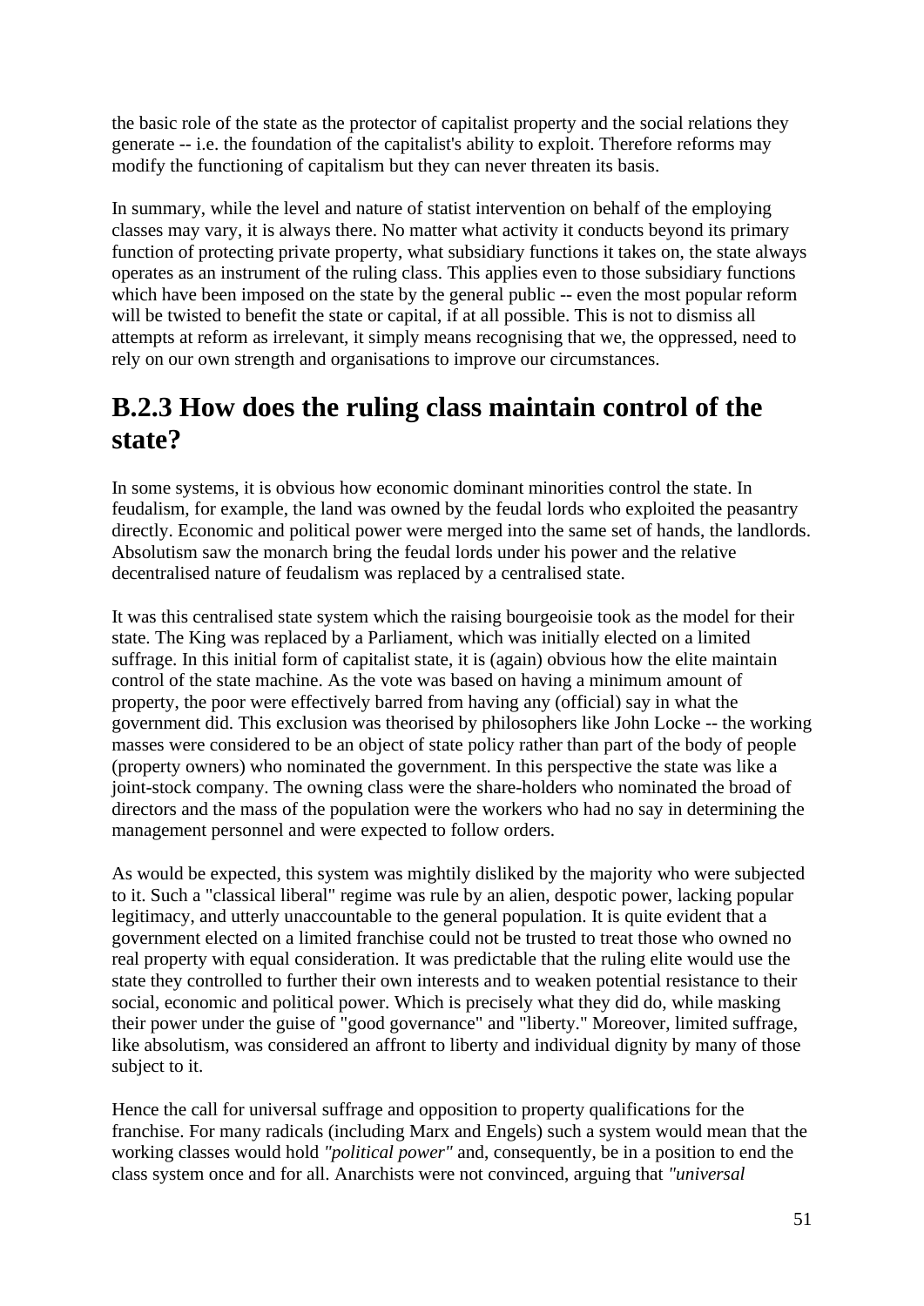the basic role of the state as the protector of capitalist property and the social relations they generate -- i.e. the foundation of the capitalist's ability to exploit. Therefore reforms may modify the functioning of capitalism but they can never threaten its basis.

In summary, while the level and nature of statist intervention on behalf of the employing classes may vary, it is always there. No matter what activity it conducts beyond its primary function of protecting private property, what subsidiary functions it takes on, the state always operates as an instrument of the ruling class. This applies even to those subsidiary functions which have been imposed on the state by the general public -- even the most popular reform will be twisted to benefit the state or capital, if at all possible. This is not to dismiss all attempts at reform as irrelevant, it simply means recognising that we, the oppressed, need to rely on our own strength and organisations to improve our circumstances.

## B.2.3 How does the ruling class maintain control of the state?

In some systems, it is obvious how economic dominant minorities control the state. In feudalism, for example, the land was owned by the feudal lords who exploited the peasantry directly. Economic and political power were merged into the same set of hands, the landlords. Absolutism saw the monarch bring the feudal lords under his power and the relative decentralised nature of feudalism was replaced by a centralised state.

It was this centralised state system which the raising bourgeoisie took as the model for their state. The King was replaced by a Parliament, which was initially elected on a limited suffrage. In this initial form of capitalist state, it is (again) obvious how the elite maintain control of the state machine. As the vote was based on having a minimum amount of property, the poor were effectively barred from having any (official) say in what the government did. This exclusion was theorised by philosophers like John Locke -- the working masses were considered to be an object of state policy rather than part of the body of people (property owners) who nominated the government. In this perspective the state was like a joint-stock company. The owning class were the share-holders who nominated the broad of directors and the mass of the population were the workers who had no say in determining the management personnel and were expected to follow orders.

As would be expected, this system was mightily disliked by the majority who were subjected to it. Such a "classical liberal" regime was rule by an alien, despotic power, lacking popular legitimacy, and utterly unaccountable to the general population. It is quite evident that a government elected on a limited franchise could not be trusted to treat those who owned no real property with equal consideration. It was predictable that the ruling elite would use the state they controlled to further their own interests and to weaken potential resistance to their social, economic and political power. Which is precisely what they did do, while masking their power under the guise of "good governance" and "liberty." Moreover, limited suffrage, like absolutism, was considered an affront to liberty and individual dignity by many of those subject to it.

Hence the call for universal suffrage and opposition to property qualifications for the franchise. For many radicals (including Marx and Engels) such a system would mean that the working classes would hold *"political power"* and, consequently, be in a position to end the class system once and for all. Anarchists were not convinced, arguing that *"universal*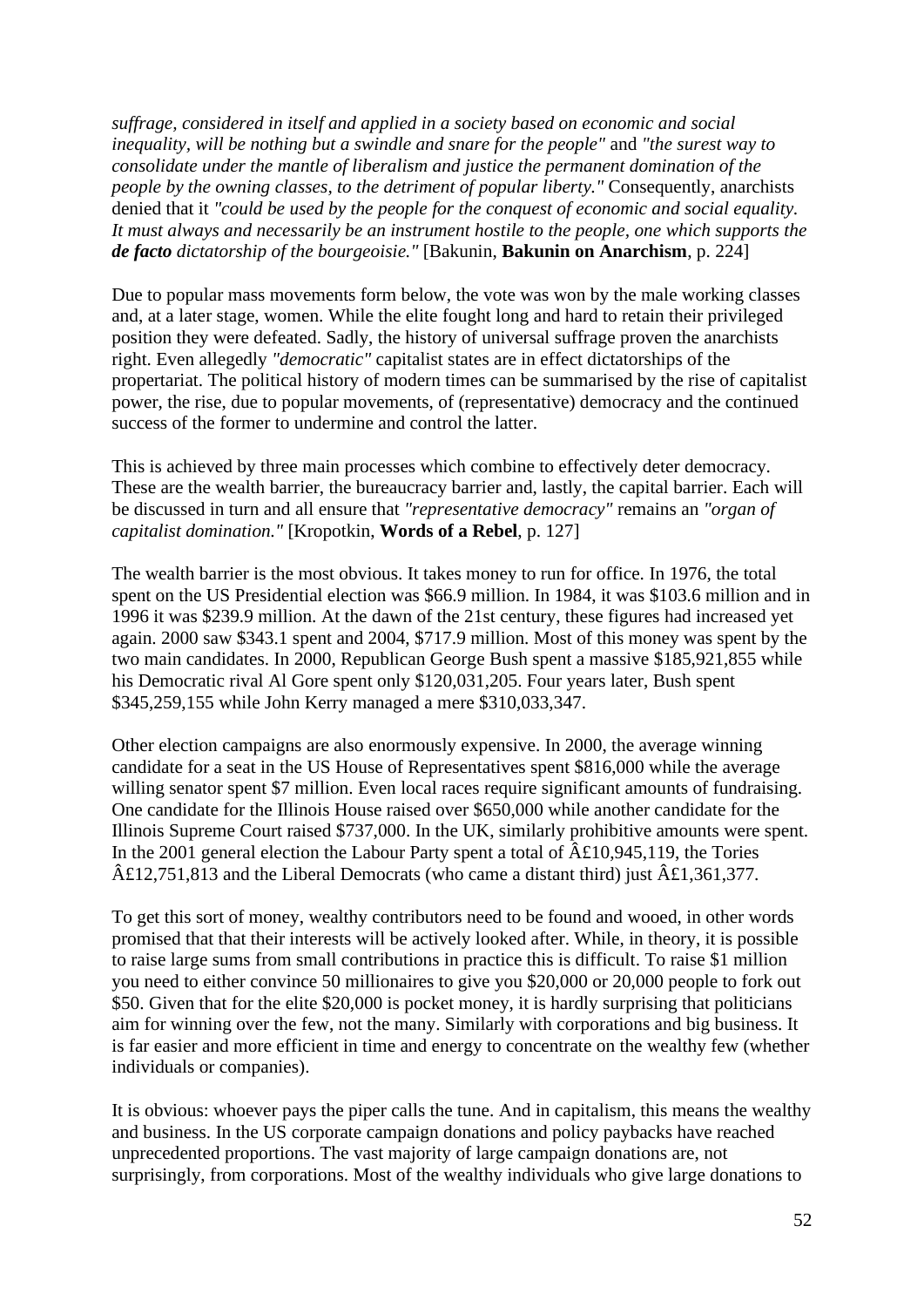*suffrage, considered in itself and applied in a society based on economic and social inequality, will be nothing but a swindle and snare for the people"* and *"the surest way to consolidate under the mantle of liberalism and justice the permanent domination of the people by the owning classes, to the detriment of popular liberty."* Consequently, anarchists denied that it *"could be used by the people for the conquest of economic and social equality. It must always and necessarily be an instrument hostile to the people, one which supports the **de facto** dictatorship of the bourgeoisie."* [Bakunin, **Bakunin on Anarchism**, p. 224]

Due to popular mass movements form below, the vote was won by the male working classes and, at a later stage, women. While the elite fought long and hard to retain their privileged position they were defeated. Sadly, the history of universal suffrage proven the anarchists right. Even allegedly *"democratic"* capitalist states are in effect dictatorships of the propertariat. The political history of modern times can be summarised by the rise of capitalist power, the rise, due to popular movements, of (representative) democracy and the continued success of the former to undermine and control the latter.

This is achieved by three main processes which combine to effectively deter democracy. These are the wealth barrier, the bureaucracy barrier and, lastly, the capital barrier. Each will be discussed in turn and all ensure that *"representative democracy"* remains an *"organ of capitalist domination."* [Kropotkin, **Words of a Rebel**, p. 127]

The wealth barrier is the most obvious. It takes money to run for office. In 1976, the total spent on the US Presidential election was $66.9 million. In 1984, it was $103.6 million and in 1996 it was $239.9 million. At the dawn of the 21st century, these figures had increased yet again. 2000 saw $343.1 spent and 2004, $717.9 million. Most of this money was spent by the two main candidates. In 2000, Republican George Bush spent a massive $185,921,855 while his Democratic rival Al Gore spent only $120,031,205. Four years later, Bush spent $345,259,155 while John Kerry managed a mere $310,033,347.

Other election campaigns are also enormously expensive. In 2000, the average winning candidate for a seat in the US House of Representatives spent $816,000 while the average willing senator spent $7 million. Even local races require significant amounts of fundraising. One candidate for the Illinois House raised over $650,000 while another candidate for the Illinois Supreme Court raised $737,000. In the UK, similarly prohibitive amounts were spent. In the 2001 general election the Labour Party spent a total of Â£10,945,119, the Tories Â£12,751,813 and the Liberal Democrats (who came a distant third) just Â£1,361,377.

To get this sort of money, wealthy contributors need to be found and wooed, in other words promised that that their interests will be actively looked after. While, in theory, it is possible to raise large sums from small contributions in practice this is difficult. To raise $1 million you need to either convince 50 millionaires to give you $20,000 or 20,000 people to fork out $50. Given that for the elite $20,000 is pocket money, it is hardly surprising that politicians aim for winning over the few, not the many. Similarly with corporations and big business. It is far easier and more efficient in time and energy to concentrate on the wealthy few (whether individuals or companies).

It is obvious: whoever pays the piper calls the tune. And in capitalism, this means the wealthy and business. In the US corporate campaign donations and policy paybacks have reached unprecedented proportions. The vast majority of large campaign donations are, not surprisingly, from corporations. Most of the wealthy individuals who give large donations to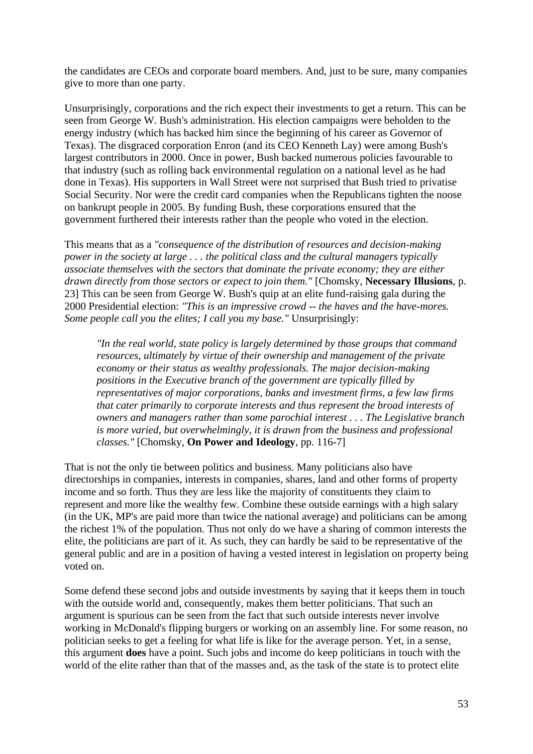the candidates are CEOs and corporate board members. And, just to be sure, many companies give to more than one party.

Unsurprisingly, corporations and the rich expect their investments to get a return. This can be seen from George W. Bush's administration. His election campaigns were beholden to the energy industry (which has backed him since the beginning of his career as Governor of Texas). The disgraced corporation Enron (and its CEO Kenneth Lay) were among Bush's largest contributors in 2000. Once in power, Bush backed numerous policies favourable to that industry (such as rolling back environmental regulation on a national level as he had done in Texas). His supporters in Wall Street were not surprised that Bush tried to privatise Social Security. Nor were the credit card companies when the Republicans tighten the noose on bankrupt people in 2005. By funding Bush, these corporations ensured that the government furthered their interests rather than the people who voted in the election.

This means that as a *"consequence of the distribution of resources and decision-making power in the society at large . . . the political class and the cultural managers typically associate themselves with the sectors that dominate the private economy; they are either drawn directly from those sectors or expect to join them."* [Chomsky, **Necessary Illusions**, p. 23] This can be seen from George W. Bush's quip at an elite fund-raising gala during the 2000 Presidential election: *"This is an impressive crowd -- the haves and the have-mores. Some people call you the elites; I call you my base."* Unsurprisingly:

> *"In the real world, state policy is largely determined by those groups that command resources, ultimately by virtue of their ownership and management of the private economy or their status as wealthy professionals. The major decision-making positions in the Executive branch of the government are typically filled by representatives of major corporations, banks and investment firms, a few law firms that cater primarily to corporate interests and thus represent the broad interests of owners and managers rather than some parochial interest . . . The Legislative branch is more varied, but overwhelmingly, it is drawn from the business and professional classes."* [Chomsky, **On Power and Ideology**, pp. 116-7]

That is not the only tie between politics and business. Many politicians also have directorships in companies, interests in companies, shares, land and other forms of property income and so forth. Thus they are less like the majority of constituents they claim to represent and more like the wealthy few. Combine these outside earnings with a high salary (in the UK, MP's are paid more than twice the national average) and politicians can be among the richest 1% of the population. Thus not only do we have a sharing of common interests the elite, the politicians are part of it. As such, they can hardly be said to be representative of the general public and are in a position of having a vested interest in legislation on property being voted on.

Some defend these second jobs and outside investments by saying that it keeps them in touch with the outside world and, consequently, makes them better politicians. That such an argument is spurious can be seen from the fact that such outside interests never involve working in McDonald's flipping burgers or working on an assembly line. For some reason, no politician seeks to get a feeling for what life is like for the average person. Yet, in a sense, this argument **does** have a point. Such jobs and income do keep politicians in touch with the world of the elite rather than that of the masses and, as the task of the state is to protect elite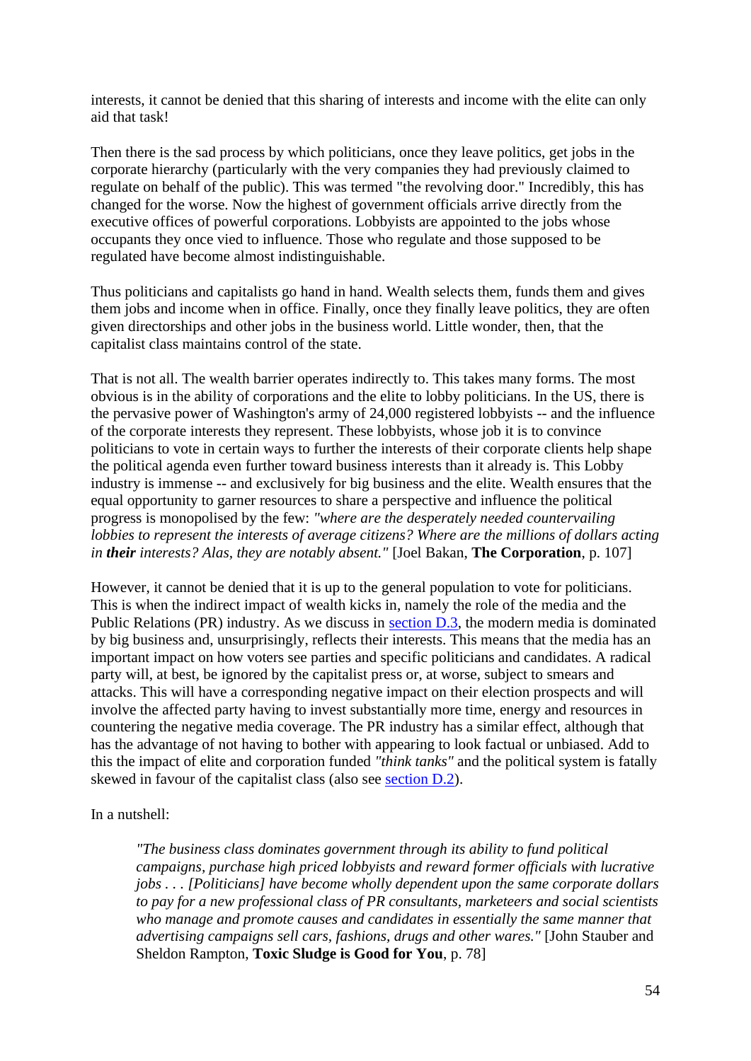interests, it cannot be denied that this sharing of interests and income with the elite can only aid that task!

Then there is the sad process by which politicians, once they leave politics, get jobs in the corporate hierarchy (particularly with the very companies they had previously claimed to regulate on behalf of the public). This was termed "the revolving door." Incredibly, this has changed for the worse. Now the highest of government officials arrive directly from the executive offices of powerful corporations. Lobbyists are appointed to the jobs whose occupants they once vied to influence. Those who regulate and those supposed to be regulated have become almost indistinguishable.

Thus politicians and capitalists go hand in hand. Wealth selects them, funds them and gives them jobs and income when in office. Finally, once they finally leave politics, they are often given directorships and other jobs in the business world. Little wonder, then, that the capitalist class maintains control of the state.

That is not all. The wealth barrier operates indirectly to. This takes many forms. The most obvious is in the ability of corporations and the elite to lobby politicians. In the US, there is the pervasive power of Washington's army of 24,000 registered lobbyists -- and the influence of the corporate interests they represent. These lobbyists, whose job it is to convince politicians to vote in certain ways to further the interests of their corporate clients help shape the political agenda even further toward business interests than it already is. This Lobby industry is immense -- and exclusively for big business and the elite. Wealth ensures that the equal opportunity to garner resources to share a perspective and influence the political progress is monopolised by the few: *"where are the desperately needed countervailing lobbies to represent the interests of average citizens? Where are the millions of dollars acting in **their** interests? Alas, they are notably absent."* [Joel Bakan, **The Corporation**, p. 107]

However, it cannot be denied that it is up to the general population to vote for politicians. This is when the indirect impact of wealth kicks in, namely the role of the media and the Public Relations (PR) industry. As we discuss in section D.3, the modern media is dominated by big business and, unsurprisingly, reflects their interests. This means that the media has an important impact on how voters see parties and specific politicians and candidates. A radical party will, at best, be ignored by the capitalist press or, at worse, subject to smears and attacks. This will have a corresponding negative impact on their election prospects and will involve the affected party having to invest substantially more time, energy and resources in countering the negative media coverage. The PR industry has a similar effect, although that has the advantage of not having to bother with appearing to look factual or unbiased. Add to this the impact of elite and corporation funded *"think tanks"* and the political system is fatally skewed in favour of the capitalist class (also see section D.2).

In a nutshell:

> *"The business class dominates government through its ability to fund political campaigns, purchase high priced lobbyists and reward former officials with lucrative jobs . . . [Politicians] have become wholly dependent upon the same corporate dollars to pay for a new professional class of PR consultants, marketeers and social scientists who manage and promote causes and candidates in essentially the same manner that advertising campaigns sell cars, fashions, drugs and other wares."* [John Stauber and Sheldon Rampton, **Toxic Sludge is Good for You**, p. 78]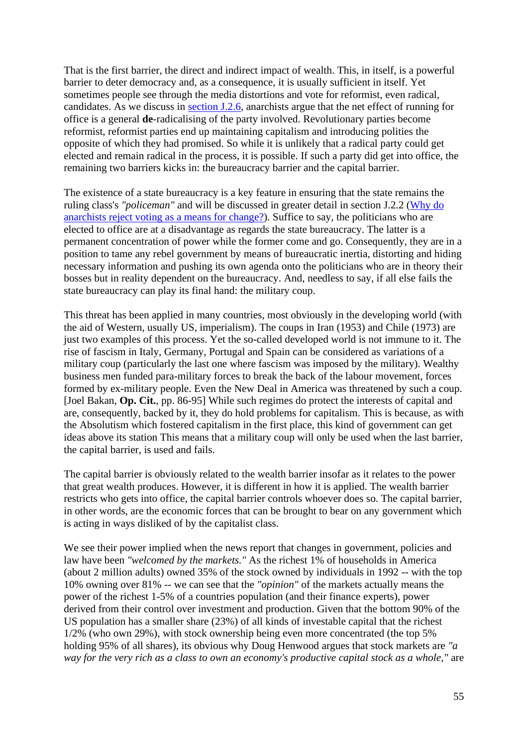That is the first barrier, the direct and indirect impact of wealth. This, in itself, is a powerful barrier to deter democracy and, as a consequence, it is usually sufficient in itself. Yet sometimes people see through the media distortions and vote for reformist, even radical, candidates. As we discuss in section J.2.6, anarchists argue that the net effect of running for office is a general **de**-radicalising of the party involved. Revolutionary parties become reformist, reformist parties end up maintaining capitalism and introducing polities the opposite of which they had promised. So while it is unlikely that a radical party could get elected and remain radical in the process, it is possible. If such a party did get into office, the remaining two barriers kicks in: the bureaucracy barrier and the capital barrier.

The existence of a state bureaucracy is a key feature in ensuring that the state remains the ruling class's *"policeman"* and will be discussed in greater detail in section J.2.2 (Why do anarchists reject voting as a means for change?). Suffice to say, the politicians who are elected to office are at a disadvantage as regards the state bureaucracy. The latter is a permanent concentration of power while the former come and go. Consequently, they are in a position to tame any rebel government by means of bureaucratic inertia, distorting and hiding necessary information and pushing its own agenda onto the politicians who are in theory their bosses but in reality dependent on the bureaucracy. And, needless to say, if all else fails the state bureaucracy can play its final hand: the military coup.

This threat has been applied in many countries, most obviously in the developing world (with the aid of Western, usually US, imperialism). The coups in Iran (1953) and Chile (1973) are just two examples of this process. Yet the so-called developed world is not immune to it. The rise of fascism in Italy, Germany, Portugal and Spain can be considered as variations of a military coup (particularly the last one where fascism was imposed by the military). Wealthy business men funded para-military forces to break the back of the labour movement, forces formed by ex-military people. Even the New Deal in America was threatened by such a coup. [Joel Bakan, **Op. Cit.**, pp. 86-95] While such regimes do protect the interests of capital and are, consequently, backed by it, they do hold problems for capitalism. This is because, as with the Absolutism which fostered capitalism in the first place, this kind of government can get ideas above its station This means that a military coup will only be used when the last barrier, the capital barrier, is used and fails.

The capital barrier is obviously related to the wealth barrier insofar as it relates to the power that great wealth produces. However, it is different in how it is applied. The wealth barrier restricts who gets into office, the capital barrier controls whoever does so. The capital barrier, in other words, are the economic forces that can be brought to bear on any government which is acting in ways disliked of by the capitalist class.

We see their power implied when the news report that changes in government, policies and law have been *"welcomed by the markets."* As the richest 1% of households in America (about 2 million adults) owned 35% of the stock owned by individuals in 1992 -- with the top 10% owning over 81% -- we can see that the *"opinion"* of the markets actually means the power of the richest 1-5% of a countries population (and their finance experts), power derived from their control over investment and production. Given that the bottom 90% of the US population has a smaller share (23%) of all kinds of investable capital that the richest 1/2% (who own 29%), with stock ownership being even more concentrated (the top 5% holding 95% of all shares), its obvious why Doug Henwood argues that stock markets are *"a way for the very rich as a class to own an economy's productive capital stock as a whole,"* are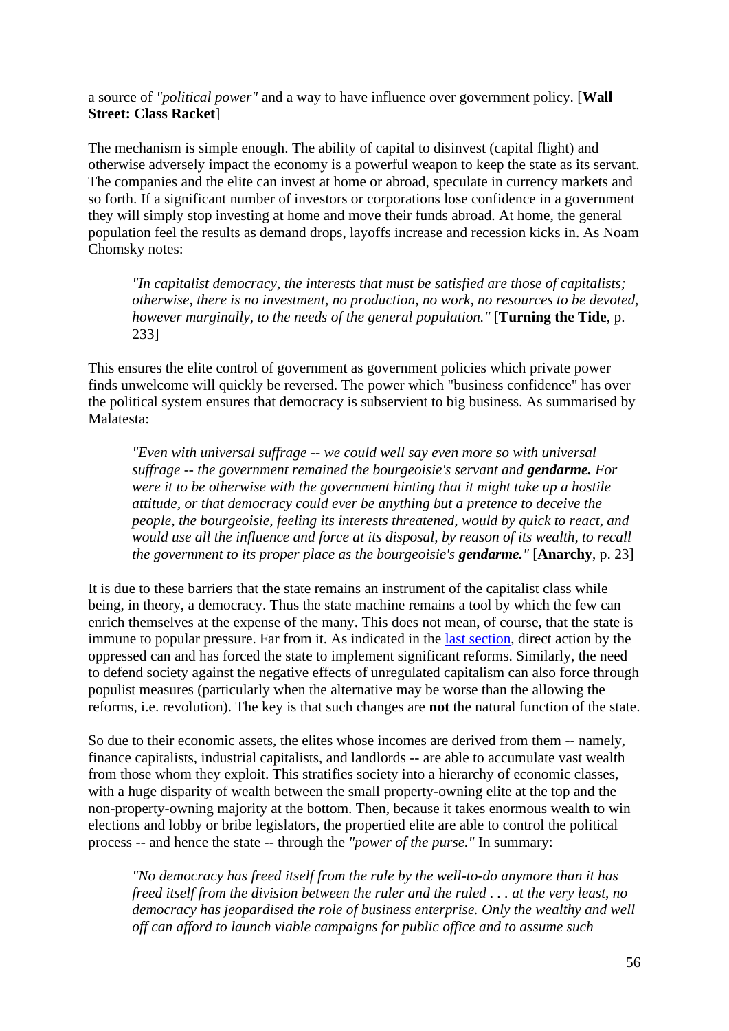a source of *"political power"* and a way to have influence over government policy. [**Wall Street: Class Racket**]

The mechanism is simple enough. The ability of capital to disinvest (capital flight) and otherwise adversely impact the economy is a powerful weapon to keep the state as its servant. The companies and the elite can invest at home or abroad, speculate in currency markets and so forth. If a significant number of investors or corporations lose confidence in a government they will simply stop investing at home and move their funds abroad. At home, the general population feel the results as demand drops, layoffs increase and recession kicks in. As Noam Chomsky notes:

> *"In capitalist democracy, the interests that must be satisfied are those of capitalists; otherwise, there is no investment, no production, no work, no resources to be devoted, however marginally, to the needs of the general population."* [**Turning the Tide**, p. 233]

This ensures the elite control of government as government policies which private power finds unwelcome will quickly be reversed. The power which "business confidence" has over the political system ensures that democracy is subservient to big business. As summarised by Malatesta:

> *"Even with universal suffrage -- we could well say even more so with universal suffrage -- the government remained the bourgeoisie's servant and **gendarme.** For were it to be otherwise with the government hinting that it might take up a hostile attitude, or that democracy could ever be anything but a pretence to deceive the people, the bourgeoisie, feeling its interests threatened, would by quick to react, and would use all the influence and force at its disposal, by reason of its wealth, to recall the government to its proper place as the bourgeoisie's **gendarme.**"* [**Anarchy**, p. 23]

It is due to these barriers that the state remains an instrument of the capitalist class while being, in theory, a democracy. Thus the state machine remains a tool by which the few can enrich themselves at the expense of the many. This does not mean, of course, that the state is immune to popular pressure. Far from it. As indicated in the last section, direct action by the oppressed can and has forced the state to implement significant reforms. Similarly, the need to defend society against the negative effects of unregulated capitalism can also force through populist measures (particularly when the alternative may be worse than the allowing the reforms, i.e. revolution). The key is that such changes are **not** the natural function of the state.

So due to their economic assets, the elites whose incomes are derived from them -- namely, finance capitalists, industrial capitalists, and landlords -- are able to accumulate vast wealth from those whom they exploit. This stratifies society into a hierarchy of economic classes, with a huge disparity of wealth between the small property-owning elite at the top and the non-property-owning majority at the bottom. Then, because it takes enormous wealth to win elections and lobby or bribe legislators, the propertied elite are able to control the political process -- and hence the state -- through the *"power of the purse."* In summary:

> *"No democracy has freed itself from the rule by the well-to-do anymore than it has freed itself from the division between the ruler and the ruled . . . at the very least, no democracy has jeopardised the role of business enterprise. Only the wealthy and well off can afford to launch viable campaigns for public office and to assume such*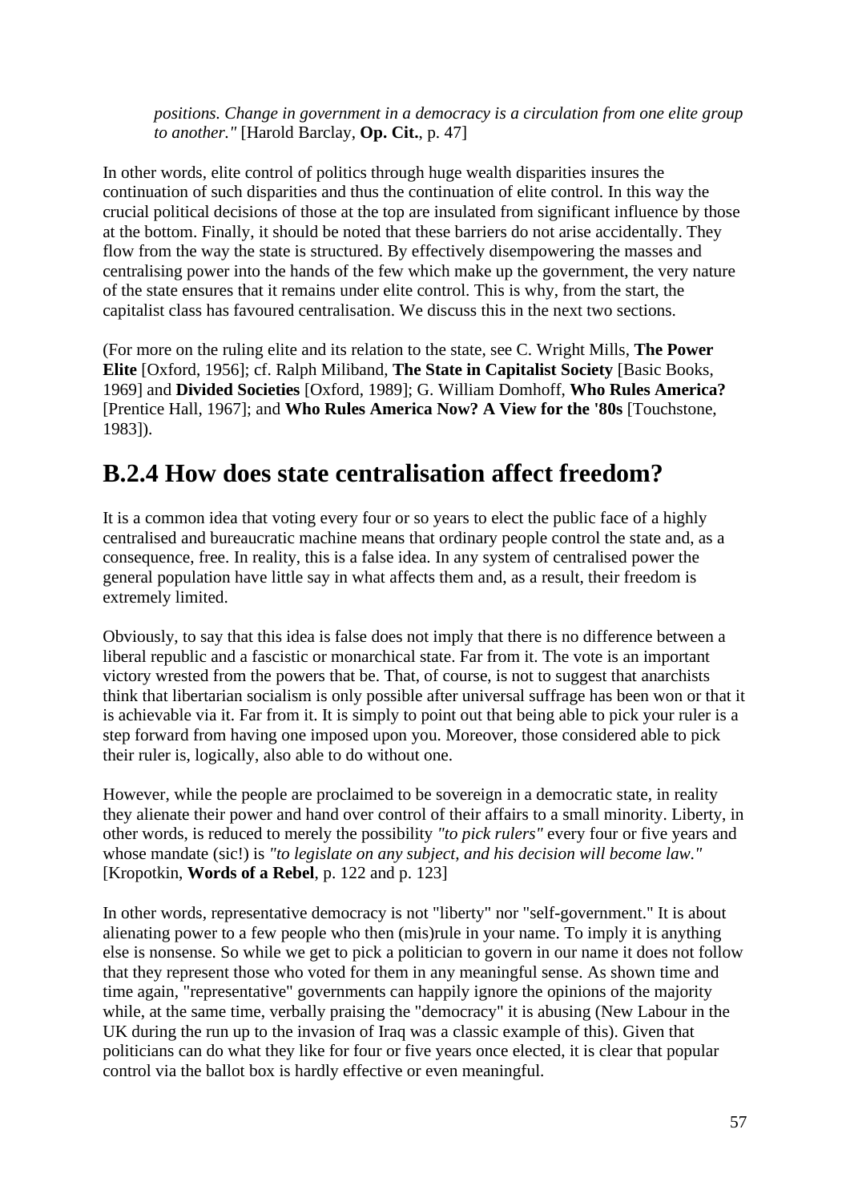> *positions. Change in government in a democracy is a circulation from one elite group to another."* [Harold Barclay, **Op. Cit.**, p. 47]

In other words, elite control of politics through huge wealth disparities insures the continuation of such disparities and thus the continuation of elite control. In this way the crucial political decisions of those at the top are insulated from significant influence by those at the bottom. Finally, it should be noted that these barriers do not arise accidentally. They flow from the way the state is structured. By effectively disempowering the masses and centralising power into the hands of the few which make up the government, the very nature of the state ensures that it remains under elite control. This is why, from the start, the capitalist class has favoured centralisation. We discuss this in the next two sections.

(For more on the ruling elite and its relation to the state, see C. Wright Mills, **The Power Elite** [Oxford, 1956]; cf. Ralph Miliband, **The State in Capitalist Society** [Basic Books, 1969] and **Divided Societies** [Oxford, 1989]; G. William Domhoff, **Who Rules America?** [Prentice Hall, 1967]; and **Who Rules America Now? A View for the '80s** [Touchstone, 1983]).

## B.2.4 How does state centralisation affect freedom?

It is a common idea that voting every four or so years to elect the public face of a highly centralised and bureaucratic machine means that ordinary people control the state and, as a consequence, free. In reality, this is a false idea. In any system of centralised power the general population have little say in what affects them and, as a result, their freedom is extremely limited.

Obviously, to say that this idea is false does not imply that there is no difference between a liberal republic and a fascistic or monarchical state. Far from it. The vote is an important victory wrested from the powers that be. That, of course, is not to suggest that anarchists think that libertarian socialism is only possible after universal suffrage has been won or that it is achievable via it. Far from it. It is simply to point out that being able to pick your ruler is a step forward from having one imposed upon you. Moreover, those considered able to pick their ruler is, logically, also able to do without one.

However, while the people are proclaimed to be sovereign in a democratic state, in reality they alienate their power and hand over control of their affairs to a small minority. Liberty, in other words, is reduced to merely the possibility *"to pick rulers"* every four or five years and whose mandate (sic!) is *"to legislate on any subject, and his decision will become law."* [Kropotkin, **Words of a Rebel**, p. 122 and p. 123]

In other words, representative democracy is not "liberty" nor "self-government." It is about alienating power to a few people who then (mis)rule in your name. To imply it is anything else is nonsense. So while we get to pick a politician to govern in our name it does not follow that they represent those who voted for them in any meaningful sense. As shown time and time again, "representative" governments can happily ignore the opinions of the majority while, at the same time, verbally praising the "democracy" it is abusing (New Labour in the UK during the run up to the invasion of Iraq was a classic example of this). Given that politicians can do what they like for four or five years once elected, it is clear that popular control via the ballot box is hardly effective or even meaningful.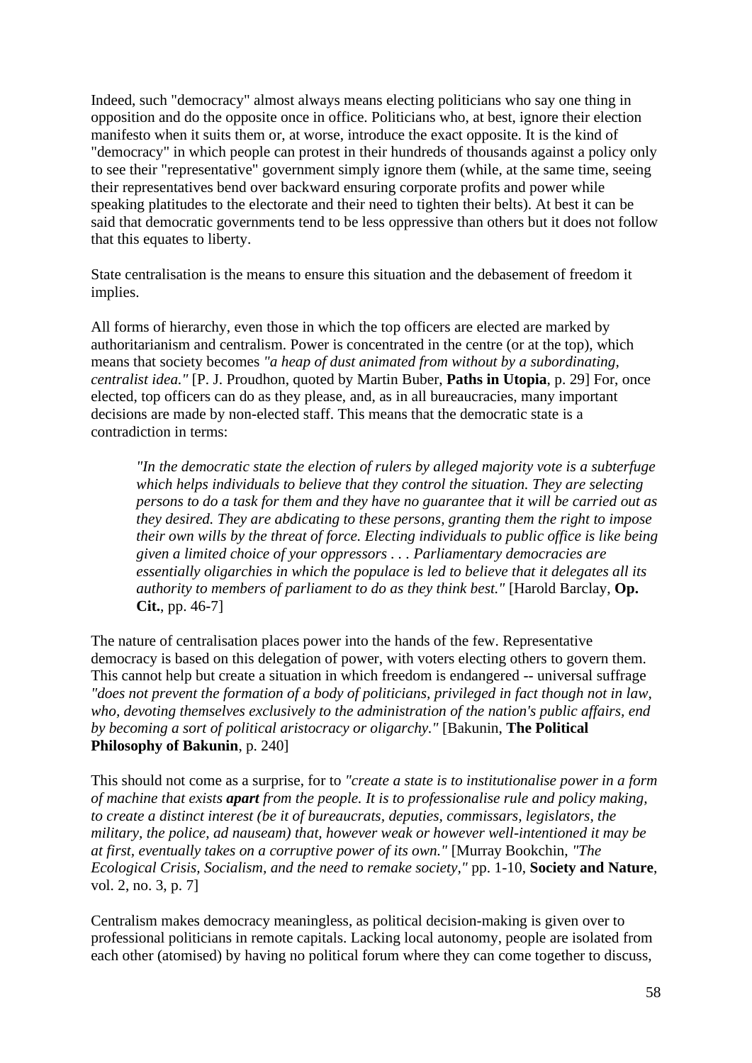Indeed, such "democracy" almost always means electing politicians who say one thing in opposition and do the opposite once in office. Politicians who, at best, ignore their election manifesto when it suits them or, at worse, introduce the exact opposite. It is the kind of "democracy" in which people can protest in their hundreds of thousands against a policy only to see their "representative" government simply ignore them (while, at the same time, seeing their representatives bend over backward ensuring corporate profits and power while speaking platitudes to the electorate and their need to tighten their belts). At best it can be said that democratic governments tend to be less oppressive than others but it does not follow that this equates to liberty.

State centralisation is the means to ensure this situation and the debasement of freedom it implies.

All forms of hierarchy, even those in which the top officers are elected are marked by authoritarianism and centralism. Power is concentrated in the centre (or at the top), which means that society becomes *"a heap of dust animated from without by a subordinating, centralist idea."* [P. J. Proudhon, quoted by Martin Buber, **Paths in Utopia**, p. 29] For, once elected, top officers can do as they please, and, as in all bureaucracies, many important decisions are made by non-elected staff. This means that the democratic state is a contradiction in terms:

> *"In the democratic state the election of rulers by alleged majority vote is a subterfuge which helps individuals to believe that they control the situation. They are selecting persons to do a task for them and they have no guarantee that it will be carried out as they desired. They are abdicating to these persons, granting them the right to impose their own wills by the threat of force. Electing individuals to public office is like being given a limited choice of your oppressors . . . Parliamentary democracies are essentially oligarchies in which the populace is led to believe that it delegates all its authority to members of parliament to do as they think best."* [Harold Barclay, **Op. Cit.**, pp. 46-7]

The nature of centralisation places power into the hands of the few. Representative democracy is based on this delegation of power, with voters electing others to govern them. This cannot help but create a situation in which freedom is endangered -- universal suffrage *"does not prevent the formation of a body of politicians, privileged in fact though not in law, who, devoting themselves exclusively to the administration of the nation's public affairs, end by becoming a sort of political aristocracy or oligarchy."* [Bakunin, **The Political Philosophy of Bakunin**, p. 240]

This should not come as a surprise, for to *"create a state is to institutionalise power in a form of machine that exists **apart** from the people. It is to professionalise rule and policy making, to create a distinct interest (be it of bureaucrats, deputies, commissars, legislators, the military, the police, ad nauseam) that, however weak or however well-intentioned it may be at first, eventually takes on a corruptive power of its own."* [Murray Bookchin, *"The Ecological Crisis, Socialism, and the need to remake society,"* pp. 1-10, **Society and Nature**, vol. 2, no. 3, p. 7]

Centralism makes democracy meaningless, as political decision-making is given over to professional politicians in remote capitals. Lacking local autonomy, people are isolated from each other (atomised) by having no political forum where they can come together to discuss,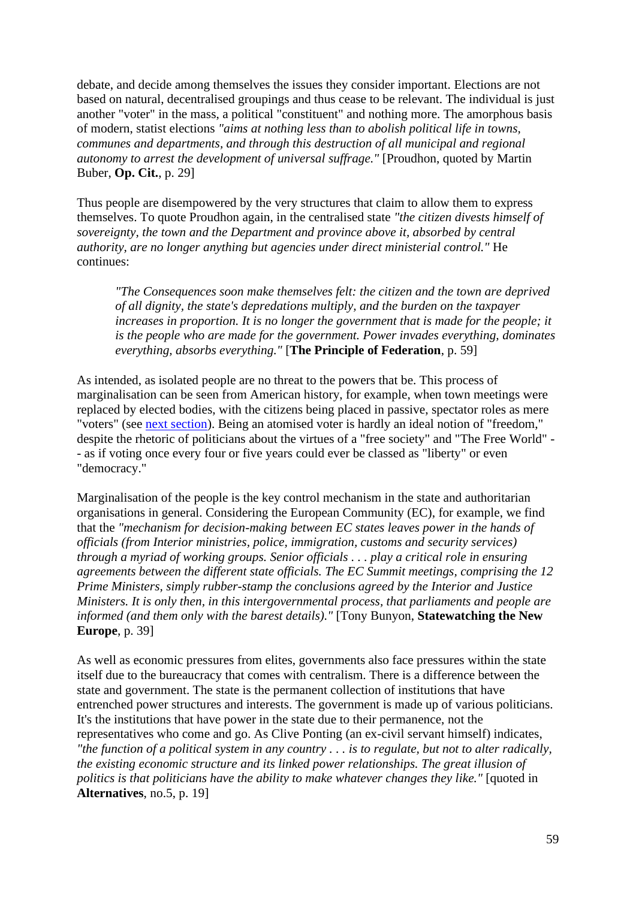debate, and decide among themselves the issues they consider important. Elections are not based on natural, decentralised groupings and thus cease to be relevant. The individual is just another "voter" in the mass, a political "constituent" and nothing more. The amorphous basis of modern, statist elections *"aims at nothing less than to abolish political life in towns, communes and departments, and through this destruction of all municipal and regional autonomy to arrest the development of universal suffrage."* [Proudhon, quoted by Martin Buber, **Op. Cit.**, p. 29]

Thus people are disempowered by the very structures that claim to allow them to express themselves. To quote Proudhon again, in the centralised state *"the citizen divests himself of sovereignty, the town and the Department and province above it, absorbed by central authority, are no longer anything but agencies under direct ministerial control."* He continues:

> *"The Consequences soon make themselves felt: the citizen and the town are deprived of all dignity, the state's depredations multiply, and the burden on the taxpayer increases in proportion. It is no longer the government that is made for the people; it is the people who are made for the government. Power invades everything, dominates everything, absorbs everything."* [**The Principle of Federation**, p. 59]

As intended, as isolated people are no threat to the powers that be. This process of marginalisation can be seen from American history, for example, when town meetings were replaced by elected bodies, with the citizens being placed in passive, spectator roles as mere "voters" (see next section). Being an atomised voter is hardly an ideal notion of "freedom," despite the rhetoric of politicians about the virtues of a "free society" and "The Free World" -- as if voting once every four or five years could ever be classed as "liberty" or even "democracy."

Marginalisation of the people is the key control mechanism in the state and authoritarian organisations in general. Considering the European Community (EC), for example, we find that the *"mechanism for decision-making between EC states leaves power in the hands of officials (from Interior ministries, police, immigration, customs and security services) through a myriad of working groups. Senior officials . . . play a critical role in ensuring agreements between the different state officials. The EC Summit meetings, comprising the 12 Prime Ministers, simply rubber-stamp the conclusions agreed by the Interior and Justice Ministers. It is only then, in this intergovernmental process, that parliaments and people are informed (and them only with the barest details)."* [Tony Bunyon, **Statewatching the New Europe**, p. 39]

As well as economic pressures from elites, governments also face pressures within the state itself due to the bureaucracy that comes with centralism. There is a difference between the state and government. The state is the permanent collection of institutions that have entrenched power structures and interests. The government is made up of various politicians. It's the institutions that have power in the state due to their permanence, not the representatives who come and go. As Clive Ponting (an ex-civil servant himself) indicates, *"the function of a political system in any country . . . is to regulate, but not to alter radically, the existing economic structure and its linked power relationships. The great illusion of politics is that politicians have the ability to make whatever changes they like."* [quoted in **Alternatives**, no.5, p. 19]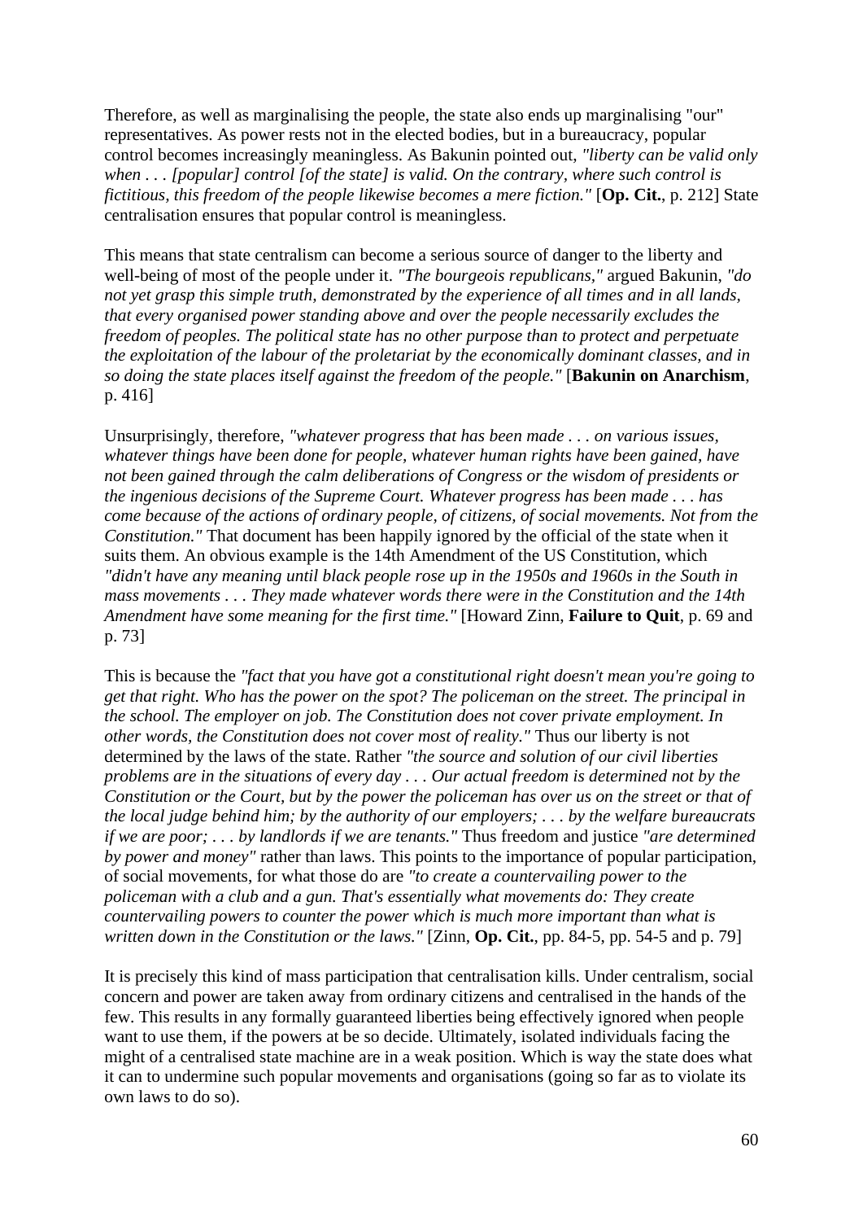Therefore, as well as marginalising the people, the state also ends up marginalising "our" representatives. As power rests not in the elected bodies, but in a bureaucracy, popular control becomes increasingly meaningless. As Bakunin pointed out, *"liberty can be valid only when . . . [popular] control [of the state] is valid. On the contrary, where such control is fictitious, this freedom of the people likewise becomes a mere fiction."* [**Op. Cit.**, p. 212] State centralisation ensures that popular control is meaningless.

This means that state centralism can become a serious source of danger to the liberty and well-being of most of the people under it. *"The bourgeois republicans,"* argued Bakunin, *"do not yet grasp this simple truth, demonstrated by the experience of all times and in all lands, that every organised power standing above and over the people necessarily excludes the freedom of peoples. The political state has no other purpose than to protect and perpetuate the exploitation of the labour of the proletariat by the economically dominant classes, and in so doing the state places itself against the freedom of the people."* [**Bakunin on Anarchism**, p. 416]

Unsurprisingly, therefore, *"whatever progress that has been made . . . on various issues, whatever things have been done for people, whatever human rights have been gained, have not been gained through the calm deliberations of Congress or the wisdom of presidents or the ingenious decisions of the Supreme Court. Whatever progress has been made . . . has come because of the actions of ordinary people, of citizens, of social movements. Not from the Constitution."* That document has been happily ignored by the official of the state when it suits them. An obvious example is the 14th Amendment of the US Constitution, which *"didn't have any meaning until black people rose up in the 1950s and 1960s in the South in mass movements . . . They made whatever words there were in the Constitution and the 14th Amendment have some meaning for the first time."* [Howard Zinn, **Failure to Quit**, p. 69 and p. 73]

This is because the *"fact that you have got a constitutional right doesn't mean you're going to get that right. Who has the power on the spot? The policeman on the street. The principal in the school. The employer on job. The Constitution does not cover private employment. In other words, the Constitution does not cover most of reality."* Thus our liberty is not determined by the laws of the state. Rather *"the source and solution of our civil liberties problems are in the situations of every day . . . Our actual freedom is determined not by the Constitution or the Court, but by the power the policeman has over us on the street or that of the local judge behind him; by the authority of our employers; . . . by the welfare bureaucrats if we are poor; . . . by landlords if we are tenants."* Thus freedom and justice *"are determined by power and money"* rather than laws. This points to the importance of popular participation, of social movements, for what those do are *"to create a countervailing power to the policeman with a club and a gun. That's essentially what movements do: They create countervailing powers to counter the power which is much more important than what is written down in the Constitution or the laws."* [Zinn, **Op. Cit.**, pp. 84-5, pp. 54-5 and p. 79]

It is precisely this kind of mass participation that centralisation kills. Under centralism, social concern and power are taken away from ordinary citizens and centralised in the hands of the few. This results in any formally guaranteed liberties being effectively ignored when people want to use them, if the powers at be so decide. Ultimately, isolated individuals facing the might of a centralised state machine are in a weak position. Which is way the state does what it can to undermine such popular movements and organisations (going so far as to violate its own laws to do so).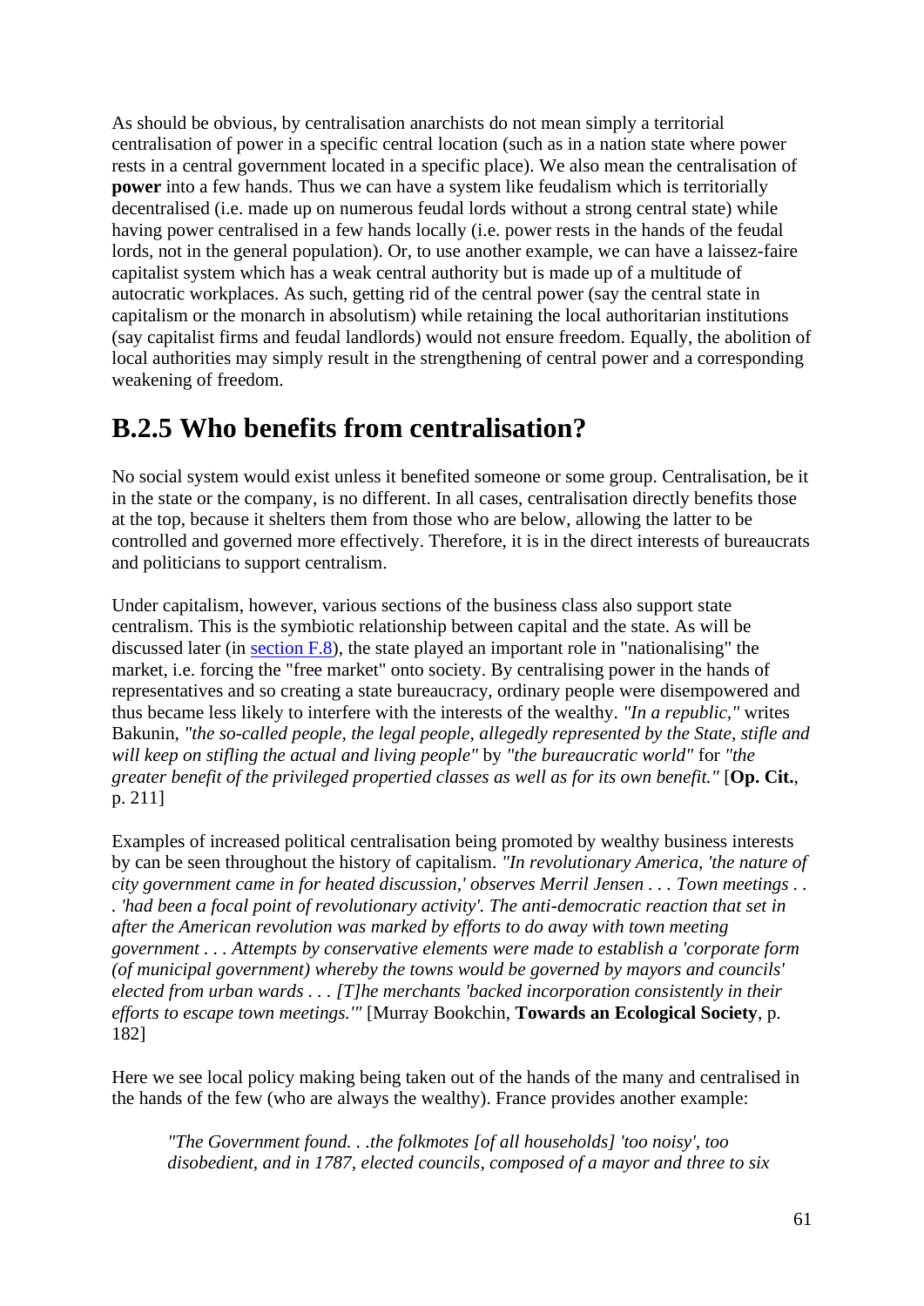As should be obvious, by centralisation anarchists do not mean simply a territorial centralisation of power in a specific central location (such as in a nation state where power rests in a central government located in a specific place). We also mean the centralisation of **power** into a few hands. Thus we can have a system like feudalism which is territorially decentralised (i.e. made up on numerous feudal lords without a strong central state) while having power centralised in a few hands locally (i.e. power rests in the hands of the feudal lords, not in the general population). Or, to use another example, we can have a laissez-faire capitalist system which has a weak central authority but is made up of a multitude of autocratic workplaces. As such, getting rid of the central power (say the central state in capitalism or the monarch in absolutism) while retaining the local authoritarian institutions (say capitalist firms and feudal landlords) would not ensure freedom. Equally, the abolition of local authorities may simply result in the strengthening of central power and a corresponding weakening of freedom.

## B.2.5 Who benefits from centralisation?

No social system would exist unless it benefited someone or some group. Centralisation, be it in the state or the company, is no different. In all cases, centralisation directly benefits those at the top, because it shelters them from those who are below, allowing the latter to be controlled and governed more effectively. Therefore, it is in the direct interests of bureaucrats and politicians to support centralism.

Under capitalism, however, various sections of the business class also support state centralism. This is the symbiotic relationship between capital and the state. As will be discussed later (in [section F.8](#)), the state played an important role in "nationalising" the market, i.e. forcing the "free market" onto society. By centralising power in the hands of representatives and so creating a state bureaucracy, ordinary people were disempowered and thus became less likely to interfere with the interests of the wealthy. *"In a republic,"* writes Bakunin, *"the so-called people, the legal people, allegedly represented by the State, stifle and will keep on stifling the actual and living people"* by *"the bureaucratic world"* for *"the greater benefit of the privileged propertied classes as well as for its own benefit."* [**Op. Cit.**, p. 211]

Examples of increased political centralisation being promoted by wealthy business interests by can be seen throughout the history of capitalism. *"In revolutionary America, 'the nature of city government came in for heated discussion,' observes Merril Jensen . . . Town meetings . . . 'had been a focal point of revolutionary activity'. The anti-democratic reaction that set in after the American revolution was marked by efforts to do away with town meeting government . . . Attempts by conservative elements were made to establish a 'corporate form (of municipal government) whereby the towns would be governed by mayors and councils' elected from urban wards . . . [T]he merchants 'backed incorporation consistently in their efforts to escape town meetings.'"* [Murray Bookchin, **Towards an Ecological Society**, p. 182]

Here we see local policy making being taken out of the hands of the many and centralised in the hands of the few (who are always the wealthy). France provides another example:

> *"The Government found. . .the folkmotes [of all households] 'too noisy', too disobedient, and in 1787, elected councils, composed of a mayor and three to six*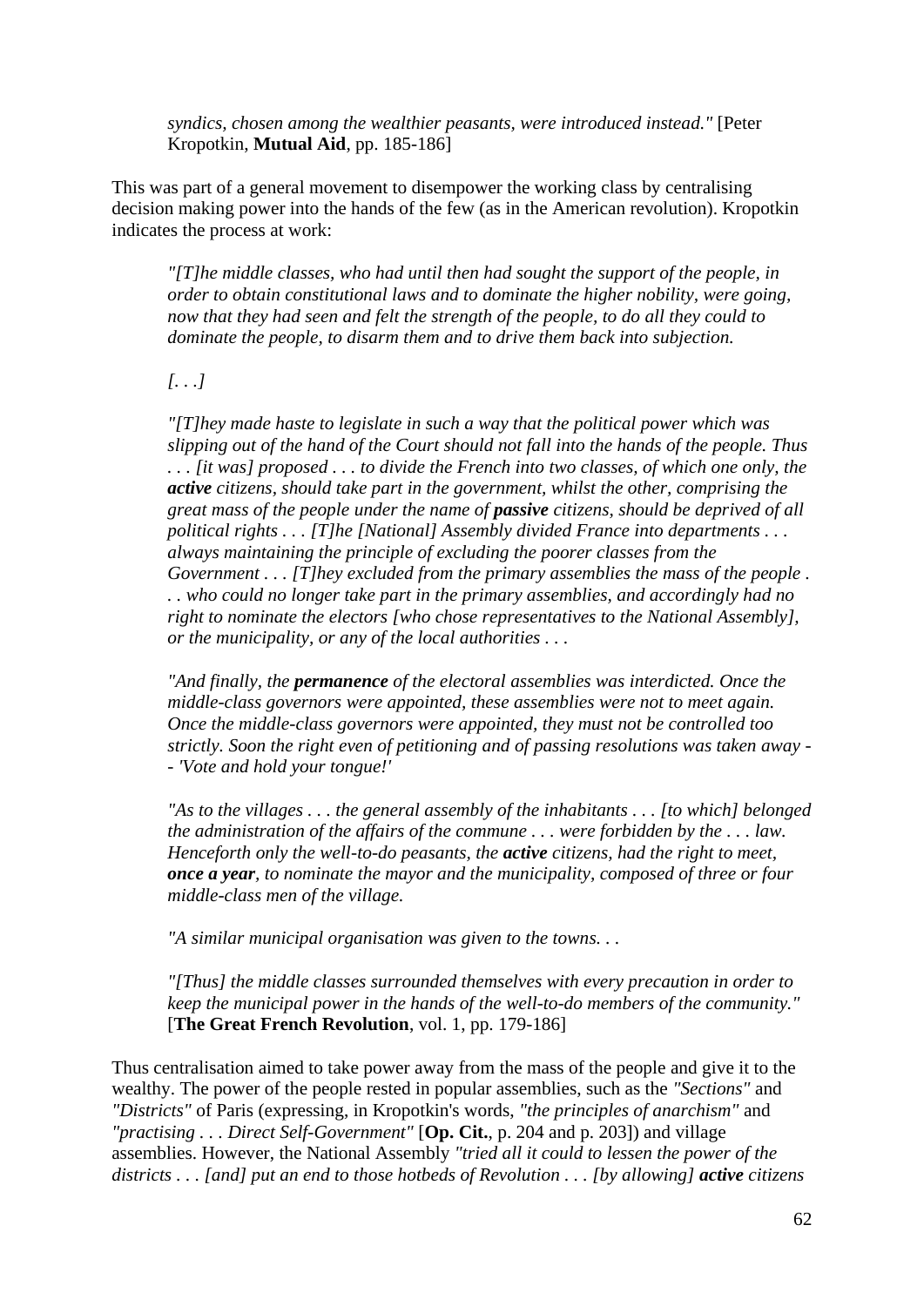> *syndics, chosen among the wealthier peasants, were introduced instead."* [Peter Kropotkin, **Mutual Aid**, pp. 185-186]

This was part of a general movement to disempower the working class by centralising decision making power into the hands of the few (as in the American revolution). Kropotkin indicates the process at work:

> *"[T]he middle classes, who had until then had sought the support of the people, in order to obtain constitutional laws and to dominate the higher nobility, were going, now that they had seen and felt the strength of the people, to do all they could to dominate the people, to disarm them and to drive them back into subjection.*
>
> *[. . .]*
>
> *"[T]hey made haste to legislate in such a way that the political power which was slipping out of the hand of the Court should not fall into the hands of the people. Thus . . . [it was] proposed . . . to divide the French into two classes, of which one only, the **active** citizens, should take part in the government, whilst the other, comprising the great mass of the people under the name of **passive** citizens, should be deprived of all political rights . . . [T]he [National] Assembly divided France into departments . . . always maintaining the principle of excluding the poorer classes from the Government . . . [T]hey excluded from the primary assemblies the mass of the people . . . who could no longer take part in the primary assemblies, and accordingly had no right to nominate the electors [who chose representatives to the National Assembly], or the municipality, or any of the local authorities . . .*
>
> *"And finally, the **permanence** of the electoral assemblies was interdicted. Once the middle-class governors were appointed, these assemblies were not to meet again. Once the middle-class governors were appointed, they must not be controlled too strictly. Soon the right even of petitioning and of passing resolutions was taken away -- 'Vote and hold your tongue!'*
>
> *"As to the villages . . . the general assembly of the inhabitants . . . [to which] belonged the administration of the affairs of the commune . . . were forbidden by the . . . law. Henceforth only the well-to-do peasants, the **active** citizens, had the right to meet, **once a year**, to nominate the mayor and the municipality, composed of three or four middle-class men of the village.*
>
> *"A similar municipal organisation was given to the towns. . .*
>
> *"[Thus] the middle classes surrounded themselves with every precaution in order to keep the municipal power in the hands of the well-to-do members of the community."* [**The Great French Revolution**, vol. 1, pp. 179-186]

Thus centralisation aimed to take power away from the mass of the people and give it to the wealthy. The power of the people rested in popular assemblies, such as the *"Sections"* and *"Districts"* of Paris (expressing, in Kropotkin's words, *"the principles of anarchism"* and *"practising . . . Direct Self-Government"* [**Op. Cit.**, p. 204 and p. 203]) and village assemblies. However, the National Assembly *"tried all it could to lessen the power of the districts . . . [and] put an end to those hotbeds of Revolution . . . [by allowing] **active** citizens*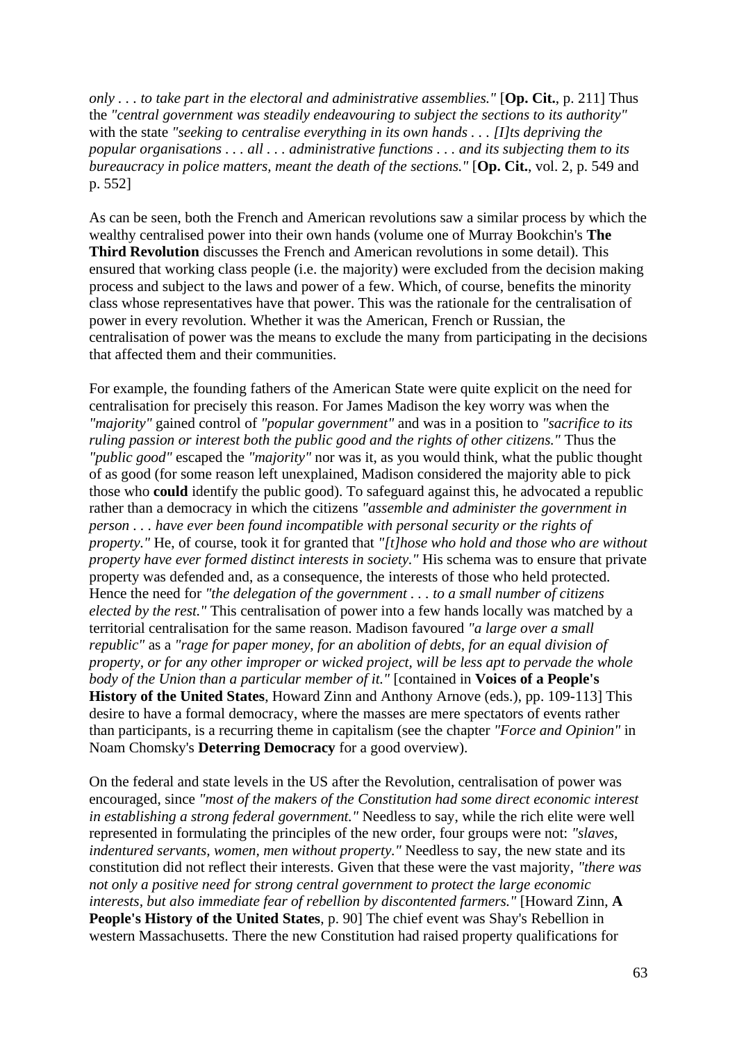*only . . . to take part in the electoral and administrative assemblies."* [**Op. Cit.**, p. 211] Thus the *"central government was steadily endeavouring to subject the sections to its authority"* with the state *"seeking to centralise everything in its own hands . . . [I]ts depriving the popular organisations . . . all . . . administrative functions . . . and its subjecting them to its bureaucracy in police matters, meant the death of the sections."* [**Op. Cit.**, vol. 2, p. 549 and p. 552]

As can be seen, both the French and American revolutions saw a similar process by which the wealthy centralised power into their own hands (volume one of Murray Bookchin's **The Third Revolution** discusses the French and American revolutions in some detail). This ensured that working class people (i.e. the majority) were excluded from the decision making process and subject to the laws and power of a few. Which, of course, benefits the minority class whose representatives have that power. This was the rationale for the centralisation of power in every revolution. Whether it was the American, French or Russian, the centralisation of power was the means to exclude the many from participating in the decisions that affected them and their communities.

For example, the founding fathers of the American State were quite explicit on the need for centralisation for precisely this reason. For James Madison the key worry was when the *"majority"* gained control of *"popular government"* and was in a position to *"sacrifice to its ruling passion or interest both the public good and the rights of other citizens."* Thus the *"public good"* escaped the *"majority"* nor was it, as you would think, what the public thought of as good (for some reason left unexplained, Madison considered the majority able to pick those who **could** identify the public good). To safeguard against this, he advocated a republic rather than a democracy in which the citizens *"assemble and administer the government in person . . . have ever been found incompatible with personal security or the rights of property."* He, of course, took it for granted that *"[t]hose who hold and those who are without property have ever formed distinct interests in society."* His schema was to ensure that private property was defended and, as a consequence, the interests of those who held protected. Hence the need for *"the delegation of the government . . . to a small number of citizens elected by the rest."* This centralisation of power into a few hands locally was matched by a territorial centralisation for the same reason. Madison favoured *"a large over a small republic"* as a *"rage for paper money, for an abolition of debts, for an equal division of property, or for any other improper or wicked project, will be less apt to pervade the whole body of the Union than a particular member of it."* [contained in **Voices of a People's History of the United States**, Howard Zinn and Anthony Arnove (eds.), pp. 109-113] This desire to have a formal democracy, where the masses are mere spectators of events rather than participants, is a recurring theme in capitalism (see the chapter *"Force and Opinion"* in Noam Chomsky's **Deterring Democracy** for a good overview).

On the federal and state levels in the US after the Revolution, centralisation of power was encouraged, since *"most of the makers of the Constitution had some direct economic interest in establishing a strong federal government."* Needless to say, while the rich elite were well represented in formulating the principles of the new order, four groups were not: *"slaves, indentured servants, women, men without property."* Needless to say, the new state and its constitution did not reflect their interests. Given that these were the vast majority, *"there was not only a positive need for strong central government to protect the large economic interests, but also immediate fear of rebellion by discontented farmers."* [Howard Zinn, **A People's History of the United States**, p. 90] The chief event was Shay's Rebellion in western Massachusetts. There the new Constitution had raised property qualifications for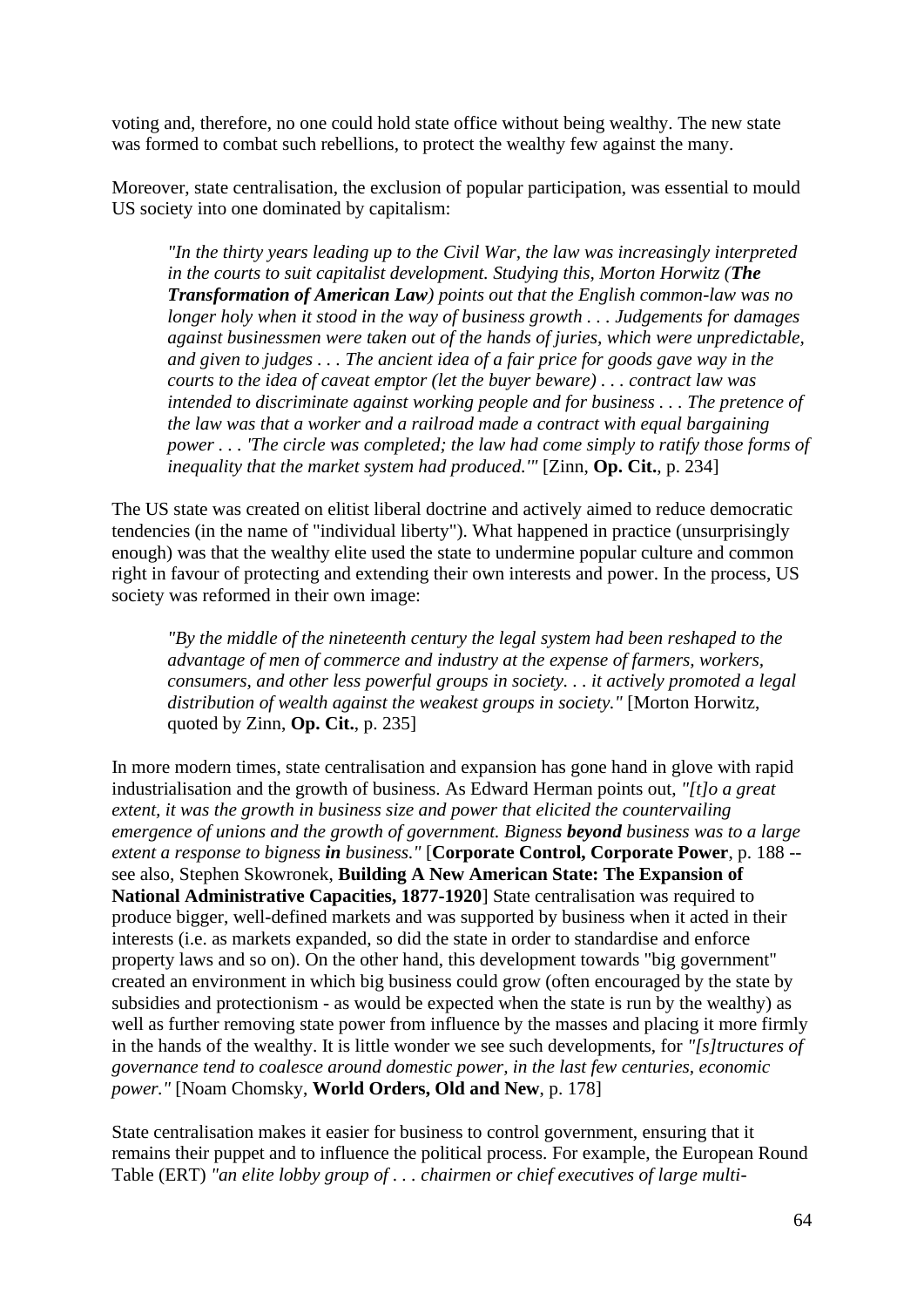voting and, therefore, no one could hold state office without being wealthy. The new state was formed to combat such rebellions, to protect the wealthy few against the many.

Moreover, state centralisation, the exclusion of popular participation, was essential to mould US society into one dominated by capitalism:

> *"In the thirty years leading up to the Civil War, the law was increasingly interpreted in the courts to suit capitalist development. Studying this, Morton Horwitz (**The Transformation of American Law**) points out that the English common-law was no longer holy when it stood in the way of business growth . . . Judgements for damages against businessmen were taken out of the hands of juries, which were unpredictable, and given to judges . . . The ancient idea of a fair price for goods gave way in the courts to the idea of caveat emptor (let the buyer beware) . . . contract law was intended to discriminate against working people and for business . . . The pretence of the law was that a worker and a railroad made a contract with equal bargaining power . . . 'The circle was completed; the law had come simply to ratify those forms of inequality that the market system had produced.'"* [Zinn, **Op. Cit.**, p. 234]

The US state was created on elitist liberal doctrine and actively aimed to reduce democratic tendencies (in the name of "individual liberty"). What happened in practice (unsurprisingly enough) was that the wealthy elite used the state to undermine popular culture and common right in favour of protecting and extending their own interests and power. In the process, US society was reformed in their own image:

> *"By the middle of the nineteenth century the legal system had been reshaped to the advantage of men of commerce and industry at the expense of farmers, workers, consumers, and other less powerful groups in society. . . it actively promoted a legal distribution of wealth against the weakest groups in society."* [Morton Horwitz, quoted by Zinn, **Op. Cit.**, p. 235]

In more modern times, state centralisation and expansion has gone hand in glove with rapid industrialisation and the growth of business. As Edward Herman points out, *"[t]o a great extent, it was the growth in business size and power that elicited the countervailing emergence of unions and the growth of government. Bigness **beyond** business was to a large extent a response to bigness **in** business."* [**Corporate Control, Corporate Power**, p. 188 -- see also, Stephen Skowronek, **Building A New American State: The Expansion of National Administrative Capacities, 1877-1920**] State centralisation was required to produce bigger, well-defined markets and was supported by business when it acted in their interests (i.e. as markets expanded, so did the state in order to standardise and enforce property laws and so on). On the other hand, this development towards "big government" created an environment in which big business could grow (often encouraged by the state by subsidies and protectionism - as would be expected when the state is run by the wealthy) as well as further removing state power from influence by the masses and placing it more firmly in the hands of the wealthy. It is little wonder we see such developments, for *"[s]tructures of governance tend to coalesce around domestic power, in the last few centuries, economic power."* [Noam Chomsky, **World Orders, Old and New**, p. 178]

State centralisation makes it easier for business to control government, ensuring that it remains their puppet and to influence the political process. For example, the European Round Table (ERT) *"an elite lobby group of . . . chairmen or chief executives of large multi-*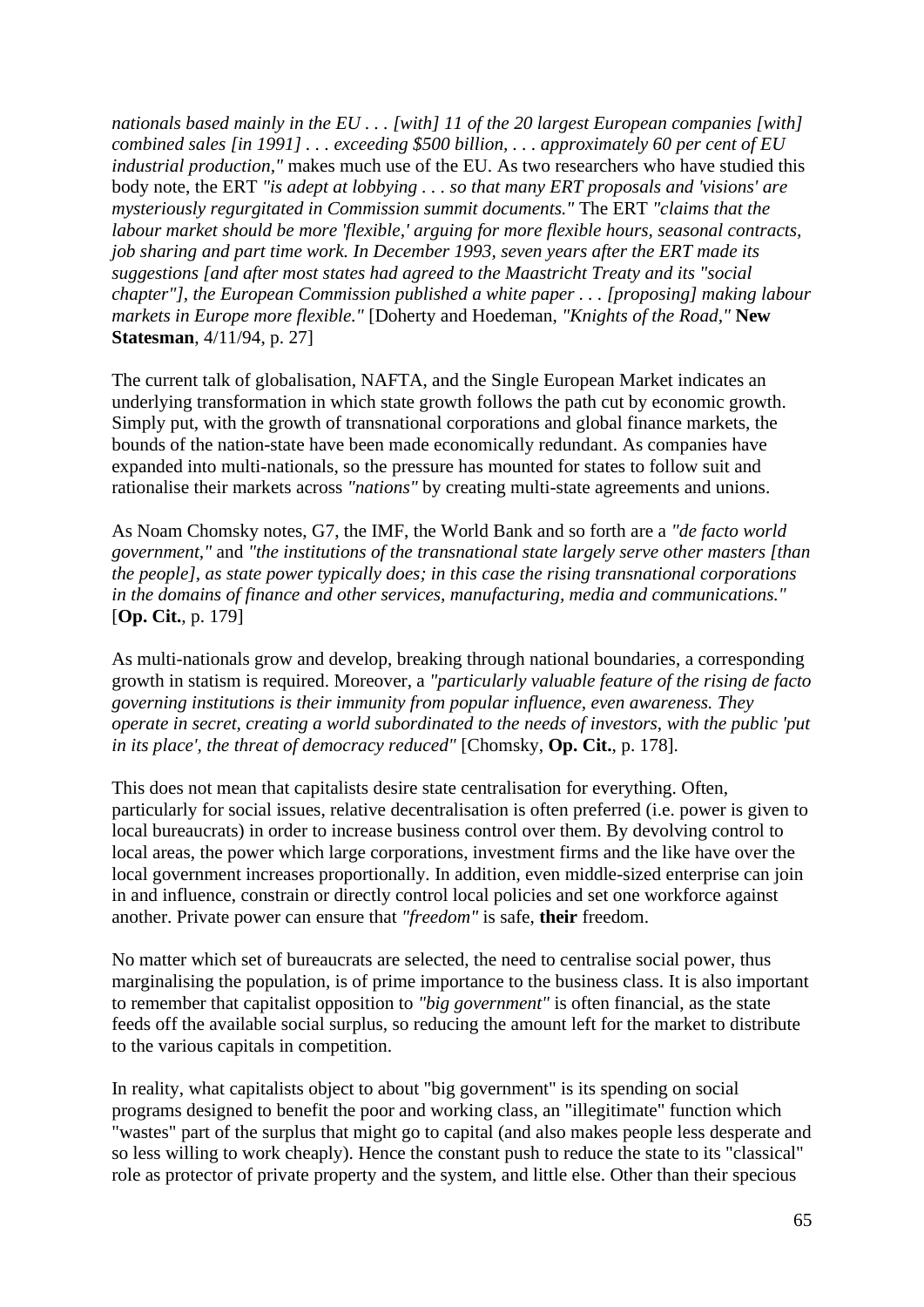*nationals based mainly in the EU . . . [with] 11 of the 20 largest European companies [with] combined sales [in 1991] . . . exceeding $500 billion, . . . approximately 60 per cent of EU industrial production,"* makes much use of the EU. As two researchers who have studied this body note, the ERT *"is adept at lobbying . . . so that many ERT proposals and 'visions' are mysteriously regurgitated in Commission summit documents."* The ERT *"claims that the labour market should be more 'flexible,' arguing for more flexible hours, seasonal contracts, job sharing and part time work. In December 1993, seven years after the ERT made its suggestions [and after most states had agreed to the Maastricht Treaty and its "social chapter"], the European Commission published a white paper . . . [proposing] making labour markets in Europe more flexible."* [Doherty and Hoedeman, *"Knights of the Road,"* **New Statesman**, 4/11/94, p. 27]

The current talk of globalisation, NAFTA, and the Single European Market indicates an underlying transformation in which state growth follows the path cut by economic growth. Simply put, with the growth of transnational corporations and global finance markets, the bounds of the nation-state have been made economically redundant. As companies have expanded into multi-nationals, so the pressure has mounted for states to follow suit and rationalise their markets across *"nations"* by creating multi-state agreements and unions.

As Noam Chomsky notes, G7, the IMF, the World Bank and so forth are a *"de facto world government,"* and *"the institutions of the transnational state largely serve other masters [than the people], as state power typically does; in this case the rising transnational corporations in the domains of finance and other services, manufacturing, media and communications."* [**Op. Cit.**, p. 179]

As multi-nationals grow and develop, breaking through national boundaries, a corresponding growth in statism is required. Moreover, a *"particularly valuable feature of the rising de facto governing institutions is their immunity from popular influence, even awareness. They operate in secret, creating a world subordinated to the needs of investors, with the public 'put in its place', the threat of democracy reduced"* [Chomsky, **Op. Cit.**, p. 178].

This does not mean that capitalists desire state centralisation for everything. Often, particularly for social issues, relative decentralisation is often preferred (i.e. power is given to local bureaucrats) in order to increase business control over them. By devolving control to local areas, the power which large corporations, investment firms and the like have over the local government increases proportionally. In addition, even middle-sized enterprise can join in and influence, constrain or directly control local policies and set one workforce against another. Private power can ensure that *"freedom"* is safe, **their** freedom.

No matter which set of bureaucrats are selected, the need to centralise social power, thus marginalising the population, is of prime importance to the business class. It is also important to remember that capitalist opposition to *"big government"* is often financial, as the state feeds off the available social surplus, so reducing the amount left for the market to distribute to the various capitals in competition.

In reality, what capitalists object to about "big government" is its spending on social programs designed to benefit the poor and working class, an "illegitimate" function which "wastes" part of the surplus that might go to capital (and also makes people less desperate and so less willing to work cheaply). Hence the constant push to reduce the state to its "classical" role as protector of private property and the system, and little else. Other than their specious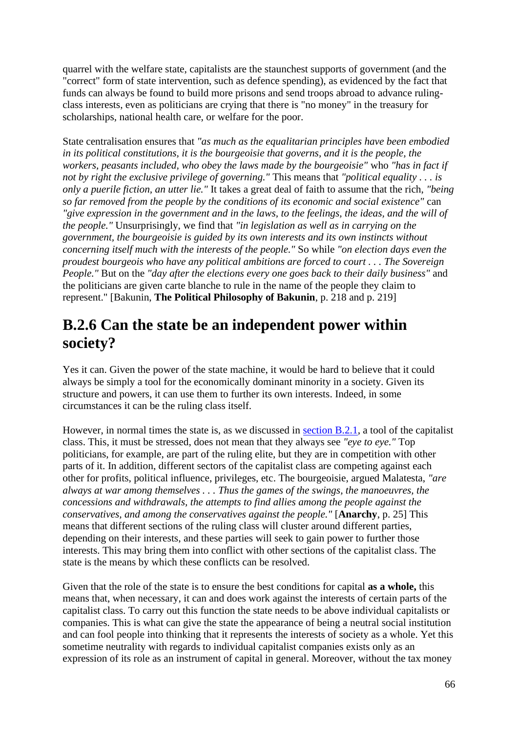quarrel with the welfare state, capitalists are the staunchest supports of government (and the "correct" form of state intervention, such as defence spending), as evidenced by the fact that funds can always be found to build more prisons and send troops abroad to advance ruling-class interests, even as politicians are crying that there is "no money" in the treasury for scholarships, national health care, or welfare for the poor.

State centralisation ensures that *"as much as the equalitarian principles have been embodied in its political constitutions, it is the bourgeoisie that governs, and it is the people, the workers, peasants included, who obey the laws made by the bourgeoisie"* who *"has in fact if not by right the exclusive privilege of governing."* This means that *"political equality . . . is only a puerile fiction, an utter lie."* It takes a great deal of faith to assume that the rich, *"being so far removed from the people by the conditions of its economic and social existence"* can *"give expression in the government and in the laws, to the feelings, the ideas, and the will of the people."* Unsurprisingly, we find that *"in legislation as well as in carrying on the government, the bourgeoisie is guided by its own interests and its own instincts without concerning itself much with the interests of the people."* So while *"on election days even the proudest bourgeois who have any political ambitions are forced to court . . . The Sovereign People."* But on the *"day after the elections every one goes back to their daily business"* and the politicians are given carte blanche to rule in the name of the people they claim to represent." [Bakunin, **The Political Philosophy of Bakunin**, p. 218 and p. 219]

## B.2.6 Can the state be an independent power within society?

Yes it can. Given the power of the state machine, it would be hard to believe that it could always be simply a tool for the economically dominant minority in a society. Given its structure and powers, it can use them to further its own interests. Indeed, in some circumstances it can be the ruling class itself.

However, in normal times the state is, as we discussed in section B.2.1, a tool of the capitalist class. This, it must be stressed, does not mean that they always see *"eye to eye."* Top politicians, for example, are part of the ruling elite, but they are in competition with other parts of it. In addition, different sectors of the capitalist class are competing against each other for profits, political influence, privileges, etc. The bourgeoisie, argued Malatesta, *"are always at war among themselves . . . Thus the games of the swings, the manoeuvres, the concessions and withdrawals, the attempts to find allies among the people against the conservatives, and among the conservatives against the people."* [**Anarchy**, p. 25] This means that different sections of the ruling class will cluster around different parties, depending on their interests, and these parties will seek to gain power to further those interests. This may bring them into conflict with other sections of the capitalist class. The state is the means by which these conflicts can be resolved.

Given that the role of the state is to ensure the best conditions for capital **as a whole,** this means that, when necessary, it can and does work against the interests of certain parts of the capitalist class. To carry out this function the state needs to be above individual capitalists or companies. This is what can give the state the appearance of being a neutral social institution and can fool people into thinking that it represents the interests of society as a whole. Yet this sometime neutrality with regards to individual capitalist companies exists only as an expression of its role as an instrument of capital in general. Moreover, without the tax money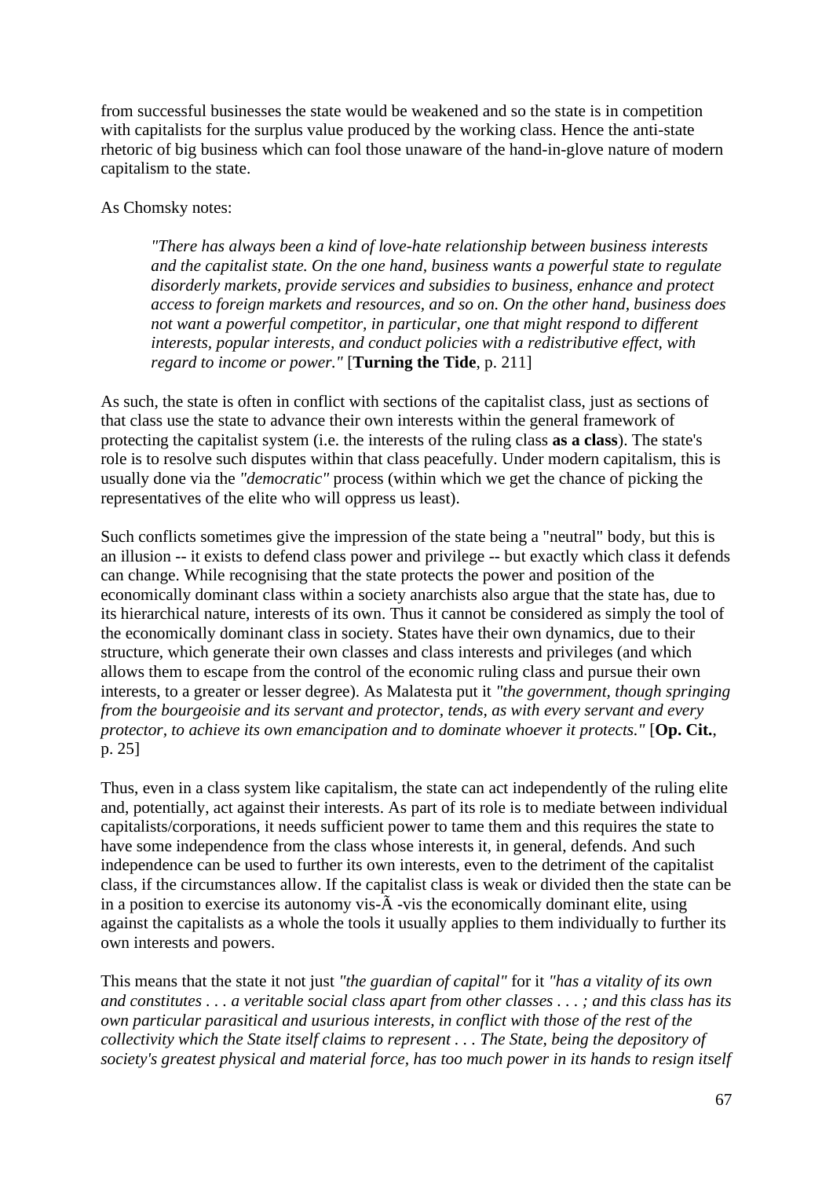from successful businesses the state would be weakened and so the state is in competition with capitalists for the surplus value produced by the working class. Hence the anti-state rhetoric of big business which can fool those unaware of the hand-in-glove nature of modern capitalism to the state.

As Chomsky notes:

> *"There has always been a kind of love-hate relationship between business interests and the capitalist state. On the one hand, business wants a powerful state to regulate disorderly markets, provide services and subsidies to business, enhance and protect access to foreign markets and resources, and so on. On the other hand, business does not want a powerful competitor, in particular, one that might respond to different interests, popular interests, and conduct policies with a redistributive effect, with regard to income or power."* [**Turning the Tide**, p. 211]

As such, the state is often in conflict with sections of the capitalist class, just as sections of that class use the state to advance their own interests within the general framework of protecting the capitalist system (i.e. the interests of the ruling class **as a class**). The state's role is to resolve such disputes within that class peacefully. Under modern capitalism, this is usually done via the *"democratic"* process (within which we get the chance of picking the representatives of the elite who will oppress us least).

Such conflicts sometimes give the impression of the state being a "neutral" body, but this is an illusion -- it exists to defend class power and privilege -- but exactly which class it defends can change. While recognising that the state protects the power and position of the economically dominant class within a society anarchists also argue that the state has, due to its hierarchical nature, interests of its own. Thus it cannot be considered as simply the tool of the economically dominant class in society. States have their own dynamics, due to their structure, which generate their own classes and class interests and privileges (and which allows them to escape from the control of the economic ruling class and pursue their own interests, to a greater or lesser degree). As Malatesta put it *"the government, though springing from the bourgeoisie and its servant and protector, tends, as with every servant and every protector, to achieve its own emancipation and to dominate whoever it protects."* [**Op. Cit.**, p. 25]

Thus, even in a class system like capitalism, the state can act independently of the ruling elite and, potentially, act against their interests. As part of its role is to mediate between individual capitalists/corporations, it needs sufficient power to tame them and this requires the state to have some independence from the class whose interests it, in general, defends. And such independence can be used to further its own interests, even to the detriment of the capitalist class, if the circumstances allow. If the capitalist class is weak or divided then the state can be in a position to exercise its autonomy vis-Ã -vis the economically dominant elite, using against the capitalists as a whole the tools it usually applies to them individually to further its own interests and powers.

This means that the state it not just *"the guardian of capital"* for it *"has a vitality of its own and constitutes . . . a veritable social class apart from other classes . . . ; and this class has its own particular parasitical and usurious interests, in conflict with those of the rest of the collectivity which the State itself claims to represent . . . The State, being the depository of society's greatest physical and material force, has too much power in its hands to resign itself*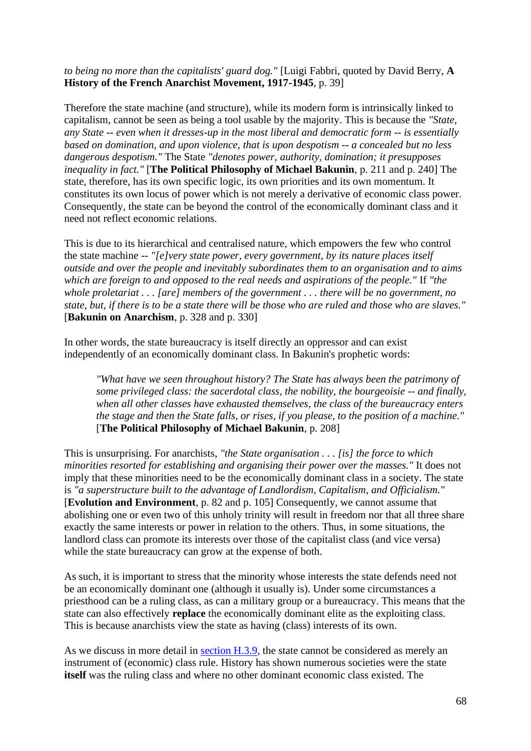*to being no more than the capitalists' guard dog."* [Luigi Fabbri, quoted by David Berry, **A History of the French Anarchist Movement, 1917-1945**, p. 39]

Therefore the state machine (and structure), while its modern form is intrinsically linked to capitalism, cannot be seen as being a tool usable by the majority. This is because the *"State, any State -- even when it dresses-up in the most liberal and democratic form -- is essentially based on domination, and upon violence, that is upon despotism -- a concealed but no less dangerous despotism."* The State *"denotes power, authority, domination; it presupposes inequality in fact."* [**The Political Philosophy of Michael Bakunin**, p. 211 and p. 240] The state, therefore, has its own specific logic, its own priorities and its own momentum. It constitutes its own locus of power which is not merely a derivative of economic class power. Consequently, the state can be beyond the control of the economically dominant class and it need not reflect economic relations.

This is due to its hierarchical and centralised nature, which empowers the few who control the state machine -- *"[e]very state power, every government, by its nature places itself outside and over the people and inevitably subordinates them to an organisation and to aims which are foreign to and opposed to the real needs and aspirations of the people."* If *"the whole proletariat . . . [are] members of the government . . . there will be no government, no state, but, if there is to be a state there will be those who are ruled and those who are slaves."* [**Bakunin on Anarchism**, p. 328 and p. 330]

In other words, the state bureaucracy is itself directly an oppressor and can exist independently of an economically dominant class. In Bakunin's prophetic words:

> *"What have we seen throughout history? The State has always been the patrimony of some privileged class: the sacerdotal class, the nobility, the bourgeoisie -- and finally, when all other classes have exhausted themselves, the class of the bureaucracy enters the stage and then the State falls, or rises, if you please, to the position of a machine."* [**The Political Philosophy of Michael Bakunin**, p. 208]

This is unsurprising. For anarchists, *"the State organisation . . . [is] the force to which minorities resorted for establishing and organising their power over the masses."* It does not imply that these minorities need to be the economically dominant class in a society. The state is *"a superstructure built to the advantage of Landlordism, Capitalism, and Officialism."* [**Evolution and Environment**, p. 82 and p. 105] Consequently, we cannot assume that abolishing one or even two of this unholy trinity will result in freedom nor that all three share exactly the same interests or power in relation to the others. Thus, in some situations, the landlord class can promote its interests over those of the capitalist class (and vice versa) while the state bureaucracy can grow at the expense of both.

As such, it is important to stress that the minority whose interests the state defends need not be an economically dominant one (although it usually is). Under some circumstances a priesthood can be a ruling class, as can a military group or a bureaucracy. This means that the state can also effectively **replace** the economically dominant elite as the exploiting class. This is because anarchists view the state as having (class) interests of its own.

As we discuss in more detail in section H.3.9, the state cannot be considered as merely an instrument of (economic) class rule. History has shown numerous societies were the state **itself** was the ruling class and where no other dominant economic class existed. The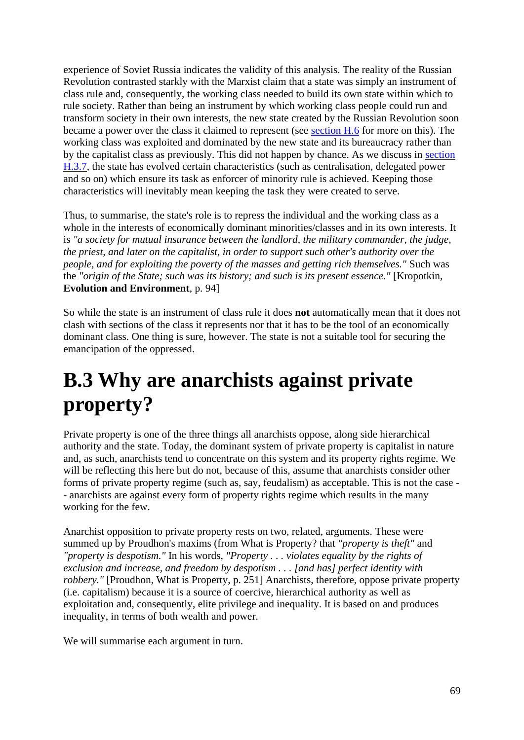experience of Soviet Russia indicates the validity of this analysis. The reality of the Russian Revolution contrasted starkly with the Marxist claim that a state was simply an instrument of class rule and, consequently, the working class needed to build its own state within which to rule society. Rather than being an instrument by which working class people could run and transform society in their own interests, the new state created by the Russian Revolution soon became a power over the class it claimed to represent (see section H.6 for more on this). The working class was exploited and dominated by the new state and its bureaucracy rather than by the capitalist class as previously. This did not happen by chance. As we discuss in section H.3.7, the state has evolved certain characteristics (such as centralisation, delegated power and so on) which ensure its task as enforcer of minority rule is achieved. Keeping those characteristics will inevitably mean keeping the task they were created to serve.

Thus, to summarise, the state's role is to repress the individual and the working class as a whole in the interests of economically dominant minorities/classes and in its own interests. It is *"a society for mutual insurance between the landlord, the military commander, the judge, the priest, and later on the capitalist, in order to support such other's authority over the people, and for exploiting the poverty of the masses and getting rich themselves."* Such was the *"origin of the State; such was its history; and such is its present essence."* [Kropotkin, **Evolution and Environment**, p. 94]

So while the state is an instrument of class rule it does **not** automatically mean that it does not clash with sections of the class it represents nor that it has to be the tool of an economically dominant class. One thing is sure, however. The state is not a suitable tool for securing the emancipation of the oppressed.

# B.3 Why are anarchists against private property?

Private property is one of the three things all anarchists oppose, along side hierarchical authority and the state. Today, the dominant system of private property is capitalist in nature and, as such, anarchists tend to concentrate on this system and its property rights regime. We will be reflecting this here but do not, because of this, assume that anarchists consider other forms of private property regime (such as, say, feudalism) as acceptable. This is not the case -- anarchists are against every form of property rights regime which results in the many working for the few.

Anarchist opposition to private property rests on two, related, arguments. These were summed up by Proudhon's maxims (from What is Property? that *"property is theft"* and *"property is despotism."* In his words, *"Property . . . violates equality by the rights of exclusion and increase, and freedom by despotism . . . [and has] perfect identity with robbery."* [Proudhon, What is Property, p. 251] Anarchists, therefore, oppose private property (i.e. capitalism) because it is a source of coercive, hierarchical authority as well as exploitation and, consequently, elite privilege and inequality. It is based on and produces inequality, in terms of both wealth and power.

We will summarise each argument in turn.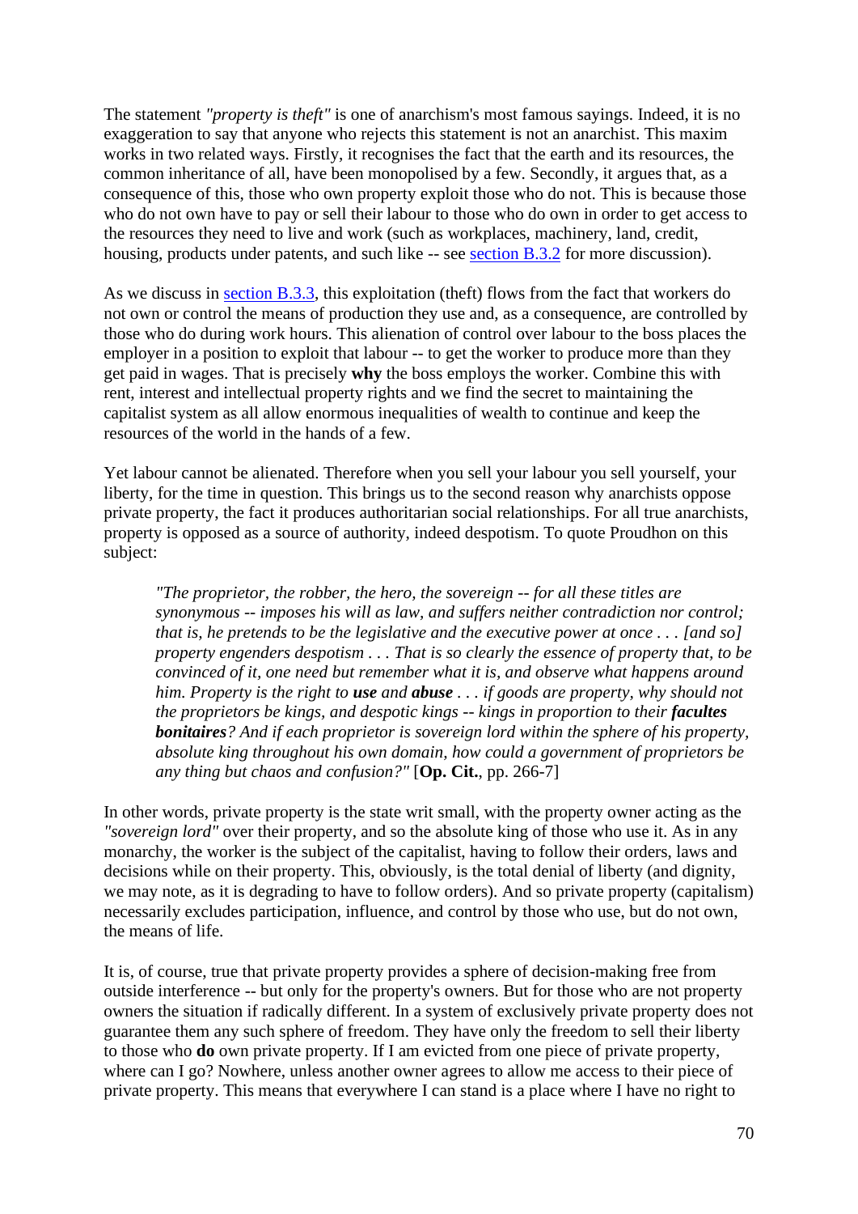The statement *"property is theft"* is one of anarchism's most famous sayings. Indeed, it is no exaggeration to say that anyone who rejects this statement is not an anarchist. This maxim works in two related ways. Firstly, it recognises the fact that the earth and its resources, the common inheritance of all, have been monopolised by a few. Secondly, it argues that, as a consequence of this, those who own property exploit those who do not. This is because those who do not own have to pay or sell their labour to those who do own in order to get access to the resources they need to live and work (such as workplaces, machinery, land, credit, housing, products under patents, and such like -- see section B.3.2 for more discussion).

As we discuss in section B.3.3, this exploitation (theft) flows from the fact that workers do not own or control the means of production they use and, as a consequence, are controlled by those who do during work hours. This alienation of control over labour to the boss places the employer in a position to exploit that labour -- to get the worker to produce more than they get paid in wages. That is precisely **why** the boss employs the worker. Combine this with rent, interest and intellectual property rights and we find the secret to maintaining the capitalist system as all allow enormous inequalities of wealth to continue and keep the resources of the world in the hands of a few.

Yet labour cannot be alienated. Therefore when you sell your labour you sell yourself, your liberty, for the time in question. This brings us to the second reason why anarchists oppose private property, the fact it produces authoritarian social relationships. For all true anarchists, property is opposed as a source of authority, indeed despotism. To quote Proudhon on this subject:

> *"The proprietor, the robber, the hero, the sovereign -- for all these titles are synonymous -- imposes his will as law, and suffers neither contradiction nor control; that is, he pretends to be the legislative and the executive power at once . . . [and so] property engenders despotism . . . That is so clearly the essence of property that, to be convinced of it, one need but remember what it is, and observe what happens around him. Property is the right to **use** and **abuse** . . . if goods are property, why should not the proprietors be kings, and despotic kings -- kings in proportion to their **facultes bonitaires**? And if each proprietor is sovereign lord within the sphere of his property, absolute king throughout his own domain, how could a government of proprietors be any thing but chaos and confusion?"* [**Op. Cit.**, pp. 266-7]

In other words, private property is the state writ small, with the property owner acting as the *"sovereign lord"* over their property, and so the absolute king of those who use it. As in any monarchy, the worker is the subject of the capitalist, having to follow their orders, laws and decisions while on their property. This, obviously, is the total denial of liberty (and dignity, we may note, as it is degrading to have to follow orders). And so private property (capitalism) necessarily excludes participation, influence, and control by those who use, but do not own, the means of life.

It is, of course, true that private property provides a sphere of decision-making free from outside interference -- but only for the property's owners. But for those who are not property owners the situation if radically different. In a system of exclusively private property does not guarantee them any such sphere of freedom. They have only the freedom to sell their liberty to those who **do** own private property. If I am evicted from one piece of private property, where can I go? Nowhere, unless another owner agrees to allow me access to their piece of private property. This means that everywhere I can stand is a place where I have no right to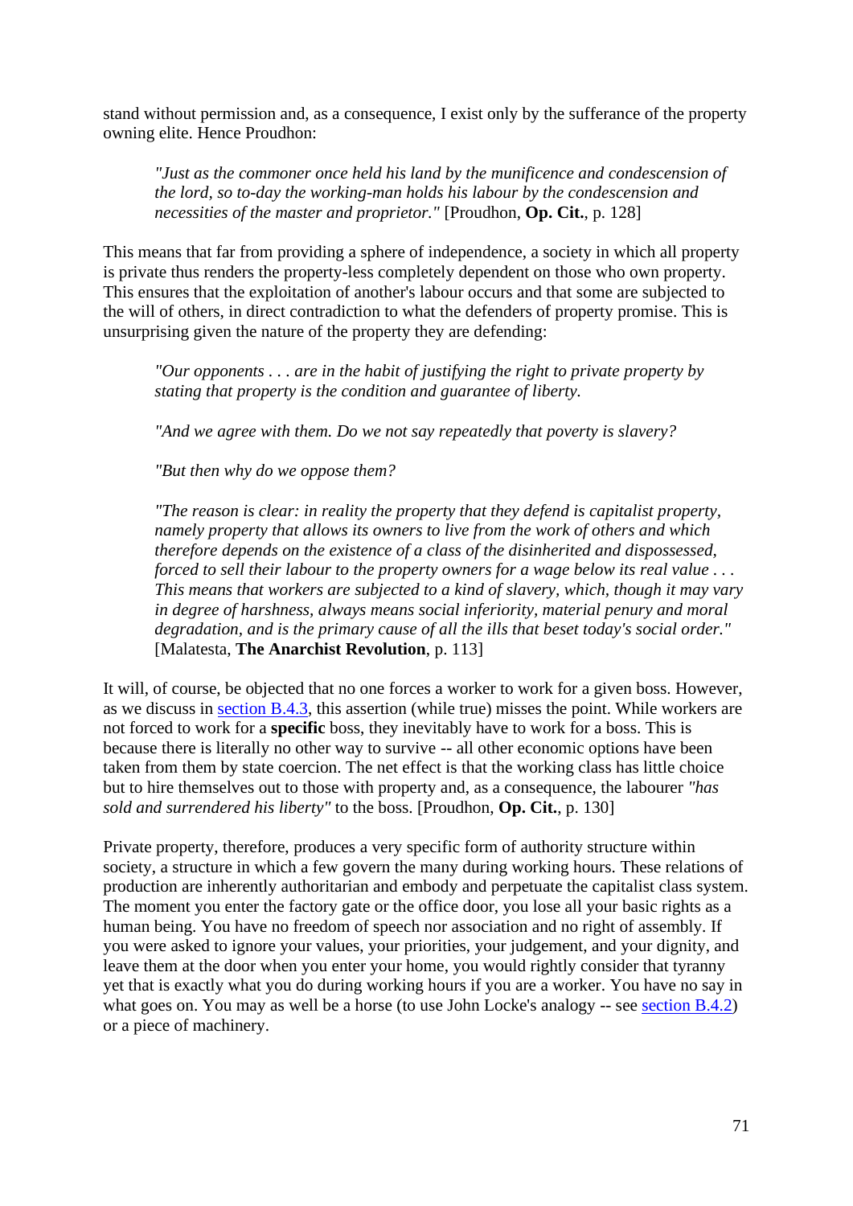stand without permission and, as a consequence, I exist only by the sufferance of the property owning elite. Hence Proudhon:

> *"Just as the commoner once held his land by the munificence and condescension of the lord, so to-day the working-man holds his labour by the condescension and necessities of the master and proprietor."* [Proudhon, **Op. Cit.**, p. 128]

This means that far from providing a sphere of independence, a society in which all property is private thus renders the property-less completely dependent on those who own property. This ensures that the exploitation of another's labour occurs and that some are subjected to the will of others, in direct contradiction to what the defenders of property promise. This is unsurprising given the nature of the property they are defending:

> *"Our opponents . . . are in the habit of justifying the right to private property by stating that property is the condition and guarantee of liberty.*
>
> *"And we agree with them. Do we not say repeatedly that poverty is slavery?*
>
> *"But then why do we oppose them?*
>
> *"The reason is clear: in reality the property that they defend is capitalist property, namely property that allows its owners to live from the work of others and which therefore depends on the existence of a class of the disinherited and dispossessed, forced to sell their labour to the property owners for a wage below its real value . . . This means that workers are subjected to a kind of slavery, which, though it may vary in degree of harshness, always means social inferiority, material penury and moral degradation, and is the primary cause of all the ills that beset today's social order."* [Malatesta, **The Anarchist Revolution**, p. 113]

It will, of course, be objected that no one forces a worker to work for a given boss. However, as we discuss in section B.4.3, this assertion (while true) misses the point. While workers are not forced to work for a **specific** boss, they inevitably have to work for a boss. This is because there is literally no other way to survive -- all other economic options have been taken from them by state coercion. The net effect is that the working class has little choice but to hire themselves out to those with property and, as a consequence, the labourer *"has sold and surrendered his liberty"* to the boss. [Proudhon, **Op. Cit.**, p. 130]

Private property, therefore, produces a very specific form of authority structure within society, a structure in which a few govern the many during working hours. These relations of production are inherently authoritarian and embody and perpetuate the capitalist class system. The moment you enter the factory gate or the office door, you lose all your basic rights as a human being. You have no freedom of speech nor association and no right of assembly. If you were asked to ignore your values, your priorities, your judgement, and your dignity, and leave them at the door when you enter your home, you would rightly consider that tyranny yet that is exactly what you do during working hours if you are a worker. You have no say in what goes on. You may as well be a horse (to use John Locke's analogy -- see section B.4.2) or a piece of machinery.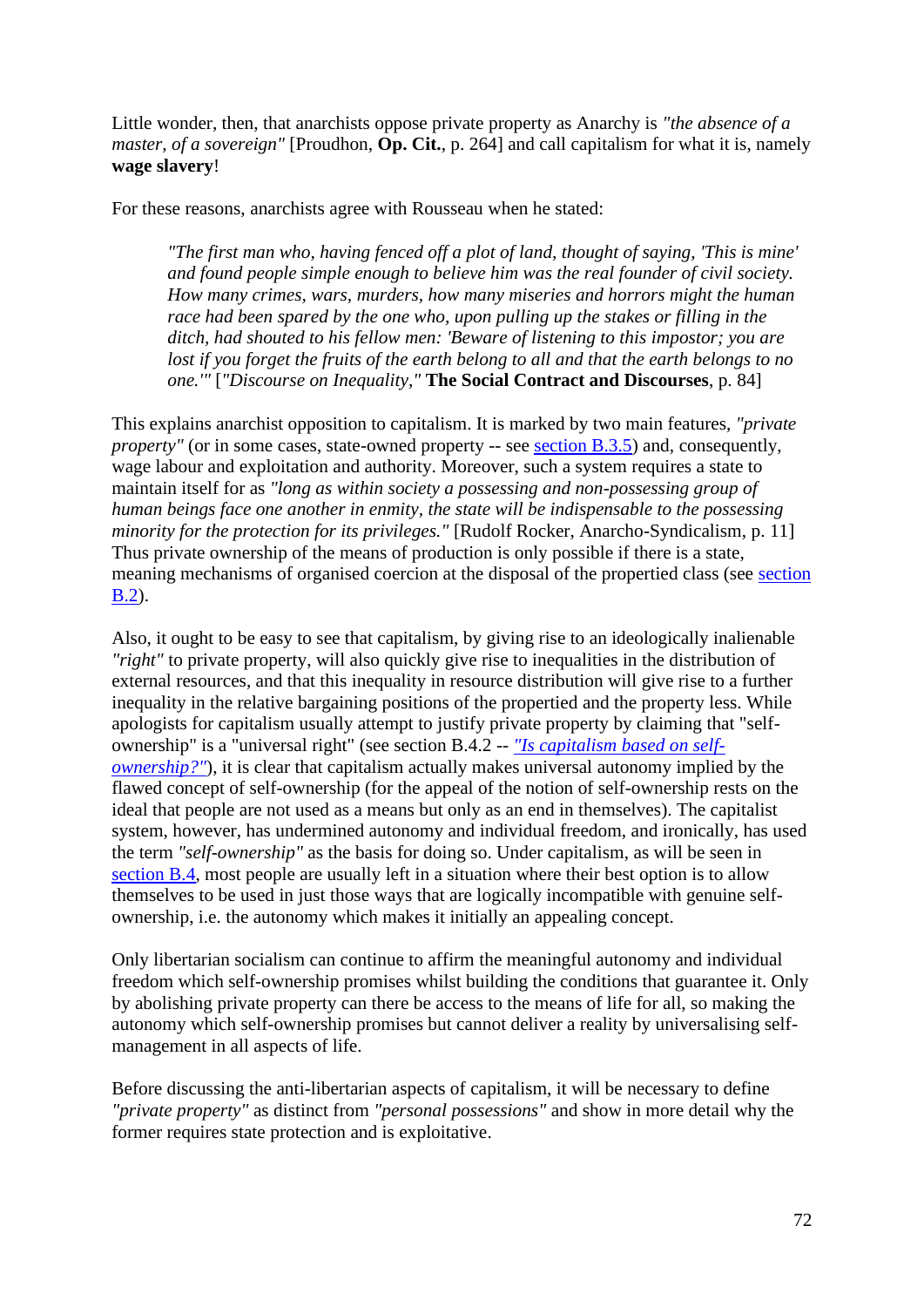Little wonder, then, that anarchists oppose private property as Anarchy is *"the absence of a master, of a sovereign"* [Proudhon, **Op. Cit.**, p. 264] and call capitalism for what it is, namely **wage slavery**!

For these reasons, anarchists agree with Rousseau when he stated:

> *"The first man who, having fenced off a plot of land, thought of saying, 'This is mine' and found people simple enough to believe him was the real founder of civil society. How many crimes, wars, murders, how many miseries and horrors might the human race had been spared by the one who, upon pulling up the stakes or filling in the ditch, had shouted to his fellow men: 'Beware of listening to this impostor; you are lost if you forget the fruits of the earth belong to all and that the earth belongs to no one.'"* [*"Discourse on Inequality,"* **The Social Contract and Discourses**, p. 84]

This explains anarchist opposition to capitalism. It is marked by two main features, *"private property"* (or in some cases, state-owned property -- see section B.3.5) and, consequently, wage labour and exploitation and authority. Moreover, such a system requires a state to maintain itself for as *"long as within society a possessing and non-possessing group of human beings face one another in enmity, the state will be indispensable to the possessing minority for the protection for its privileges."* [Rudolf Rocker, Anarcho-Syndicalism, p. 11] Thus private ownership of the means of production is only possible if there is a state, meaning mechanisms of organised coercion at the disposal of the propertied class (see section B.2).

Also, it ought to be easy to see that capitalism, by giving rise to an ideologically inalienable *"right"* to private property, will also quickly give rise to inequalities in the distribution of external resources, and that this inequality in resource distribution will give rise to a further inequality in the relative bargaining positions of the propertied and the property less. While apologists for capitalism usually attempt to justify private property by claiming that "self-ownership" is a "universal right" (see section B.4.2 -- *"Is capitalism based on self-ownership?"*), it is clear that capitalism actually makes universal autonomy implied by the flawed concept of self-ownership (for the appeal of the notion of self-ownership rests on the ideal that people are not used as a means but only as an end in themselves). The capitalist system, however, has undermined autonomy and individual freedom, and ironically, has used the term *"self-ownership"* as the basis for doing so. Under capitalism, as will be seen in section B.4, most people are usually left in a situation where their best option is to allow themselves to be used in just those ways that are logically incompatible with genuine self-ownership, i.e. the autonomy which makes it initially an appealing concept.

Only libertarian socialism can continue to affirm the meaningful autonomy and individual freedom which self-ownership promises whilst building the conditions that guarantee it. Only by abolishing private property can there be access to the means of life for all, so making the autonomy which self-ownership promises but cannot deliver a reality by universalising self-management in all aspects of life.

Before discussing the anti-libertarian aspects of capitalism, it will be necessary to define *"private property"* as distinct from *"personal possessions"* and show in more detail why the former requires state protection and is exploitative.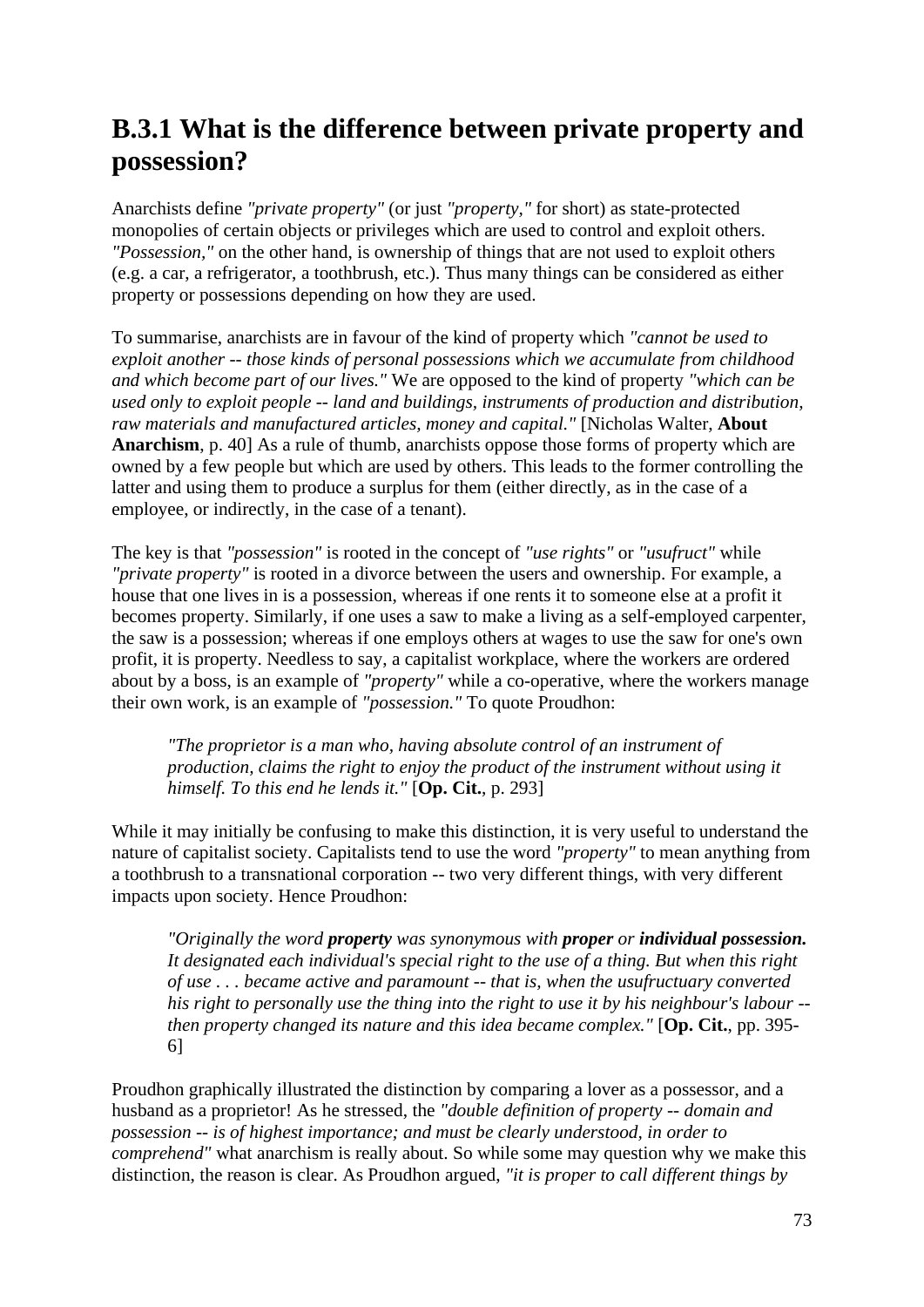## B.3.1 What is the difference between private property and possession?

Anarchists define *"private property"* (or just *"property,"* for short) as state-protected monopolies of certain objects or privileges which are used to control and exploit others. *"Possession,"* on the other hand, is ownership of things that are not used to exploit others (e.g. a car, a refrigerator, a toothbrush, etc.). Thus many things can be considered as either property or possessions depending on how they are used.

To summarise, anarchists are in favour of the kind of property which *"cannot be used to exploit another -- those kinds of personal possessions which we accumulate from childhood and which become part of our lives."* We are opposed to the kind of property *"which can be used only to exploit people -- land and buildings, instruments of production and distribution, raw materials and manufactured articles, money and capital."* [Nicholas Walter, **About Anarchism**, p. 40] As a rule of thumb, anarchists oppose those forms of property which are owned by a few people but which are used by others. This leads to the former controlling the latter and using them to produce a surplus for them (either directly, as in the case of a employee, or indirectly, in the case of a tenant).

The key is that *"possession"* is rooted in the concept of *"use rights"* or *"usufruct"* while *"private property"* is rooted in a divorce between the users and ownership. For example, a house that one lives in is a possession, whereas if one rents it to someone else at a profit it becomes property. Similarly, if one uses a saw to make a living as a self-employed carpenter, the saw is a possession; whereas if one employs others at wages to use the saw for one's own profit, it is property. Needless to say, a capitalist workplace, where the workers are ordered about by a boss, is an example of *"property"* while a co-operative, where the workers manage their own work, is an example of *"possession."* To quote Proudhon:

> *"The proprietor is a man who, having absolute control of an instrument of production, claims the right to enjoy the product of the instrument without using it himself. To this end he lends it."* [**Op. Cit.**, p. 293]

While it may initially be confusing to make this distinction, it is very useful to understand the nature of capitalist society. Capitalists tend to use the word *"property"* to mean anything from a toothbrush to a transnational corporation -- two very different things, with very different impacts upon society. Hence Proudhon:

> *"Originally the word **property** was synonymous with **proper** or **individual possession.** It designated each individual's special right to the use of a thing. But when this right of use . . . became active and paramount -- that is, when the usufructuary converted his right to personally use the thing into the right to use it by his neighbour's labour -- then property changed its nature and this idea became complex."* [**Op. Cit.**, pp. 395-6]

Proudhon graphically illustrated the distinction by comparing a lover as a possessor, and a husband as a proprietor! As he stressed, the *"double definition of property -- domain and possession -- is of highest importance; and must be clearly understood, in order to comprehend"* what anarchism is really about. So while some may question why we make this distinction, the reason is clear. As Proudhon argued, *"it is proper to call different things by*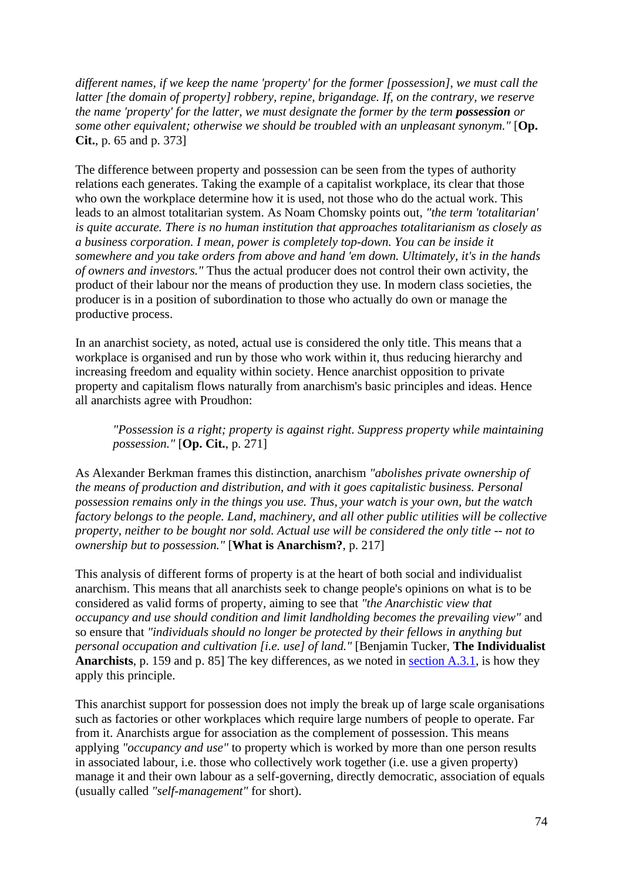*different names, if we keep the name 'property' for the former [possession], we must call the latter [the domain of property] robbery, repine, brigandage. If, on the contrary, we reserve the name 'property' for the latter, we must designate the former by the term **possession** or some other equivalent; otherwise we should be troubled with an unpleasant synonym."* [**Op. Cit.**, p. 65 and p. 373]

The difference between property and possession can be seen from the types of authority relations each generates. Taking the example of a capitalist workplace, its clear that those who own the workplace determine how it is used, not those who do the actual work. This leads to an almost totalitarian system. As Noam Chomsky points out, *"the term 'totalitarian' is quite accurate. There is no human institution that approaches totalitarianism as closely as a business corporation. I mean, power is completely top-down. You can be inside it somewhere and you take orders from above and hand 'em down. Ultimately, it's in the hands of owners and investors."* Thus the actual producer does not control their own activity, the product of their labour nor the means of production they use. In modern class societies, the producer is in a position of subordination to those who actually do own or manage the productive process.

In an anarchist society, as noted, actual use is considered the only title. This means that a workplace is organised and run by those who work within it, thus reducing hierarchy and increasing freedom and equality within society. Hence anarchist opposition to private property and capitalism flows naturally from anarchism's basic principles and ideas. Hence all anarchists agree with Proudhon:

> *"Possession is a right; property is against right. Suppress property while maintaining possession."* [**Op. Cit.**, p. 271]

As Alexander Berkman frames this distinction, anarchism *"abolishes private ownership of the means of production and distribution, and with it goes capitalistic business. Personal possession remains only in the things you use. Thus, your watch is your own, but the watch factory belongs to the people. Land, machinery, and all other public utilities will be collective property, neither to be bought nor sold. Actual use will be considered the only title -- not to ownership but to possession."* [**What is Anarchism?**, p. 217]

This analysis of different forms of property is at the heart of both social and individualist anarchism. This means that all anarchists seek to change people's opinions on what is to be considered as valid forms of property, aiming to see that *"the Anarchistic view that occupancy and use should condition and limit landholding becomes the prevailing view"* and so ensure that *"individuals should no longer be protected by their fellows in anything but personal occupation and cultivation [i.e. use] of land."* [Benjamin Tucker, **The Individualist Anarchists**, p. 159 and p. 85] The key differences, as we noted in section A.3.1, is how they apply this principle.

This anarchist support for possession does not imply the break up of large scale organisations such as factories or other workplaces which require large numbers of people to operate. Far from it. Anarchists argue for association as the complement of possession. This means applying *"occupancy and use"* to property which is worked by more than one person results in associated labour, i.e. those who collectively work together (i.e. use a given property) manage it and their own labour as a self-governing, directly democratic, association of equals (usually called *"self-management"* for short).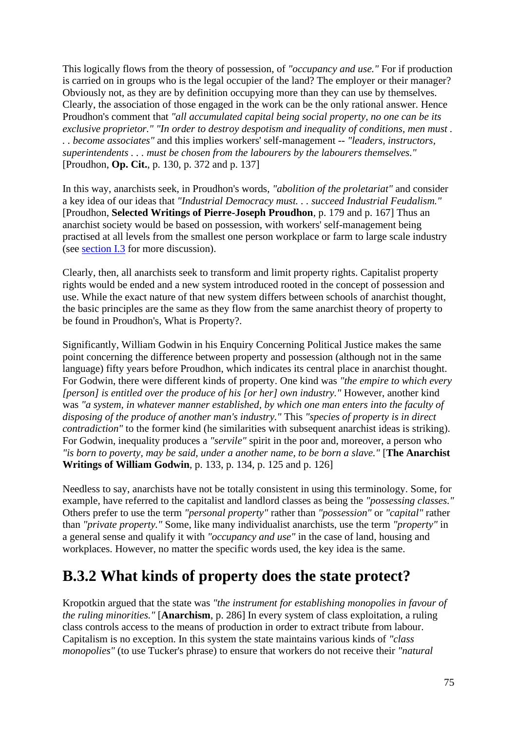This logically flows from the theory of possession, of *"occupancy and use."* For if production is carried on in groups who is the legal occupier of the land? The employer or their manager? Obviously not, as they are by definition occupying more than they can use by themselves. Clearly, the association of those engaged in the work can be the only rational answer. Hence Proudhon's comment that *"all accumulated capital being social property, no one can be its exclusive proprietor." "In order to destroy despotism and inequality of conditions, men must . . . become associates"* and this implies workers' self-management -- *"leaders, instructors, superintendents . . . must be chosen from the labourers by the labourers themselves."* [Proudhon, **Op. Cit.**, p. 130, p. 372 and p. 137]

In this way, anarchists seek, in Proudhon's words, *"abolition of the proletariat"* and consider a key idea of our ideas that *"Industrial Democracy must. . . succeed Industrial Feudalism."* [Proudhon, **Selected Writings of Pierre-Joseph Proudhon**, p. 179 and p. 167] Thus an anarchist society would be based on possession, with workers' self-management being practised at all levels from the smallest one person workplace or farm to large scale industry (see section I.3 for more discussion).

Clearly, then, all anarchists seek to transform and limit property rights. Capitalist property rights would be ended and a new system introduced rooted in the concept of possession and use. While the exact nature of that new system differs between schools of anarchist thought, the basic principles are the same as they flow from the same anarchist theory of property to be found in Proudhon's, What is Property?.

Significantly, William Godwin in his Enquiry Concerning Political Justice makes the same point concerning the difference between property and possession (although not in the same language) fifty years before Proudhon, which indicates its central place in anarchist thought. For Godwin, there were different kinds of property. One kind was *"the empire to which every [person] is entitled over the produce of his [or her] own industry."* However, another kind was *"a system, in whatever manner established, by which one man enters into the faculty of disposing of the produce of another man's industry."* This *"species of property is in direct contradiction"* to the former kind (he similarities with subsequent anarchist ideas is striking). For Godwin, inequality produces a *"servile"* spirit in the poor and, moreover, a person who *"is born to poverty, may be said, under a another name, to be born a slave."* [**The Anarchist Writings of William Godwin**, p. 133, p. 134, p. 125 and p. 126]

Needless to say, anarchists have not be totally consistent in using this terminology. Some, for example, have referred to the capitalist and landlord classes as being the *"possessing classes."* Others prefer to use the term *"personal property"* rather than *"possession"* or *"capital"* rather than *"private property."* Some, like many individualist anarchists, use the term *"property"* in a general sense and qualify it with *"occupancy and use"* in the case of land, housing and workplaces. However, no matter the specific words used, the key idea is the same.

## B.3.2 What kinds of property does the state protect?

Kropotkin argued that the state was *"the instrument for establishing monopolies in favour of the ruling minorities."* [**Anarchism**, p. 286] In every system of class exploitation, a ruling class controls access to the means of production in order to extract tribute from labour. Capitalism is no exception. In this system the state maintains various kinds of *"class monopolies"* (to use Tucker's phrase) to ensure that workers do not receive their *"natural*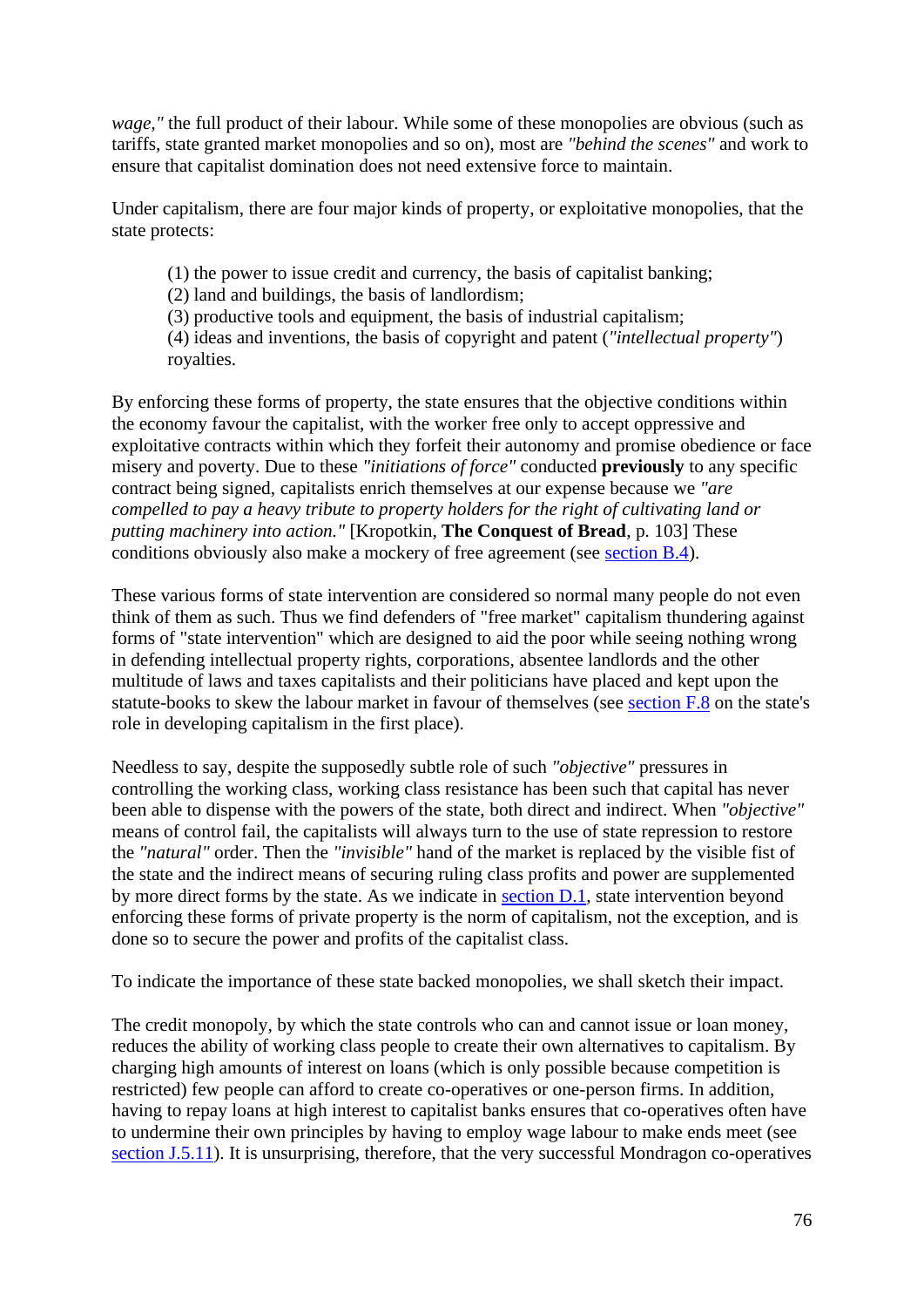*wage,"* the full product of their labour. While some of these monopolies are obvious (such as tariffs, state granted market monopolies and so on), most are *"behind the scenes"* and work to ensure that capitalist domination does not need extensive force to maintain.

Under capitalism, there are four major kinds of property, or exploitative monopolies, that the state protects:

> (1) the power to issue credit and currency, the basis of capitalist banking;
> (2) land and buildings, the basis of landlordism;
> (3) productive tools and equipment, the basis of industrial capitalism;
> (4) ideas and inventions, the basis of copyright and patent (*"intellectual property"*) royalties.

By enforcing these forms of property, the state ensures that the objective conditions within the economy favour the capitalist, with the worker free only to accept oppressive and exploitative contracts within which they forfeit their autonomy and promise obedience or face misery and poverty. Due to these *"initiations of force"* conducted **previously** to any specific contract being signed, capitalists enrich themselves at our expense because we *"are compelled to pay a heavy tribute to property holders for the right of cultivating land or putting machinery into action."* [Kropotkin, **The Conquest of Bread**, p. 103] These conditions obviously also make a mockery of free agreement (see section B.4).

These various forms of state intervention are considered so normal many people do not even think of them as such. Thus we find defenders of "free market" capitalism thundering against forms of "state intervention" which are designed to aid the poor while seeing nothing wrong in defending intellectual property rights, corporations, absentee landlords and the other multitude of laws and taxes capitalists and their politicians have placed and kept upon the statute-books to skew the labour market in favour of themselves (see section F.8 on the state's role in developing capitalism in the first place).

Needless to say, despite the supposedly subtle role of such *"objective"* pressures in controlling the working class, working class resistance has been such that capital has never been able to dispense with the powers of the state, both direct and indirect. When *"objective"* means of control fail, the capitalists will always turn to the use of state repression to restore the *"natural"* order. Then the *"invisible"* hand of the market is replaced by the visible fist of the state and the indirect means of securing ruling class profits and power are supplemented by more direct forms by the state. As we indicate in section D.1, state intervention beyond enforcing these forms of private property is the norm of capitalism, not the exception, and is done so to secure the power and profits of the capitalist class.

To indicate the importance of these state backed monopolies, we shall sketch their impact.

The credit monopoly, by which the state controls who can and cannot issue or loan money, reduces the ability of working class people to create their own alternatives to capitalism. By charging high amounts of interest on loans (which is only possible because competition is restricted) few people can afford to create co-operatives or one-person firms. In addition, having to repay loans at high interest to capitalist banks ensures that co-operatives often have to undermine their own principles by having to employ wage labour to make ends meet (see section J.5.11). It is unsurprising, therefore, that the very successful Mondragon co-operatives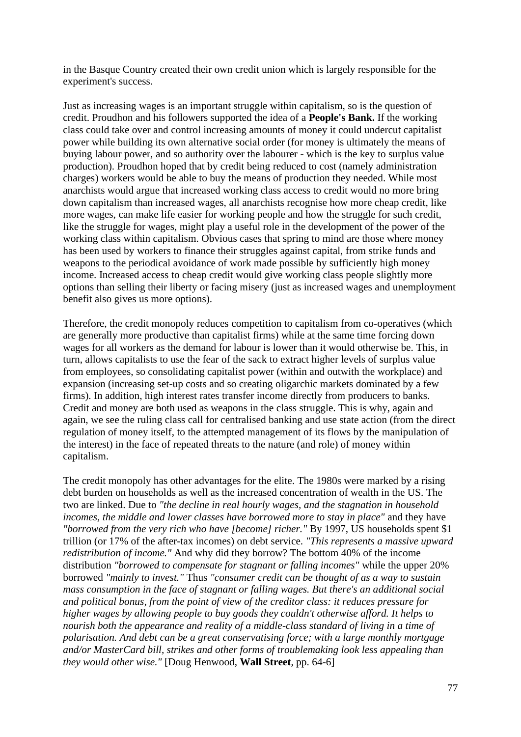in the Basque Country created their own credit union which is largely responsible for the experiment's success.

Just as increasing wages is an important struggle within capitalism, so is the question of credit. Proudhon and his followers supported the idea of a **People's Bank.** If the working class could take over and control increasing amounts of money it could undercut capitalist power while building its own alternative social order (for money is ultimately the means of buying labour power, and so authority over the labourer - which is the key to surplus value production). Proudhon hoped that by credit being reduced to cost (namely administration charges) workers would be able to buy the means of production they needed. While most anarchists would argue that increased working class access to credit would no more bring down capitalism than increased wages, all anarchists recognise how more cheap credit, like more wages, can make life easier for working people and how the struggle for such credit, like the struggle for wages, might play a useful role in the development of the power of the working class within capitalism. Obvious cases that spring to mind are those where money has been used by workers to finance their struggles against capital, from strike funds and weapons to the periodical avoidance of work made possible by sufficiently high money income. Increased access to cheap credit would give working class people slightly more options than selling their liberty or facing misery (just as increased wages and unemployment benefit also gives us more options).

Therefore, the credit monopoly reduces competition to capitalism from co-operatives (which are generally more productive than capitalist firms) while at the same time forcing down wages for all workers as the demand for labour is lower than it would otherwise be. This, in turn, allows capitalists to use the fear of the sack to extract higher levels of surplus value from employees, so consolidating capitalist power (within and outwith the workplace) and expansion (increasing set-up costs and so creating oligarchic markets dominated by a few firms). In addition, high interest rates transfer income directly from producers to banks. Credit and money are both used as weapons in the class struggle. This is why, again and again, we see the ruling class call for centralised banking and use state action (from the direct regulation of money itself, to the attempted management of its flows by the manipulation of the interest) in the face of repeated threats to the nature (and role) of money within capitalism.

The credit monopoly has other advantages for the elite. The 1980s were marked by a rising debt burden on households as well as the increased concentration of wealth in the US. The two are linked. Due to *"the decline in real hourly wages, and the stagnation in household incomes, the middle and lower classes have borrowed more to stay in place"* and they have *"borrowed from the very rich who have [become] richer."* By 1997, US households spent $1 trillion (or 17% of the after-tax incomes) on debt service. *"This represents a massive upward redistribution of income."* And why did they borrow? The bottom 40% of the income distribution *"borrowed to compensate for stagnant or falling incomes"* while the upper 20% borrowed *"mainly to invest."* Thus *"consumer credit can be thought of as a way to sustain mass consumption in the face of stagnant or falling wages. But there's an additional social and political bonus, from the point of view of the creditor class: it reduces pressure for higher wages by allowing people to buy goods they couldn't otherwise afford. It helps to nourish both the appearance and reality of a middle-class standard of living in a time of polarisation. And debt can be a great conservatising force; with a large monthly mortgage and/or MasterCard bill, strikes and other forms of troublemaking look less appealing than they would other wise."* [Doug Henwood, **Wall Street**, pp. 64-6]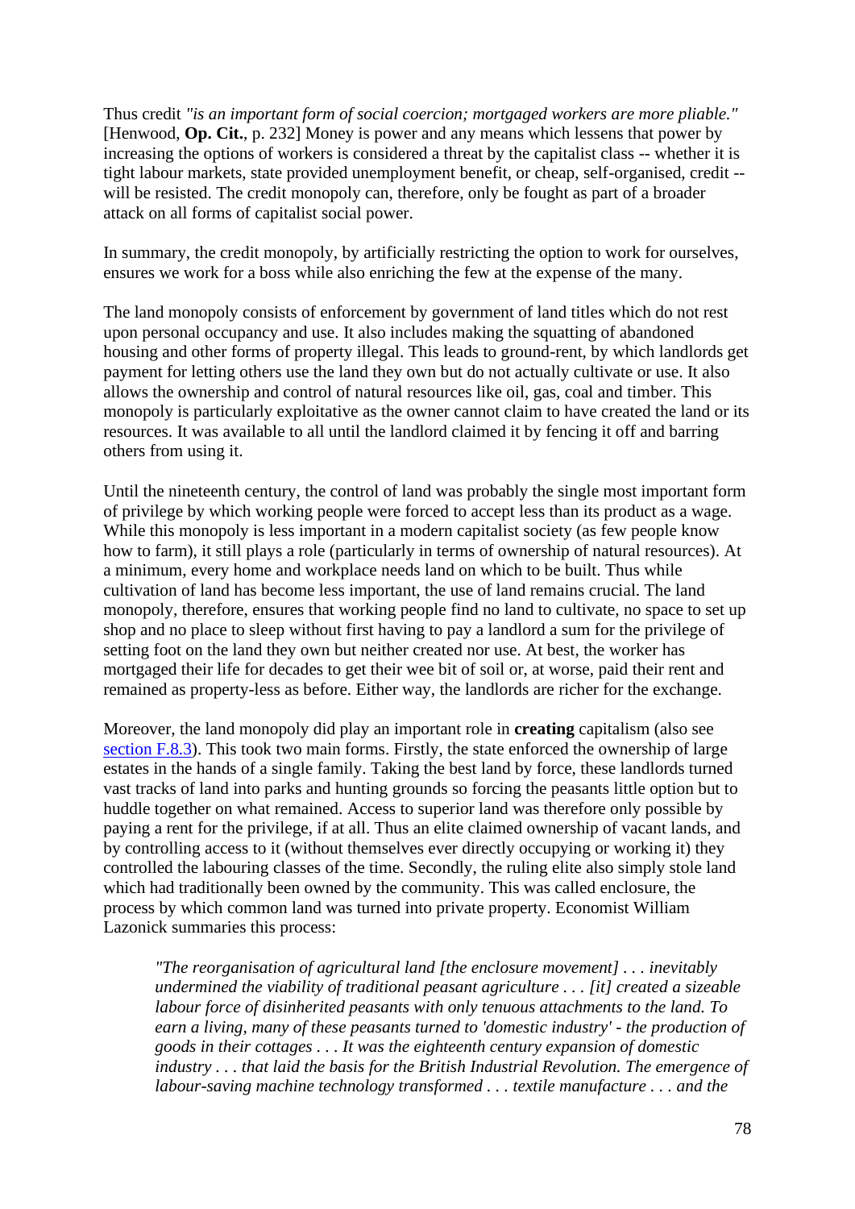Thus credit *"is an important form of social coercion; mortgaged workers are more pliable."* [Henwood, **Op. Cit.**, p. 232] Money is power and any means which lessens that power by increasing the options of workers is considered a threat by the capitalist class -- whether it is tight labour markets, state provided unemployment benefit, or cheap, self-organised, credit -- will be resisted. The credit monopoly can, therefore, only be fought as part of a broader attack on all forms of capitalist social power.

In summary, the credit monopoly, by artificially restricting the option to work for ourselves, ensures we work for a boss while also enriching the few at the expense of the many.

The land monopoly consists of enforcement by government of land titles which do not rest upon personal occupancy and use. It also includes making the squatting of abandoned housing and other forms of property illegal. This leads to ground-rent, by which landlords get payment for letting others use the land they own but do not actually cultivate or use. It also allows the ownership and control of natural resources like oil, gas, coal and timber. This monopoly is particularly exploitative as the owner cannot claim to have created the land or its resources. It was available to all until the landlord claimed it by fencing it off and barring others from using it.

Until the nineteenth century, the control of land was probably the single most important form of privilege by which working people were forced to accept less than its product as a wage. While this monopoly is less important in a modern capitalist society (as few people know how to farm), it still plays a role (particularly in terms of ownership of natural resources). At a minimum, every home and workplace needs land on which to be built. Thus while cultivation of land has become less important, the use of land remains crucial. The land monopoly, therefore, ensures that working people find no land to cultivate, no space to set up shop and no place to sleep without first having to pay a landlord a sum for the privilege of setting foot on the land they own but neither created nor use. At best, the worker has mortgaged their life for decades to get their wee bit of soil or, at worse, paid their rent and remained as property-less as before. Either way, the landlords are richer for the exchange.

Moreover, the land monopoly did play an important role in **creating** capitalism (also see section F.8.3). This took two main forms. Firstly, the state enforced the ownership of large estates in the hands of a single family. Taking the best land by force, these landlords turned vast tracks of land into parks and hunting grounds so forcing the peasants little option but to huddle together on what remained. Access to superior land was therefore only possible by paying a rent for the privilege, if at all. Thus an elite claimed ownership of vacant lands, and by controlling access to it (without themselves ever directly occupying or working it) they controlled the labouring classes of the time. Secondly, the ruling elite also simply stole land which had traditionally been owned by the community. This was called enclosure, the process by which common land was turned into private property. Economist William Lazonick summaries this process:

> *"The reorganisation of agricultural land [the enclosure movement] . . . inevitably undermined the viability of traditional peasant agriculture . . . [it] created a sizeable labour force of disinherited peasants with only tenuous attachments to the land. To earn a living, many of these peasants turned to 'domestic industry' - the production of goods in their cottages . . . It was the eighteenth century expansion of domestic industry . . . that laid the basis for the British Industrial Revolution. The emergence of labour-saving machine technology transformed . . . textile manufacture . . . and the*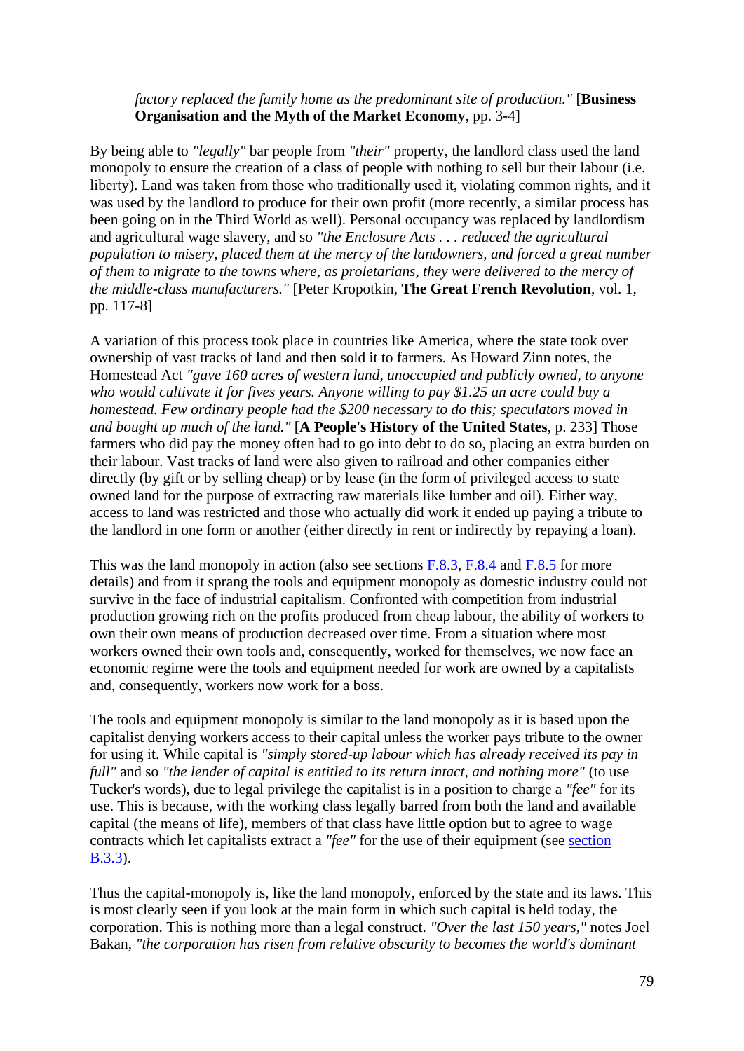> *factory replaced the family home as the predominant site of production."* [**Business Organisation and the Myth of the Market Economy**, pp. 3-4]

By being able to *"legally"* bar people from *"their"* property, the landlord class used the land monopoly to ensure the creation of a class of people with nothing to sell but their labour (i.e. liberty). Land was taken from those who traditionally used it, violating common rights, and it was used by the landlord to produce for their own profit (more recently, a similar process has been going on in the Third World as well). Personal occupancy was replaced by landlordism and agricultural wage slavery, and so *"the Enclosure Acts . . . reduced the agricultural population to misery, placed them at the mercy of the landowners, and forced a great number of them to migrate to the towns where, as proletarians, they were delivered to the mercy of the middle-class manufacturers."* [Peter Kropotkin, **The Great French Revolution**, vol. 1, pp. 117-8]

A variation of this process took place in countries like America, where the state took over ownership of vast tracks of land and then sold it to farmers. As Howard Zinn notes, the Homestead Act *"gave 160 acres of western land, unoccupied and publicly owned, to anyone who would cultivate it for fives years. Anyone willing to pay $1.25 an acre could buy a homestead. Few ordinary people had the $200 necessary to do this; speculators moved in and bought up much of the land."* [**A People's History of the United States**, p. 233] Those farmers who did pay the money often had to go into debt to do so, placing an extra burden on their labour. Vast tracks of land were also given to railroad and other companies either directly (by gift or by selling cheap) or by lease (in the form of privileged access to state owned land for the purpose of extracting raw materials like lumber and oil). Either way, access to land was restricted and those who actually did work it ended up paying a tribute to the landlord in one form or another (either directly in rent or indirectly by repaying a loan).

This was the land monopoly in action (also see sections F.8.3, F.8.4 and F.8.5 for more details) and from it sprang the tools and equipment monopoly as domestic industry could not survive in the face of industrial capitalism. Confronted with competition from industrial production growing rich on the profits produced from cheap labour, the ability of workers to own their own means of production decreased over time. From a situation where most workers owned their own tools and, consequently, worked for themselves, we now face an economic regime were the tools and equipment needed for work are owned by a capitalists and, consequently, workers now work for a boss.

The tools and equipment monopoly is similar to the land monopoly as it is based upon the capitalist denying workers access to their capital unless the worker pays tribute to the owner for using it. While capital is *"simply stored-up labour which has already received its pay in full"* and so *"the lender of capital is entitled to its return intact, and nothing more"* (to use Tucker's words), due to legal privilege the capitalist is in a position to charge a *"fee"* for its use. This is because, with the working class legally barred from both the land and available capital (the means of life), members of that class have little option but to agree to wage contracts which let capitalists extract a *"fee"* for the use of their equipment (see section B.3.3).

Thus the capital-monopoly is, like the land monopoly, enforced by the state and its laws. This is most clearly seen if you look at the main form in which such capital is held today, the corporation. This is nothing more than a legal construct. *"Over the last 150 years,"* notes Joel Bakan, *"the corporation has risen from relative obscurity to becomes the world's dominant*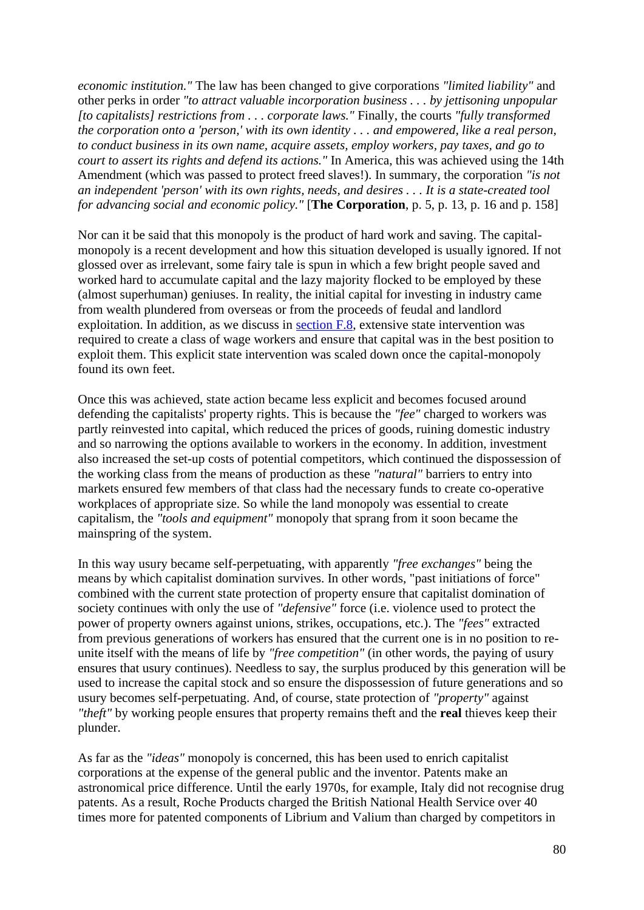*economic institution."* The law has been changed to give corporations *"limited liability"* and other perks in order *"to attract valuable incorporation business . . . by jettisoning unpopular [to capitalists] restrictions from . . . corporate laws."* Finally, the courts *"fully transformed the corporation onto a 'person,' with its own identity . . . and empowered, like a real person, to conduct business in its own name, acquire assets, employ workers, pay taxes, and go to court to assert its rights and defend its actions."* In America, this was achieved using the 14th Amendment (which was passed to protect freed slaves!). In summary, the corporation *"is not an independent 'person' with its own rights, needs, and desires . . . It is a state-created tool for advancing social and economic policy."* [**The Corporation**, p. 5, p. 13, p. 16 and p. 158]

Nor can it be said that this monopoly is the product of hard work and saving. The capital-monopoly is a recent development and how this situation developed is usually ignored. If not glossed over as irrelevant, some fairy tale is spun in which a few bright people saved and worked hard to accumulate capital and the lazy majority flocked to be employed by these (almost superhuman) geniuses. In reality, the initial capital for investing in industry came from wealth plundered from overseas or from the proceeds of feudal and landlord exploitation. In addition, as we discuss in [section F.8](), extensive state intervention was required to create a class of wage workers and ensure that capital was in the best position to exploit them. This explicit state intervention was scaled down once the capital-monopoly found its own feet.

Once this was achieved, state action became less explicit and becomes focused around defending the capitalists' property rights. This is because the *"fee"* charged to workers was partly reinvested into capital, which reduced the prices of goods, ruining domestic industry and so narrowing the options available to workers in the economy. In addition, investment also increased the set-up costs of potential competitors, which continued the dispossession of the working class from the means of production as these *"natural"* barriers to entry into markets ensured few members of that class had the necessary funds to create co-operative workplaces of appropriate size. So while the land monopoly was essential to create capitalism, the *"tools and equipment"* monopoly that sprang from it soon became the mainspring of the system.

In this way usury became self-perpetuating, with apparently *"free exchanges"* being the means by which capitalist domination survives. In other words, "past initiations of force" combined with the current state protection of property ensure that capitalist domination of society continues with only the use of *"defensive"* force (i.e. violence used to protect the power of property owners against unions, strikes, occupations, etc.). The *"fees"* extracted from previous generations of workers has ensured that the current one is in no position to re-unite itself with the means of life by *"free competition"* (in other words, the paying of usury ensures that usury continues). Needless to say, the surplus produced by this generation will be used to increase the capital stock and so ensure the dispossession of future generations and so usury becomes self-perpetuating. And, of course, state protection of *"property"* against *"theft"* by working people ensures that property remains theft and the **real** thieves keep their plunder.

As far as the *"ideas"* monopoly is concerned, this has been used to enrich capitalist corporations at the expense of the general public and the inventor. Patents make an astronomical price difference. Until the early 1970s, for example, Italy did not recognise drug patents. As a result, Roche Products charged the British National Health Service over 40 times more for patented components of Librium and Valium than charged by competitors in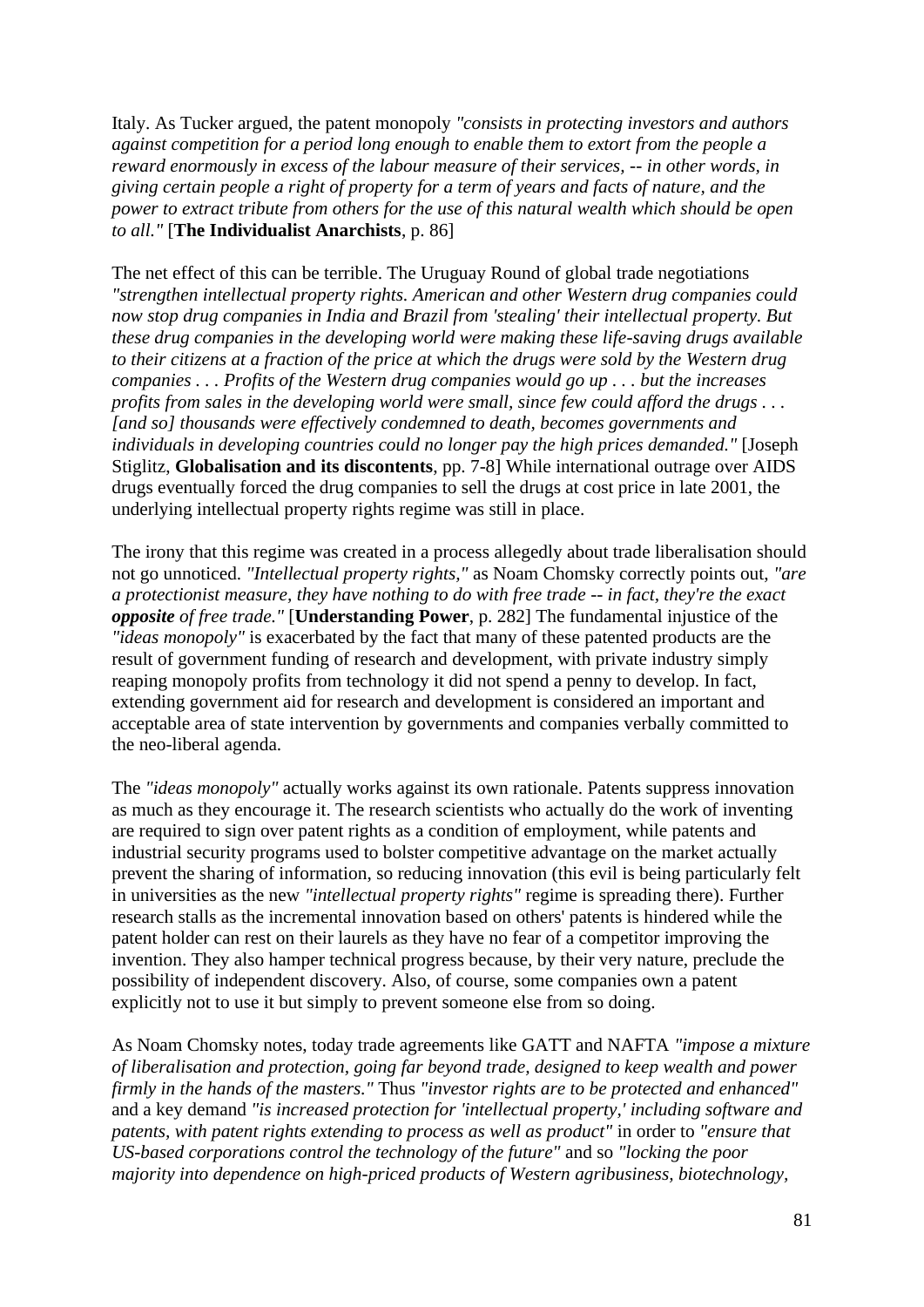Italy. As Tucker argued, the patent monopoly *"consists in protecting investors and authors against competition for a period long enough to enable them to extort from the people a reward enormously in excess of the labour measure of their services, -- in other words, in giving certain people a right of property for a term of years and facts of nature, and the power to extract tribute from others for the use of this natural wealth which should be open to all."* [**The Individualist Anarchists**, p. 86]

The net effect of this can be terrible. The Uruguay Round of global trade negotiations *"strengthen intellectual property rights. American and other Western drug companies could now stop drug companies in India and Brazil from 'stealing' their intellectual property. But these drug companies in the developing world were making these life-saving drugs available to their citizens at a fraction of the price at which the drugs were sold by the Western drug companies . . . Profits of the Western drug companies would go up . . . but the increases profits from sales in the developing world were small, since few could afford the drugs . . . [and so] thousands were effectively condemned to death, becomes governments and individuals in developing countries could no longer pay the high prices demanded."* [Joseph Stiglitz, **Globalisation and its discontents**, pp. 7-8] While international outrage over AIDS drugs eventually forced the drug companies to sell the drugs at cost price in late 2001, the underlying intellectual property rights regime was still in place.

The irony that this regime was created in a process allegedly about trade liberalisation should not go unnoticed. *"Intellectual property rights,"* as Noam Chomsky correctly points out, *"are a protectionist measure, they have nothing to do with free trade -- in fact, they're the exact **opposite** of free trade."* [**Understanding Power**, p. 282] The fundamental injustice of the *"ideas monopoly"* is exacerbated by the fact that many of these patented products are the result of government funding of research and development, with private industry simply reaping monopoly profits from technology it did not spend a penny to develop. In fact, extending government aid for research and development is considered an important and acceptable area of state intervention by governments and companies verbally committed to the neo-liberal agenda.

The *"ideas monopoly"* actually works against its own rationale. Patents suppress innovation as much as they encourage it. The research scientists who actually do the work of inventing are required to sign over patent rights as a condition of employment, while patents and industrial security programs used to bolster competitive advantage on the market actually prevent the sharing of information, so reducing innovation (this evil is being particularly felt in universities as the new *"intellectual property rights"* regime is spreading there). Further research stalls as the incremental innovation based on others' patents is hindered while the patent holder can rest on their laurels as they have no fear of a competitor improving the invention. They also hamper technical progress because, by their very nature, preclude the possibility of independent discovery. Also, of course, some companies own a patent explicitly not to use it but simply to prevent someone else from so doing.

As Noam Chomsky notes, today trade agreements like GATT and NAFTA *"impose a mixture of liberalisation and protection, going far beyond trade, designed to keep wealth and power firmly in the hands of the masters."* Thus *"investor rights are to be protected and enhanced"* and a key demand *"is increased protection for 'intellectual property,' including software and patents, with patent rights extending to process as well as product"* in order to *"ensure that US-based corporations control the technology of the future"* and so *"locking the poor majority into dependence on high-priced products of Western agribusiness, biotechnology,*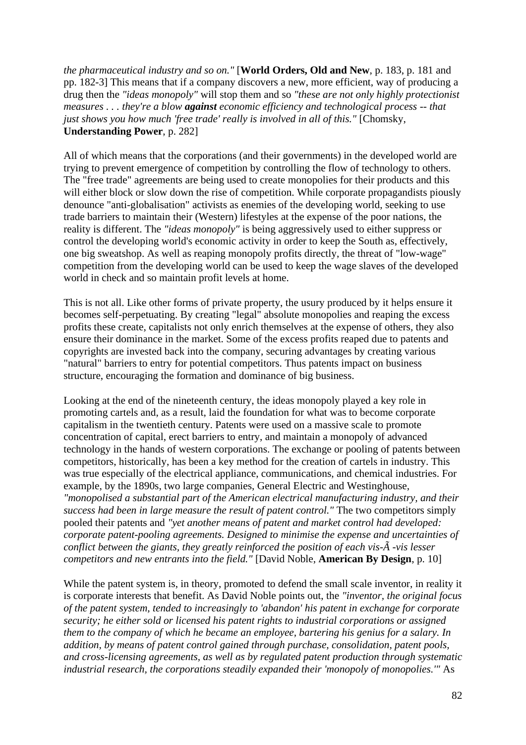*the pharmaceutical industry and so on."* [**World Orders, Old and New**, p. 183, p. 181 and pp. 182-3] This means that if a company discovers a new, more efficient, way of producing a drug then the *"ideas monopoly"* will stop them and so *"these are not only highly protectionist measures . . . they're a blow **against** economic efficiency and technological process -- that just shows you how much 'free trade' really is involved in all of this."* [Chomsky, **Understanding Power**, p. 282]

All of which means that the corporations (and their governments) in the developed world are trying to prevent emergence of competition by controlling the flow of technology to others. The "free trade" agreements are being used to create monopolies for their products and this will either block or slow down the rise of competition. While corporate propagandists piously denounce "anti-globalisation" activists as enemies of the developing world, seeking to use trade barriers to maintain their (Western) lifestyles at the expense of the poor nations, the reality is different. The *"ideas monopoly"* is being aggressively used to either suppress or control the developing world's economic activity in order to keep the South as, effectively, one big sweatshop. As well as reaping monopoly profits directly, the threat of "low-wage" competition from the developing world can be used to keep the wage slaves of the developed world in check and so maintain profit levels at home.

This is not all. Like other forms of private property, the usury produced by it helps ensure it becomes self-perpetuating. By creating "legal" absolute monopolies and reaping the excess profits these create, capitalists not only enrich themselves at the expense of others, they also ensure their dominance in the market. Some of the excess profits reaped due to patents and copyrights are invested back into the company, securing advantages by creating various "natural" barriers to entry for potential competitors. Thus patents impact on business structure, encouraging the formation and dominance of big business.

Looking at the end of the nineteenth century, the ideas monopoly played a key role in promoting cartels and, as a result, laid the foundation for what was to become corporate capitalism in the twentieth century. Patents were used on a massive scale to promote concentration of capital, erect barriers to entry, and maintain a monopoly of advanced technology in the hands of western corporations. The exchange or pooling of patents between competitors, historically, has been a key method for the creation of cartels in industry. This was true especially of the electrical appliance, communications, and chemical industries. For example, by the 1890s, two large companies, General Electric and Westinghouse, *"monopolised a substantial part of the American electrical manufacturing industry, and their success had been in large measure the result of patent control."* The two competitors simply pooled their patents and *"yet another means of patent and market control had developed: corporate patent-pooling agreements. Designed to minimise the expense and uncertainties of conflict between the giants, they greatly reinforced the position of each vis-Ã -vis lesser competitors and new entrants into the field."* [David Noble, **American By Design**, p. 10]

While the patent system is, in theory, promoted to defend the small scale inventor, in reality it is corporate interests that benefit. As David Noble points out, the *"inventor, the original focus of the patent system, tended to increasingly to 'abandon' his patent in exchange for corporate security; he either sold or licensed his patent rights to industrial corporations or assigned them to the company of which he became an employee, bartering his genius for a salary. In addition, by means of patent control gained through purchase, consolidation, patent pools, and cross-licensing agreements, as well as by regulated patent production through systematic industrial research, the corporations steadily expanded their 'monopoly of monopolies.'"* As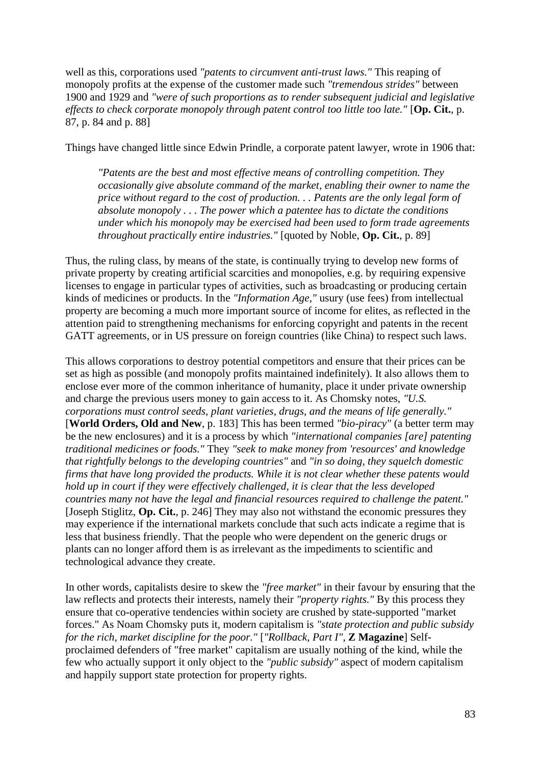well as this, corporations used *"patents to circumvent anti-trust laws."* This reaping of monopoly profits at the expense of the customer made such *"tremendous strides"* between 1900 and 1929 and *"were of such proportions as to render subsequent judicial and legislative effects to check corporate monopoly through patent control too little too late."* [**Op. Cit.**, p. 87, p. 84 and p. 88]

Things have changed little since Edwin Prindle, a corporate patent lawyer, wrote in 1906 that:

> *"Patents are the best and most effective means of controlling competition. They occasionally give absolute command of the market, enabling their owner to name the price without regard to the cost of production. . . Patents are the only legal form of absolute monopoly . . . The power which a patentee has to dictate the conditions under which his monopoly may be exercised had been used to form trade agreements throughout practically entire industries."* [quoted by Noble, **Op. Cit.**, p. 89]

Thus, the ruling class, by means of the state, is continually trying to develop new forms of private property by creating artificial scarcities and monopolies, e.g. by requiring expensive licenses to engage in particular types of activities, such as broadcasting or producing certain kinds of medicines or products. In the *"Information Age,"* usury (use fees) from intellectual property are becoming a much more important source of income for elites, as reflected in the attention paid to strengthening mechanisms for enforcing copyright and patents in the recent GATT agreements, or in US pressure on foreign countries (like China) to respect such laws.

This allows corporations to destroy potential competitors and ensure that their prices can be set as high as possible (and monopoly profits maintained indefinitely). It also allows them to enclose ever more of the common inheritance of humanity, place it under private ownership and charge the previous users money to gain access to it. As Chomsky notes, *"U.S. corporations must control seeds, plant varieties, drugs, and the means of life generally."* [**World Orders, Old and New**, p. 183] This has been termed *"bio-piracy"* (a better term may be the new enclosures) and it is a process by which *"international companies [are] patenting traditional medicines or foods."* They *"seek to make money from 'resources' and knowledge that rightfully belongs to the developing countries"* and *"in so doing, they squelch domestic firms that have long provided the products. While it is not clear whether these patents would hold up in court if they were effectively challenged, it is clear that the less developed countries many not have the legal and financial resources required to challenge the patent."* [Joseph Stiglitz, **Op. Cit.**, p. 246] They may also not withstand the economic pressures they may experience if the international markets conclude that such acts indicate a regime that is less that business friendly. That the people who were dependent on the generic drugs or plants can no longer afford them is as irrelevant as the impediments to scientific and technological advance they create.

In other words, capitalists desire to skew the *"free market"* in their favour by ensuring that the law reflects and protects their interests, namely their *"property rights."* By this process they ensure that co-operative tendencies within society are crushed by state-supported "market forces." As Noam Chomsky puts it, modern capitalism is *"state protection and public subsidy for the rich, market discipline for the poor."* [*"Rollback, Part I"*, **Z Magazine**] Self-proclaimed defenders of "free market" capitalism are usually nothing of the kind, while the few who actually support it only object to the *"public subsidy"* aspect of modern capitalism and happily support state protection for property rights.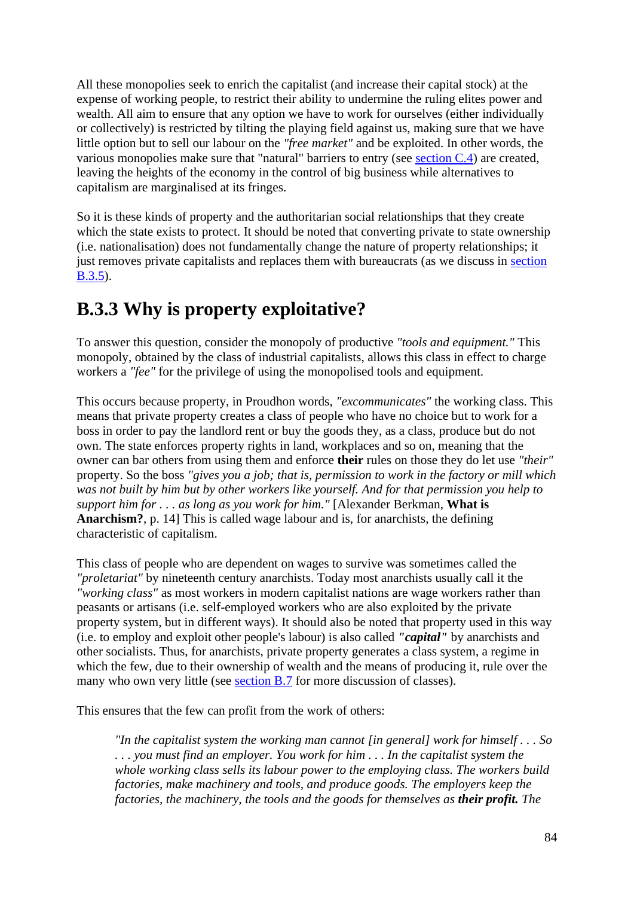All these monopolies seek to enrich the capitalist (and increase their capital stock) at the expense of working people, to restrict their ability to undermine the ruling elites power and wealth. All aim to ensure that any option we have to work for ourselves (either individually or collectively) is restricted by tilting the playing field against us, making sure that we have little option but to sell our labour on the *"free market"* and be exploited. In other words, the various monopolies make sure that "natural" barriers to entry (see [section C.4]) are created, leaving the heights of the economy in the control of big business while alternatives to capitalism are marginalised at its fringes.

So it is these kinds of property and the authoritarian social relationships that they create which the state exists to protect. It should be noted that converting private to state ownership (i.e. nationalisation) does not fundamentally change the nature of property relationships; it just removes private capitalists and replaces them with bureaucrats (as we discuss in [section B.3.5]).

## B.3.3 Why is property exploitative?

To answer this question, consider the monopoly of productive *"tools and equipment."* This monopoly, obtained by the class of industrial capitalists, allows this class in effect to charge workers a *"fee"* for the privilege of using the monopolised tools and equipment.

This occurs because property, in Proudhon words, *"excommunicates"* the working class. This means that private property creates a class of people who have no choice but to work for a boss in order to pay the landlord rent or buy the goods they, as a class, produce but do not own. The state enforces property rights in land, workplaces and so on, meaning that the owner can bar others from using them and enforce **their** rules on those they do let use *"their"* property. So the boss *"gives you a job; that is, permission to work in the factory or mill which was not built by him but by other workers like yourself. And for that permission you help to support him for . . . as long as you work for him."* [Alexander Berkman, **What is Anarchism?**, p. 14] This is called wage labour and is, for anarchists, the defining characteristic of capitalism.

This class of people who are dependent on wages to survive was sometimes called the *"proletariat"* by nineteenth century anarchists. Today most anarchists usually call it the *"working class"* as most workers in modern capitalist nations are wage workers rather than peasants or artisans (i.e. self-employed workers who are also exploited by the private property system, but in different ways). It should also be noted that property used in this way (i.e. to employ and exploit other people's labour) is also called ***"capital"*** by anarchists and other socialists. Thus, for anarchists, private property generates a class system, a regime in which the few, due to their ownership of wealth and the means of producing it, rule over the many who own very little (see [section B.7] for more discussion of classes).

This ensures that the few can profit from the work of others:

> *"In the capitalist system the working man cannot [in general] work for himself . . . So . . . you must find an employer. You work for him . . . In the capitalist system the whole working class sells its labour power to the employing class. The workers build factories, make machinery and tools, and produce goods. The employers keep the factories, the machinery, the tools and the goods for themselves as* ***their profit.*** *The*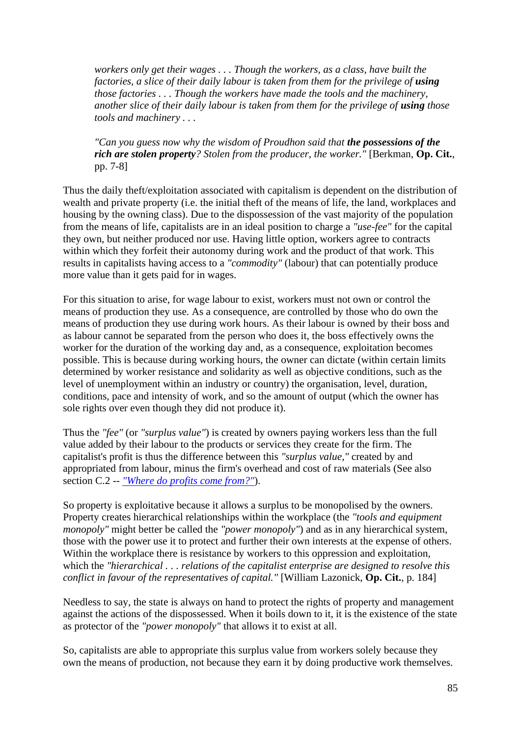> *workers only get their wages . . . Though the workers, as a class, have built the factories, a slice of their daily labour is taken from them for the privilege of **using** those factories . . . Though the workers have made the tools and the machinery, another slice of their daily labour is taken from them for the privilege of **using** those tools and machinery . . .*
>
> *"Can you guess now why the wisdom of Proudhon said that **the possessions of the rich are stolen property**? Stolen from the producer, the worker."* [Berkman, **Op. Cit.**, pp. 7-8]

Thus the daily theft/exploitation associated with capitalism is dependent on the distribution of wealth and private property (i.e. the initial theft of the means of life, the land, workplaces and housing by the owning class). Due to the dispossession of the vast majority of the population from the means of life, capitalists are in an ideal position to charge a *"use-fee"* for the capital they own, but neither produced nor use. Having little option, workers agree to contracts within which they forfeit their autonomy during work and the product of that work. This results in capitalists having access to a *"commodity"* (labour) that can potentially produce more value than it gets paid for in wages.

For this situation to arise, for wage labour to exist, workers must not own or control the means of production they use. As a consequence, are controlled by those who do own the means of production they use during work hours. As their labour is owned by their boss and as labour cannot be separated from the person who does it, the boss effectively owns the worker for the duration of the working day and, as a consequence, exploitation becomes possible. This is because during working hours, the owner can dictate (within certain limits determined by worker resistance and solidarity as well as objective conditions, such as the level of unemployment within an industry or country) the organisation, level, duration, conditions, pace and intensity of work, and so the amount of output (which the owner has sole rights over even though they did not produce it).

Thus the *"fee"* (or *"surplus value"*) is created by owners paying workers less than the full value added by their labour to the products or services they create for the firm. The capitalist's profit is thus the difference between this *"surplus value,"* created by and appropriated from labour, minus the firm's overhead and cost of raw materials (See also section C.2 -- *"Where do profits come from?"*).

So property is exploitative because it allows a surplus to be monopolised by the owners. Property creates hierarchical relationships within the workplace (the *"tools and equipment monopoly"* might better be called the *"power monopoly"*) and as in any hierarchical system, those with the power use it to protect and further their own interests at the expense of others. Within the workplace there is resistance by workers to this oppression and exploitation, which the *"hierarchical . . . relations of the capitalist enterprise are designed to resolve this conflict in favour of the representatives of capital."* [William Lazonick, **Op. Cit.**, p. 184]

Needless to say, the state is always on hand to protect the rights of property and management against the actions of the dispossessed. When it boils down to it, it is the existence of the state as protector of the *"power monopoly"* that allows it to exist at all.

So, capitalists are able to appropriate this surplus value from workers solely because they own the means of production, not because they earn it by doing productive work themselves.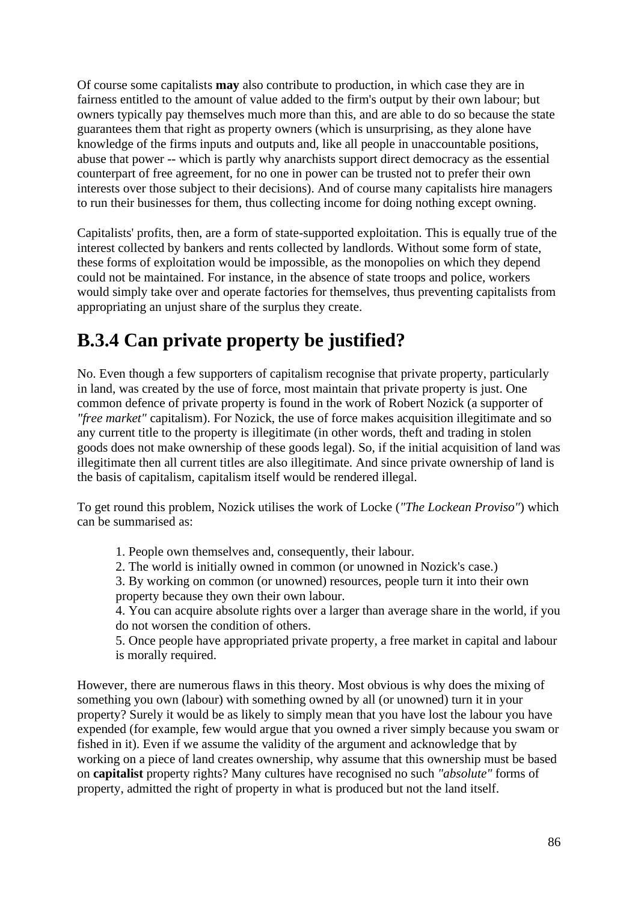Of course some capitalists **may** also contribute to production, in which case they are in fairness entitled to the amount of value added to the firm's output by their own labour; but owners typically pay themselves much more than this, and are able to do so because the state guarantees them that right as property owners (which is unsurprising, as they alone have knowledge of the firms inputs and outputs and, like all people in unaccountable positions, abuse that power -- which is partly why anarchists support direct democracy as the essential counterpart of free agreement, for no one in power can be trusted not to prefer their own interests over those subject to their decisions). And of course many capitalists hire managers to run their businesses for them, thus collecting income for doing nothing except owning.

Capitalists' profits, then, are a form of state-supported exploitation. This is equally true of the interest collected by bankers and rents collected by landlords. Without some form of state, these forms of exploitation would be impossible, as the monopolies on which they depend could not be maintained. For instance, in the absence of state troops and police, workers would simply take over and operate factories for themselves, thus preventing capitalists from appropriating an unjust share of the surplus they create.

## B.3.4 Can private property be justified?

No. Even though a few supporters of capitalism recognise that private property, particularly in land, was created by the use of force, most maintain that private property is just. One common defence of private property is found in the work of Robert Nozick (a supporter of *"free market"* capitalism). For Nozick, the use of force makes acquisition illegitimate and so any current title to the property is illegitimate (in other words, theft and trading in stolen goods does not make ownership of these goods legal). So, if the initial acquisition of land was illegitimate then all current titles are also illegitimate. And since private ownership of land is the basis of capitalism, capitalism itself would be rendered illegal.

To get round this problem, Nozick utilises the work of Locke (*"The Lockean Proviso"*) which can be summarised as:

1. People own themselves and, consequently, their labour.
2. The world is initially owned in common (or unowned in Nozick's case.)
3. By working on common (or unowned) resources, people turn it into their own property because they own their own labour.
4. You can acquire absolute rights over a larger than average share in the world, if you do not worsen the condition of others.
5. Once people have appropriated private property, a free market in capital and labour is morally required.

However, there are numerous flaws in this theory. Most obvious is why does the mixing of something you own (labour) with something owned by all (or unowned) turn it in your property? Surely it would be as likely to simply mean that you have lost the labour you have expended (for example, few would argue that you owned a river simply because you swam or fished in it). Even if we assume the validity of the argument and acknowledge that by working on a piece of land creates ownership, why assume that this ownership must be based on **capitalist** property rights? Many cultures have recognised no such *"absolute"* forms of property, admitted the right of property in what is produced but not the land itself.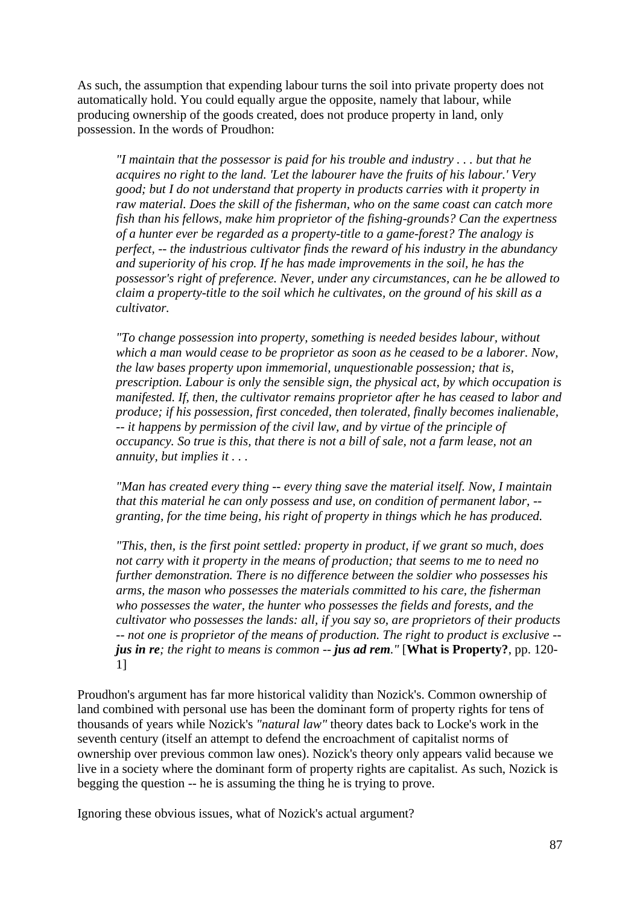As such, the assumption that expending labour turns the soil into private property does not automatically hold. You could equally argue the opposite, namely that labour, while producing ownership of the goods created, does not produce property in land, only possession. In the words of Proudhon:

> *"I maintain that the possessor is paid for his trouble and industry . . . but that he acquires no right to the land. 'Let the labourer have the fruits of his labour.' Very good; but I do not understand that property in products carries with it property in raw material. Does the skill of the fisherman, who on the same coast can catch more fish than his fellows, make him proprietor of the fishing-grounds? Can the expertness of a hunter ever be regarded as a property-title to a game-forest? The analogy is perfect, -- the industrious cultivator finds the reward of his industry in the abundancy and superiority of his crop. If he has made improvements in the soil, he has the possessor's right of preference. Never, under any circumstances, can he be allowed to claim a property-title to the soil which he cultivates, on the ground of his skill as a cultivator.*
>
> *"To change possession into property, something is needed besides labour, without which a man would cease to be proprietor as soon as he ceased to be a laborer. Now, the law bases property upon immemorial, unquestionable possession; that is, prescription. Labour is only the sensible sign, the physical act, by which occupation is manifested. If, then, the cultivator remains proprietor after he has ceased to labor and produce; if his possession, first conceded, then tolerated, finally becomes inalienable, -- it happens by permission of the civil law, and by virtue of the principle of occupancy. So true is this, that there is not a bill of sale, not a farm lease, not an annuity, but implies it . . .*
>
> *"Man has created every thing -- every thing save the material itself. Now, I maintain that this material he can only possess and use, on condition of permanent labor, -- granting, for the time being, his right of property in things which he has produced.*
>
> *"This, then, is the first point settled: property in product, if we grant so much, does not carry with it property in the means of production; that seems to me to need no further demonstration. There is no difference between the soldier who possesses his arms, the mason who possesses the materials committed to his care, the fisherman who possesses the water, the hunter who possesses the fields and forests, and the cultivator who possesses the lands: all, if you say so, are proprietors of their products -- not one is proprietor of the means of production. The right to product is exclusive --* ***jus in re****; the right to means is common --* ***jus ad rem****."* [**What is Property?**, pp. 120-1]

Proudhon's argument has far more historical validity than Nozick's. Common ownership of land combined with personal use has been the dominant form of property rights for tens of thousands of years while Nozick's *"natural law"* theory dates back to Locke's work in the seventh century (itself an attempt to defend the encroachment of capitalist norms of ownership over previous common law ones). Nozick's theory only appears valid because we live in a society where the dominant form of property rights are capitalist. As such, Nozick is begging the question -- he is assuming the thing he is trying to prove.

Ignoring these obvious issues, what of Nozick's actual argument?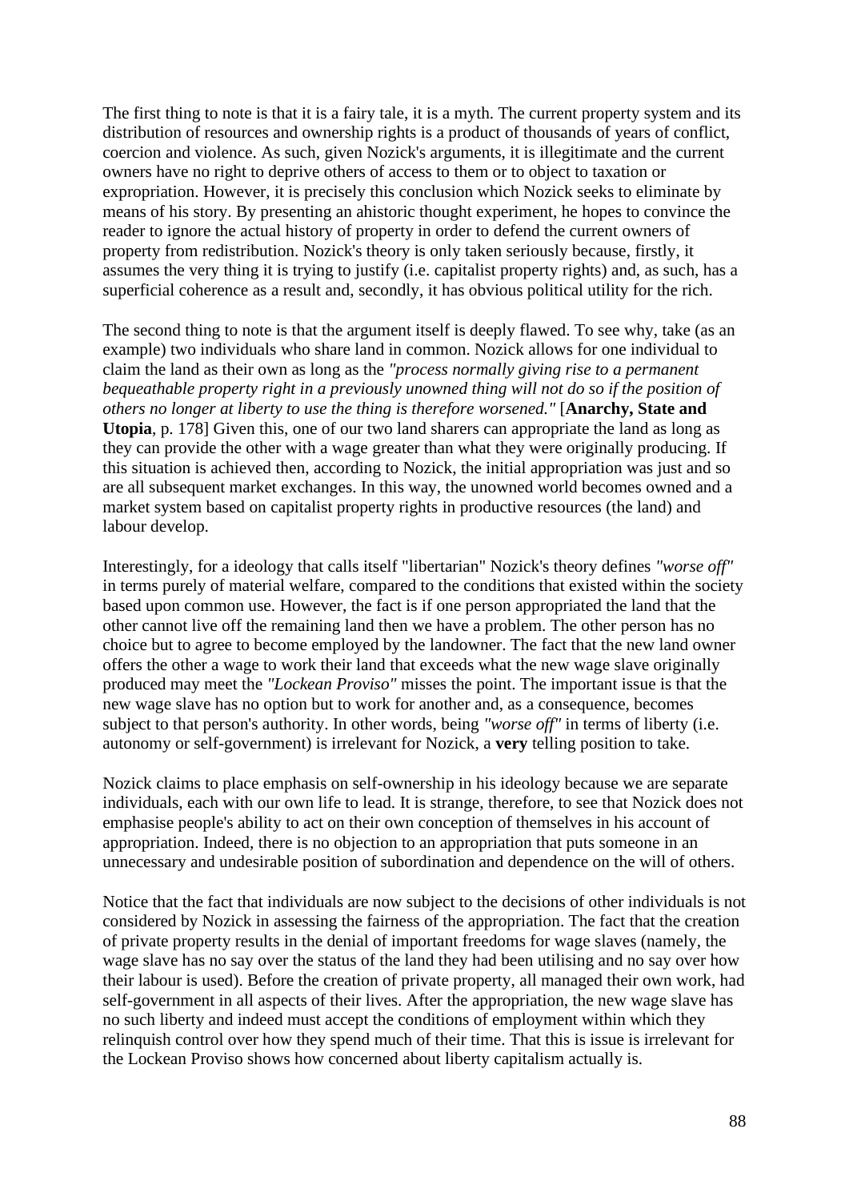The first thing to note is that it is a fairy tale, it is a myth. The current property system and its distribution of resources and ownership rights is a product of thousands of years of conflict, coercion and violence. As such, given Nozick's arguments, it is illegitimate and the current owners have no right to deprive others of access to them or to object to taxation or expropriation. However, it is precisely this conclusion which Nozick seeks to eliminate by means of his story. By presenting an ahistoric thought experiment, he hopes to convince the reader to ignore the actual history of property in order to defend the current owners of property from redistribution. Nozick's theory is only taken seriously because, firstly, it assumes the very thing it is trying to justify (i.e. capitalist property rights) and, as such, has a superficial coherence as a result and, secondly, it has obvious political utility for the rich.

The second thing to note is that the argument itself is deeply flawed. To see why, take (as an example) two individuals who share land in common. Nozick allows for one individual to claim the land as their own as long as the *"process normally giving rise to a permanent bequeathable property right in a previously unowned thing will not do so if the position of others no longer at liberty to use the thing is therefore worsened."* [**Anarchy, State and Utopia**, p. 178] Given this, one of our two land sharers can appropriate the land as long as they can provide the other with a wage greater than what they were originally producing. If this situation is achieved then, according to Nozick, the initial appropriation was just and so are all subsequent market exchanges. In this way, the unowned world becomes owned and a market system based on capitalist property rights in productive resources (the land) and labour develop.

Interestingly, for a ideology that calls itself "libertarian" Nozick's theory defines *"worse off"* in terms purely of material welfare, compared to the conditions that existed within the society based upon common use. However, the fact is if one person appropriated the land that the other cannot live off the remaining land then we have a problem. The other person has no choice but to agree to become employed by the landowner. The fact that the new land owner offers the other a wage to work their land that exceeds what the new wage slave originally produced may meet the *"Lockean Proviso"* misses the point. The important issue is that the new wage slave has no option but to work for another and, as a consequence, becomes subject to that person's authority. In other words, being *"worse off"* in terms of liberty (i.e. autonomy or self-government) is irrelevant for Nozick, a **very** telling position to take.

Nozick claims to place emphasis on self-ownership in his ideology because we are separate individuals, each with our own life to lead. It is strange, therefore, to see that Nozick does not emphasise people's ability to act on their own conception of themselves in his account of appropriation. Indeed, there is no objection to an appropriation that puts someone in an unnecessary and undesirable position of subordination and dependence on the will of others.

Notice that the fact that individuals are now subject to the decisions of other individuals is not considered by Nozick in assessing the fairness of the appropriation. The fact that the creation of private property results in the denial of important freedoms for wage slaves (namely, the wage slave has no say over the status of the land they had been utilising and no say over how their labour is used). Before the creation of private property, all managed their own work, had self-government in all aspects of their lives. After the appropriation, the new wage slave has no such liberty and indeed must accept the conditions of employment within which they relinquish control over how they spend much of their time. That this is issue is irrelevant for the Lockean Proviso shows how concerned about liberty capitalism actually is.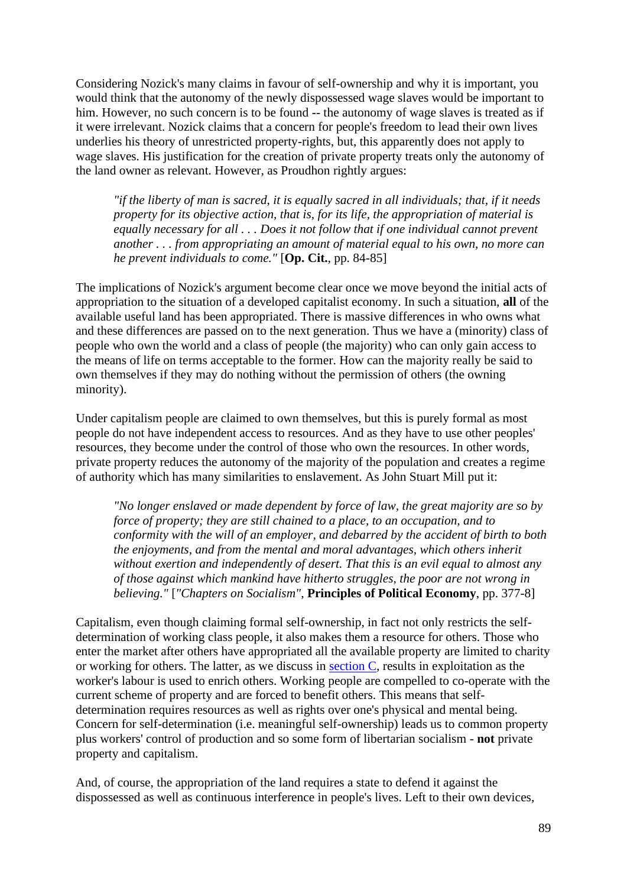Considering Nozick's many claims in favour of self-ownership and why it is important, you would think that the autonomy of the newly dispossessed wage slaves would be important to him. However, no such concern is to be found -- the autonomy of wage slaves is treated as if it were irrelevant. Nozick claims that a concern for people's freedom to lead their own lives underlies his theory of unrestricted property-rights, but, this apparently does not apply to wage slaves. His justification for the creation of private property treats only the autonomy of the land owner as relevant. However, as Proudhon rightly argues:

> *"if the liberty of man is sacred, it is equally sacred in all individuals; that, if it needs property for its objective action, that is, for its life, the appropriation of material is equally necessary for all . . . Does it not follow that if one individual cannot prevent another . . . from appropriating an amount of material equal to his own, no more can he prevent individuals to come."* [**Op. Cit.**, pp. 84-85]

The implications of Nozick's argument become clear once we move beyond the initial acts of appropriation to the situation of a developed capitalist economy. In such a situation, **all** of the available useful land has been appropriated. There is massive differences in who owns what and these differences are passed on to the next generation. Thus we have a (minority) class of people who own the world and a class of people (the majority) who can only gain access to the means of life on terms acceptable to the former. How can the majority really be said to own themselves if they may do nothing without the permission of others (the owning minority).

Under capitalism people are claimed to own themselves, but this is purely formal as most people do not have independent access to resources. And as they have to use other peoples' resources, they become under the control of those who own the resources. In other words, private property reduces the autonomy of the majority of the population and creates a regime of authority which has many similarities to enslavement. As John Stuart Mill put it:

> *"No longer enslaved or made dependent by force of law, the great majority are so by force of property; they are still chained to a place, to an occupation, and to conformity with the will of an employer, and debarred by the accident of birth to both the enjoyments, and from the mental and moral advantages, which others inherit without exertion and independently of desert. That this is an evil equal to almost any of those against which mankind have hitherto struggles, the poor are not wrong in believing."* [*"Chapters on Socialism"*, **Principles of Political Economy**, pp. 377-8]

Capitalism, even though claiming formal self-ownership, in fact not only restricts the self-determination of working class people, it also makes them a resource for others. Those who enter the market after others have appropriated all the available property are limited to charity or working for others. The latter, as we discuss in section C, results in exploitation as the worker's labour is used to enrich others. Working people are compelled to co-operate with the current scheme of property and are forced to benefit others. This means that self-determination requires resources as well as rights over one's physical and mental being. Concern for self-determination (i.e. meaningful self-ownership) leads us to common property plus workers' control of production and so some form of libertarian socialism - **not** private property and capitalism.

And, of course, the appropriation of the land requires a state to defend it against the dispossessed as well as continuous interference in people's lives. Left to their own devices,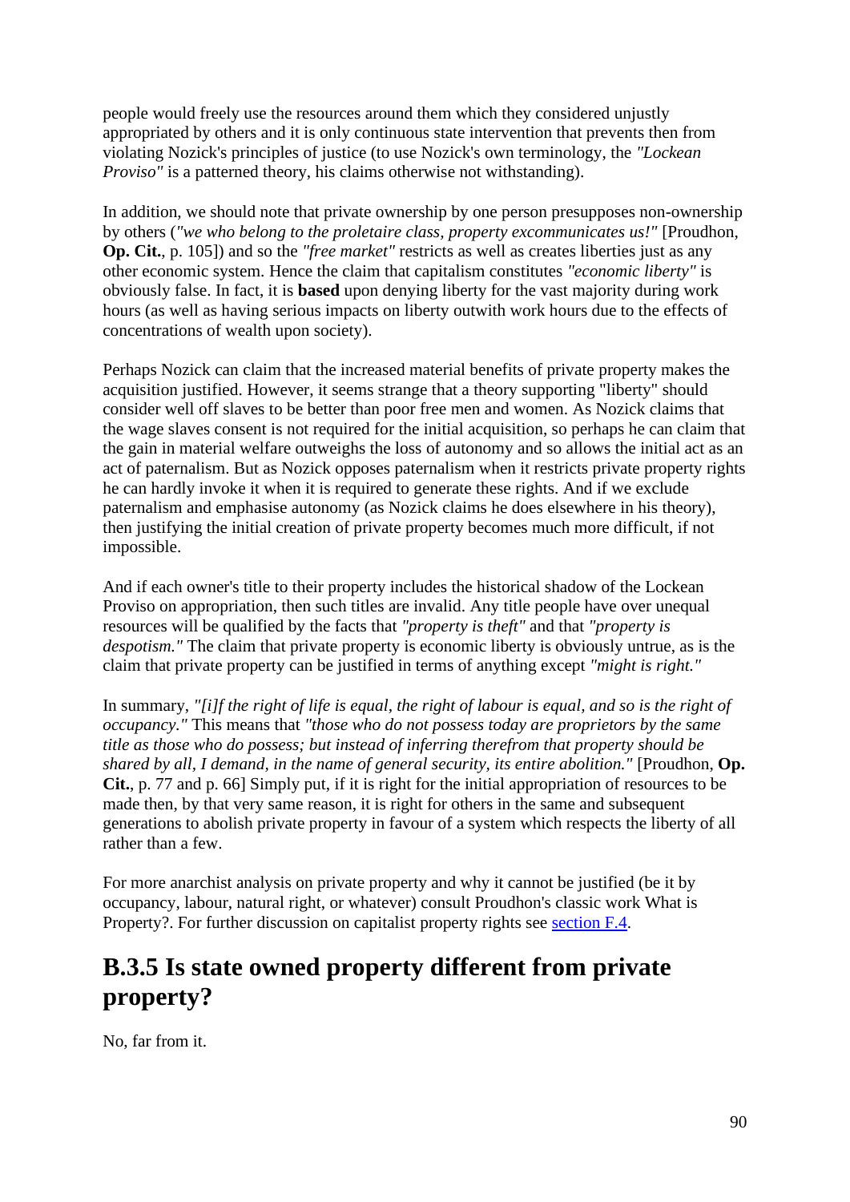people would freely use the resources around them which they considered unjustly appropriated by others and it is only continuous state intervention that prevents then from violating Nozick's principles of justice (to use Nozick's own terminology, the *"Lockean Proviso"* is a patterned theory, his claims otherwise not withstanding).

In addition, we should note that private ownership by one person presupposes non-ownership by others (*"we who belong to the proletaire class, property excommunicates us!"* [Proudhon, **Op. Cit.**, p. 105]) and so the *"free market"* restricts as well as creates liberties just as any other economic system. Hence the claim that capitalism constitutes *"economic liberty"* is obviously false. In fact, it is **based** upon denying liberty for the vast majority during work hours (as well as having serious impacts on liberty outwith work hours due to the effects of concentrations of wealth upon society).

Perhaps Nozick can claim that the increased material benefits of private property makes the acquisition justified. However, it seems strange that a theory supporting "liberty" should consider well off slaves to be better than poor free men and women. As Nozick claims that the wage slaves consent is not required for the initial acquisition, so perhaps he can claim that the gain in material welfare outweighs the loss of autonomy and so allows the initial act as an act of paternalism. But as Nozick opposes paternalism when it restricts private property rights he can hardly invoke it when it is required to generate these rights. And if we exclude paternalism and emphasise autonomy (as Nozick claims he does elsewhere in his theory), then justifying the initial creation of private property becomes much more difficult, if not impossible.

And if each owner's title to their property includes the historical shadow of the Lockean Proviso on appropriation, then such titles are invalid. Any title people have over unequal resources will be qualified by the facts that *"property is theft"* and that *"property is despotism."* The claim that private property is economic liberty is obviously untrue, as is the claim that private property can be justified in terms of anything except *"might is right."*

In summary, *"[i]f the right of life is equal, the right of labour is equal, and so is the right of occupancy."* This means that *"those who do not possess today are proprietors by the same title as those who do possess; but instead of inferring therefrom that property should be shared by all, I demand, in the name of general security, its entire abolition."* [Proudhon, **Op. Cit.**, p. 77 and p. 66] Simply put, if it is right for the initial appropriation of resources to be made then, by that very same reason, it is right for others in the same and subsequent generations to abolish private property in favour of a system which respects the liberty of all rather than a few.

For more anarchist analysis on private property and why it cannot be justified (be it by occupancy, labour, natural right, or whatever) consult Proudhon's classic work What is Property?. For further discussion on capitalist property rights see section F.4.

## B.3.5 Is state owned property different from private property?

No, far from it.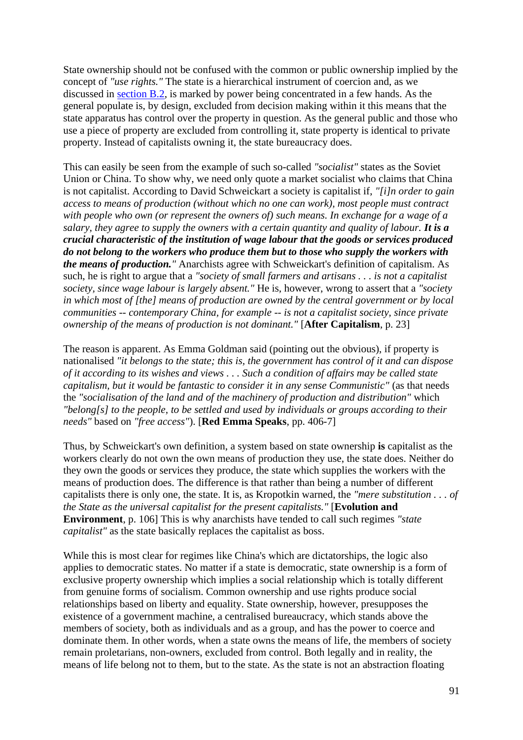State ownership should not be confused with the common or public ownership implied by the concept of *"use rights."* The state is a hierarchical instrument of coercion and, as we discussed in section B.2, is marked by power being concentrated in a few hands. As the general populate is, by design, excluded from decision making within it this means that the state apparatus has control over the property in question. As the general public and those who use a piece of property are excluded from controlling it, state property is identical to private property. Instead of capitalists owning it, the state bureaucracy does.

This can easily be seen from the example of such so-called *"socialist"* states as the Soviet Union or China. To show why, we need only quote a market socialist who claims that China is not capitalist. According to David Schweickart a society is capitalist if, *"[i]n order to gain access to means of production (without which no one can work), most people must contract with people who own (or represent the owners of) such means. In exchange for a wage of a salary, they agree to supply the owners with a certain quantity and quality of labour.* ***It is a crucial characteristic of the institution of wage labour that the goods or services produced do not belong to the workers who produce them but to those who supply the workers with the means of production.****"* Anarchists agree with Schweickart's definition of capitalism. As such, he is right to argue that a *"society of small farmers and artisans . . . is not a capitalist society, since wage labour is largely absent."* He is, however, wrong to assert that a *"society in which most of [the] means of production are owned by the central government or by local communities -- contemporary China, for example -- is not a capitalist society, since private ownership of the means of production is not dominant."* [**After Capitalism**, p. 23]

The reason is apparent. As Emma Goldman said (pointing out the obvious), if property is nationalised *"it belongs to the state; this is, the government has control of it and can dispose of it according to its wishes and views . . . Such a condition of affairs may be called state capitalism, but it would be fantastic to consider it in any sense Communistic"* (as that needs the *"socialisation of the land and of the machinery of production and distribution"* which *"belong[s] to the people, to be settled and used by individuals or groups according to their needs"* based on *"free access"*). [**Red Emma Speaks**, pp. 406-7]

Thus, by Schweickart's own definition, a system based on state ownership **is** capitalist as the workers clearly do not own the own means of production they use, the state does. Neither do they own the goods or services they produce, the state which supplies the workers with the means of production does. The difference is that rather than being a number of different capitalists there is only one, the state. It is, as Kropotkin warned, the *"mere substitution . . . of the State as the universal capitalist for the present capitalists."* [**Evolution and Environment**, p. 106] This is why anarchists have tended to call such regimes *"state capitalist"* as the state basically replaces the capitalist as boss.

While this is most clear for regimes like China's which are dictatorships, the logic also applies to democratic states. No matter if a state is democratic, state ownership is a form of exclusive property ownership which implies a social relationship which is totally different from genuine forms of socialism. Common ownership and use rights produce social relationships based on liberty and equality. State ownership, however, presupposes the existence of a government machine, a centralised bureaucracy, which stands above the members of society, both as individuals and as a group, and has the power to coerce and dominate them. In other words, when a state owns the means of life, the members of society remain proletarians, non-owners, excluded from control. Both legally and in reality, the means of life belong not to them, but to the state. As the state is not an abstraction floating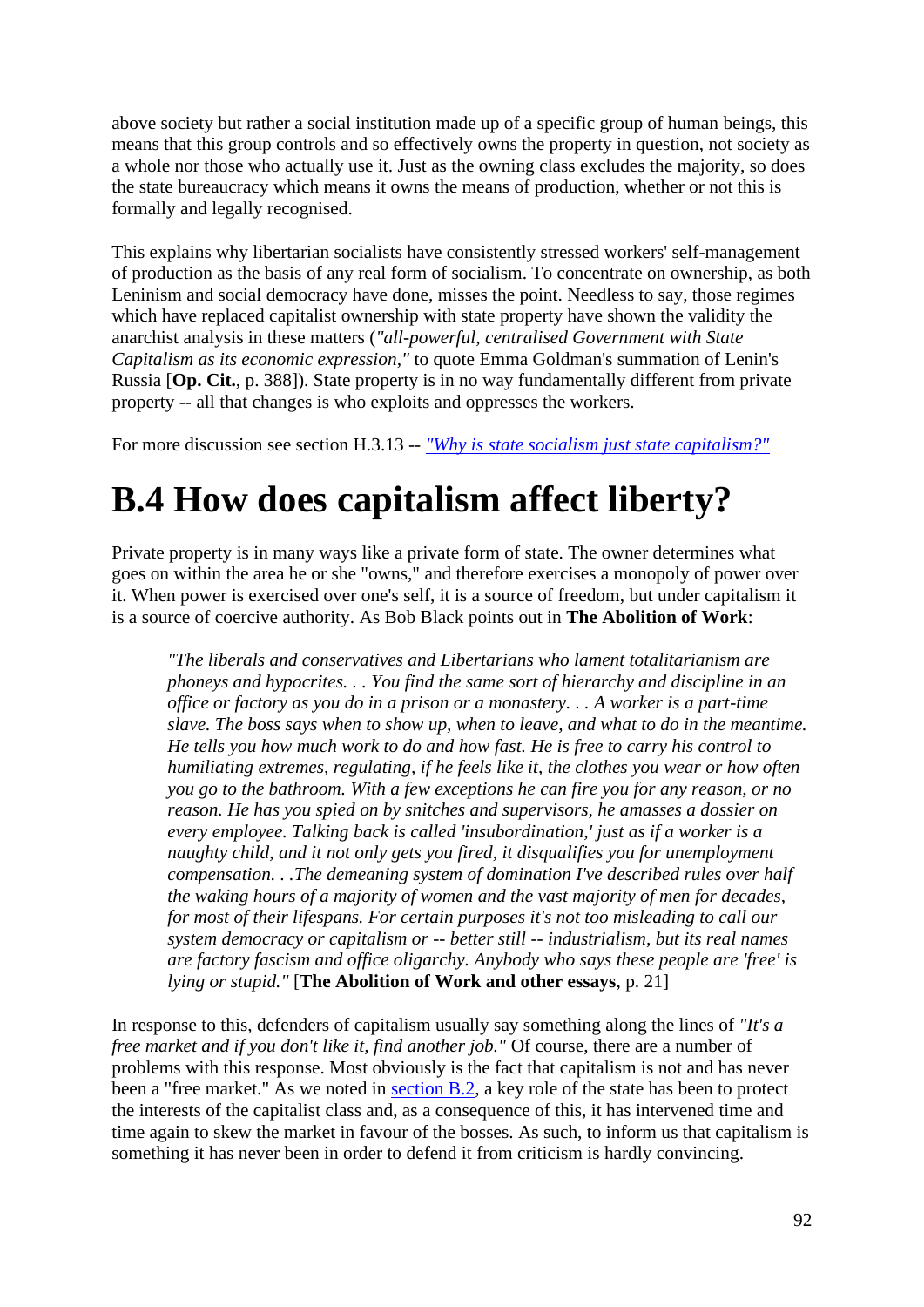above society but rather a social institution made up of a specific group of human beings, this means that this group controls and so effectively owns the property in question, not society as a whole nor those who actually use it. Just as the owning class excludes the majority, so does the state bureaucracy which means it owns the means of production, whether or not this is formally and legally recognised.

This explains why libertarian socialists have consistently stressed workers' self-management of production as the basis of any real form of socialism. To concentrate on ownership, as both Leninism and social democracy have done, misses the point. Needless to say, those regimes which have replaced capitalist ownership with state property have shown the validity the anarchist analysis in these matters (*"all-powerful, centralised Government with State Capitalism as its economic expression,"* to quote Emma Goldman's summation of Lenin's Russia [**Op. Cit.**, p. 388]). State property is in no way fundamentally different from private property -- all that changes is who exploits and oppresses the workers.

For more discussion see section H.3.13 -- *"Why is state socialism just state capitalism?"*

# B.4 How does capitalism affect liberty?

Private property is in many ways like a private form of state. The owner determines what goes on within the area he or she "owns," and therefore exercises a monopoly of power over it. When power is exercised over one's self, it is a source of freedom, but under capitalism it is a source of coercive authority. As Bob Black points out in **The Abolition of Work**:

> *"The liberals and conservatives and Libertarians who lament totalitarianism are phoneys and hypocrites. . . You find the same sort of hierarchy and discipline in an office or factory as you do in a prison or a monastery. . . A worker is a part-time slave. The boss says when to show up, when to leave, and what to do in the meantime. He tells you how much work to do and how fast. He is free to carry his control to humiliating extremes, regulating, if he feels like it, the clothes you wear or how often you go to the bathroom. With a few exceptions he can fire you for any reason, or no reason. He has you spied on by snitches and supervisors, he amasses a dossier on every employee. Talking back is called 'insubordination,' just as if a worker is a naughty child, and it not only gets you fired, it disqualifies you for unemployment compensation. . .The demeaning system of domination I've described rules over half the waking hours of a majority of women and the vast majority of men for decades, for most of their lifespans. For certain purposes it's not too misleading to call our system democracy or capitalism or -- better still -- industrialism, but its real names are factory fascism and office oligarchy. Anybody who says these people are 'free' is lying or stupid."* [**The Abolition of Work and other essays**, p. 21]

In response to this, defenders of capitalism usually say something along the lines of *"It's a free market and if you don't like it, find another job."* Of course, there are a number of problems with this response. Most obviously is the fact that capitalism is not and has never been a "free market." As we noted in section B.2, a key role of the state has been to protect the interests of the capitalist class and, as a consequence of this, it has intervened time and time again to skew the market in favour of the bosses. As such, to inform us that capitalism is something it has never been in order to defend it from criticism is hardly convincing.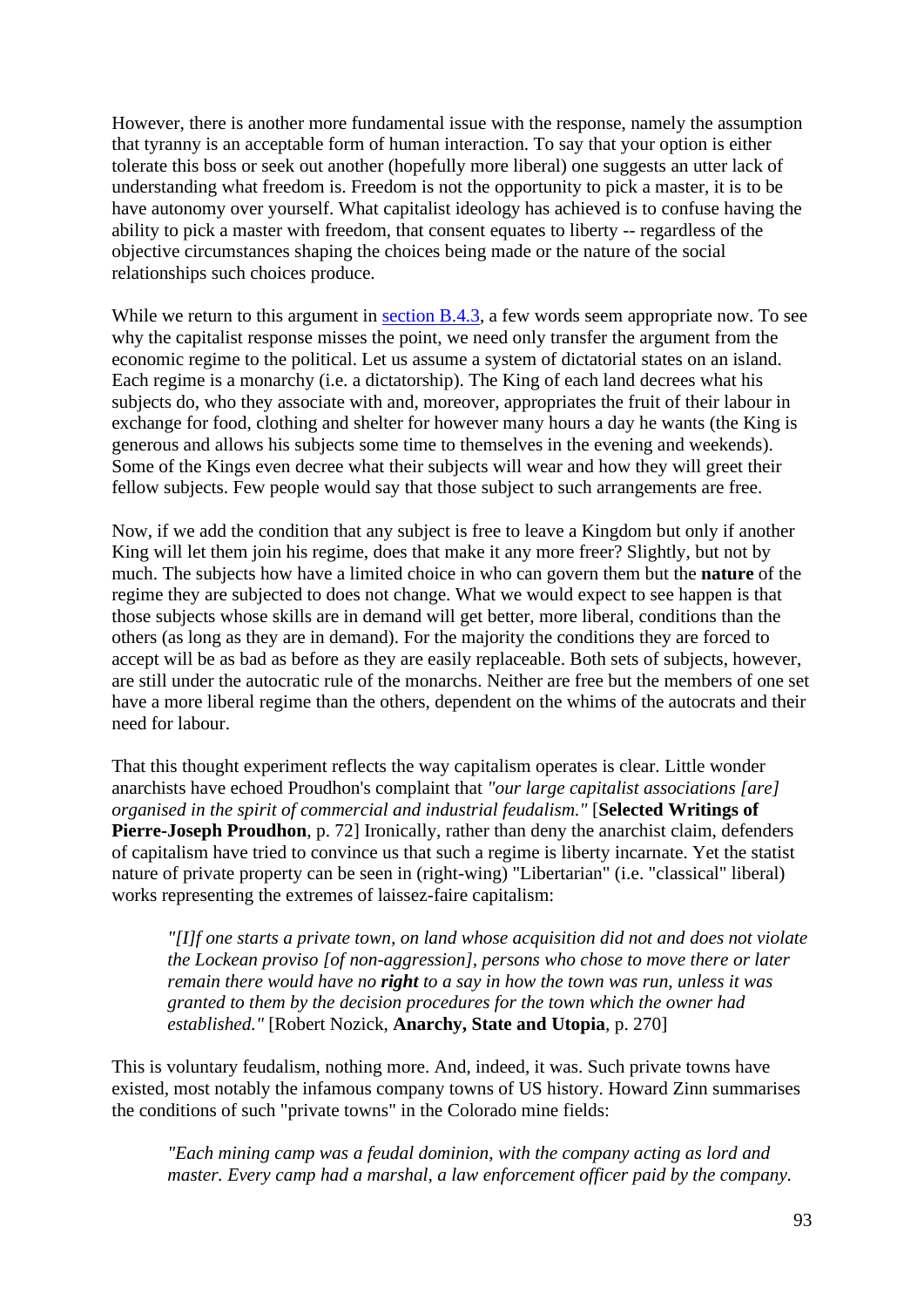However, there is another more fundamental issue with the response, namely the assumption that tyranny is an acceptable form of human interaction. To say that your option is either tolerate this boss or seek out another (hopefully more liberal) one suggests an utter lack of understanding what freedom is. Freedom is not the opportunity to pick a master, it is to be have autonomy over yourself. What capitalist ideology has achieved is to confuse having the ability to pick a master with freedom, that consent equates to liberty -- regardless of the objective circumstances shaping the choices being made or the nature of the social relationships such choices produce.

While we return to this argument in [section B.4.3](), a few words seem appropriate now. To see why the capitalist response misses the point, we need only transfer the argument from the economic regime to the political. Let us assume a system of dictatorial states on an island. Each regime is a monarchy (i.e. a dictatorship). The King of each land decrees what his subjects do, who they associate with and, moreover, appropriates the fruit of their labour in exchange for food, clothing and shelter for however many hours a day he wants (the King is generous and allows his subjects some time to themselves in the evening and weekends). Some of the Kings even decree what their subjects will wear and how they will greet their fellow subjects. Few people would say that those subject to such arrangements are free.

Now, if we add the condition that any subject is free to leave a Kingdom but only if another King will let them join his regime, does that make it any more freer? Slightly, but not by much. The subjects how have a limited choice in who can govern them but the **nature** of the regime they are subjected to does not change. What we would expect to see happen is that those subjects whose skills are in demand will get better, more liberal, conditions than the others (as long as they are in demand). For the majority the conditions they are forced to accept will be as bad as before as they are easily replaceable. Both sets of subjects, however, are still under the autocratic rule of the monarchs. Neither are free but the members of one set have a more liberal regime than the others, dependent on the whims of the autocrats and their need for labour.

That this thought experiment reflects the way capitalism operates is clear. Little wonder anarchists have echoed Proudhon's complaint that *"our large capitalist associations [are] organised in the spirit of commercial and industrial feudalism."* [**Selected Writings of Pierre-Joseph Proudhon**, p. 72] Ironically, rather than deny the anarchist claim, defenders of capitalism have tried to convince us that such a regime is liberty incarnate. Yet the statist nature of private property can be seen in (right-wing) "Libertarian" (i.e. "classical" liberal) works representing the extremes of laissez-faire capitalism:

> *"[I]f one starts a private town, on land whose acquisition did not and does not violate the Lockean proviso [of non-aggression], persons who chose to move there or later remain there would have no **right** to a say in how the town was run, unless it was granted to them by the decision procedures for the town which the owner had established."* [Robert Nozick, **Anarchy, State and Utopia**, p. 270]

This is voluntary feudalism, nothing more. And, indeed, it was. Such private towns have existed, most notably the infamous company towns of US history. Howard Zinn summarises the conditions of such "private towns" in the Colorado mine fields:

> *"Each mining camp was a feudal dominion, with the company acting as lord and master. Every camp had a marshal, a law enforcement officer paid by the company.*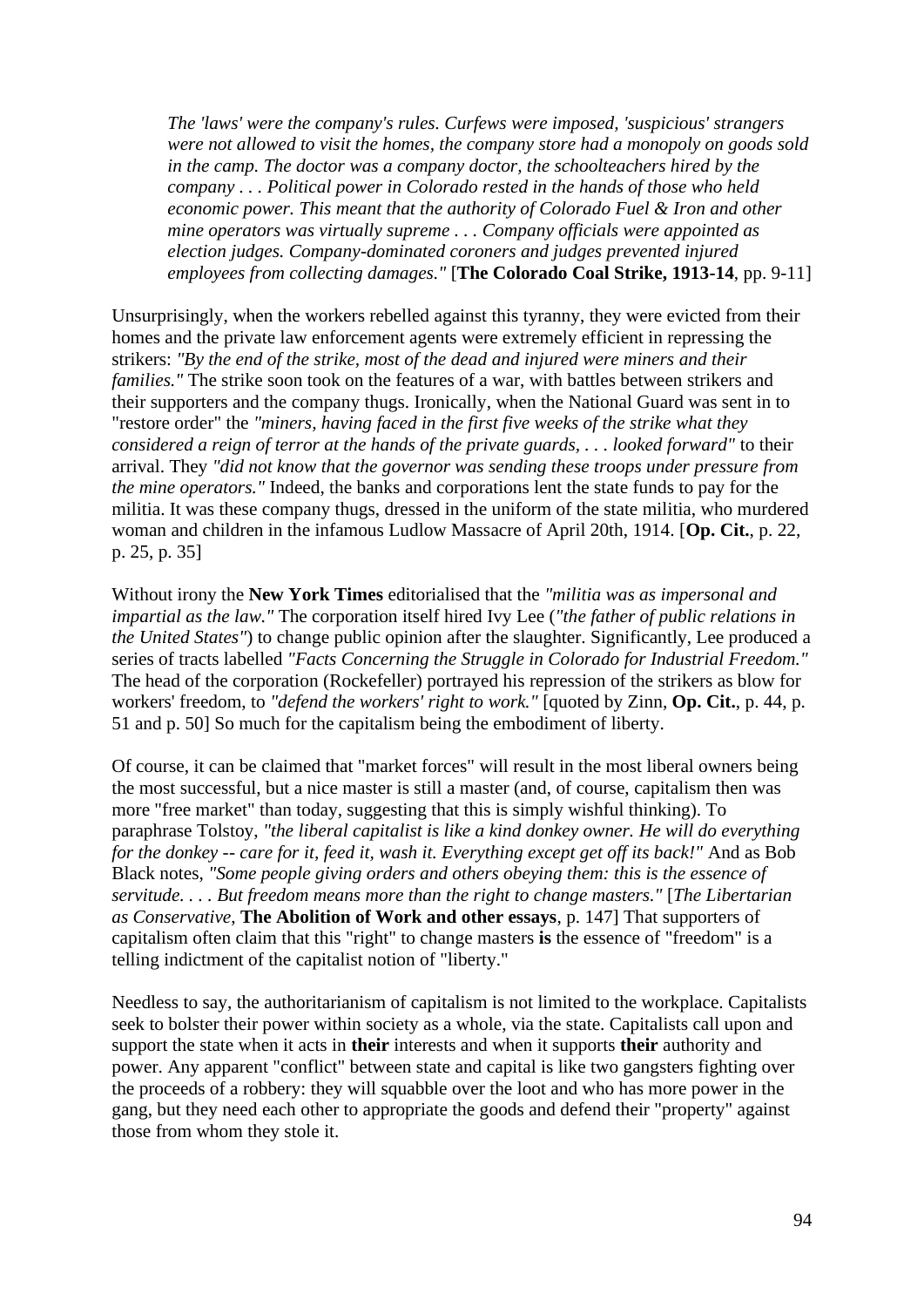> *The 'laws' were the company's rules. Curfews were imposed, 'suspicious' strangers were not allowed to visit the homes, the company store had a monopoly on goods sold in the camp. The doctor was a company doctor, the schoolteachers hired by the company . . . Political power in Colorado rested in the hands of those who held economic power. This meant that the authority of Colorado Fuel & Iron and other mine operators was virtually supreme . . . Company officials were appointed as election judges. Company-dominated coroners and judges prevented injured employees from collecting damages."* [**The Colorado Coal Strike, 1913-14**, pp. 9-11]

Unsurprisingly, when the workers rebelled against this tyranny, they were evicted from their homes and the private law enforcement agents were extremely efficient in repressing the strikers: *"By the end of the strike, most of the dead and injured were miners and their families."* The strike soon took on the features of a war, with battles between strikers and their supporters and the company thugs. Ironically, when the National Guard was sent in to "restore order" the *"miners, having faced in the first five weeks of the strike what they considered a reign of terror at the hands of the private guards, . . . looked forward"* to their arrival. They *"did not know that the governor was sending these troops under pressure from the mine operators."* Indeed, the banks and corporations lent the state funds to pay for the militia. It was these company thugs, dressed in the uniform of the state militia, who murdered woman and children in the infamous Ludlow Massacre of April 20th, 1914. [**Op. Cit.**, p. 22, p. 25, p. 35]

Without irony the **New York Times** editorialised that the *"militia was as impersonal and impartial as the law."* The corporation itself hired Ivy Lee (*"the father of public relations in the United States"*) to change public opinion after the slaughter. Significantly, Lee produced a series of tracts labelled *"Facts Concerning the Struggle in Colorado for Industrial Freedom."* The head of the corporation (Rockefeller) portrayed his repression of the strikers as blow for workers' freedom, to *"defend the workers' right to work."* [quoted by Zinn, **Op. Cit.**, p. 44, p. 51 and p. 50] So much for the capitalism being the embodiment of liberty.

Of course, it can be claimed that "market forces" will result in the most liberal owners being the most successful, but a nice master is still a master (and, of course, capitalism then was more "free market" than today, suggesting that this is simply wishful thinking). To paraphrase Tolstoy, *"the liberal capitalist is like a kind donkey owner. He will do everything for the donkey -- care for it, feed it, wash it. Everything except get off its back!"* And as Bob Black notes, *"Some people giving orders and others obeying them: this is the essence of servitude. . . . But freedom means more than the right to change masters."* [*The Libertarian as Conservative*, **The Abolition of Work and other essays**, p. 147] That supporters of capitalism often claim that this "right" to change masters **is** the essence of "freedom" is a telling indictment of the capitalist notion of "liberty."

Needless to say, the authoritarianism of capitalism is not limited to the workplace. Capitalists seek to bolster their power within society as a whole, via the state. Capitalists call upon and support the state when it acts in **their** interests and when it supports **their** authority and power. Any apparent "conflict" between state and capital is like two gangsters fighting over the proceeds of a robbery: they will squabble over the loot and who has more power in the gang, but they need each other to appropriate the goods and defend their "property" against those from whom they stole it.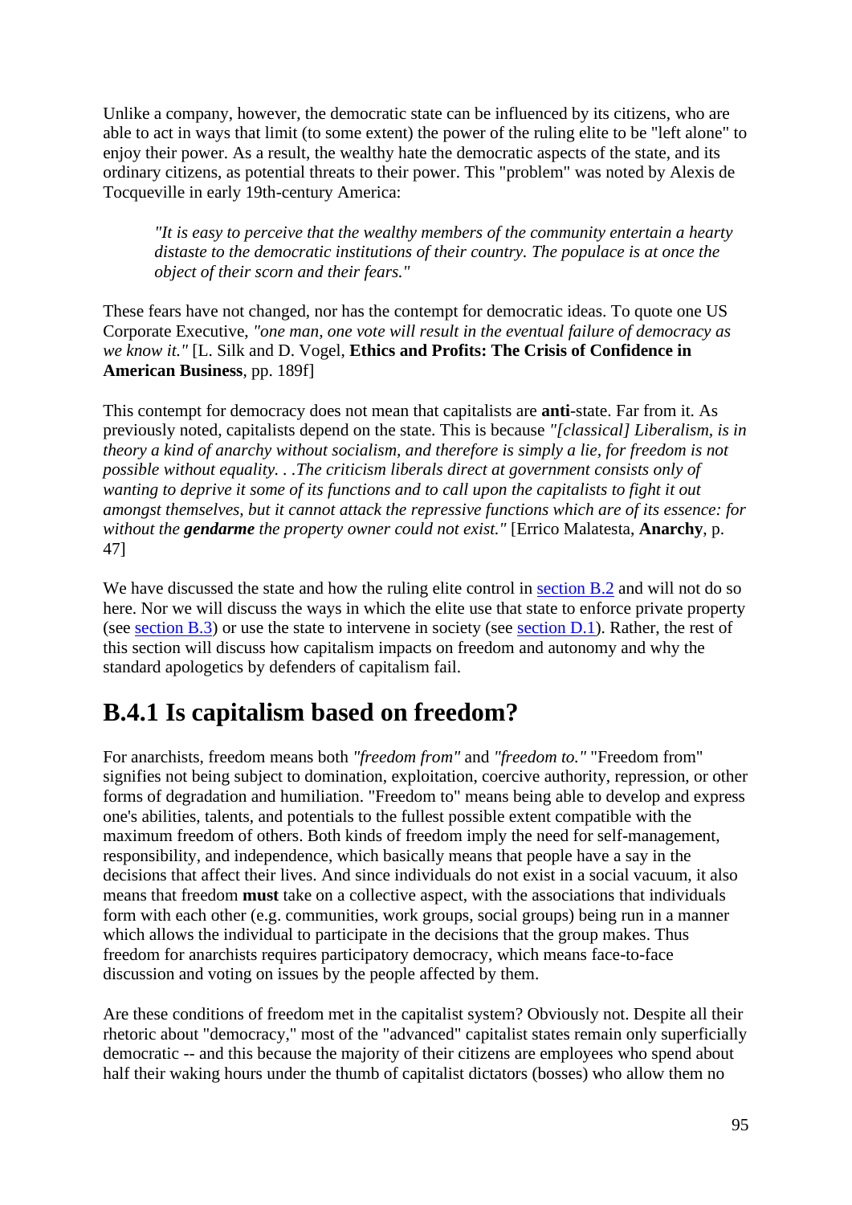Unlike a company, however, the democratic state can be influenced by its citizens, who are able to act in ways that limit (to some extent) the power of the ruling elite to be "left alone" to enjoy their power. As a result, the wealthy hate the democratic aspects of the state, and its ordinary citizens, as potential threats to their power. This "problem" was noted by Alexis de Tocqueville in early 19th-century America:

> *"It is easy to perceive that the wealthy members of the community entertain a hearty distaste to the democratic institutions of their country. The populace is at once the object of their scorn and their fears."*

These fears have not changed, nor has the contempt for democratic ideas. To quote one US Corporate Executive, *"one man, one vote will result in the eventual failure of democracy as we know it."* [L. Silk and D. Vogel, **Ethics and Profits: The Crisis of Confidence in American Business**, pp. 189f]

This contempt for democracy does not mean that capitalists are **anti**-state. Far from it. As previously noted, capitalists depend on the state. This is because *"[classical] Liberalism, is in theory a kind of anarchy without socialism, and therefore is simply a lie, for freedom is not possible without equality. . .The criticism liberals direct at government consists only of wanting to deprive it some of its functions and to call upon the capitalists to fight it out amongst themselves, but it cannot attack the repressive functions which are of its essence: for without the **gendarme** the property owner could not exist."* [Errico Malatesta, **Anarchy**, p. 47]

We have discussed the state and how the ruling elite control in section B.2 and will not do so here. Nor we will discuss the ways in which the elite use that state to enforce private property (see section B.3) or use the state to intervene in society (see section D.1). Rather, the rest of this section will discuss how capitalism impacts on freedom and autonomy and why the standard apologetics by defenders of capitalism fail.

## B.4.1 Is capitalism based on freedom?

For anarchists, freedom means both *"freedom from"* and *"freedom to."* "Freedom from" signifies not being subject to domination, exploitation, coercive authority, repression, or other forms of degradation and humiliation. "Freedom to" means being able to develop and express one's abilities, talents, and potentials to the fullest possible extent compatible with the maximum freedom of others. Both kinds of freedom imply the need for self-management, responsibility, and independence, which basically means that people have a say in the decisions that affect their lives. And since individuals do not exist in a social vacuum, it also means that freedom **must** take on a collective aspect, with the associations that individuals form with each other (e.g. communities, work groups, social groups) being run in a manner which allows the individual to participate in the decisions that the group makes. Thus freedom for anarchists requires participatory democracy, which means face-to-face discussion and voting on issues by the people affected by them.

Are these conditions of freedom met in the capitalist system? Obviously not. Despite all their rhetoric about "democracy," most of the "advanced" capitalist states remain only superficially democratic -- and this because the majority of their citizens are employees who spend about half their waking hours under the thumb of capitalist dictators (bosses) who allow them no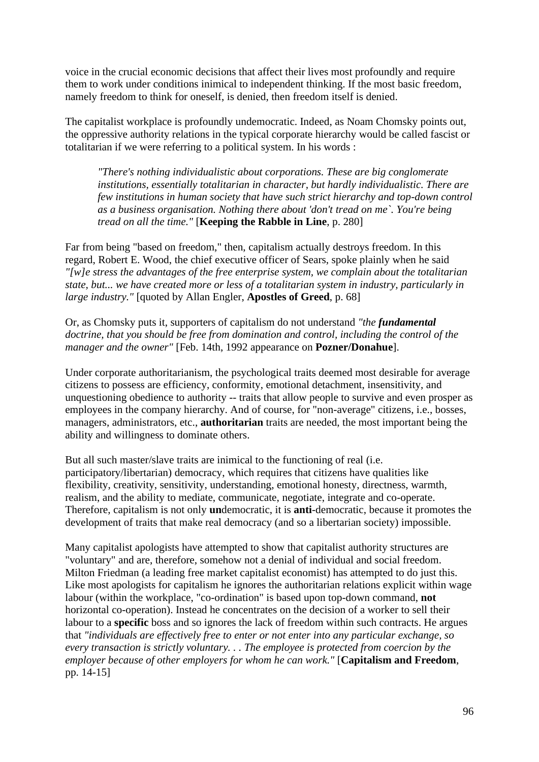voice in the crucial economic decisions that affect their lives most profoundly and require them to work under conditions inimical to independent thinking. If the most basic freedom, namely freedom to think for oneself, is denied, then freedom itself is denied.

The capitalist workplace is profoundly undemocratic. Indeed, as Noam Chomsky points out, the oppressive authority relations in the typical corporate hierarchy would be called fascist or totalitarian if we were referring to a political system. In his words :

> *"There's nothing individualistic about corporations. These are big conglomerate institutions, essentially totalitarian in character, but hardly individualistic. There are few institutions in human society that have such strict hierarchy and top-down control as a business organisation. Nothing there about 'don't tread on me`. You're being tread on all the time."* [**Keeping the Rabble in Line**, p. 280]

Far from being "based on freedom," then, capitalism actually destroys freedom. In this regard, Robert E. Wood, the chief executive officer of Sears, spoke plainly when he said *"[w]e stress the advantages of the free enterprise system, we complain about the totalitarian state, but... we have created more or less of a totalitarian system in industry, particularly in large industry."* [quoted by Allan Engler, **Apostles of Greed**, p. 68]

Or, as Chomsky puts it, supporters of capitalism do not understand *"the **fundamental** doctrine, that you should be free from domination and control, including the control of the manager and the owner"* [Feb. 14th, 1992 appearance on **Pozner/Donahue**].

Under corporate authoritarianism, the psychological traits deemed most desirable for average citizens to possess are efficiency, conformity, emotional detachment, insensitivity, and unquestioning obedience to authority -- traits that allow people to survive and even prosper as employees in the company hierarchy. And of course, for "non-average" citizens, i.e., bosses, managers, administrators, etc., **authoritarian** traits are needed, the most important being the ability and willingness to dominate others.

But all such master/slave traits are inimical to the functioning of real (i.e. participatory/libertarian) democracy, which requires that citizens have qualities like flexibility, creativity, sensitivity, understanding, emotional honesty, directness, warmth, realism, and the ability to mediate, communicate, negotiate, integrate and co-operate. Therefore, capitalism is not only **un**democratic, it is **anti**-democratic, because it promotes the development of traits that make real democracy (and so a libertarian society) impossible.

Many capitalist apologists have attempted to show that capitalist authority structures are "voluntary" and are, therefore, somehow not a denial of individual and social freedom. Milton Friedman (a leading free market capitalist economist) has attempted to do just this. Like most apologists for capitalism he ignores the authoritarian relations explicit within wage labour (within the workplace, "co-ordination" is based upon top-down command, **not** horizontal co-operation). Instead he concentrates on the decision of a worker to sell their labour to a **specific** boss and so ignores the lack of freedom within such contracts. He argues that *"individuals are effectively free to enter or not enter into any particular exchange, so every transaction is strictly voluntary. . . The employee is protected from coercion by the employer because of other employers for whom he can work."* [**Capitalism and Freedom**, pp. 14-15]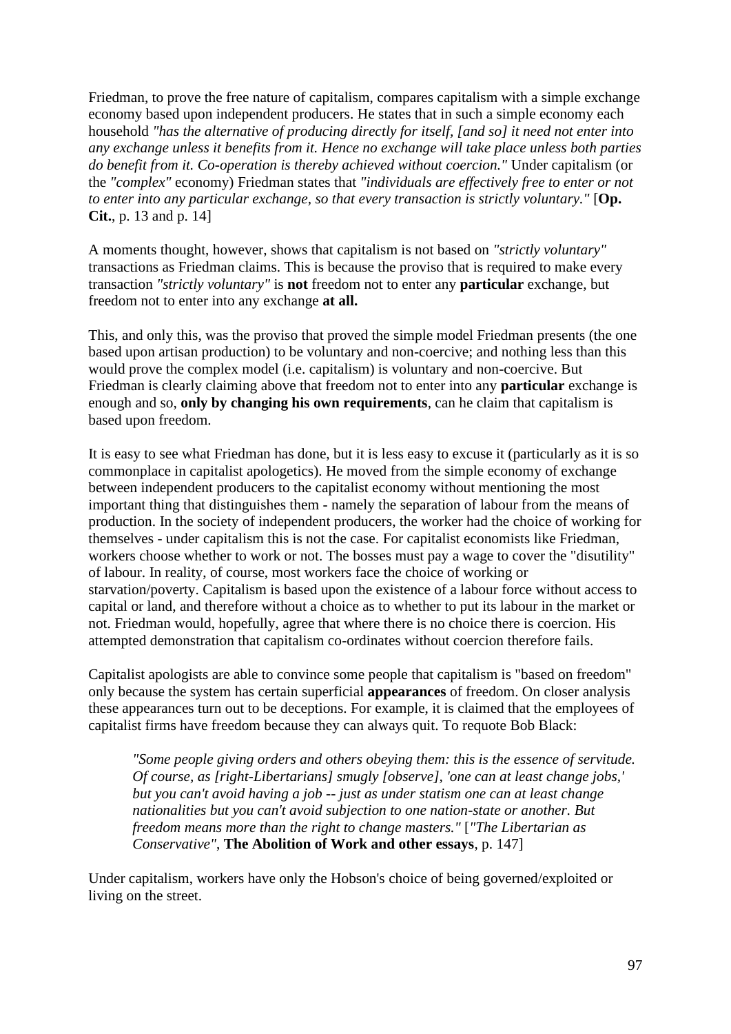Friedman, to prove the free nature of capitalism, compares capitalism with a simple exchange economy based upon independent producers. He states that in such a simple economy each household *"has the alternative of producing directly for itself, [and so] it need not enter into any exchange unless it benefits from it. Hence no exchange will take place unless both parties do benefit from it. Co-operation is thereby achieved without coercion."* Under capitalism (or the *"complex"* economy) Friedman states that *"individuals are effectively free to enter or not to enter into any particular exchange, so that every transaction is strictly voluntary."* [**Op. Cit.**, p. 13 and p. 14]

A moments thought, however, shows that capitalism is not based on *"strictly voluntary"* transactions as Friedman claims. This is because the proviso that is required to make every transaction *"strictly voluntary"* is **not** freedom not to enter any **particular** exchange, but freedom not to enter into any exchange **at all.**

This, and only this, was the proviso that proved the simple model Friedman presents (the one based upon artisan production) to be voluntary and non-coercive; and nothing less than this would prove the complex model (i.e. capitalism) is voluntary and non-coercive. But Friedman is clearly claiming above that freedom not to enter into any **particular** exchange is enough and so, **only by changing his own requirements**, can he claim that capitalism is based upon freedom.

It is easy to see what Friedman has done, but it is less easy to excuse it (particularly as it is so commonplace in capitalist apologetics). He moved from the simple economy of exchange between independent producers to the capitalist economy without mentioning the most important thing that distinguishes them - namely the separation of labour from the means of production. In the society of independent producers, the worker had the choice of working for themselves - under capitalism this is not the case. For capitalist economists like Friedman, workers choose whether to work or not. The bosses must pay a wage to cover the "disutility" of labour. In reality, of course, most workers face the choice of working or starvation/poverty. Capitalism is based upon the existence of a labour force without access to capital or land, and therefore without a choice as to whether to put its labour in the market or not. Friedman would, hopefully, agree that where there is no choice there is coercion. His attempted demonstration that capitalism co-ordinates without coercion therefore fails.

Capitalist apologists are able to convince some people that capitalism is "based on freedom" only because the system has certain superficial **appearances** of freedom. On closer analysis these appearances turn out to be deceptions. For example, it is claimed that the employees of capitalist firms have freedom because they can always quit. To requote Bob Black:

> *"Some people giving orders and others obeying them: this is the essence of servitude. Of course, as [right-Libertarians] smugly [observe], 'one can at least change jobs,' but you can't avoid having a job -- just as under statism one can at least change nationalities but you can't avoid subjection to one nation-state or another. But freedom means more than the right to change masters."* [*"The Libertarian as Conservative"*, **The Abolition of Work and other essays**, p. 147]

Under capitalism, workers have only the Hobson's choice of being governed/exploited or living on the street.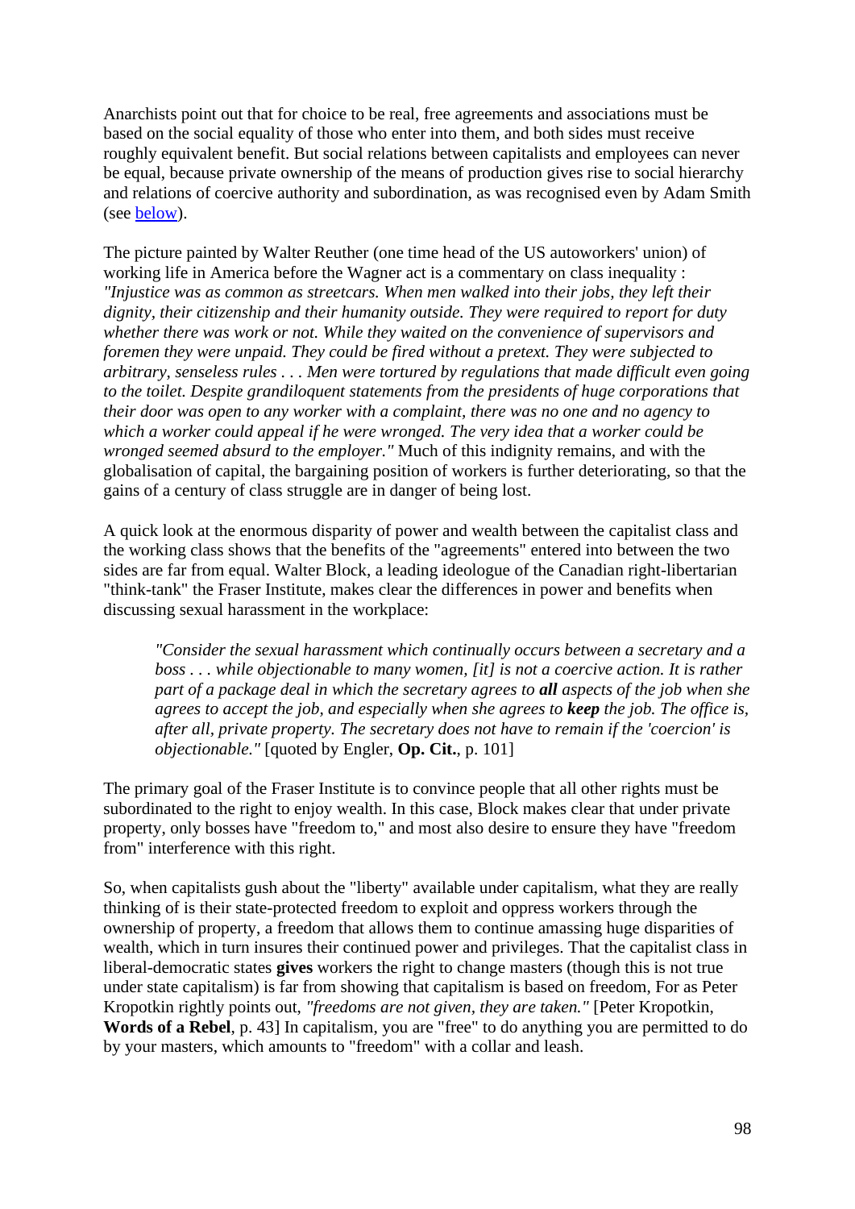Anarchists point out that for choice to be real, free agreements and associations must be based on the social equality of those who enter into them, and both sides must receive roughly equivalent benefit. But social relations between capitalists and employees can never be equal, because private ownership of the means of production gives rise to social hierarchy and relations of coercive authority and subordination, as was recognised even by Adam Smith (see below).

The picture painted by Walter Reuther (one time head of the US autoworkers' union) of working life in America before the Wagner act is a commentary on class inequality : *"Injustice was as common as streetcars. When men walked into their jobs, they left their dignity, their citizenship and their humanity outside. They were required to report for duty whether there was work or not. While they waited on the convenience of supervisors and foremen they were unpaid. They could be fired without a pretext. They were subjected to arbitrary, senseless rules . . . Men were tortured by regulations that made difficult even going to the toilet. Despite grandiloquent statements from the presidents of huge corporations that their door was open to any worker with a complaint, there was no one and no agency to which a worker could appeal if he were wronged. The very idea that a worker could be wronged seemed absurd to the employer."* Much of this indignity remains, and with the globalisation of capital, the bargaining position of workers is further deteriorating, so that the gains of a century of class struggle are in danger of being lost.

A quick look at the enormous disparity of power and wealth between the capitalist class and the working class shows that the benefits of the "agreements" entered into between the two sides are far from equal. Walter Block, a leading ideologue of the Canadian right-libertarian "think-tank" the Fraser Institute, makes clear the differences in power and benefits when discussing sexual harassment in the workplace:

> *"Consider the sexual harassment which continually occurs between a secretary and a boss . . . while objectionable to many women, [it] is not a coercive action. It is rather part of a package deal in which the secretary agrees to **all** aspects of the job when she agrees to accept the job, and especially when she agrees to **keep** the job. The office is, after all, private property. The secretary does not have to remain if the 'coercion' is objectionable."* [quoted by Engler, **Op. Cit.**, p. 101]

The primary goal of the Fraser Institute is to convince people that all other rights must be subordinated to the right to enjoy wealth. In this case, Block makes clear that under private property, only bosses have "freedom to," and most also desire to ensure they have "freedom from" interference with this right.

So, when capitalists gush about the "liberty" available under capitalism, what they are really thinking of is their state-protected freedom to exploit and oppress workers through the ownership of property, a freedom that allows them to continue amassing huge disparities of wealth, which in turn insures their continued power and privileges. That the capitalist class in liberal-democratic states **gives** workers the right to change masters (though this is not true under state capitalism) is far from showing that capitalism is based on freedom, For as Peter Kropotkin rightly points out, *"freedoms are not given, they are taken."* [Peter Kropotkin, **Words of a Rebel**, p. 43] In capitalism, you are "free" to do anything you are permitted to do by your masters, which amounts to "freedom" with a collar and leash.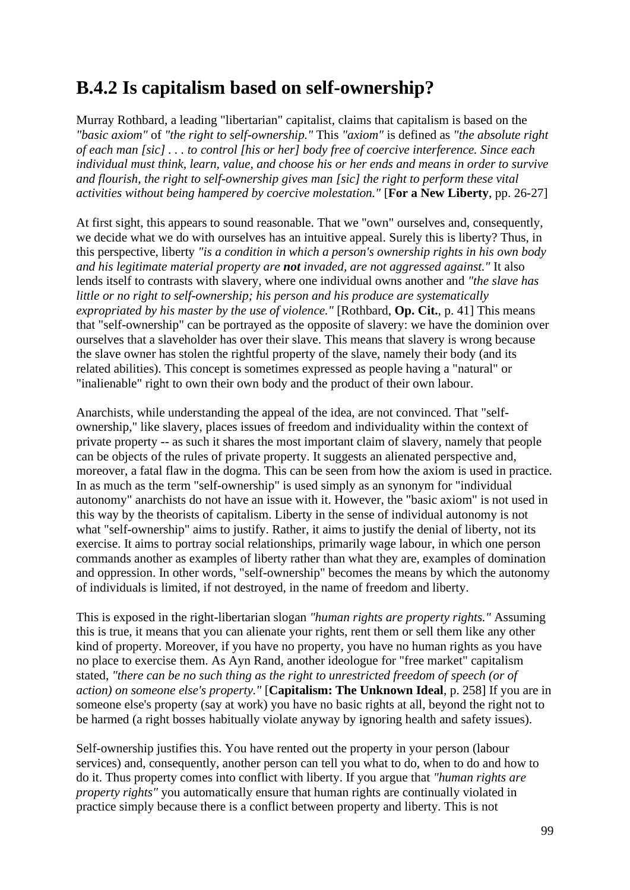## B.4.2 Is capitalism based on self-ownership?

Murray Rothbard, a leading "libertarian" capitalist, claims that capitalism is based on the *"basic axiom"* of *"the right to self-ownership."* This *"axiom"* is defined as *"the absolute right of each man [sic] . . . to control [his or her] body free of coercive interference. Since each individual must think, learn, value, and choose his or her ends and means in order to survive and flourish, the right to self-ownership gives man [sic] the right to perform these vital activities without being hampered by coercive molestation."* [**For a New Liberty**, pp. 26-27]

At first sight, this appears to sound reasonable. That we "own" ourselves and, consequently, we decide what we do with ourselves has an intuitive appeal. Surely this is liberty? Thus, in this perspective, liberty *"is a condition in which a person's ownership rights in his own body and his legitimate material property are **not** invaded, are not aggressed against."* It also lends itself to contrasts with slavery, where one individual owns another and *"the slave has little or no right to self-ownership; his person and his produce are systematically expropriated by his master by the use of violence."* [Rothbard, **Op. Cit.**, p. 41] This means that "self-ownership" can be portrayed as the opposite of slavery: we have the dominion over ourselves that a slaveholder has over their slave. This means that slavery is wrong because the slave owner has stolen the rightful property of the slave, namely their body (and its related abilities). This concept is sometimes expressed as people having a "natural" or "inalienable" right to own their own body and the product of their own labour.

Anarchists, while understanding the appeal of the idea, are not convinced. That "self-ownership," like slavery, places issues of freedom and individuality within the context of private property -- as such it shares the most important claim of slavery, namely that people can be objects of the rules of private property. It suggests an alienated perspective and, moreover, a fatal flaw in the dogma. This can be seen from how the axiom is used in practice. In as much as the term "self-ownership" is used simply as an synonym for "individual autonomy" anarchists do not have an issue with it. However, the "basic axiom" is not used in this way by the theorists of capitalism. Liberty in the sense of individual autonomy is not what "self-ownership" aims to justify. Rather, it aims to justify the denial of liberty, not its exercise. It aims to portray social relationships, primarily wage labour, in which one person commands another as examples of liberty rather than what they are, examples of domination and oppression. In other words, "self-ownership" becomes the means by which the autonomy of individuals is limited, if not destroyed, in the name of freedom and liberty.

This is exposed in the right-libertarian slogan *"human rights are property rights."* Assuming this is true, it means that you can alienate your rights, rent them or sell them like any other kind of property. Moreover, if you have no property, you have no human rights as you have no place to exercise them. As Ayn Rand, another ideologue for "free market" capitalism stated, *"there can be no such thing as the right to unrestricted freedom of speech (or of action) on someone else's property."* [**Capitalism: The Unknown Ideal**, p. 258] If you are in someone else's property (say at work) you have no basic rights at all, beyond the right not to be harmed (a right bosses habitually violate anyway by ignoring health and safety issues).

Self-ownership justifies this. You have rented out the property in your person (labour services) and, consequently, another person can tell you what to do, when to do and how to do it. Thus property comes into conflict with liberty. If you argue that *"human rights are property rights"* you automatically ensure that human rights are continually violated in practice simply because there is a conflict between property and liberty. This is not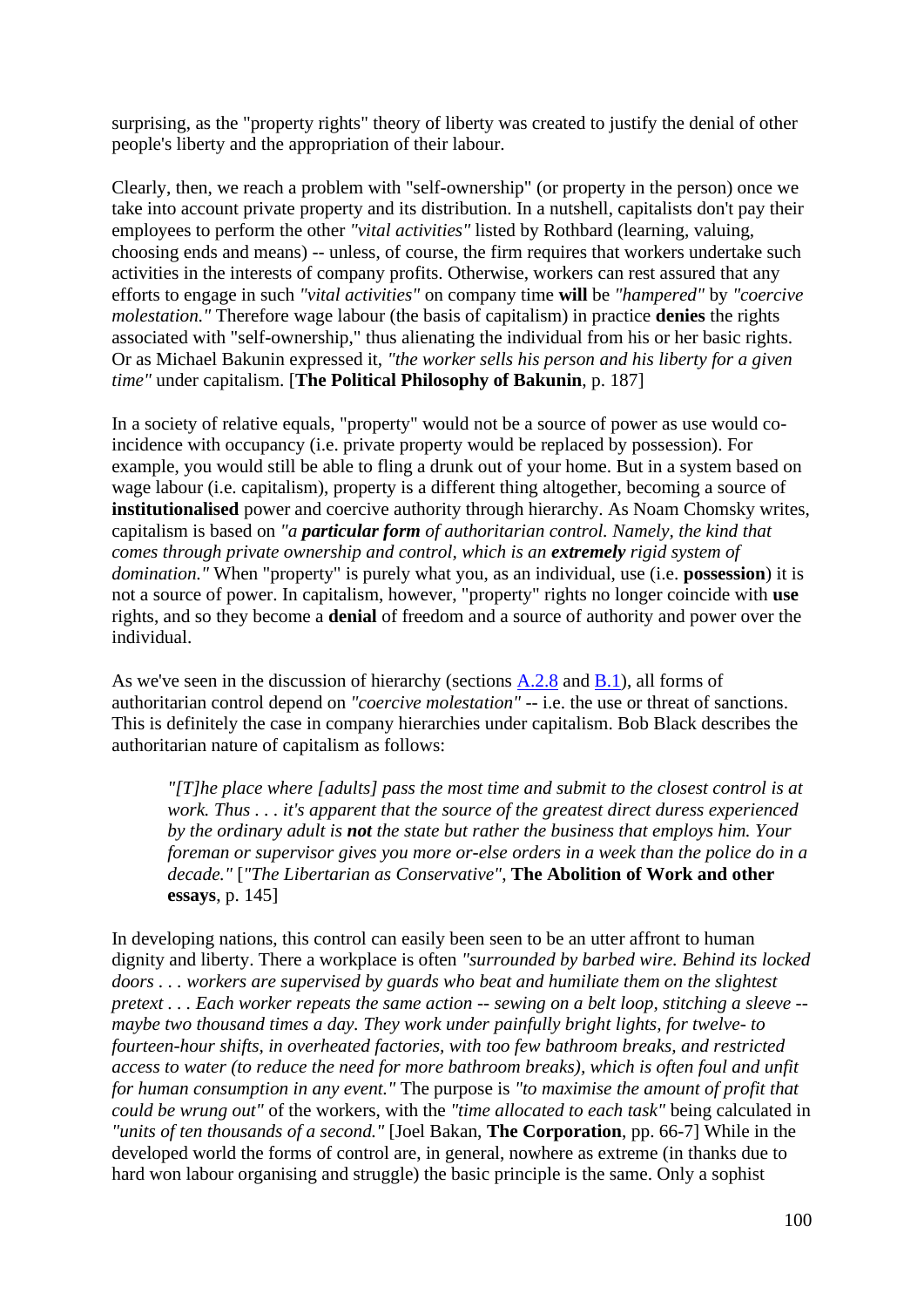surprising, as the "property rights" theory of liberty was created to justify the denial of other people's liberty and the appropriation of their labour.

Clearly, then, we reach a problem with "self-ownership" (or property in the person) once we take into account private property and its distribution. In a nutshell, capitalists don't pay their employees to perform the other *"vital activities"* listed by Rothbard (learning, valuing, choosing ends and means) -- unless, of course, the firm requires that workers undertake such activities in the interests of company profits. Otherwise, workers can rest assured that any efforts to engage in such *"vital activities"* on company time **will** be *"hampered"* by *"coercive molestation."* Therefore wage labour (the basis of capitalism) in practice **denies** the rights associated with "self-ownership," thus alienating the individual from his or her basic rights. Or as Michael Bakunin expressed it, *"the worker sells his person and his liberty for a given time"* under capitalism. [**The Political Philosophy of Bakunin**, p. 187]

In a society of relative equals, "property" would not be a source of power as use would co-incidence with occupancy (i.e. private property would be replaced by possession). For example, you would still be able to fling a drunk out of your home. But in a system based on wage labour (i.e. capitalism), property is a different thing altogether, becoming a source of **institutionalised** power and coercive authority through hierarchy. As Noam Chomsky writes, capitalism is based on *"a **particular form** of authoritarian control. Namely, the kind that comes through private ownership and control, which is an **extremely** rigid system of domination."* When "property" is purely what you, as an individual, use (i.e. **possession**) it is not a source of power. In capitalism, however, "property" rights no longer coincide with **use** rights, and so they become a **denial** of freedom and a source of authority and power over the individual.

As we've seen in the discussion of hierarchy (sections A.2.8 and B.1), all forms of authoritarian control depend on *"coercive molestation"* -- i.e. the use or threat of sanctions. This is definitely the case in company hierarchies under capitalism. Bob Black describes the authoritarian nature of capitalism as follows:

> *"[T]he place where [adults] pass the most time and submit to the closest control is at work. Thus . . . it's apparent that the source of the greatest direct duress experienced by the ordinary adult is **not** the state but rather the business that employs him. Your foreman or supervisor gives you more or-else orders in a week than the police do in a decade."* [*"The Libertarian as Conservative"*, **The Abolition of Work and other essays**, p. 145]

In developing nations, this control can easily been seen to be an utter affront to human dignity and liberty. There a workplace is often *"surrounded by barbed wire. Behind its locked doors . . . workers are supervised by guards who beat and humiliate them on the slightest pretext . . . Each worker repeats the same action -- sewing on a belt loop, stitching a sleeve -- maybe two thousand times a day. They work under painfully bright lights, for twelve- to fourteen-hour shifts, in overheated factories, with too few bathroom breaks, and restricted access to water (to reduce the need for more bathroom breaks), which is often foul and unfit for human consumption in any event."* The purpose is *"to maximise the amount of profit that could be wrung out"* of the workers, with the *"time allocated to each task"* being calculated in *"units of ten thousands of a second."* [Joel Bakan, **The Corporation**, pp. 66-7] While in the developed world the forms of control are, in general, nowhere as extreme (in thanks due to hard won labour organising and struggle) the basic principle is the same. Only a sophist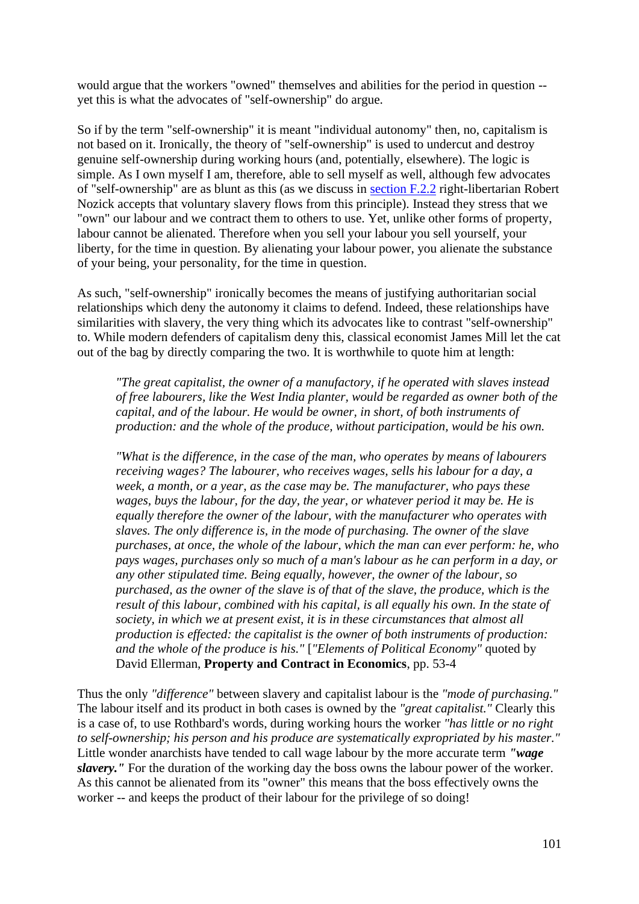would argue that the workers "owned" themselves and abilities for the period in question -- yet this is what the advocates of "self-ownership" do argue.

So if by the term "self-ownership" it is meant "individual autonomy" then, no, capitalism is not based on it. Ironically, the theory of "self-ownership" is used to undercut and destroy genuine self-ownership during working hours (and, potentially, elsewhere). The logic is simple. As I own myself I am, therefore, able to sell myself as well, although few advocates of "self-ownership" are as blunt as this (as we discuss in section F.2.2 right-libertarian Robert Nozick accepts that voluntary slavery flows from this principle). Instead they stress that we "own" our labour and we contract them to others to use. Yet, unlike other forms of property, labour cannot be alienated. Therefore when you sell your labour you sell yourself, your liberty, for the time in question. By alienating your labour power, you alienate the substance of your being, your personality, for the time in question.

As such, "self-ownership" ironically becomes the means of justifying authoritarian social relationships which deny the autonomy it claims to defend. Indeed, these relationships have similarities with slavery, the very thing which its advocates like to contrast "self-ownership" to. While modern defenders of capitalism deny this, classical economist James Mill let the cat out of the bag by directly comparing the two. It is worthwhile to quote him at length:

> *"The great capitalist, the owner of a manufactory, if he operated with slaves instead of free labourers, like the West India planter, would be regarded as owner both of the capital, and of the labour. He would be owner, in short, of both instruments of production: and the whole of the produce, without participation, would be his own.*
>
> *"What is the difference, in the case of the man, who operates by means of labourers receiving wages? The labourer, who receives wages, sells his labour for a day, a week, a month, or a year, as the case may be. The manufacturer, who pays these wages, buys the labour, for the day, the year, or whatever period it may be. He is equally therefore the owner of the labour, with the manufacturer who operates with slaves. The only difference is, in the mode of purchasing. The owner of the slave purchases, at once, the whole of the labour, which the man can ever perform: he, who pays wages, purchases only so much of a man's labour as he can perform in a day, or any other stipulated time. Being equally, however, the owner of the labour, so purchased, as the owner of the slave is of that of the slave, the produce, which is the result of this labour, combined with his capital, is all equally his own. In the state of society, in which we at present exist, it is in these circumstances that almost all production is effected: the capitalist is the owner of both instruments of production: and the whole of the produce is his."* [*"Elements of Political Economy"* quoted by David Ellerman, **Property and Contract in Economics**, pp. 53-4

Thus the only *"difference"* between slavery and capitalist labour is the *"mode of purchasing."* The labour itself and its product in both cases is owned by the *"great capitalist."* Clearly this is a case of, to use Rothbard's words, during working hours the worker *"has little or no right to self-ownership; his person and his produce are systematically expropriated by his master."* Little wonder anarchists have tended to call wage labour by the more accurate term ***"wage slavery."*** For the duration of the working day the boss owns the labour power of the worker. As this cannot be alienated from its "owner" this means that the boss effectively owns the worker -- and keeps the product of their labour for the privilege of so doing!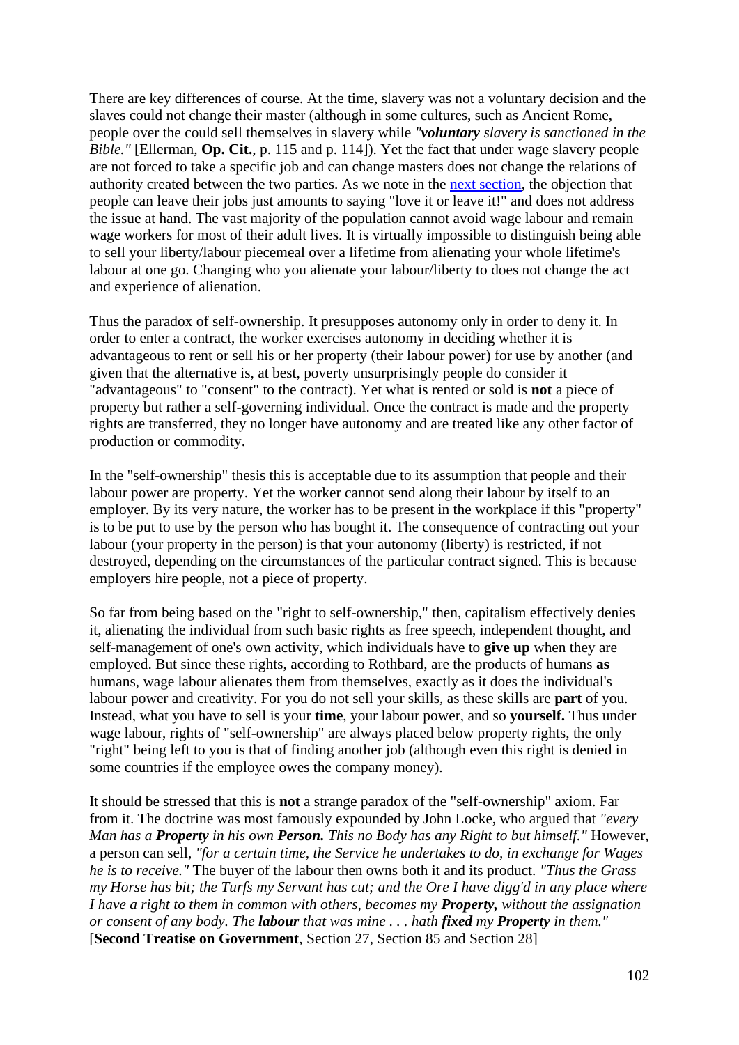There are key differences of course. At the time, slavery was not a voluntary decision and the slaves could not change their master (although in some cultures, such as Ancient Rome, people over the could sell themselves in slavery while *"**voluntary** slavery is sanctioned in the Bible."* [Ellerman, **Op. Cit.**, p. 115 and p. 114]). Yet the fact that under wage slavery people are not forced to take a specific job and can change masters does not change the relations of authority created between the two parties. As we note in the next section, the objection that people can leave their jobs just amounts to saying "love it or leave it!" and does not address the issue at hand. The vast majority of the population cannot avoid wage labour and remain wage workers for most of their adult lives. It is virtually impossible to distinguish being able to sell your liberty/labour piecemeal over a lifetime from alienating your whole lifetime's labour at one go. Changing who you alienate your labour/liberty to does not change the act and experience of alienation.

Thus the paradox of self-ownership. It presupposes autonomy only in order to deny it. In order to enter a contract, the worker exercises autonomy in deciding whether it is advantageous to rent or sell his or her property (their labour power) for use by another (and given that the alternative is, at best, poverty unsurprisingly people do consider it "advantageous" to "consent" to the contract). Yet what is rented or sold is **not** a piece of property but rather a self-governing individual. Once the contract is made and the property rights are transferred, they no longer have autonomy and are treated like any other factor of production or commodity.

In the "self-ownership" thesis this is acceptable due to its assumption that people and their labour power are property. Yet the worker cannot send along their labour by itself to an employer. By its very nature, the worker has to be present in the workplace if this "property" is to be put to use by the person who has bought it. The consequence of contracting out your labour (your property in the person) is that your autonomy (liberty) is restricted, if not destroyed, depending on the circumstances of the particular contract signed. This is because employers hire people, not a piece of property.

So far from being based on the "right to self-ownership," then, capitalism effectively denies it, alienating the individual from such basic rights as free speech, independent thought, and self-management of one's own activity, which individuals have to **give up** when they are employed. But since these rights, according to Rothbard, are the products of humans **as** humans, wage labour alienates them from themselves, exactly as it does the individual's labour power and creativity. For you do not sell your skills, as these skills are **part** of you. Instead, what you have to sell is your **time**, your labour power, and so **yourself.** Thus under wage labour, rights of "self-ownership" are always placed below property rights, the only "right" being left to you is that of finding another job (although even this right is denied in some countries if the employee owes the company money).

It should be stressed that this is **not** a strange paradox of the "self-ownership" axiom. Far from it. The doctrine was most famously expounded by John Locke, who argued that *"every Man has a **Property** in his own **Person.** This no Body has any Right to but himself."* However, a person can sell, *"for a certain time, the Service he undertakes to do, in exchange for Wages he is to receive."* The buyer of the labour then owns both it and its product. *"Thus the Grass my Horse has bit; the Turfs my Servant has cut; and the Ore I have digg'd in any place where I have a right to them in common with others, becomes my **Property,** without the assignation or consent of any body. The **labour** that was mine . . . hath **fixed** my **Property** in them."* [**Second Treatise on Government**, Section 27, Section 85 and Section 28]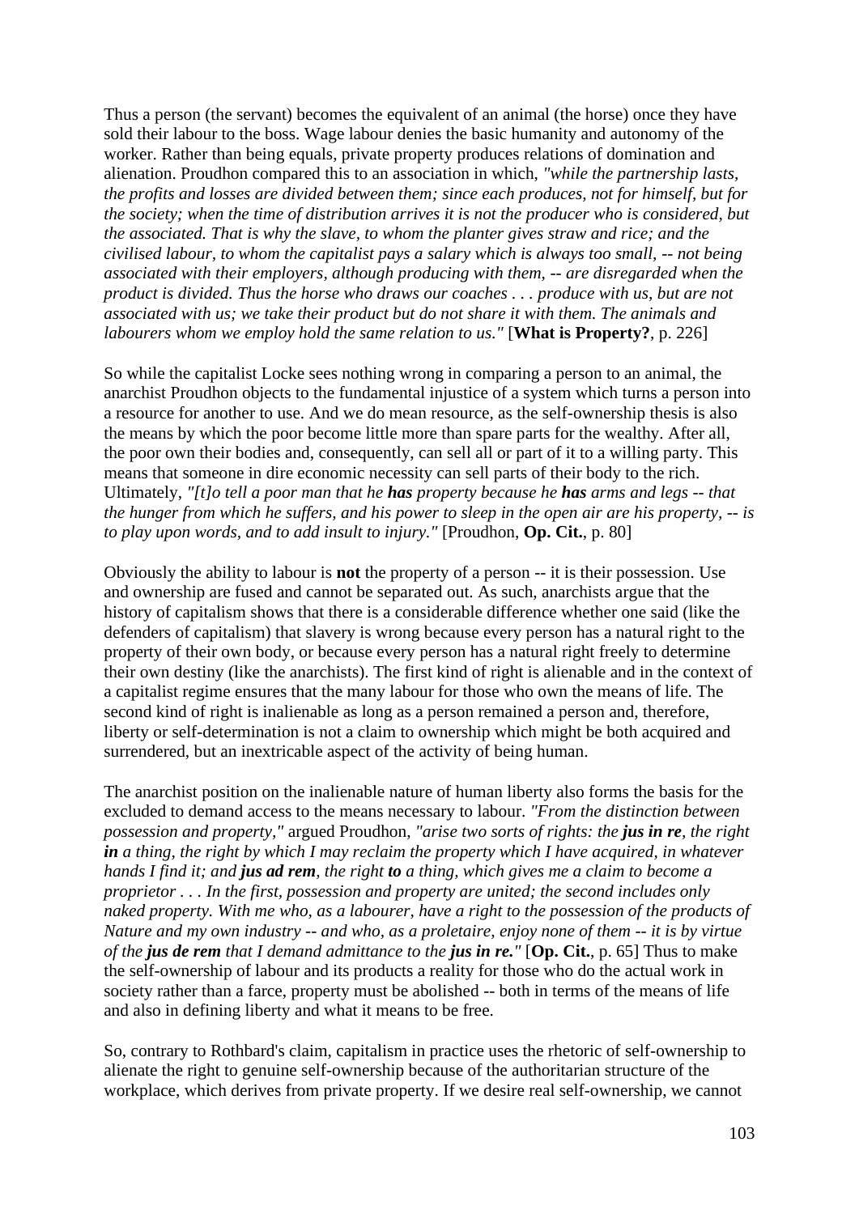Thus a person (the servant) becomes the equivalent of an animal (the horse) once they have sold their labour to the boss. Wage labour denies the basic humanity and autonomy of the worker. Rather than being equals, private property produces relations of domination and alienation. Proudhon compared this to an association in which, *"while the partnership lasts, the profits and losses are divided between them; since each produces, not for himself, but for the society; when the time of distribution arrives it is not the producer who is considered, but the associated. That is why the slave, to whom the planter gives straw and rice; and the civilised labour, to whom the capitalist pays a salary which is always too small, -- not being associated with their employers, although producing with them, -- are disregarded when the product is divided. Thus the horse who draws our coaches . . . produce with us, but are not associated with us; we take their product but do not share it with them. The animals and labourers whom we employ hold the same relation to us."* [**What is Property?**, p. 226]

So while the capitalist Locke sees nothing wrong in comparing a person to an animal, the anarchist Proudhon objects to the fundamental injustice of a system which turns a person into a resource for another to use. And we do mean resource, as the self-ownership thesis is also the means by which the poor become little more than spare parts for the wealthy. After all, the poor own their bodies and, consequently, can sell all or part of it to a willing party. This means that someone in dire economic necessity can sell parts of their body to the rich. Ultimately, *"[t]o tell a poor man that he **has** property because he **has** arms and legs -- that the hunger from which he suffers, and his power to sleep in the open air are his property, -- is to play upon words, and to add insult to injury."* [Proudhon, **Op. Cit.**, p. 80]

Obviously the ability to labour is **not** the property of a person -- it is their possession. Use and ownership are fused and cannot be separated out. As such, anarchists argue that the history of capitalism shows that there is a considerable difference whether one said (like the defenders of capitalism) that slavery is wrong because every person has a natural right to the property of their own body, or because every person has a natural right freely to determine their own destiny (like the anarchists). The first kind of right is alienable and in the context of a capitalist regime ensures that the many labour for those who own the means of life. The second kind of right is inalienable as long as a person remained a person and, therefore, liberty or self-determination is not a claim to ownership which might be both acquired and surrendered, but an inextricable aspect of the activity of being human.

The anarchist position on the inalienable nature of human liberty also forms the basis for the excluded to demand access to the means necessary to labour. *"From the distinction between possession and property,"* argued Proudhon, *"arise two sorts of rights: the **jus in re**, the right **in** a thing, the right by which I may reclaim the property which I have acquired, in whatever hands I find it; and **jus ad rem**, the right **to** a thing, which gives me a claim to become a proprietor . . . In the first, possession and property are united; the second includes only naked property. With me who, as a labourer, have a right to the possession of the products of Nature and my own industry -- and who, as a proletaire, enjoy none of them -- it is by virtue of the **jus de rem** that I demand admittance to the **jus in re.**"* [**Op. Cit.**, p. 65] Thus to make the self-ownership of labour and its products a reality for those who do the actual work in society rather than a farce, property must be abolished -- both in terms of the means of life and also in defining liberty and what it means to be free.

So, contrary to Rothbard's claim, capitalism in practice uses the rhetoric of self-ownership to alienate the right to genuine self-ownership because of the authoritarian structure of the workplace, which derives from private property. If we desire real self-ownership, we cannot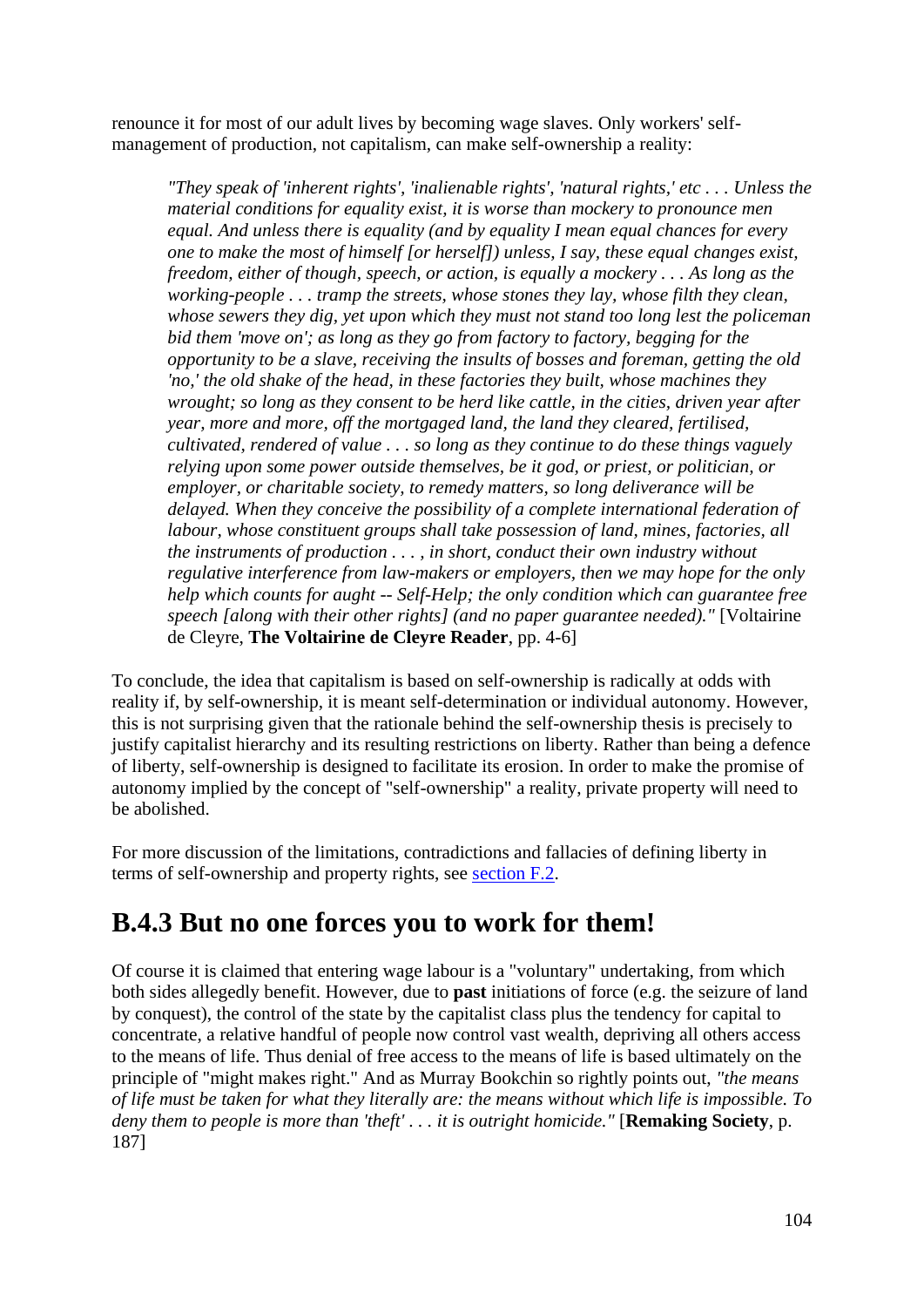renounce it for most of our adult lives by becoming wage slaves. Only workers' self-management of production, not capitalism, can make self-ownership a reality:

> *"They speak of 'inherent rights', 'inalienable rights', 'natural rights,' etc . . . Unless the material conditions for equality exist, it is worse than mockery to pronounce men equal. And unless there is equality (and by equality I mean equal chances for every one to make the most of himself [or herself]) unless, I say, these equal changes exist, freedom, either of though, speech, or action, is equally a mockery . . . As long as the working-people . . . tramp the streets, whose stones they lay, whose filth they clean, whose sewers they dig, yet upon which they must not stand too long lest the policeman bid them 'move on'; as long as they go from factory to factory, begging for the opportunity to be a slave, receiving the insults of bosses and foreman, getting the old 'no,' the old shake of the head, in these factories they built, whose machines they wrought; so long as they consent to be herd like cattle, in the cities, driven year after year, more and more, off the mortgaged land, the land they cleared, fertilised, cultivated, rendered of value . . . so long as they continue to do these things vaguely relying upon some power outside themselves, be it god, or priest, or politician, or employer, or charitable society, to remedy matters, so long deliverance will be delayed. When they conceive the possibility of a complete international federation of labour, whose constituent groups shall take possession of land, mines, factories, all the instruments of production . . . , in short, conduct their own industry without regulative interference from law-makers or employers, then we may hope for the only help which counts for aught -- Self-Help; the only condition which can guarantee free speech [along with their other rights] (and no paper guarantee needed)."* [Voltairine de Cleyre, **The Voltairine de Cleyre Reader**, pp. 4-6]

To conclude, the idea that capitalism is based on self-ownership is radically at odds with reality if, by self-ownership, it is meant self-determination or individual autonomy. However, this is not surprising given that the rationale behind the self-ownership thesis is precisely to justify capitalist hierarchy and its resulting restrictions on liberty. Rather than being a defence of liberty, self-ownership is designed to facilitate its erosion. In order to make the promise of autonomy implied by the concept of "self-ownership" a reality, private property will need to be abolished.

For more discussion of the limitations, contradictions and fallacies of defining liberty in terms of self-ownership and property rights, see section F.2.

## B.4.3 But no one forces you to work for them!

Of course it is claimed that entering wage labour is a "voluntary" undertaking, from which both sides allegedly benefit. However, due to **past** initiations of force (e.g. the seizure of land by conquest), the control of the state by the capitalist class plus the tendency for capital to concentrate, a relative handful of people now control vast wealth, depriving all others access to the means of life. Thus denial of free access to the means of life is based ultimately on the principle of "might makes right." And as Murray Bookchin so rightly points out, *"the means of life must be taken for what they literally are: the means without which life is impossible. To deny them to people is more than 'theft' . . . it is outright homicide."* [**Remaking Society**, p. 187]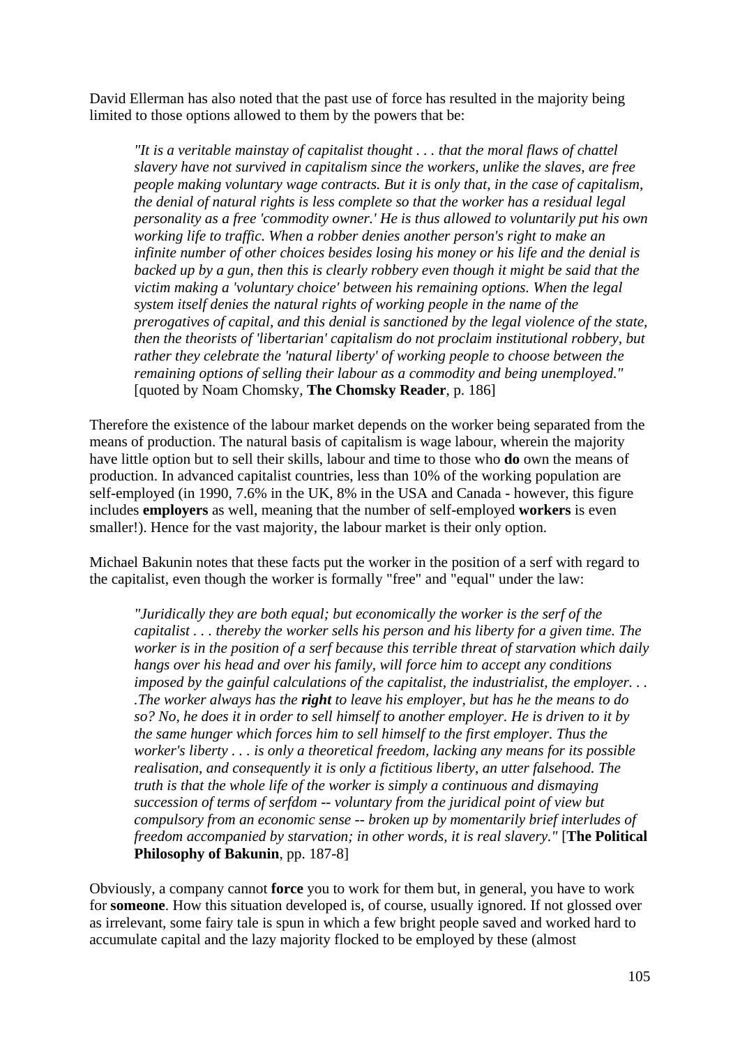David Ellerman has also noted that the past use of force has resulted in the majority being limited to those options allowed to them by the powers that be:

> *"It is a veritable mainstay of capitalist thought . . . that the moral flaws of chattel slavery have not survived in capitalism since the workers, unlike the slaves, are free people making voluntary wage contracts. But it is only that, in the case of capitalism, the denial of natural rights is less complete so that the worker has a residual legal personality as a free 'commodity owner.' He is thus allowed to voluntarily put his own working life to traffic. When a robber denies another person's right to make an infinite number of other choices besides losing his money or his life and the denial is backed up by a gun, then this is clearly robbery even though it might be said that the victim making a 'voluntary choice' between his remaining options. When the legal system itself denies the natural rights of working people in the name of the prerogatives of capital, and this denial is sanctioned by the legal violence of the state, then the theorists of 'libertarian' capitalism do not proclaim institutional robbery, but rather they celebrate the 'natural liberty' of working people to choose between the remaining options of selling their labour as a commodity and being unemployed."* [quoted by Noam Chomsky, **The Chomsky Reader**, p. 186]

Therefore the existence of the labour market depends on the worker being separated from the means of production. The natural basis of capitalism is wage labour, wherein the majority have little option but to sell their skills, labour and time to those who **do** own the means of production. In advanced capitalist countries, less than 10% of the working population are self-employed (in 1990, 7.6% in the UK, 8% in the USA and Canada - however, this figure includes **employers** as well, meaning that the number of self-employed **workers** is even smaller!). Hence for the vast majority, the labour market is their only option.

Michael Bakunin notes that these facts put the worker in the position of a serf with regard to the capitalist, even though the worker is formally "free" and "equal" under the law:

> *"Juridically they are both equal; but economically the worker is the serf of the capitalist . . . thereby the worker sells his person and his liberty for a given time. The worker is in the position of a serf because this terrible threat of starvation which daily hangs over his head and over his family, will force him to accept any conditions imposed by the gainful calculations of the capitalist, the industrialist, the employer. . . .The worker always has the **right** to leave his employer, but has he the means to do so? No, he does it in order to sell himself to another employer. He is driven to it by the same hunger which forces him to sell himself to the first employer. Thus the worker's liberty . . . is only a theoretical freedom, lacking any means for its possible realisation, and consequently it is only a fictitious liberty, an utter falsehood. The truth is that the whole life of the worker is simply a continuous and dismaying succession of terms of serfdom -- voluntary from the juridical point of view but compulsory from an economic sense -- broken up by momentarily brief interludes of freedom accompanied by starvation; in other words, it is real slavery."* [**The Political Philosophy of Bakunin**, pp. 187-8]

Obviously, a company cannot **force** you to work for them but, in general, you have to work for **someone**. How this situation developed is, of course, usually ignored. If not glossed over as irrelevant, some fairy tale is spun in which a few bright people saved and worked hard to accumulate capital and the lazy majority flocked to be employed by these (almost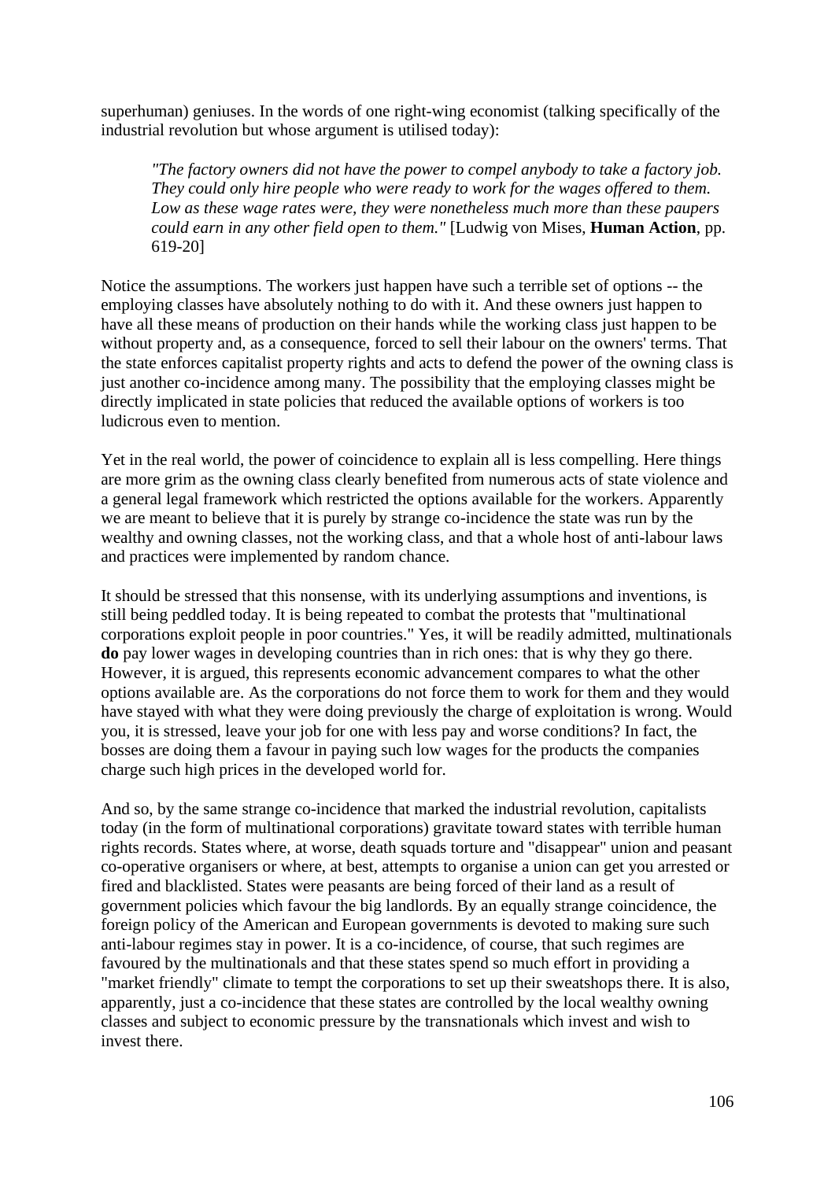superhuman) geniuses. In the words of one right-wing economist (talking specifically of the industrial revolution but whose argument is utilised today):

> *"The factory owners did not have the power to compel anybody to take a factory job. They could only hire people who were ready to work for the wages offered to them. Low as these wage rates were, they were nonetheless much more than these paupers could earn in any other field open to them."* [Ludwig von Mises, **Human Action**, pp. 619-20]

Notice the assumptions. The workers just happen have such a terrible set of options -- the employing classes have absolutely nothing to do with it. And these owners just happen to have all these means of production on their hands while the working class just happen to be without property and, as a consequence, forced to sell their labour on the owners' terms. That the state enforces capitalist property rights and acts to defend the power of the owning class is just another co-incidence among many. The possibility that the employing classes might be directly implicated in state policies that reduced the available options of workers is too ludicrous even to mention.

Yet in the real world, the power of coincidence to explain all is less compelling. Here things are more grim as the owning class clearly benefited from numerous acts of state violence and a general legal framework which restricted the options available for the workers. Apparently we are meant to believe that it is purely by strange co-incidence the state was run by the wealthy and owning classes, not the working class, and that a whole host of anti-labour laws and practices were implemented by random chance.

It should be stressed that this nonsense, with its underlying assumptions and inventions, is still being peddled today. It is being repeated to combat the protests that "multinational corporations exploit people in poor countries." Yes, it will be readily admitted, multinationals **do** pay lower wages in developing countries than in rich ones: that is why they go there. However, it is argued, this represents economic advancement compares to what the other options available are. As the corporations do not force them to work for them and they would have stayed with what they were doing previously the charge of exploitation is wrong. Would you, it is stressed, leave your job for one with less pay and worse conditions? In fact, the bosses are doing them a favour in paying such low wages for the products the companies charge such high prices in the developed world for.

And so, by the same strange co-incidence that marked the industrial revolution, capitalists today (in the form of multinational corporations) gravitate toward states with terrible human rights records. States where, at worse, death squads torture and "disappear" union and peasant co-operative organisers or where, at best, attempts to organise a union can get you arrested or fired and blacklisted. States were peasants are being forced of their land as a result of government policies which favour the big landlords. By an equally strange coincidence, the foreign policy of the American and European governments is devoted to making sure such anti-labour regimes stay in power. It is a co-incidence, of course, that such regimes are favoured by the multinationals and that these states spend so much effort in providing a "market friendly" climate to tempt the corporations to set up their sweatshops there. It is also, apparently, just a co-incidence that these states are controlled by the local wealthy owning classes and subject to economic pressure by the transnationals which invest and wish to invest there.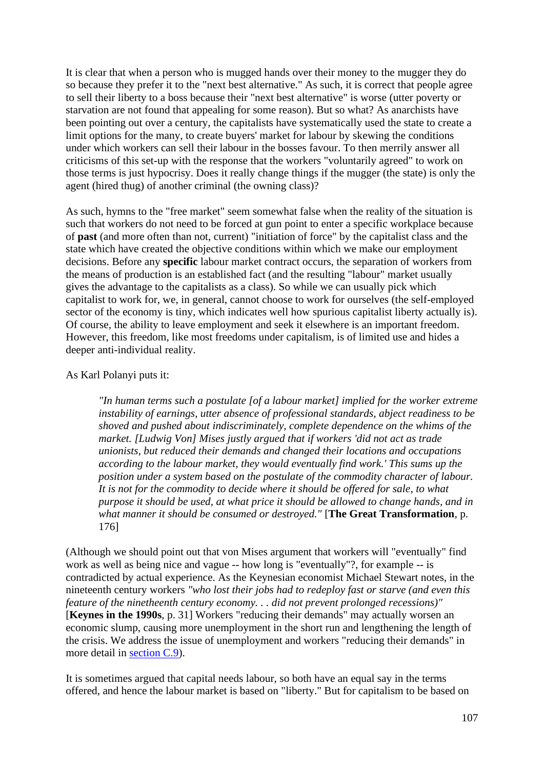It is clear that when a person who is mugged hands over their money to the mugger they do so because they prefer it to the "next best alternative." As such, it is correct that people agree to sell their liberty to a boss because their "next best alternative" is worse (utter poverty or starvation are not found that appealing for some reason). But so what? As anarchists have been pointing out over a century, the capitalists have systematically used the state to create a limit options for the many, to create buyers' market for labour by skewing the conditions under which workers can sell their labour in the bosses favour. To then merrily answer all criticisms of this set-up with the response that the workers "voluntarily agreed" to work on those terms is just hypocrisy. Does it really change things if the mugger (the state) is only the agent (hired thug) of another criminal (the owning class)?

As such, hymns to the "free market" seem somewhat false when the reality of the situation is such that workers do not need to be forced at gun point to enter a specific workplace because of **past** (and more often than not, current) "initiation of force" by the capitalist class and the state which have created the objective conditions within which we make our employment decisions. Before any **specific** labour market contract occurs, the separation of workers from the means of production is an established fact (and the resulting "labour" market usually gives the advantage to the capitalists as a class). So while we can usually pick which capitalist to work for, we, in general, cannot choose to work for ourselves (the self-employed sector of the economy is tiny, which indicates well how spurious capitalist liberty actually is). Of course, the ability to leave employment and seek it elsewhere is an important freedom. However, this freedom, like most freedoms under capitalism, is of limited use and hides a deeper anti-individual reality.

As Karl Polanyi puts it:

> *"In human terms such a postulate [of a labour market] implied for the worker extreme instability of earnings, utter absence of professional standards, abject readiness to be shoved and pushed about indiscriminately, complete dependence on the whims of the market. [Ludwig Von] Mises justly argued that if workers 'did not act as trade unionists, but reduced their demands and changed their locations and occupations according to the labour market, they would eventually find work.' This sums up the position under a system based on the postulate of the commodity character of labour. It is not for the commodity to decide where it should be offered for sale, to what purpose it should be used, at what price it should be allowed to change hands, and in what manner it should be consumed or destroyed."* [**The Great Transformation**, p. 176]

(Although we should point out that von Mises argument that workers will "eventually" find work as well as being nice and vague -- how long is "eventually"?, for example -- is contradicted by actual experience. As the Keynesian economist Michael Stewart notes, in the nineteenth century workers *"who lost their jobs had to redeploy fast or starve (and even this feature of the ninetheenth century economy. . . did not prevent prolonged recessions)"* [**Keynes in the 1990s**, p. 31] Workers "reducing their demands" may actually worsen an economic slump, causing more unemployment in the short run and lengthening the length of the crisis. We address the issue of unemployment and workers "reducing their demands" in more detail in section C.9).

It is sometimes argued that capital needs labour, so both have an equal say in the terms offered, and hence the labour market is based on "liberty." But for capitalism to be based on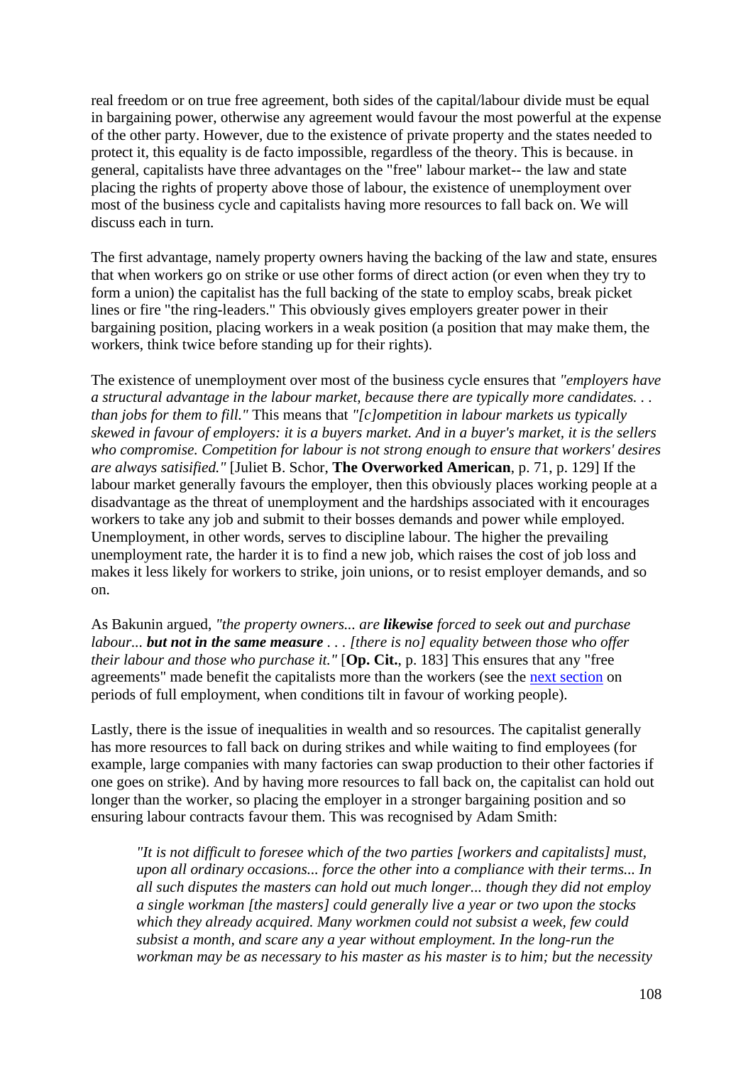real freedom or on true free agreement, both sides of the capital/labour divide must be equal in bargaining power, otherwise any agreement would favour the most powerful at the expense of the other party. However, due to the existence of private property and the states needed to protect it, this equality is de facto impossible, regardless of the theory. This is because. in general, capitalists have three advantages on the "free" labour market-- the law and state placing the rights of property above those of labour, the existence of unemployment over most of the business cycle and capitalists having more resources to fall back on. We will discuss each in turn.

The first advantage, namely property owners having the backing of the law and state, ensures that when workers go on strike or use other forms of direct action (or even when they try to form a union) the capitalist has the full backing of the state to employ scabs, break picket lines or fire "the ring-leaders." This obviously gives employers greater power in their bargaining position, placing workers in a weak position (a position that may make them, the workers, think twice before standing up for their rights).

The existence of unemployment over most of the business cycle ensures that *"employers have a structural advantage in the labour market, because there are typically more candidates. . . than jobs for them to fill."* This means that *"[c]ompetition in labour markets us typically skewed in favour of employers: it is a buyers market. And in a buyer's market, it is the sellers who compromise. Competition for labour is not strong enough to ensure that workers' desires are always satisified."* [Juliet B. Schor, **The Overworked American**, p. 71, p. 129] If the labour market generally favours the employer, then this obviously places working people at a disadvantage as the threat of unemployment and the hardships associated with it encourages workers to take any job and submit to their bosses demands and power while employed. Unemployment, in other words, serves to discipline labour. The higher the prevailing unemployment rate, the harder it is to find a new job, which raises the cost of job loss and makes it less likely for workers to strike, join unions, or to resist employer demands, and so on.

As Bakunin argued, *"the property owners... are **likewise** forced to seek out and purchase labour... **but not in the same measure** . . . [there is no] equality between those who offer their labour and those who purchase it."* [**Op. Cit.**, p. 183] This ensures that any "free agreements" made benefit the capitalists more than the workers (see the next section on periods of full employment, when conditions tilt in favour of working people).

Lastly, there is the issue of inequalities in wealth and so resources. The capitalist generally has more resources to fall back on during strikes and while waiting to find employees (for example, large companies with many factories can swap production to their other factories if one goes on strike). And by having more resources to fall back on, the capitalist can hold out longer than the worker, so placing the employer in a stronger bargaining position and so ensuring labour contracts favour them. This was recognised by Adam Smith:

> *"It is not difficult to foresee which of the two parties [workers and capitalists] must, upon all ordinary occasions... force the other into a compliance with their terms... In all such disputes the masters can hold out much longer... though they did not employ a single workman [the masters] could generally live a year or two upon the stocks which they already acquired. Many workmen could not subsist a week, few could subsist a month, and scare any a year without employment. In the long-run the workman may be as necessary to his master as his master is to him; but the necessity*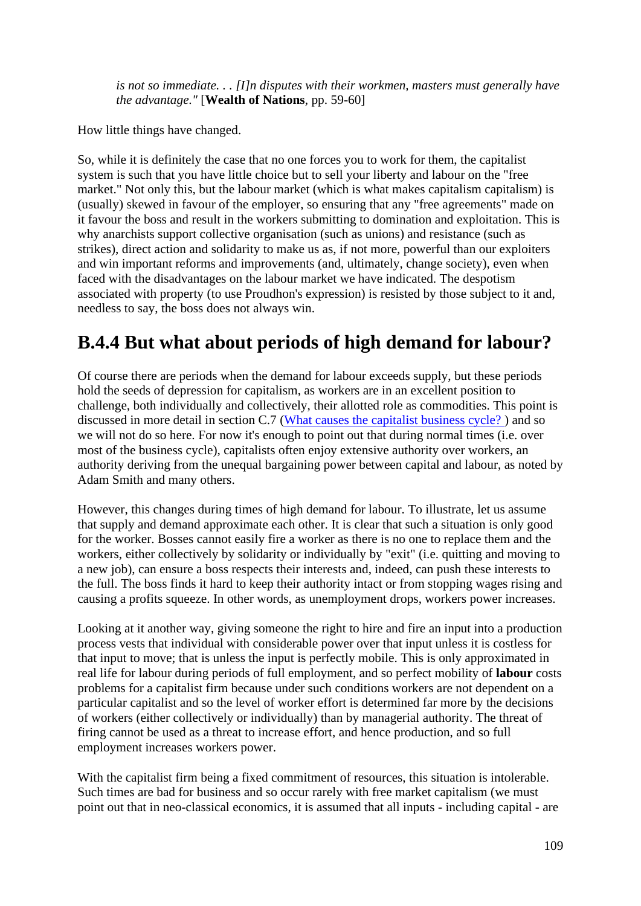> *is not so immediate. . . [I]n disputes with their workmen, masters must generally have the advantage."* [**Wealth of Nations**, pp. 59-60]

How little things have changed.

So, while it is definitely the case that no one forces you to work for them, the capitalist system is such that you have little choice but to sell your liberty and labour on the "free market." Not only this, but the labour market (which is what makes capitalism capitalism) is (usually) skewed in favour of the employer, so ensuring that any "free agreements" made on it favour the boss and result in the workers submitting to domination and exploitation. This is why anarchists support collective organisation (such as unions) and resistance (such as strikes), direct action and solidarity to make us as, if not more, powerful than our exploiters and win important reforms and improvements (and, ultimately, change society), even when faced with the disadvantages on the labour market we have indicated. The despotism associated with property (to use Proudhon's expression) is resisted by those subject to it and, needless to say, the boss does not always win.

## B.4.4 But what about periods of high demand for labour?

Of course there are periods when the demand for labour exceeds supply, but these periods hold the seeds of depression for capitalism, as workers are in an excellent position to challenge, both individually and collectively, their allotted role as commodities. This point is discussed in more detail in section C.7 (What causes the capitalist business cycle? ) and so we will not do so here. For now it's enough to point out that during normal times (i.e. over most of the business cycle), capitalists often enjoy extensive authority over workers, an authority deriving from the unequal bargaining power between capital and labour, as noted by Adam Smith and many others.

However, this changes during times of high demand for labour. To illustrate, let us assume that supply and demand approximate each other. It is clear that such a situation is only good for the worker. Bosses cannot easily fire a worker as there is no one to replace them and the workers, either collectively by solidarity or individually by "exit" (i.e. quitting and moving to a new job), can ensure a boss respects their interests and, indeed, can push these interests to the full. The boss finds it hard to keep their authority intact or from stopping wages rising and causing a profits squeeze. In other words, as unemployment drops, workers power increases.

Looking at it another way, giving someone the right to hire and fire an input into a production process vests that individual with considerable power over that input unless it is costless for that input to move; that is unless the input is perfectly mobile. This is only approximated in real life for labour during periods of full employment, and so perfect mobility of **labour** costs problems for a capitalist firm because under such conditions workers are not dependent on a particular capitalist and so the level of worker effort is determined far more by the decisions of workers (either collectively or individually) than by managerial authority. The threat of firing cannot be used as a threat to increase effort, and hence production, and so full employment increases workers power.

With the capitalist firm being a fixed commitment of resources, this situation is intolerable. Such times are bad for business and so occur rarely with free market capitalism (we must point out that in neo-classical economics, it is assumed that all inputs - including capital - are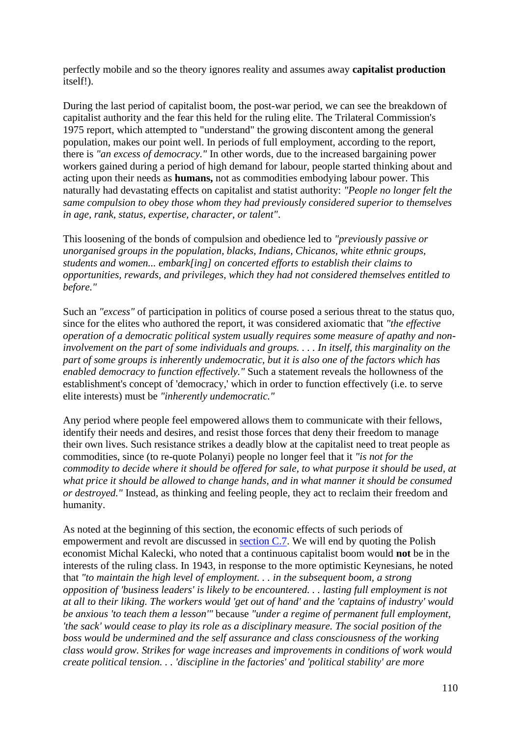perfectly mobile and so the theory ignores reality and assumes away **capitalist production** itself!).

During the last period of capitalist boom, the post-war period, we can see the breakdown of capitalist authority and the fear this held for the ruling elite. The Trilateral Commission's 1975 report, which attempted to "understand" the growing discontent among the general population, makes our point well. In periods of full employment, according to the report, there is *"an excess of democracy."* In other words, due to the increased bargaining power workers gained during a period of high demand for labour, people started thinking about and acting upon their needs as **humans,** not as commodities embodying labour power. This naturally had devastating effects on capitalist and statist authority: *"People no longer felt the same compulsion to obey those whom they had previously considered superior to themselves in age, rank, status, expertise, character, or talent"*.

This loosening of the bonds of compulsion and obedience led to *"previously passive or unorganised groups in the population, blacks, Indians, Chicanos, white ethnic groups, students and women... embark[ing] on concerted efforts to establish their claims to opportunities, rewards, and privileges, which they had not considered themselves entitled to before."*

Such an *"excess"* of participation in politics of course posed a serious threat to the status quo, since for the elites who authored the report, it was considered axiomatic that *"the effective operation of a democratic political system usually requires some measure of apathy and non-involvement on the part of some individuals and groups. . . . In itself, this marginality on the part of some groups is inherently undemocratic, but it is also one of the factors which has enabled democracy to function effectively."* Such a statement reveals the hollowness of the establishment's concept of 'democracy,' which in order to function effectively (i.e. to serve elite interests) must be *"inherently undemocratic."*

Any period where people feel empowered allows them to communicate with their fellows, identify their needs and desires, and resist those forces that deny their freedom to manage their own lives. Such resistance strikes a deadly blow at the capitalist need to treat people as commodities, since (to re-quote Polanyi) people no longer feel that it *"is not for the commodity to decide where it should be offered for sale, to what purpose it should be used, at what price it should be allowed to change hands, and in what manner it should be consumed or destroyed."* Instead, as thinking and feeling people, they act to reclaim their freedom and humanity.

As noted at the beginning of this section, the economic effects of such periods of empowerment and revolt are discussed in section C.7. We will end by quoting the Polish economist Michal Kalecki, who noted that a continuous capitalist boom would **not** be in the interests of the ruling class. In 1943, in response to the more optimistic Keynesians, he noted that *"to maintain the high level of employment. . . in the subsequent boom, a strong opposition of 'business leaders' is likely to be encountered. . . lasting full employment is not at all to their liking. The workers would 'get out of hand' and the 'captains of industry' would be anxious 'to teach them a lesson'"* because *"under a regime of permanent full employment, 'the sack' would cease to play its role as a disciplinary measure. The social position of the boss would be undermined and the self assurance and class consciousness of the working class would grow. Strikes for wage increases and improvements in conditions of work would create political tension. . . 'discipline in the factories' and 'political stability' are more*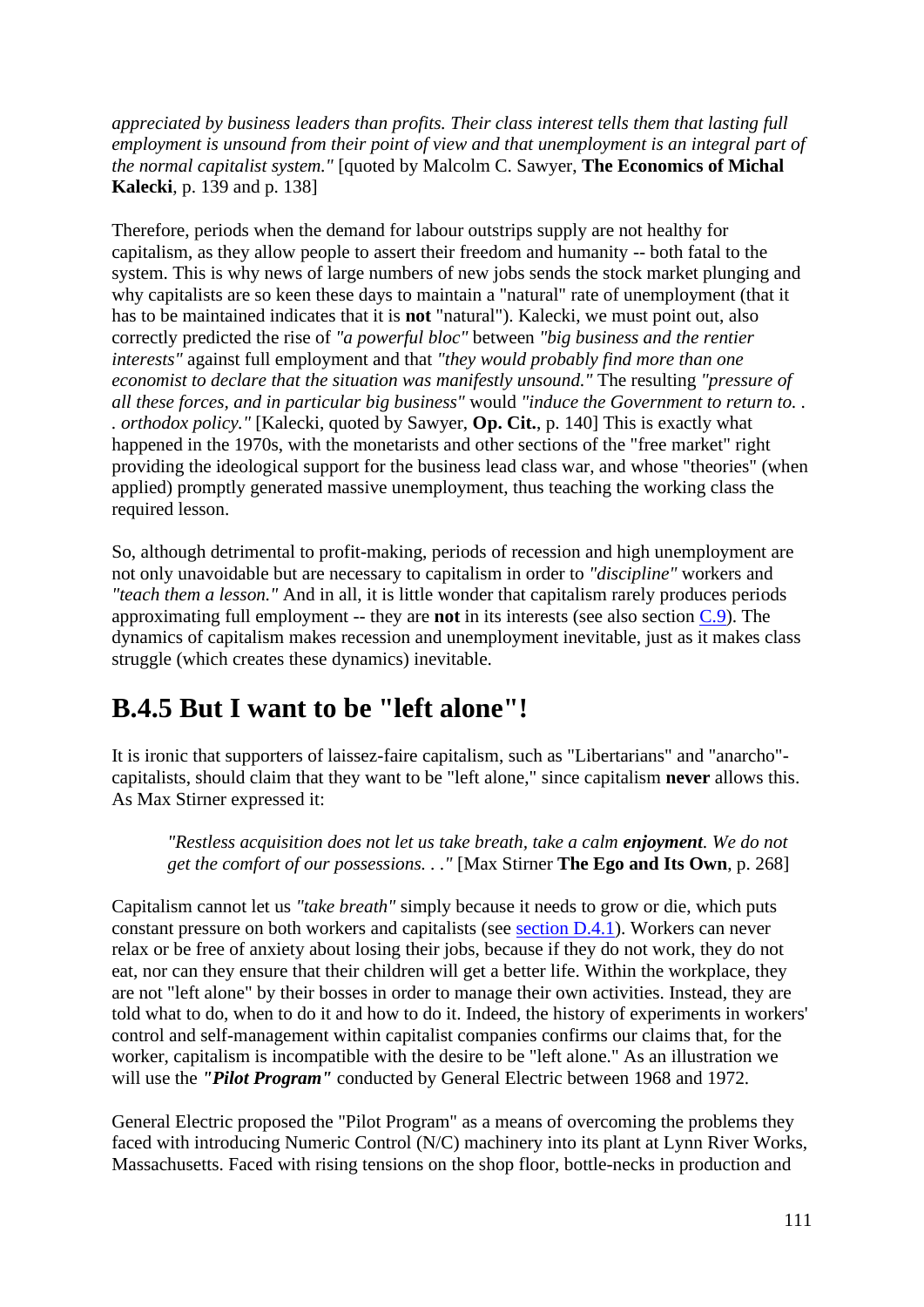*appreciated by business leaders than profits. Their class interest tells them that lasting full employment is unsound from their point of view and that unemployment is an integral part of the normal capitalist system."* [quoted by Malcolm C. Sawyer, **The Economics of Michal Kalecki**, p. 139 and p. 138]

Therefore, periods when the demand for labour outstrips supply are not healthy for capitalism, as they allow people to assert their freedom and humanity -- both fatal to the system. This is why news of large numbers of new jobs sends the stock market plunging and why capitalists are so keen these days to maintain a "natural" rate of unemployment (that it has to be maintained indicates that it is **not** "natural"). Kalecki, we must point out, also correctly predicted the rise of *"a powerful bloc"* between *"big business and the rentier interests"* against full employment and that *"they would probably find more than one economist to declare that the situation was manifestly unsound."* The resulting *"pressure of all these forces, and in particular big business"* would *"induce the Government to return to. . . orthodox policy."* [Kalecki, quoted by Sawyer, **Op. Cit.**, p. 140] This is exactly what happened in the 1970s, with the monetarists and other sections of the "free market" right providing the ideological support for the business lead class war, and whose "theories" (when applied) promptly generated massive unemployment, thus teaching the working class the required lesson.

So, although detrimental to profit-making, periods of recession and high unemployment are not only unavoidable but are necessary to capitalism in order to *"discipline"* workers and *"teach them a lesson."* And in all, it is little wonder that capitalism rarely produces periods approximating full employment -- they are **not** in its interests (see also section C.9). The dynamics of capitalism makes recession and unemployment inevitable, just as it makes class struggle (which creates these dynamics) inevitable.

## B.4.5 But I want to be "left alone"!

It is ironic that supporters of laissez-faire capitalism, such as "Libertarians" and "anarcho"-capitalists, should claim that they want to be "left alone," since capitalism **never** allows this. As Max Stirner expressed it:

> *"Restless acquisition does not let us take breath, take a calm **enjoyment**. We do not get the comfort of our possessions. . ."* [Max Stirner **The Ego and Its Own**, p. 268]

Capitalism cannot let us *"take breath"* simply because it needs to grow or die, which puts constant pressure on both workers and capitalists (see section D.4.1). Workers can never relax or be free of anxiety about losing their jobs, because if they do not work, they do not eat, nor can they ensure that their children will get a better life. Within the workplace, they are not "left alone" by their bosses in order to manage their own activities. Instead, they are told what to do, when to do it and how to do it. Indeed, the history of experiments in workers' control and self-management within capitalist companies confirms our claims that, for the worker, capitalism is incompatible with the desire to be "left alone." As an illustration we will use the ***"Pilot Program"*** conducted by General Electric between 1968 and 1972.

General Electric proposed the "Pilot Program" as a means of overcoming the problems they faced with introducing Numeric Control (N/C) machinery into its plant at Lynn River Works, Massachusetts. Faced with rising tensions on the shop floor, bottle-necks in production and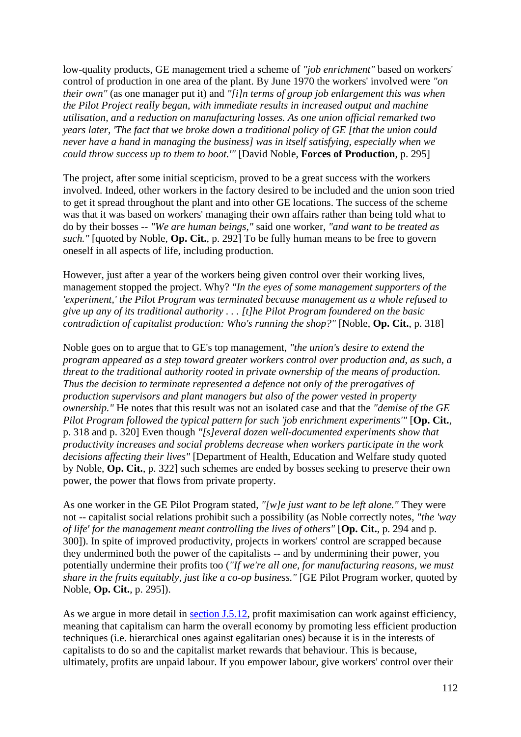low-quality products, GE management tried a scheme of *"job enrichment"* based on workers' control of production in one area of the plant. By June 1970 the workers' involved were *"on their own"* (as one manager put it) and *"[i]n terms of group job enlargement this was when the Pilot Project really began, with immediate results in increased output and machine utilisation, and a reduction on manufacturing losses. As one union official remarked two years later, 'The fact that we broke down a traditional policy of GE [that the union could never have a hand in managing the business] was in itself satisfying, especially when we could throw success up to them to boot.'"* [David Noble, **Forces of Production**, p. 295]

The project, after some initial scepticism, proved to be a great success with the workers involved. Indeed, other workers in the factory desired to be included and the union soon tried to get it spread throughout the plant and into other GE locations. The success of the scheme was that it was based on workers' managing their own affairs rather than being told what to do by their bosses -- *"We are human beings,"* said one worker, *"and want to be treated as such."* [quoted by Noble, **Op. Cit.**, p. 292] To be fully human means to be free to govern oneself in all aspects of life, including production.

However, just after a year of the workers being given control over their working lives, management stopped the project. Why? *"In the eyes of some management supporters of the 'experiment,' the Pilot Program was terminated because management as a whole refused to give up any of its traditional authority . . . [t]he Pilot Program foundered on the basic contradiction of capitalist production: Who's running the shop?"* [Noble, **Op. Cit.**, p. 318]

Noble goes on to argue that to GE's top management, *"the union's desire to extend the program appeared as a step toward greater workers control over production and, as such, a threat to the traditional authority rooted in private ownership of the means of production. Thus the decision to terminate represented a defence not only of the prerogatives of production supervisors and plant managers but also of the power vested in property ownership."* He notes that this result was not an isolated case and that the *"demise of the GE Pilot Program followed the typical pattern for such 'job enrichment experiments'"* [**Op. Cit.**, p. 318 and p. 320] Even though *"[s]everal dozen well-documented experiments show that productivity increases and social problems decrease when workers participate in the work decisions affecting their lives"* [Department of Health, Education and Welfare study quoted by Noble, **Op. Cit.**, p. 322] such schemes are ended by bosses seeking to preserve their own power, the power that flows from private property.

As one worker in the GE Pilot Program stated, *"[w]e just want to be left alone."* They were not -- capitalist social relations prohibit such a possibility (as Noble correctly notes, *"the 'way of life' for the management meant controlling the lives of others"* [**Op. Cit.**, p. 294 and p. 300]). In spite of improved productivity, projects in workers' control are scrapped because they undermined both the power of the capitalists -- and by undermining their power, you potentially undermine their profits too (*"If we're all one, for manufacturing reasons, we must share in the fruits equitably, just like a co-op business."* [GE Pilot Program worker, quoted by Noble, **Op. Cit.**, p. 295]).

As we argue in more detail in section J.5.12, profit maximisation can work against efficiency, meaning that capitalism can harm the overall economy by promoting less efficient production techniques (i.e. hierarchical ones against egalitarian ones) because it is in the interests of capitalists to do so and the capitalist market rewards that behaviour. This is because, ultimately, profits are unpaid labour. If you empower labour, give workers' control over their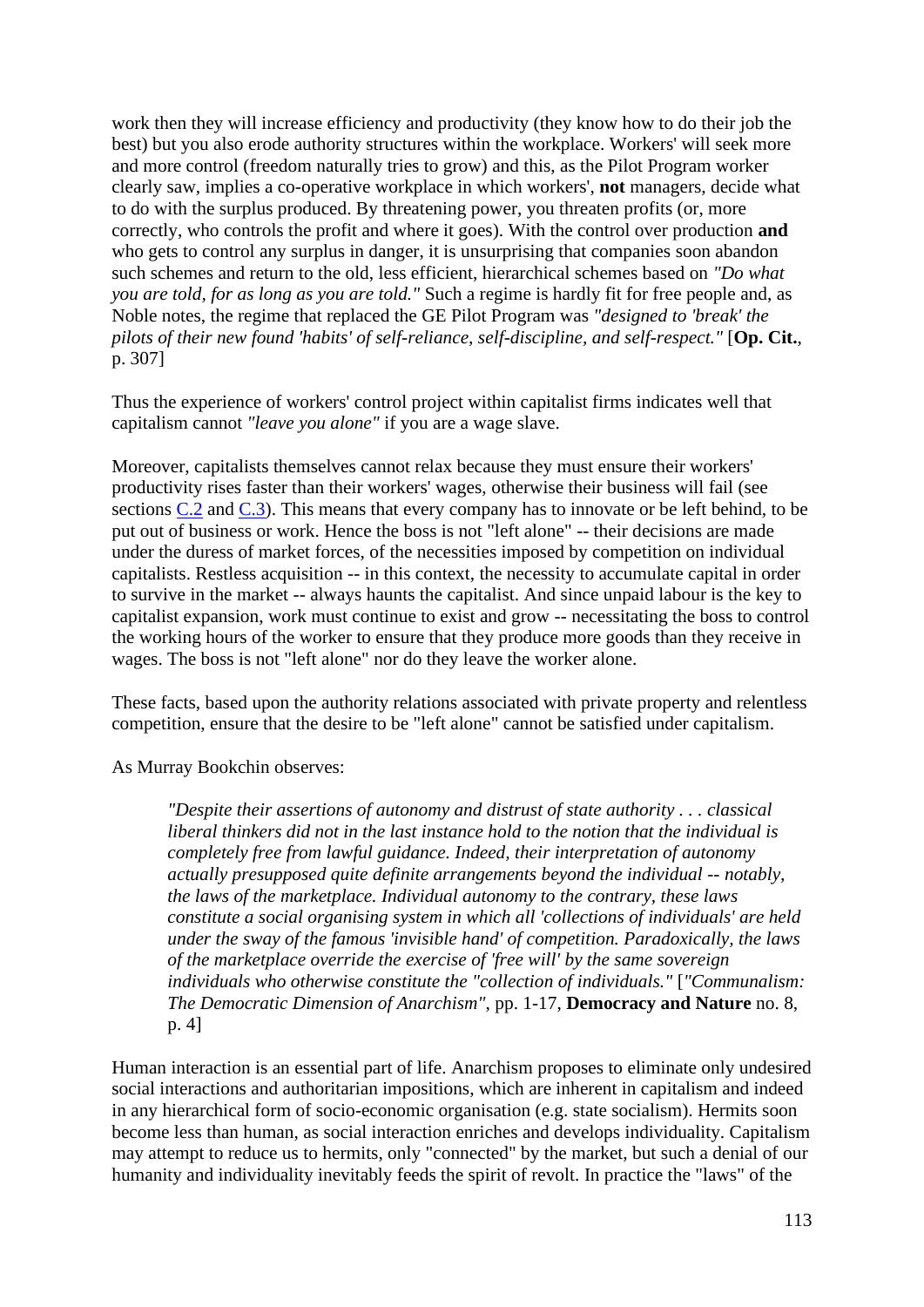work then they will increase efficiency and productivity (they know how to do their job the best) but you also erode authority structures within the workplace. Workers' will seek more and more control (freedom naturally tries to grow) and this, as the Pilot Program worker clearly saw, implies a co-operative workplace in which workers', **not** managers, decide what to do with the surplus produced. By threatening power, you threaten profits (or, more correctly, who controls the profit and where it goes). With the control over production **and** who gets to control any surplus in danger, it is unsurprising that companies soon abandon such schemes and return to the old, less efficient, hierarchical schemes based on *"Do what you are told, for as long as you are told."* Such a regime is hardly fit for free people and, as Noble notes, the regime that replaced the GE Pilot Program was *"designed to 'break' the pilots of their new found 'habits' of self-reliance, self-discipline, and self-respect."* [**Op. Cit.**, p. 307]

Thus the experience of workers' control project within capitalist firms indicates well that capitalism cannot *"leave you alone"* if you are a wage slave.

Moreover, capitalists themselves cannot relax because they must ensure their workers' productivity rises faster than their workers' wages, otherwise their business will fail (see sections C.2 and C.3). This means that every company has to innovate or be left behind, to be put out of business or work. Hence the boss is not "left alone" -- their decisions are made under the duress of market forces, of the necessities imposed by competition on individual capitalists. Restless acquisition -- in this context, the necessity to accumulate capital in order to survive in the market -- always haunts the capitalist. And since unpaid labour is the key to capitalist expansion, work must continue to exist and grow -- necessitating the boss to control the working hours of the worker to ensure that they produce more goods than they receive in wages. The boss is not "left alone" nor do they leave the worker alone.

These facts, based upon the authority relations associated with private property and relentless competition, ensure that the desire to be "left alone" cannot be satisfied under capitalism.

As Murray Bookchin observes:

> *"Despite their assertions of autonomy and distrust of state authority . . . classical liberal thinkers did not in the last instance hold to the notion that the individual is completely free from lawful guidance. Indeed, their interpretation of autonomy actually presupposed quite definite arrangements beyond the individual -- notably, the laws of the marketplace. Individual autonomy to the contrary, these laws constitute a social organising system in which all 'collections of individuals' are held under the sway of the famous 'invisible hand' of competition. Paradoxically, the laws of the marketplace override the exercise of 'free will' by the same sovereign individuals who otherwise constitute the "collection of individuals."* [*"Communalism: The Democratic Dimension of Anarchism"*, pp. 1-17, **Democracy and Nature** no. 8, p. 4]

Human interaction is an essential part of life. Anarchism proposes to eliminate only undesired social interactions and authoritarian impositions, which are inherent in capitalism and indeed in any hierarchical form of socio-economic organisation (e.g. state socialism). Hermits soon become less than human, as social interaction enriches and develops individuality. Capitalism may attempt to reduce us to hermits, only "connected" by the market, but such a denial of our humanity and individuality inevitably feeds the spirit of revolt. In practice the "laws" of the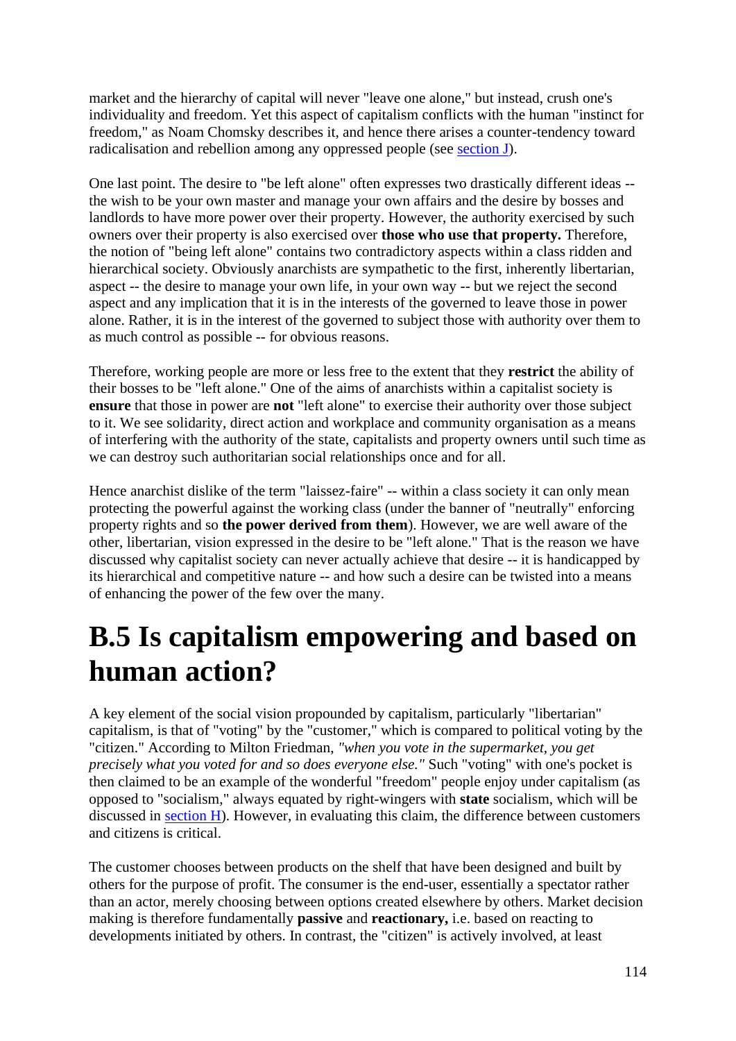market and the hierarchy of capital will never "leave one alone," but instead, crush one's individuality and freedom. Yet this aspect of capitalism conflicts with the human "instinct for freedom," as Noam Chomsky describes it, and hence there arises a counter-tendency toward radicalisation and rebellion among any oppressed people (see section J).

One last point. The desire to "be left alone" often expresses two drastically different ideas -- the wish to be your own master and manage your own affairs and the desire by bosses and landlords to have more power over their property. However, the authority exercised by such owners over their property is also exercised over **those who use that property.** Therefore, the notion of "being left alone" contains two contradictory aspects within a class ridden and hierarchical society. Obviously anarchists are sympathetic to the first, inherently libertarian, aspect -- the desire to manage your own life, in your own way -- but we reject the second aspect and any implication that it is in the interests of the governed to leave those in power alone. Rather, it is in the interest of the governed to subject those with authority over them to as much control as possible -- for obvious reasons.

Therefore, working people are more or less free to the extent that they **restrict** the ability of their bosses to be "left alone." One of the aims of anarchists within a capitalist society is **ensure** that those in power are **not** "left alone" to exercise their authority over those subject to it. We see solidarity, direct action and workplace and community organisation as a means of interfering with the authority of the state, capitalists and property owners until such time as we can destroy such authoritarian social relationships once and for all.

Hence anarchist dislike of the term "laissez-faire" -- within a class society it can only mean protecting the powerful against the working class (under the banner of "neutrally" enforcing property rights and so **the power derived from them**). However, we are well aware of the other, libertarian, vision expressed in the desire to be "left alone." That is the reason we have discussed why capitalist society can never actually achieve that desire -- it is handicapped by its hierarchical and competitive nature -- and how such a desire can be twisted into a means of enhancing the power of the few over the many.

# B.5 Is capitalism empowering and based on human action?

A key element of the social vision propounded by capitalism, particularly "libertarian" capitalism, is that of "voting" by the "customer," which is compared to political voting by the "citizen." According to Milton Friedman, *"when you vote in the supermarket, you get precisely what you voted for and so does everyone else."* Such "voting" with one's pocket is then claimed to be an example of the wonderful "freedom" people enjoy under capitalism (as opposed to "socialism," always equated by right-wingers with **state** socialism, which will be discussed in section H). However, in evaluating this claim, the difference between customers and citizens is critical.

The customer chooses between products on the shelf that have been designed and built by others for the purpose of profit. The consumer is the end-user, essentially a spectator rather than an actor, merely choosing between options created elsewhere by others. Market decision making is therefore fundamentally **passive** and **reactionary,** i.e. based on reacting to developments initiated by others. In contrast, the "citizen" is actively involved, at least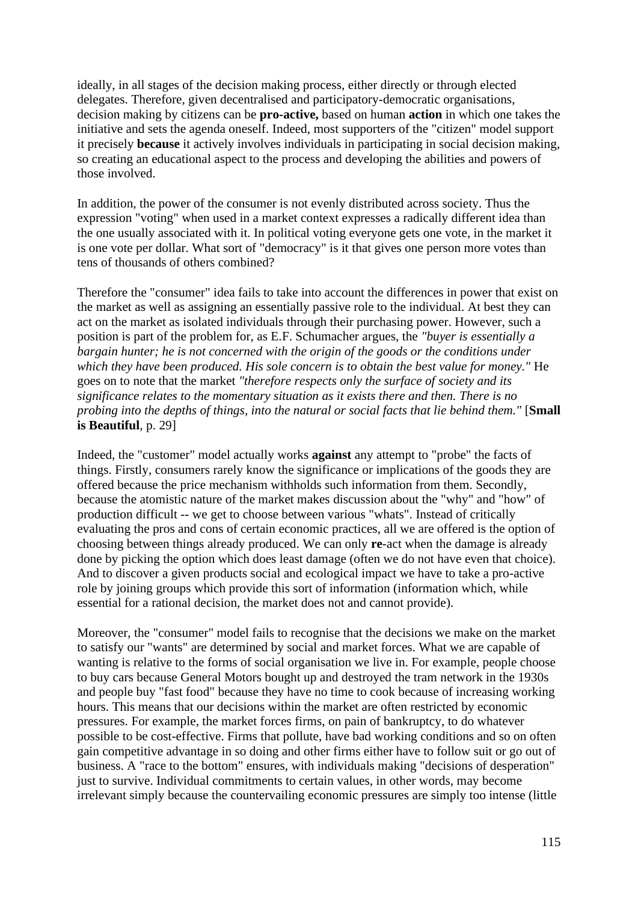ideally, in all stages of the decision making process, either directly or through elected delegates. Therefore, given decentralised and participatory-democratic organisations, decision making by citizens can be **pro-active,** based on human **action** in which one takes the initiative and sets the agenda oneself. Indeed, most supporters of the "citizen" model support it precisely **because** it actively involves individuals in participating in social decision making, so creating an educational aspect to the process and developing the abilities and powers of those involved.

In addition, the power of the consumer is not evenly distributed across society. Thus the expression "voting" when used in a market context expresses a radically different idea than the one usually associated with it. In political voting everyone gets one vote, in the market it is one vote per dollar. What sort of "democracy" is it that gives one person more votes than tens of thousands of others combined?

Therefore the "consumer" idea fails to take into account the differences in power that exist on the market as well as assigning an essentially passive role to the individual. At best they can act on the market as isolated individuals through their purchasing power. However, such a position is part of the problem for, as E.F. Schumacher argues, the *"buyer is essentially a bargain hunter; he is not concerned with the origin of the goods or the conditions under which they have been produced. His sole concern is to obtain the best value for money."* He goes on to note that the market *"therefore respects only the surface of society and its significance relates to the momentary situation as it exists there and then. There is no probing into the depths of things, into the natural or social facts that lie behind them."* [**Small is Beautiful**, p. 29]

Indeed, the "customer" model actually works **against** any attempt to "probe" the facts of things. Firstly, consumers rarely know the significance or implications of the goods they are offered because the price mechanism withholds such information from them. Secondly, because the atomistic nature of the market makes discussion about the "why" and "how" of production difficult -- we get to choose between various "whats". Instead of critically evaluating the pros and cons of certain economic practices, all we are offered is the option of choosing between things already produced. We can only **re**-act when the damage is already done by picking the option which does least damage (often we do not have even that choice). And to discover a given products social and ecological impact we have to take a pro-active role by joining groups which provide this sort of information (information which, while essential for a rational decision, the market does not and cannot provide).

Moreover, the "consumer" model fails to recognise that the decisions we make on the market to satisfy our "wants" are determined by social and market forces. What we are capable of wanting is relative to the forms of social organisation we live in. For example, people choose to buy cars because General Motors bought up and destroyed the tram network in the 1930s and people buy "fast food" because they have no time to cook because of increasing working hours. This means that our decisions within the market are often restricted by economic pressures. For example, the market forces firms, on pain of bankruptcy, to do whatever possible to be cost-effective. Firms that pollute, have bad working conditions and so on often gain competitive advantage in so doing and other firms either have to follow suit or go out of business. A "race to the bottom" ensures, with individuals making "decisions of desperation" just to survive. Individual commitments to certain values, in other words, may become irrelevant simply because the countervailing economic pressures are simply too intense (little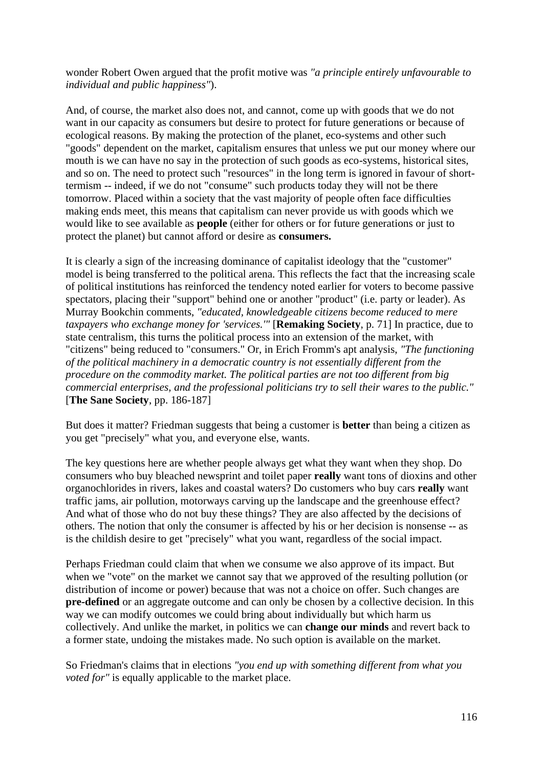wonder Robert Owen argued that the profit motive was *"a principle entirely unfavourable to individual and public happiness"*).

And, of course, the market also does not, and cannot, come up with goods that we do not want in our capacity as consumers but desire to protect for future generations or because of ecological reasons. By making the protection of the planet, eco-systems and other such "goods" dependent on the market, capitalism ensures that unless we put our money where our mouth is we can have no say in the protection of such goods as eco-systems, historical sites, and so on. The need to protect such "resources" in the long term is ignored in favour of short-termism -- indeed, if we do not "consume" such products today they will not be there tomorrow. Placed within a society that the vast majority of people often face difficulties making ends meet, this means that capitalism can never provide us with goods which we would like to see available as **people** (either for others or for future generations or just to protect the planet) but cannot afford or desire as **consumers.**

It is clearly a sign of the increasing dominance of capitalist ideology that the "customer" model is being transferred to the political arena. This reflects the fact that the increasing scale of political institutions has reinforced the tendency noted earlier for voters to become passive spectators, placing their "support" behind one or another "product" (i.e. party or leader). As Murray Bookchin comments, *"educated, knowledgeable citizens become reduced to mere taxpayers who exchange money for 'services.'"* [**Remaking Society**, p. 71] In practice, due to state centralism, this turns the political process into an extension of the market, with "citizens" being reduced to "consumers." Or, in Erich Fromm's apt analysis, *"The functioning of the political machinery in a democratic country is not essentially different from the procedure on the commodity market. The political parties are not too different from big commercial enterprises, and the professional politicians try to sell their wares to the public."* [**The Sane Society**, pp. 186-187]

But does it matter? Friedman suggests that being a customer is **better** than being a citizen as you get "precisely" what you, and everyone else, wants.

The key questions here are whether people always get what they want when they shop. Do consumers who buy bleached newsprint and toilet paper **really** want tons of dioxins and other organochlorides in rivers, lakes and coastal waters? Do customers who buy cars **really** want traffic jams, air pollution, motorways carving up the landscape and the greenhouse effect? And what of those who do not buy these things? They are also affected by the decisions of others. The notion that only the consumer is affected by his or her decision is nonsense -- as is the childish desire to get "precisely" what you want, regardless of the social impact.

Perhaps Friedman could claim that when we consume we also approve of its impact. But when we "vote" on the market we cannot say that we approved of the resulting pollution (or distribution of income or power) because that was not a choice on offer. Such changes are **pre-defined** or an aggregate outcome and can only be chosen by a collective decision. In this way we can modify outcomes we could bring about individually but which harm us collectively. And unlike the market, in politics we can **change our minds** and revert back to a former state, undoing the mistakes made. No such option is available on the market.

So Friedman's claims that in elections *"you end up with something different from what you voted for"* is equally applicable to the market place.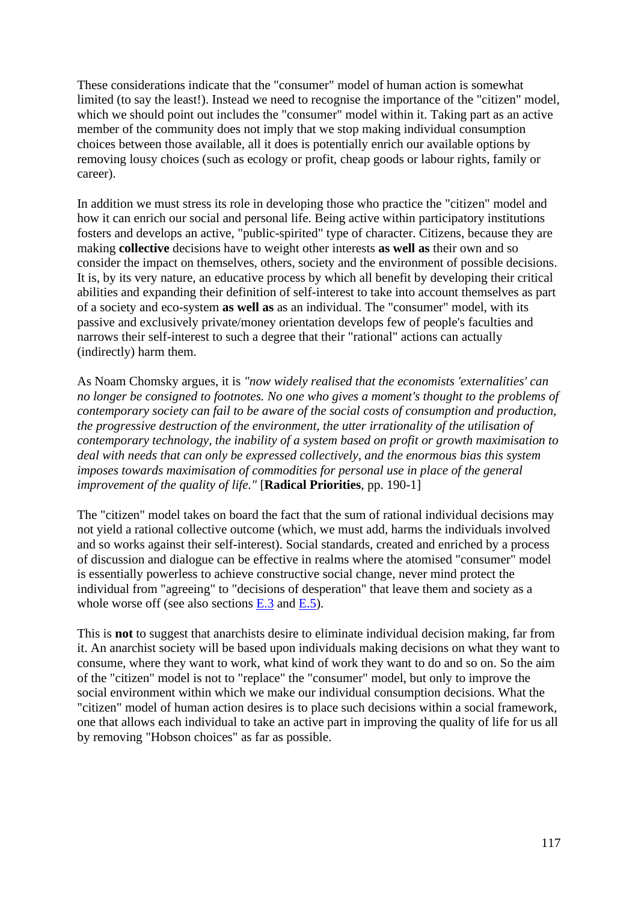These considerations indicate that the "consumer" model of human action is somewhat limited (to say the least!). Instead we need to recognise the importance of the "citizen" model, which we should point out includes the "consumer" model within it. Taking part as an active member of the community does not imply that we stop making individual consumption choices between those available, all it does is potentially enrich our available options by removing lousy choices (such as ecology or profit, cheap goods or labour rights, family or career).

In addition we must stress its role in developing those who practice the "citizen" model and how it can enrich our social and personal life. Being active within participatory institutions fosters and develops an active, "public-spirited" type of character. Citizens, because they are making **collective** decisions have to weight other interests **as well as** their own and so consider the impact on themselves, others, society and the environment of possible decisions. It is, by its very nature, an educative process by which all benefit by developing their critical abilities and expanding their definition of self-interest to take into account themselves as part of a society and eco-system **as well as** as an individual. The "consumer" model, with its passive and exclusively private/money orientation develops few of people's faculties and narrows their self-interest to such a degree that their "rational" actions can actually (indirectly) harm them.

As Noam Chomsky argues, it is *"now widely realised that the economists 'externalities' can no longer be consigned to footnotes. No one who gives a moment's thought to the problems of contemporary society can fail to be aware of the social costs of consumption and production, the progressive destruction of the environment, the utter irrationality of the utilisation of contemporary technology, the inability of a system based on profit or growth maximisation to deal with needs that can only be expressed collectively, and the enormous bias this system imposes towards maximisation of commodities for personal use in place of the general improvement of the quality of life."* [**Radical Priorities**, pp. 190-1]

The "citizen" model takes on board the fact that the sum of rational individual decisions may not yield a rational collective outcome (which, we must add, harms the individuals involved and so works against their self-interest). Social standards, created and enriched by a process of discussion and dialogue can be effective in realms where the atomised "consumer" model is essentially powerless to achieve constructive social change, never mind protect the individual from "agreeing" to "decisions of desperation" that leave them and society as a whole worse off (see also sections E.3 and E.5).

This is **not** to suggest that anarchists desire to eliminate individual decision making, far from it. An anarchist society will be based upon individuals making decisions on what they want to consume, where they want to work, what kind of work they want to do and so on. So the aim of the "citizen" model is not to "replace" the "consumer" model, but only to improve the social environment within which we make our individual consumption decisions. What the "citizen" model of human action desires is to place such decisions within a social framework, one that allows each individual to take an active part in improving the quality of life for us all by removing "Hobson choices" as far as possible.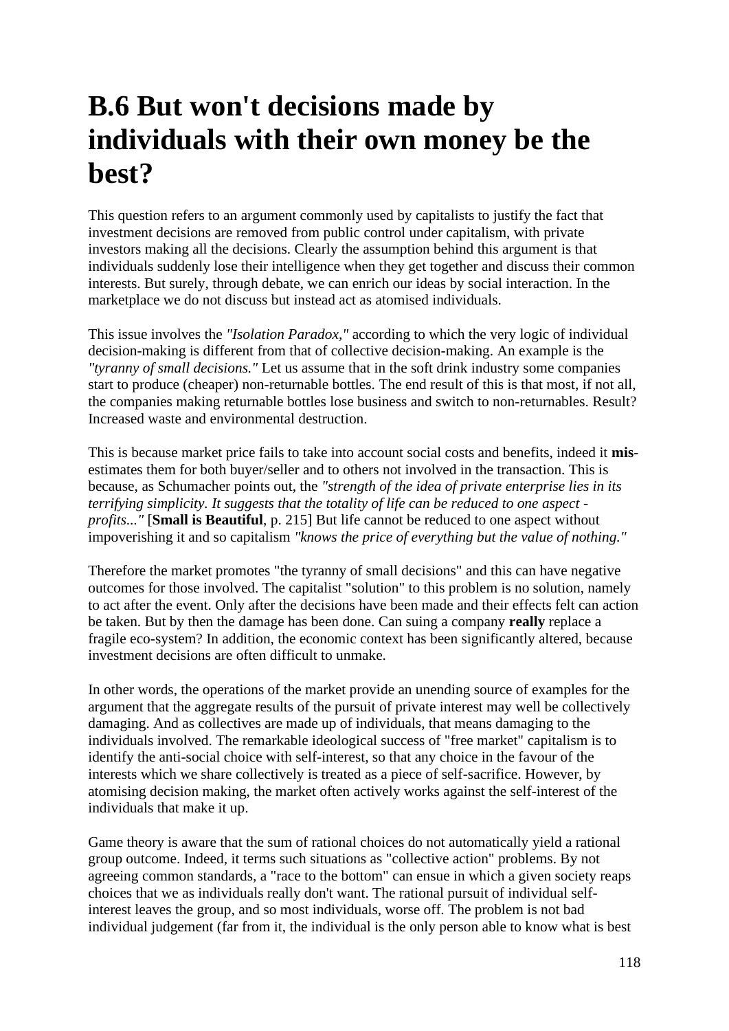# B.6 But won't decisions made by individuals with their own money be the best?

This question refers to an argument commonly used by capitalists to justify the fact that investment decisions are removed from public control under capitalism, with private investors making all the decisions. Clearly the assumption behind this argument is that individuals suddenly lose their intelligence when they get together and discuss their common interests. But surely, through debate, we can enrich our ideas by social interaction. In the marketplace we do not discuss but instead act as atomised individuals.

This issue involves the *"Isolation Paradox,"* according to which the very logic of individual decision-making is different from that of collective decision-making. An example is the *"tyranny of small decisions."* Let us assume that in the soft drink industry some companies start to produce (cheaper) non-returnable bottles. The end result of this is that most, if not all, the companies making returnable bottles lose business and switch to non-returnables. Result? Increased waste and environmental destruction.

This is because market price fails to take into account social costs and benefits, indeed it **mis**-estimates them for both buyer/seller and to others not involved in the transaction. This is because, as Schumacher points out, the *"strength of the idea of private enterprise lies in its terrifying simplicity. It suggests that the totality of life can be reduced to one aspect - profits..."* [**Small is Beautiful**, p. 215] But life cannot be reduced to one aspect without impoverishing it and so capitalism *"knows the price of everything but the value of nothing."*

Therefore the market promotes "the tyranny of small decisions" and this can have negative outcomes for those involved. The capitalist "solution" to this problem is no solution, namely to act after the event. Only after the decisions have been made and their effects felt can action be taken. But by then the damage has been done. Can suing a company **really** replace a fragile eco-system? In addition, the economic context has been significantly altered, because investment decisions are often difficult to unmake.

In other words, the operations of the market provide an unending source of examples for the argument that the aggregate results of the pursuit of private interest may well be collectively damaging. And as collectives are made up of individuals, that means damaging to the individuals involved. The remarkable ideological success of "free market" capitalism is to identify the anti-social choice with self-interest, so that any choice in the favour of the interests which we share collectively is treated as a piece of self-sacrifice. However, by atomising decision making, the market often actively works against the self-interest of the individuals that make it up.

Game theory is aware that the sum of rational choices do not automatically yield a rational group outcome. Indeed, it terms such situations as "collective action" problems. By not agreeing common standards, a "race to the bottom" can ensue in which a given society reaps choices that we as individuals really don't want. The rational pursuit of individual self-interest leaves the group, and so most individuals, worse off. The problem is not bad individual judgement (far from it, the individual is the only person able to know what is best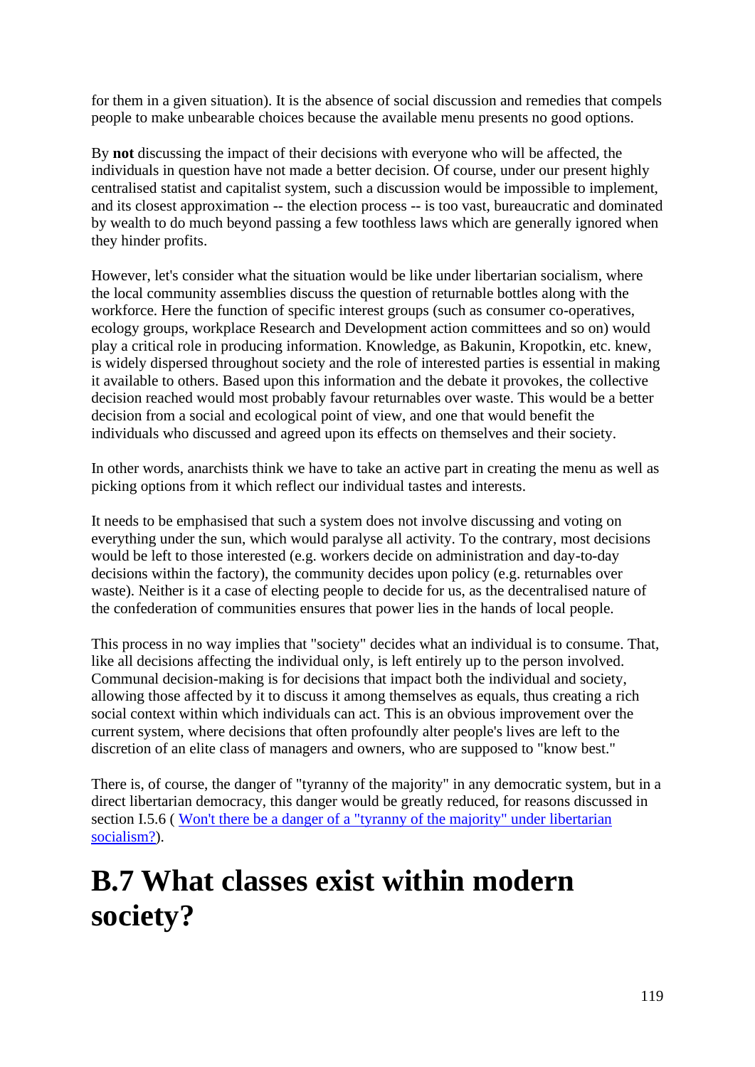for them in a given situation). It is the absence of social discussion and remedies that compels people to make unbearable choices because the available menu presents no good options.

By **not** discussing the impact of their decisions with everyone who will be affected, the individuals in question have not made a better decision. Of course, under our present highly centralised statist and capitalist system, such a discussion would be impossible to implement, and its closest approximation -- the election process -- is too vast, bureaucratic and dominated by wealth to do much beyond passing a few toothless laws which are generally ignored when they hinder profits.

However, let's consider what the situation would be like under libertarian socialism, where the local community assemblies discuss the question of returnable bottles along with the workforce. Here the function of specific interest groups (such as consumer co-operatives, ecology groups, workplace Research and Development action committees and so on) would play a critical role in producing information. Knowledge, as Bakunin, Kropotkin, etc. knew, is widely dispersed throughout society and the role of interested parties is essential in making it available to others. Based upon this information and the debate it provokes, the collective decision reached would most probably favour returnables over waste. This would be a better decision from a social and ecological point of view, and one that would benefit the individuals who discussed and agreed upon its effects on themselves and their society.

In other words, anarchists think we have to take an active part in creating the menu as well as picking options from it which reflect our individual tastes and interests.

It needs to be emphasised that such a system does not involve discussing and voting on everything under the sun, which would paralyse all activity. To the contrary, most decisions would be left to those interested (e.g. workers decide on administration and day-to-day decisions within the factory), the community decides upon policy (e.g. returnables over waste). Neither is it a case of electing people to decide for us, as the decentralised nature of the confederation of communities ensures that power lies in the hands of local people.

This process in no way implies that "society" decides what an individual is to consume. That, like all decisions affecting the individual only, is left entirely up to the person involved. Communal decision-making is for decisions that impact both the individual and society, allowing those affected by it to discuss it among themselves as equals, thus creating a rich social context within which individuals can act. This is an obvious improvement over the current system, where decisions that often profoundly alter people's lives are left to the discretion of an elite class of managers and owners, who are supposed to "know best."

There is, of course, the danger of "tyranny of the majority" in any democratic system, but in a direct libertarian democracy, this danger would be greatly reduced, for reasons discussed in section I.5.6 ( Won't there be a danger of a "tyranny of the majority" under libertarian socialism?).

# B.7 What classes exist within modern society?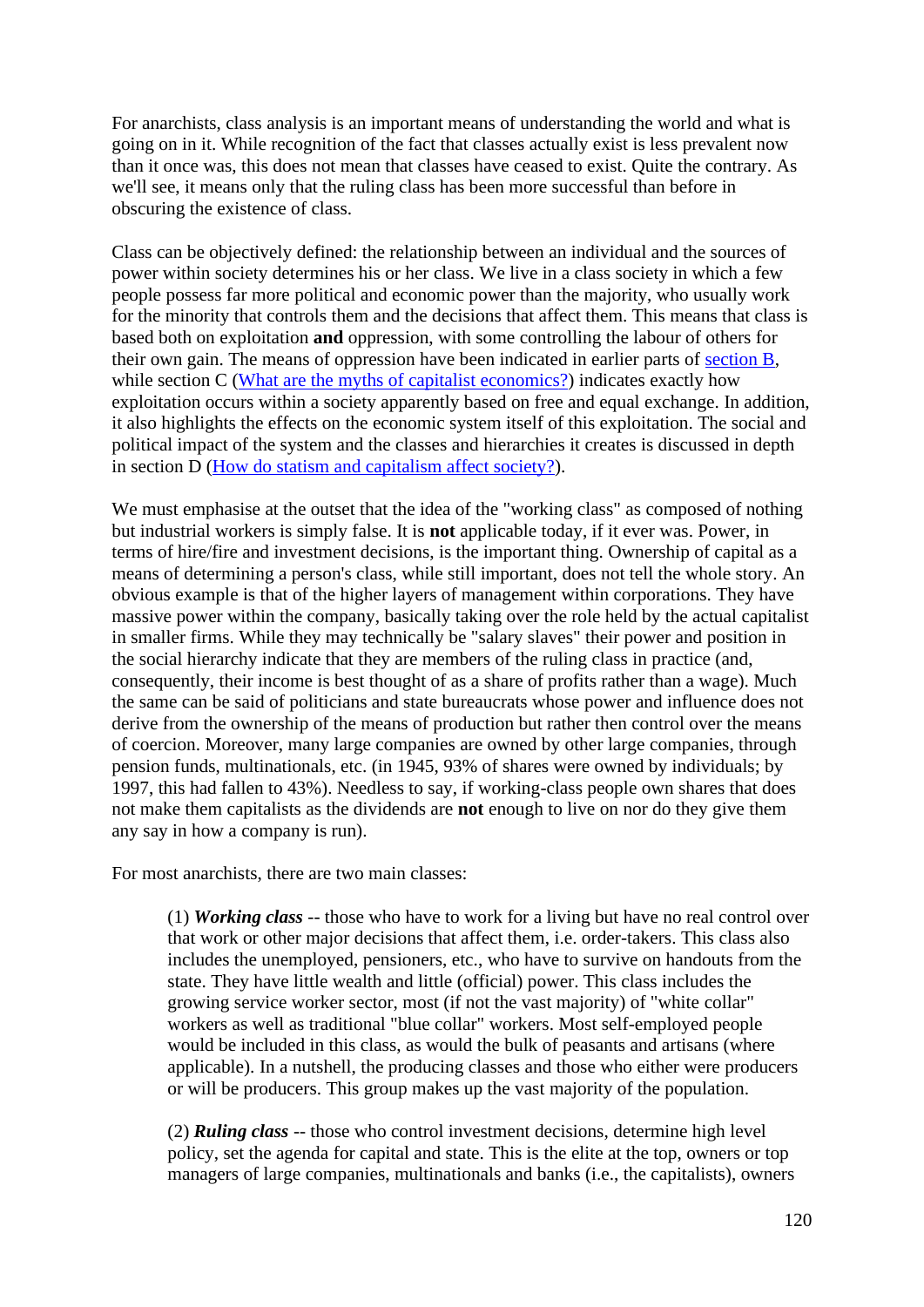For anarchists, class analysis is an important means of understanding the world and what is going on in it. While recognition of the fact that classes actually exist is less prevalent now than it once was, this does not mean that classes have ceased to exist. Quite the contrary. As we'll see, it means only that the ruling class has been more successful than before in obscuring the existence of class.

Class can be objectively defined: the relationship between an individual and the sources of power within society determines his or her class. We live in a class society in which a few people possess far more political and economic power than the majority, who usually work for the minority that controls them and the decisions that affect them. This means that class is based both on exploitation **and** oppression, with some controlling the labour of others for their own gain. The means of oppression have been indicated in earlier parts of section B, while section C (What are the myths of capitalist economics?) indicates exactly how exploitation occurs within a society apparently based on free and equal exchange. In addition, it also highlights the effects on the economic system itself of this exploitation. The social and political impact of the system and the classes and hierarchies it creates is discussed in depth in section D (How do statism and capitalism affect society?).

We must emphasise at the outset that the idea of the "working class" as composed of nothing but industrial workers is simply false. It is **not** applicable today, if it ever was. Power, in terms of hire/fire and investment decisions, is the important thing. Ownership of capital as a means of determining a person's class, while still important, does not tell the whole story. An obvious example is that of the higher layers of management within corporations. They have massive power within the company, basically taking over the role held by the actual capitalist in smaller firms. While they may technically be "salary slaves" their power and position in the social hierarchy indicate that they are members of the ruling class in practice (and, consequently, their income is best thought of as a share of profits rather than a wage). Much the same can be said of politicians and state bureaucrats whose power and influence does not derive from the ownership of the means of production but rather then control over the means of coercion. Moreover, many large companies are owned by other large companies, through pension funds, multinationals, etc. (in 1945, 93% of shares were owned by individuals; by 1997, this had fallen to 43%). Needless to say, if working-class people own shares that does not make them capitalists as the dividends are **not** enough to live on nor do they give them any say in how a company is run).

For most anarchists, there are two main classes:

> (1) ***Working class*** -- those who have to work for a living but have no real control over that work or other major decisions that affect them, i.e. order-takers. This class also includes the unemployed, pensioners, etc., who have to survive on handouts from the state. They have little wealth and little (official) power. This class includes the growing service worker sector, most (if not the vast majority) of "white collar" workers as well as traditional "blue collar" workers. Most self-employed people would be included in this class, as would the bulk of peasants and artisans (where applicable). In a nutshell, the producing classes and those who either were producers or will be producers. This group makes up the vast majority of the population.
>
> (2) ***Ruling class*** -- those who control investment decisions, determine high level policy, set the agenda for capital and state. This is the elite at the top, owners or top managers of large companies, multinationals and banks (i.e., the capitalists), owners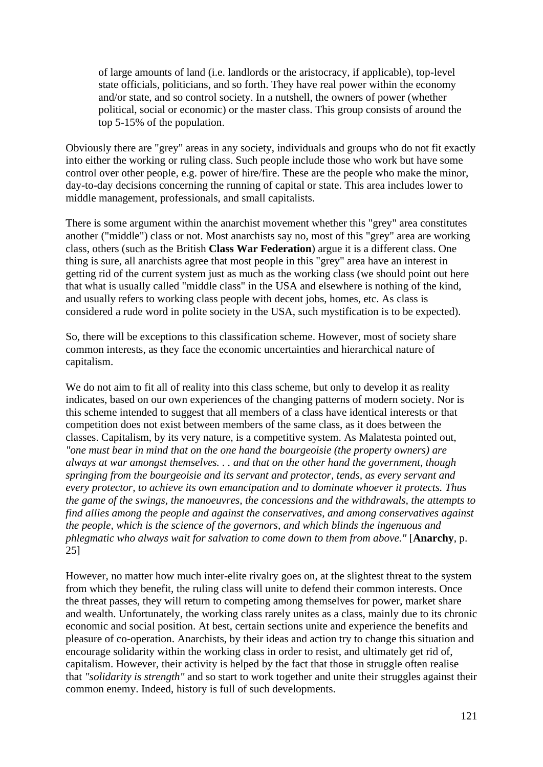> of large amounts of land (i.e. landlords or the aristocracy, if applicable), top-level state officials, politicians, and so forth. They have real power within the economy and/or state, and so control society. In a nutshell, the owners of power (whether political, social or economic) or the master class. This group consists of around the top 5-15% of the population.

Obviously there are "grey" areas in any society, individuals and groups who do not fit exactly into either the working or ruling class. Such people include those who work but have some control over other people, e.g. power of hire/fire. These are the people who make the minor, day-to-day decisions concerning the running of capital or state. This area includes lower to middle management, professionals, and small capitalists.

There is some argument within the anarchist movement whether this "grey" area constitutes another ("middle") class or not. Most anarchists say no, most of this "grey" area are working class, others (such as the British **Class War Federation**) argue it is a different class. One thing is sure, all anarchists agree that most people in this "grey" area have an interest in getting rid of the current system just as much as the working class (we should point out here that what is usually called "middle class" in the USA and elsewhere is nothing of the kind, and usually refers to working class people with decent jobs, homes, etc. As class is considered a rude word in polite society in the USA, such mystification is to be expected).

So, there will be exceptions to this classification scheme. However, most of society share common interests, as they face the economic uncertainties and hierarchical nature of capitalism.

We do not aim to fit all of reality into this class scheme, but only to develop it as reality indicates, based on our own experiences of the changing patterns of modern society. Nor is this scheme intended to suggest that all members of a class have identical interests or that competition does not exist between members of the same class, as it does between the classes. Capitalism, by its very nature, is a competitive system. As Malatesta pointed out, *"one must bear in mind that on the one hand the bourgeoisie (the property owners) are always at war amongst themselves. . . and that on the other hand the government, though springing from the bourgeoisie and its servant and protector, tends, as every servant and every protector, to achieve its own emancipation and to dominate whoever it protects. Thus the game of the swings, the manoeuvres, the concessions and the withdrawals, the attempts to find allies among the people and against the conservatives, and among conservatives against the people, which is the science of the governors, and which blinds the ingenuous and phlegmatic who always wait for salvation to come down to them from above."* [**Anarchy**, p. 25]

However, no matter how much inter-elite rivalry goes on, at the slightest threat to the system from which they benefit, the ruling class will unite to defend their common interests. Once the threat passes, they will return to competing among themselves for power, market share and wealth. Unfortunately, the working class rarely unites as a class, mainly due to its chronic economic and social position. At best, certain sections unite and experience the benefits and pleasure of co-operation. Anarchists, by their ideas and action try to change this situation and encourage solidarity within the working class in order to resist, and ultimately get rid of, capitalism. However, their activity is helped by the fact that those in struggle often realise that *"solidarity is strength"* and so start to work together and unite their struggles against their common enemy. Indeed, history is full of such developments.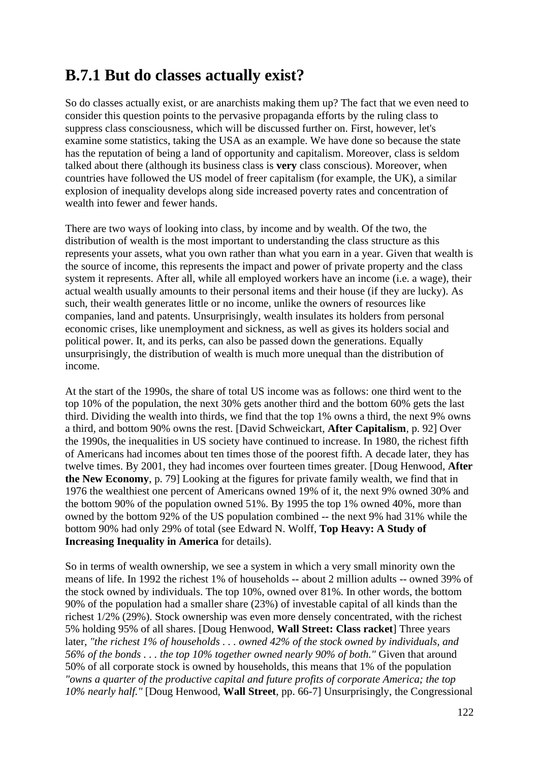## B.7.1 But do classes actually exist?

So do classes actually exist, or are anarchists making them up? The fact that we even need to consider this question points to the pervasive propaganda efforts by the ruling class to suppress class consciousness, which will be discussed further on. First, however, let's examine some statistics, taking the USA as an example. We have done so because the state has the reputation of being a land of opportunity and capitalism. Moreover, class is seldom talked about there (although its business class is **very** class conscious). Moreover, when countries have followed the US model of freer capitalism (for example, the UK), a similar explosion of inequality develops along side increased poverty rates and concentration of wealth into fewer and fewer hands.

There are two ways of looking into class, by income and by wealth. Of the two, the distribution of wealth is the most important to understanding the class structure as this represents your assets, what you own rather than what you earn in a year. Given that wealth is the source of income, this represents the impact and power of private property and the class system it represents. After all, while all employed workers have an income (i.e. a wage), their actual wealth usually amounts to their personal items and their house (if they are lucky). As such, their wealth generates little or no income, unlike the owners of resources like companies, land and patents. Unsurprisingly, wealth insulates its holders from personal economic crises, like unemployment and sickness, as well as gives its holders social and political power. It, and its perks, can also be passed down the generations. Equally unsurprisingly, the distribution of wealth is much more unequal than the distribution of income.

At the start of the 1990s, the share of total US income was as follows: one third went to the top 10% of the population, the next 30% gets another third and the bottom 60% gets the last third. Dividing the wealth into thirds, we find that the top 1% owns a third, the next 9% owns a third, and bottom 90% owns the rest. [David Schweickart, **After Capitalism**, p. 92] Over the 1990s, the inequalities in US society have continued to increase. In 1980, the richest fifth of Americans had incomes about ten times those of the poorest fifth. A decade later, they has twelve times. By 2001, they had incomes over fourteen times greater. [Doug Henwood, **After the New Economy**, p. 79] Looking at the figures for private family wealth, we find that in 1976 the wealthiest one percent of Americans owned 19% of it, the next 9% owned 30% and the bottom 90% of the population owned 51%. By 1995 the top 1% owned 40%, more than owned by the bottom 92% of the US population combined -- the next 9% had 31% while the bottom 90% had only 29% of total (see Edward N. Wolff, **Top Heavy: A Study of Increasing Inequality in America** for details).

So in terms of wealth ownership, we see a system in which a very small minority own the means of life. In 1992 the richest 1% of households -- about 2 million adults -- owned 39% of the stock owned by individuals. The top 10%, owned over 81%. In other words, the bottom 90% of the population had a smaller share (23%) of investable capital of all kinds than the richest 1/2% (29%). Stock ownership was even more densely concentrated, with the richest 5% holding 95% of all shares. [Doug Henwood, **Wall Street: Class racket**] Three years later, *"the richest 1% of households . . . owned 42% of the stock owned by individuals, and 56% of the bonds . . . the top 10% together owned nearly 90% of both."* Given that around 50% of all corporate stock is owned by households, this means that 1% of the population *"owns a quarter of the productive capital and future profits of corporate America; the top 10% nearly half."* [Doug Henwood, **Wall Street**, pp. 66-7] Unsurprisingly, the Congressional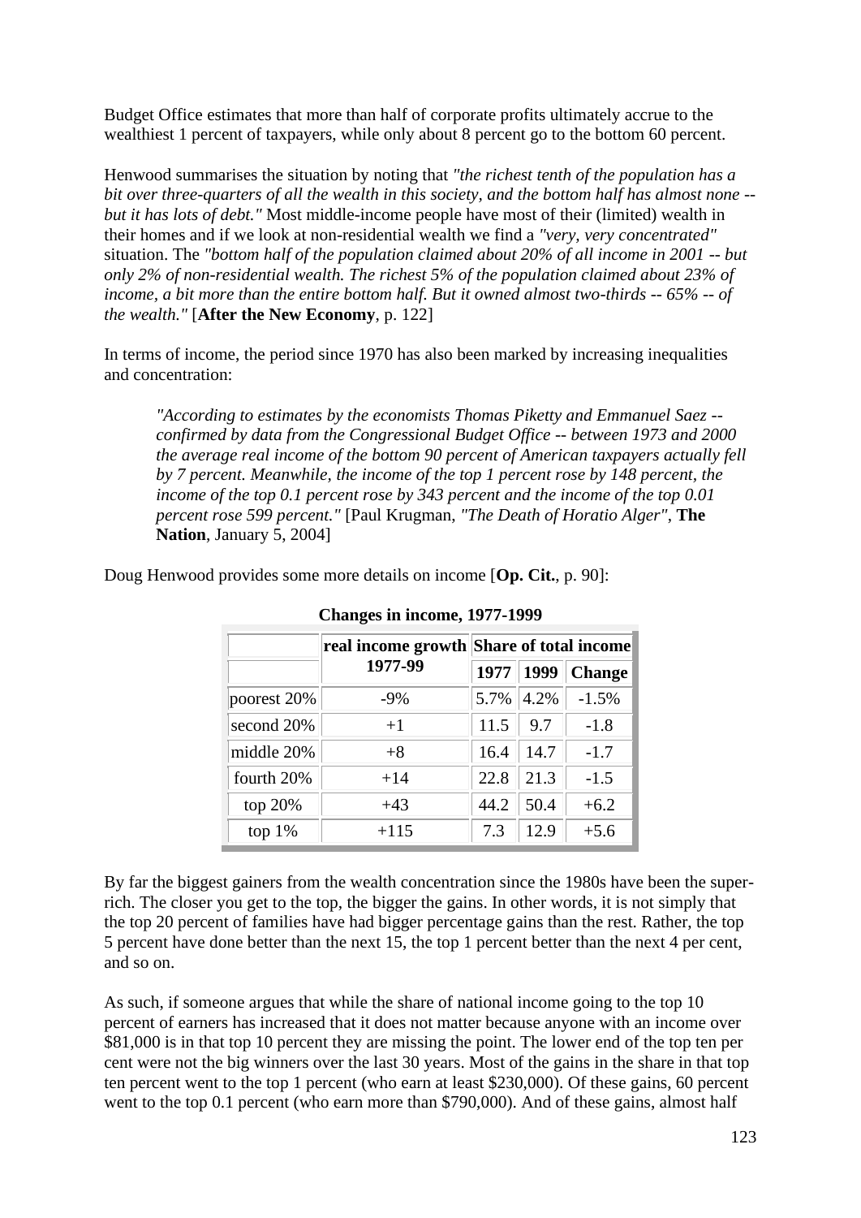Budget Office estimates that more than half of corporate profits ultimately accrue to the wealthiest 1 percent of taxpayers, while only about 8 percent go to the bottom 60 percent.

Henwood summarises the situation by noting that *"the richest tenth of the population has a bit over three-quarters of all the wealth in this society, and the bottom half has almost none -- but it has lots of debt."* Most middle-income people have most of their (limited) wealth in their homes and if we look at non-residential wealth we find a *"very, very concentrated"* situation. The *"bottom half of the population claimed about 20% of all income in 2001 -- but only 2% of non-residential wealth. The richest 5% of the population claimed about 23% of income, a bit more than the entire bottom half. But it owned almost two-thirds -- 65% -- of the wealth."* [**After the New Economy**, p. 122]

In terms of income, the period since 1970 has also been marked by increasing inequalities and concentration:

> *"According to estimates by the economists Thomas Piketty and Emmanuel Saez -- confirmed by data from the Congressional Budget Office -- between 1973 and 2000 the average real income of the bottom 90 percent of American taxpayers actually fell by 7 percent. Meanwhile, the income of the top 1 percent rose by 148 percent, the income of the top 0.1 percent rose by 343 percent and the income of the top 0.01 percent rose 599 percent."* [Paul Krugman, *"The Death of Horatio Alger"*, **The Nation**, January 5, 2004]

Doug Henwood provides some more details on income [**Op. Cit.**, p. 90]:

**Changes in income, 1977-1999**

| | real income growth 1977-99 | Share of total income | | |
|---|---|---|---|---|
| | | 1977 | 1999 | Change |
| poorest 20% | -9% | 5.7% | 4.2% | -1.5% |
| second 20% | +1 | 11.5 | 9.7 | -1.8 |
| middle 20% | +8 | 16.4 | 14.7 | -1.7 |
| fourth 20% | +14 | 22.8 | 21.3 | -1.5 |
| top 20% | +43 | 44.2 | 50.4 | +6.2 |
| top 1% | +115 | 7.3 | 12.9 | +5.6 |

By far the biggest gainers from the wealth concentration since the 1980s have been the super-rich. The closer you get to the top, the bigger the gains. In other words, it is not simply that the top 20 percent of families have had bigger percentage gains than the rest. Rather, the top 5 percent have done better than the next 15, the top 1 percent better than the next 4 per cent, and so on.

As such, if someone argues that while the share of national income going to the top 10 percent of earners has increased that it does not matter because anyone with an income over $81,000 is in that top 10 percent they are missing the point. The lower end of the top ten per cent were not the big winners over the last 30 years. Most of the gains in the share in that top ten percent went to the top 1 percent (who earn at least $230,000). Of these gains, 60 percent went to the top 0.1 percent (who earn more than $790,000). And of these gains, almost half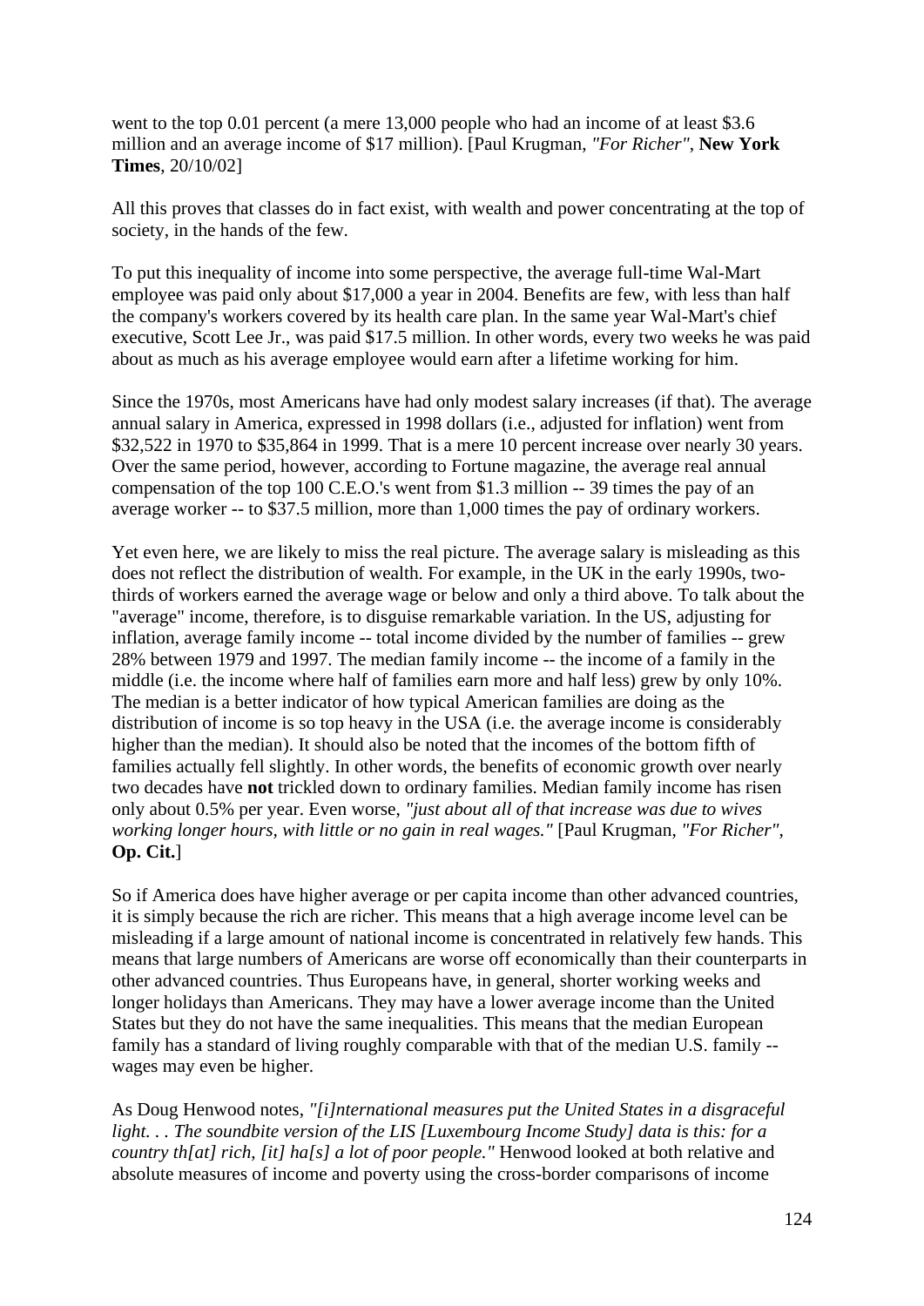went to the top 0.01 percent (a mere 13,000 people who had an income of at least $3.6 million and an average income of $17 million). [Paul Krugman, *"For Richer"*, **New York Times**, 20/10/02]

All this proves that classes do in fact exist, with wealth and power concentrating at the top of society, in the hands of the few.

To put this inequality of income into some perspective, the average full-time Wal-Mart employee was paid only about $17,000 a year in 2004. Benefits are few, with less than half the company's workers covered by its health care plan. In the same year Wal-Mart's chief executive, Scott Lee Jr., was paid $17.5 million. In other words, every two weeks he was paid about as much as his average employee would earn after a lifetime working for him.

Since the 1970s, most Americans have had only modest salary increases (if that). The average annual salary in America, expressed in 1998 dollars (i.e., adjusted for inflation) went from $32,522 in 1970 to $35,864 in 1999. That is a mere 10 percent increase over nearly 30 years. Over the same period, however, according to Fortune magazine, the average real annual compensation of the top 100 C.E.O.'s went from $1.3 million -- 39 times the pay of an average worker -- to $37.5 million, more than 1,000 times the pay of ordinary workers.

Yet even here, we are likely to miss the real picture. The average salary is misleading as this does not reflect the distribution of wealth. For example, in the UK in the early 1990s, two-thirds of workers earned the average wage or below and only a third above. To talk about the "average" income, therefore, is to disguise remarkable variation. In the US, adjusting for inflation, average family income -- total income divided by the number of families -- grew 28% between 1979 and 1997. The median family income -- the income of a family in the middle (i.e. the income where half of families earn more and half less) grew by only 10%. The median is a better indicator of how typical American families are doing as the distribution of income is so top heavy in the USA (i.e. the average income is considerably higher than the median). It should also be noted that the incomes of the bottom fifth of families actually fell slightly. In other words, the benefits of economic growth over nearly two decades have **not** trickled down to ordinary families. Median family income has risen only about 0.5% per year. Even worse, *"just about all of that increase was due to wives working longer hours, with little or no gain in real wages."* [Paul Krugman, *"For Richer"*, **Op. Cit.**]

So if America does have higher average or per capita income than other advanced countries, it is simply because the rich are richer. This means that a high average income level can be misleading if a large amount of national income is concentrated in relatively few hands. This means that large numbers of Americans are worse off economically than their counterparts in other advanced countries. Thus Europeans have, in general, shorter working weeks and longer holidays than Americans. They may have a lower average income than the United States but they do not have the same inequalities. This means that the median European family has a standard of living roughly comparable with that of the median U.S. family -- wages may even be higher.

As Doug Henwood notes, *"[i]nternational measures put the United States in a disgraceful light. . . The soundbite version of the LIS [Luxembourg Income Study] data is this: for a country th[at] rich, [it] ha[s] a lot of poor people."* Henwood looked at both relative and absolute measures of income and poverty using the cross-border comparisons of income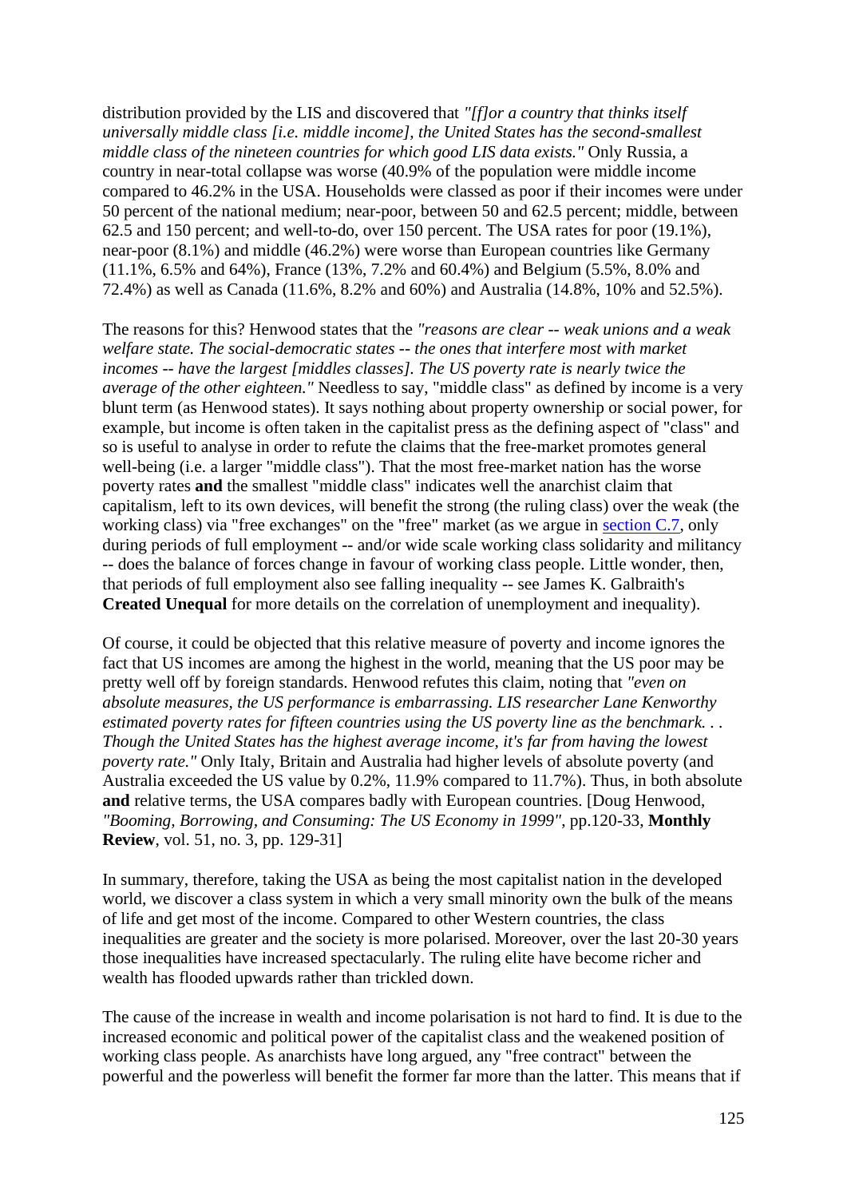distribution provided by the LIS and discovered that *"[f]or a country that thinks itself universally middle class [i.e. middle income], the United States has the second-smallest middle class of the nineteen countries for which good LIS data exists."* Only Russia, a country in near-total collapse was worse (40.9% of the population were middle income compared to 46.2% in the USA. Households were classed as poor if their incomes were under 50 percent of the national medium; near-poor, between 50 and 62.5 percent; middle, between 62.5 and 150 percent; and well-to-do, over 150 percent. The USA rates for poor (19.1%), near-poor (8.1%) and middle (46.2%) were worse than European countries like Germany (11.1%, 6.5% and 64%), France (13%, 7.2% and 60.4%) and Belgium (5.5%, 8.0% and 72.4%) as well as Canada (11.6%, 8.2% and 60%) and Australia (14.8%, 10% and 52.5%).

The reasons for this? Henwood states that the *"reasons are clear -- weak unions and a weak welfare state. The social-democratic states -- the ones that interfere most with market incomes -- have the largest [middles classes]. The US poverty rate is nearly twice the average of the other eighteen."* Needless to say, "middle class" as defined by income is a very blunt term (as Henwood states). It says nothing about property ownership or social power, for example, but income is often taken in the capitalist press as the defining aspect of "class" and so is useful to analyse in order to refute the claims that the free-market promotes general well-being (i.e. a larger "middle class"). That the most free-market nation has the worse poverty rates **and** the smallest "middle class" indicates well the anarchist claim that capitalism, left to its own devices, will benefit the strong (the ruling class) over the weak (the working class) via "free exchanges" on the "free" market (as we argue in section C.7, only during periods of full employment -- and/or wide scale working class solidarity and militancy -- does the balance of forces change in favour of working class people. Little wonder, then, that periods of full employment also see falling inequality -- see James K. Galbraith's **Created Unequal** for more details on the correlation of unemployment and inequality).

Of course, it could be objected that this relative measure of poverty and income ignores the fact that US incomes are among the highest in the world, meaning that the US poor may be pretty well off by foreign standards. Henwood refutes this claim, noting that *"even on absolute measures, the US performance is embarrassing. LIS researcher Lane Kenworthy estimated poverty rates for fifteen countries using the US poverty line as the benchmark. . . Though the United States has the highest average income, it's far from having the lowest poverty rate."* Only Italy, Britain and Australia had higher levels of absolute poverty (and Australia exceeded the US value by 0.2%, 11.9% compared to 11.7%). Thus, in both absolute **and** relative terms, the USA compares badly with European countries. [Doug Henwood, *"Booming, Borrowing, and Consuming: The US Economy in 1999"*, pp.120-33, **Monthly Review**, vol. 51, no. 3, pp. 129-31]

In summary, therefore, taking the USA as being the most capitalist nation in the developed world, we discover a class system in which a very small minority own the bulk of the means of life and get most of the income. Compared to other Western countries, the class inequalities are greater and the society is more polarised. Moreover, over the last 20-30 years those inequalities have increased spectacularly. The ruling elite have become richer and wealth has flooded upwards rather than trickled down.

The cause of the increase in wealth and income polarisation is not hard to find. It is due to the increased economic and political power of the capitalist class and the weakened position of working class people. As anarchists have long argued, any "free contract" between the powerful and the powerless will benefit the former far more than the latter. This means that if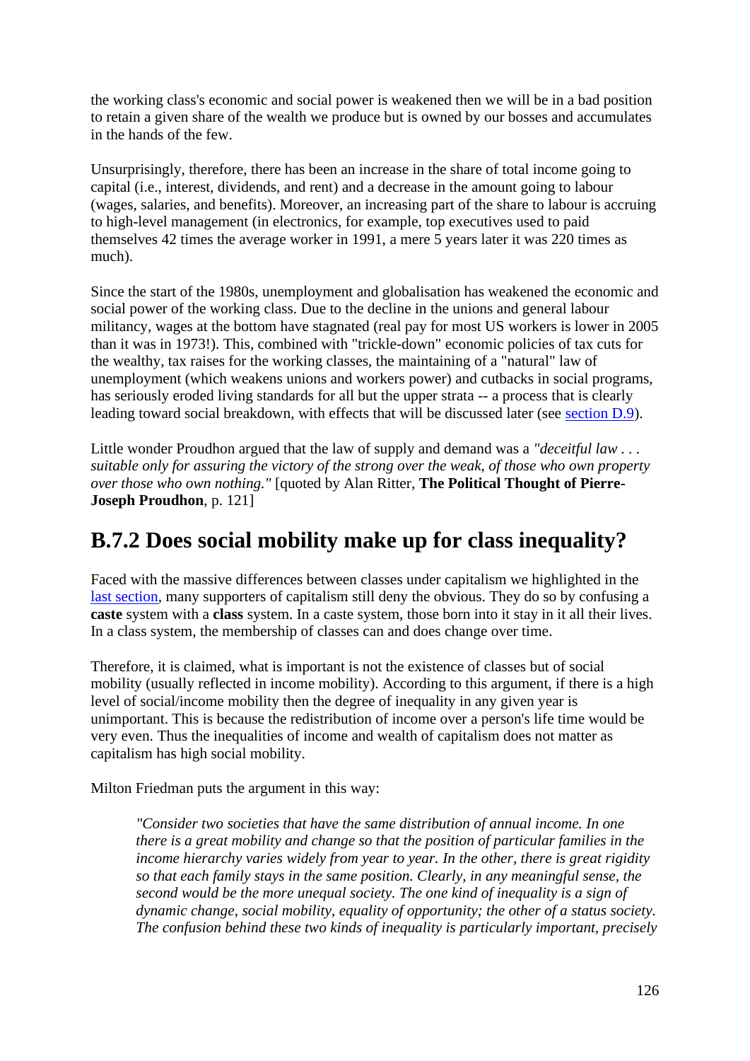the working class's economic and social power is weakened then we will be in a bad position to retain a given share of the wealth we produce but is owned by our bosses and accumulates in the hands of the few.

Unsurprisingly, therefore, there has been an increase in the share of total income going to capital (i.e., interest, dividends, and rent) and a decrease in the amount going to labour (wages, salaries, and benefits). Moreover, an increasing part of the share to labour is accruing to high-level management (in electronics, for example, top executives used to paid themselves 42 times the average worker in 1991, a mere 5 years later it was 220 times as much).

Since the start of the 1980s, unemployment and globalisation has weakened the economic and social power of the working class. Due to the decline in the unions and general labour militancy, wages at the bottom have stagnated (real pay for most US workers is lower in 2005 than it was in 1973!). This, combined with "trickle-down" economic policies of tax cuts for the wealthy, tax raises for the working classes, the maintaining of a "natural" law of unemployment (which weakens unions and workers power) and cutbacks in social programs, has seriously eroded living standards for all but the upper strata -- a process that is clearly leading toward social breakdown, with effects that will be discussed later (see section D.9).

Little wonder Proudhon argued that the law of supply and demand was a *"deceitful law . . . suitable only for assuring the victory of the strong over the weak, of those who own property over those who own nothing."* [quoted by Alan Ritter, **The Political Thought of Pierre-Joseph Proudhon**, p. 121]

## B.7.2 Does social mobility make up for class inequality?

Faced with the massive differences between classes under capitalism we highlighted in the last section, many supporters of capitalism still deny the obvious. They do so by confusing a **caste** system with a **class** system. In a caste system, those born into it stay in it all their lives. In a class system, the membership of classes can and does change over time.

Therefore, it is claimed, what is important is not the existence of classes but of social mobility (usually reflected in income mobility). According to this argument, if there is a high level of social/income mobility then the degree of inequality in any given year is unimportant. This is because the redistribution of income over a person's life time would be very even. Thus the inequalities of income and wealth of capitalism does not matter as capitalism has high social mobility.

Milton Friedman puts the argument in this way:

> *"Consider two societies that have the same distribution of annual income. In one there is a great mobility and change so that the position of particular families in the income hierarchy varies widely from year to year. In the other, there is great rigidity so that each family stays in the same position. Clearly, in any meaningful sense, the second would be the more unequal society. The one kind of inequality is a sign of dynamic change, social mobility, equality of opportunity; the other of a status society. The confusion behind these two kinds of inequality is particularly important, precisely*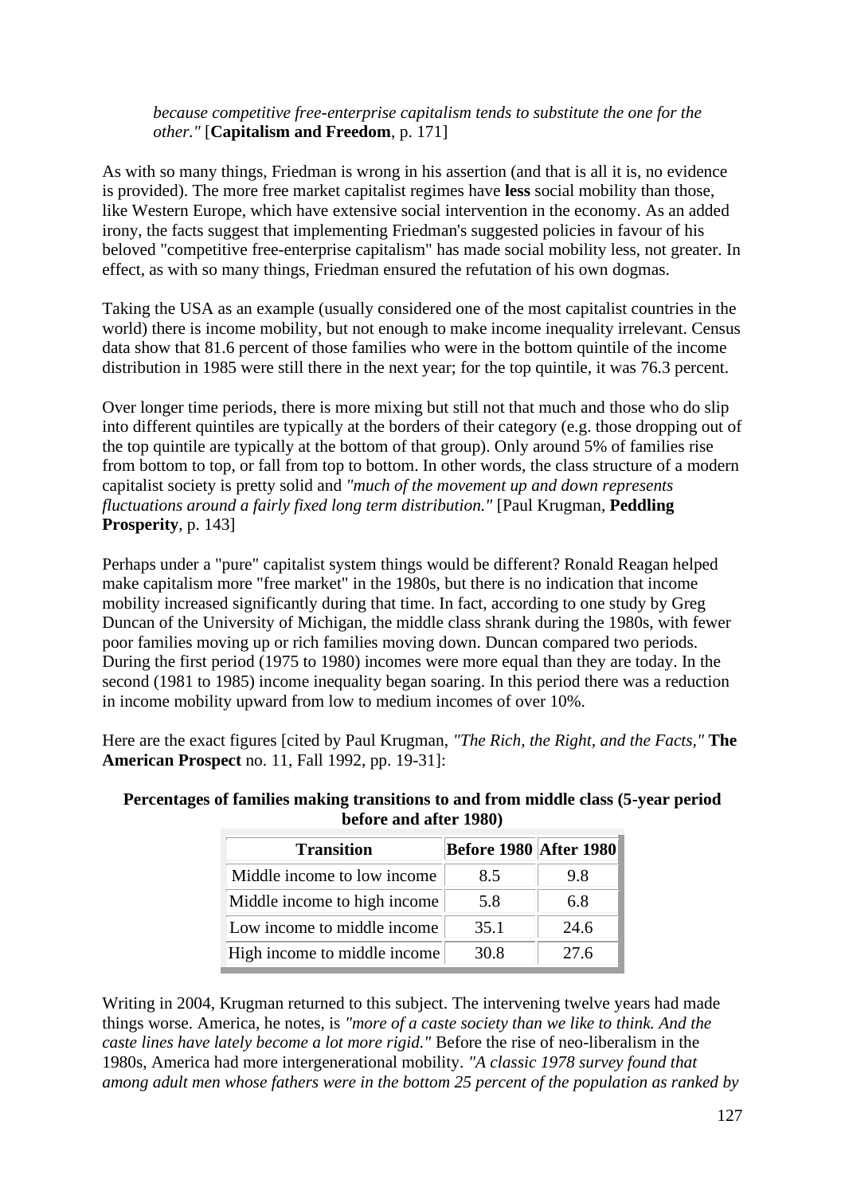> *because competitive free-enterprise capitalism tends to substitute the one for the other."* [**Capitalism and Freedom**, p. 171]

As with so many things, Friedman is wrong in his assertion (and that is all it is, no evidence is provided). The more free market capitalist regimes have **less** social mobility than those, like Western Europe, which have extensive social intervention in the economy. As an added irony, the facts suggest that implementing Friedman's suggested policies in favour of his beloved "competitive free-enterprise capitalism" has made social mobility less, not greater. In effect, as with so many things, Friedman ensured the refutation of his own dogmas.

Taking the USA as an example (usually considered one of the most capitalist countries in the world) there is income mobility, but not enough to make income inequality irrelevant. Census data show that 81.6 percent of those families who were in the bottom quintile of the income distribution in 1985 were still there in the next year; for the top quintile, it was 76.3 percent.

Over longer time periods, there is more mixing but still not that much and those who do slip into different quintiles are typically at the borders of their category (e.g. those dropping out of the top quintile are typically at the bottom of that group). Only around 5% of families rise from bottom to top, or fall from top to bottom. In other words, the class structure of a modern capitalist society is pretty solid and *"much of the movement up and down represents fluctuations around a fairly fixed long term distribution."* [Paul Krugman, **Peddling Prosperity**, p. 143]

Perhaps under a "pure" capitalist system things would be different? Ronald Reagan helped make capitalism more "free market" in the 1980s, but there is no indication that income mobility increased significantly during that time. In fact, according to one study by Greg Duncan of the University of Michigan, the middle class shrank during the 1980s, with fewer poor families moving up or rich families moving down. Duncan compared two periods. During the first period (1975 to 1980) incomes were more equal than they are today. In the second (1981 to 1985) income inequality began soaring. In this period there was a reduction in income mobility upward from low to medium incomes of over 10%.

Here are the exact figures [cited by Paul Krugman, *"The Rich, the Right, and the Facts,"* **The American Prospect** no. 11, Fall 1992, pp. 19-31]:

**Percentages of families making transitions to and from middle class (5-year period before and after 1980)**

| Transition | Before 1980 | After 1980 |
|---|---|---|
| Middle income to low income | 8.5 | 9.8 |
| Middle income to high income | 5.8 | 6.8 |
| Low income to middle income | 35.1 | 24.6 |
| High income to middle income | 30.8 | 27.6 |

Writing in 2004, Krugman returned to this subject. The intervening twelve years had made things worse. America, he notes, is *"more of a caste society than we like to think. And the caste lines have lately become a lot more rigid."* Before the rise of neo-liberalism in the 1980s, America had more intergenerational mobility. *"A classic 1978 survey found that among adult men whose fathers were in the bottom 25 percent of the population as ranked by*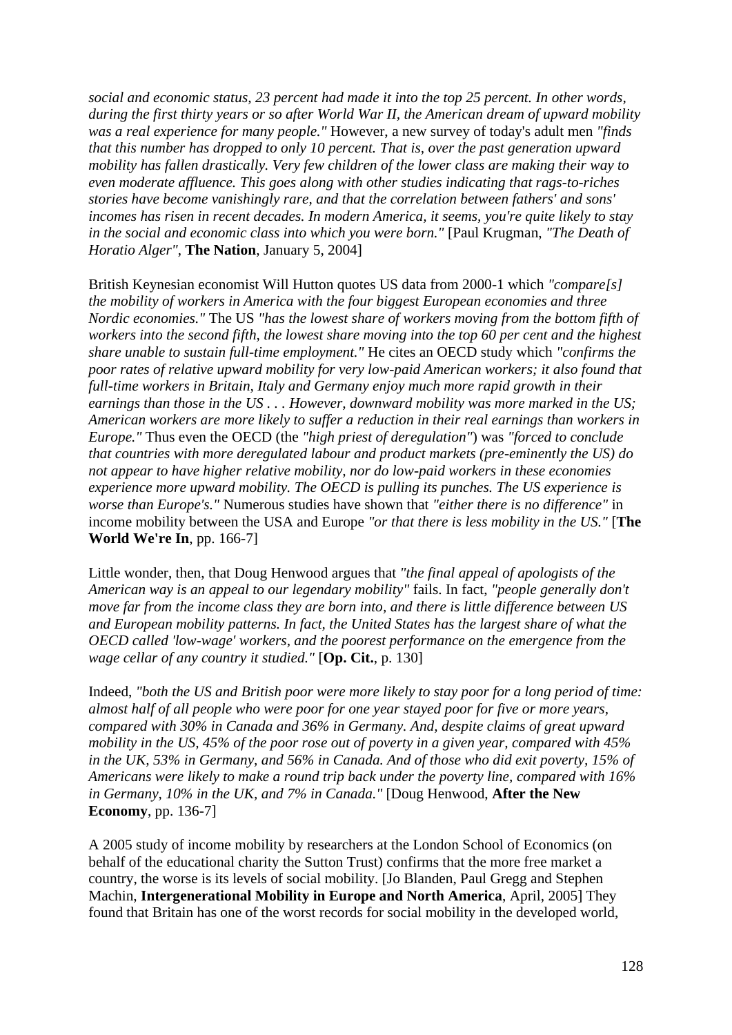*social and economic status, 23 percent had made it into the top 25 percent. In other words, during the first thirty years or so after World War II, the American dream of upward mobility was a real experience for many people."* However, a new survey of today's adult men *"finds that this number has dropped to only 10 percent. That is, over the past generation upward mobility has fallen drastically. Very few children of the lower class are making their way to even moderate affluence. This goes along with other studies indicating that rags-to-riches stories have become vanishingly rare, and that the correlation between fathers' and sons' incomes has risen in recent decades. In modern America, it seems, you're quite likely to stay in the social and economic class into which you were born."* [Paul Krugman, *"The Death of Horatio Alger"*, **The Nation**, January 5, 2004]

British Keynesian economist Will Hutton quotes US data from 2000-1 which *"compare[s] the mobility of workers in America with the four biggest European economies and three Nordic economies."* The US *"has the lowest share of workers moving from the bottom fifth of workers into the second fifth, the lowest share moving into the top 60 per cent and the highest share unable to sustain full-time employment."* He cites an OECD study which *"confirms the poor rates of relative upward mobility for very low-paid American workers; it also found that full-time workers in Britain, Italy and Germany enjoy much more rapid growth in their earnings than those in the US . . . However, downward mobility was more marked in the US; American workers are more likely to suffer a reduction in their real earnings than workers in Europe."* Thus even the OECD (the *"high priest of deregulation"*) was *"forced to conclude that countries with more deregulated labour and product markets (pre-eminently the US) do not appear to have higher relative mobility, nor do low-paid workers in these economies experience more upward mobility. The OECD is pulling its punches. The US experience is worse than Europe's."* Numerous studies have shown that *"either there is no difference"* in income mobility between the USA and Europe *"or that there is less mobility in the US."* [**The World We're In**, pp. 166-7]

Little wonder, then, that Doug Henwood argues that *"the final appeal of apologists of the American way is an appeal to our legendary mobility"* fails. In fact, *"people generally don't move far from the income class they are born into, and there is little difference between US and European mobility patterns. In fact, the United States has the largest share of what the OECD called 'low-wage' workers, and the poorest performance on the emergence from the wage cellar of any country it studied."* [**Op. Cit.**, p. 130]

Indeed, *"both the US and British poor were more likely to stay poor for a long period of time: almost half of all people who were poor for one year stayed poor for five or more years, compared with 30% in Canada and 36% in Germany. And, despite claims of great upward mobility in the US, 45% of the poor rose out of poverty in a given year, compared with 45% in the UK, 53% in Germany, and 56% in Canada. And of those who did exit poverty, 15% of Americans were likely to make a round trip back under the poverty line, compared with 16% in Germany, 10% in the UK, and 7% in Canada."* [Doug Henwood, **After the New Economy**, pp. 136-7]

A 2005 study of income mobility by researchers at the London School of Economics (on behalf of the educational charity the Sutton Trust) confirms that the more free market a country, the worse is its levels of social mobility. [Jo Blanden, Paul Gregg and Stephen Machin, **Intergenerational Mobility in Europe and North America**, April, 2005] They found that Britain has one of the worst records for social mobility in the developed world,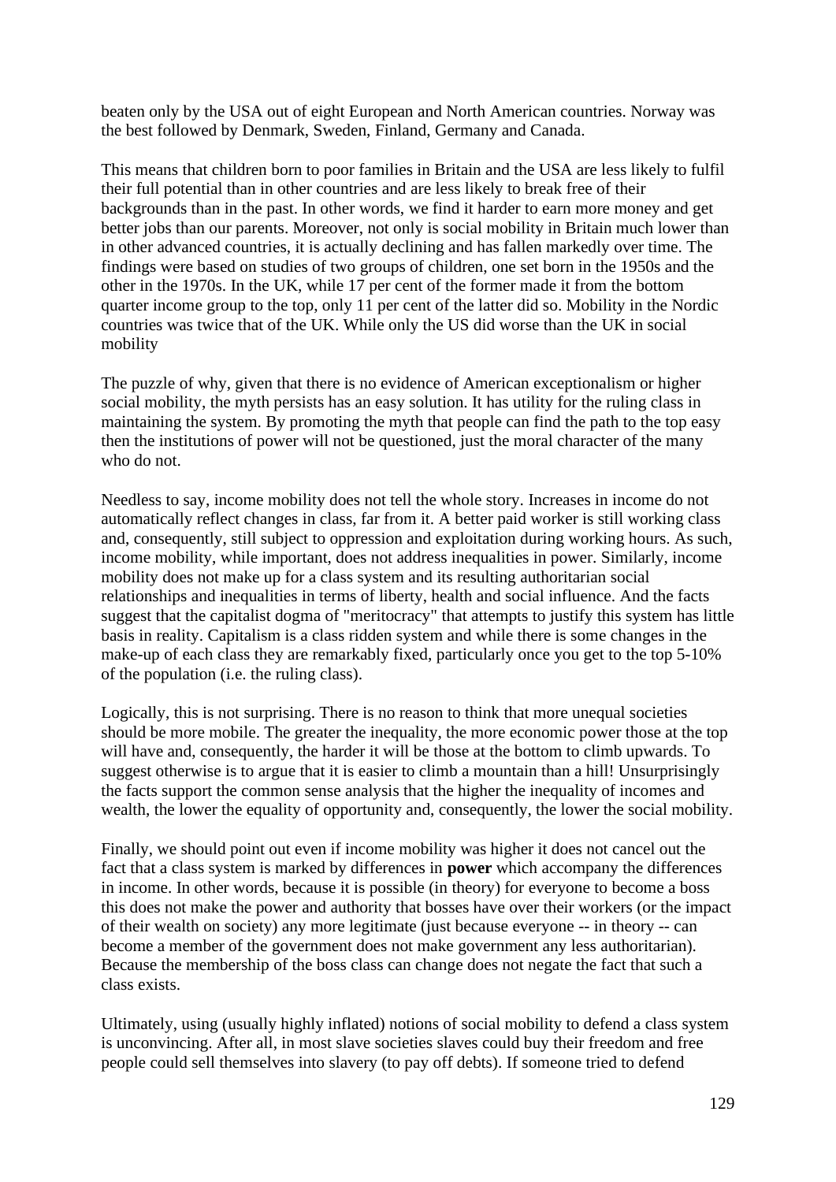beaten only by the USA out of eight European and North American countries. Norway was the best followed by Denmark, Sweden, Finland, Germany and Canada.

This means that children born to poor families in Britain and the USA are less likely to fulfil their full potential than in other countries and are less likely to break free of their backgrounds than in the past. In other words, we find it harder to earn more money and get better jobs than our parents. Moreover, not only is social mobility in Britain much lower than in other advanced countries, it is actually declining and has fallen markedly over time. The findings were based on studies of two groups of children, one set born in the 1950s and the other in the 1970s. In the UK, while 17 per cent of the former made it from the bottom quarter income group to the top, only 11 per cent of the latter did so. Mobility in the Nordic countries was twice that of the UK. While only the US did worse than the UK in social mobility

The puzzle of why, given that there is no evidence of American exceptionalism or higher social mobility, the myth persists has an easy solution. It has utility for the ruling class in maintaining the system. By promoting the myth that people can find the path to the top easy then the institutions of power will not be questioned, just the moral character of the many who do not.

Needless to say, income mobility does not tell the whole story. Increases in income do not automatically reflect changes in class, far from it. A better paid worker is still working class and, consequently, still subject to oppression and exploitation during working hours. As such, income mobility, while important, does not address inequalities in power. Similarly, income mobility does not make up for a class system and its resulting authoritarian social relationships and inequalities in terms of liberty, health and social influence. And the facts suggest that the capitalist dogma of "meritocracy" that attempts to justify this system has little basis in reality. Capitalism is a class ridden system and while there is some changes in the make-up of each class they are remarkably fixed, particularly once you get to the top 5-10% of the population (i.e. the ruling class).

Logically, this is not surprising. There is no reason to think that more unequal societies should be more mobile. The greater the inequality, the more economic power those at the top will have and, consequently, the harder it will be those at the bottom to climb upwards. To suggest otherwise is to argue that it is easier to climb a mountain than a hill! Unsurprisingly the facts support the common sense analysis that the higher the inequality of incomes and wealth, the lower the equality of opportunity and, consequently, the lower the social mobility.

Finally, we should point out even if income mobility was higher it does not cancel out the fact that a class system is marked by differences in **power** which accompany the differences in income. In other words, because it is possible (in theory) for everyone to become a boss this does not make the power and authority that bosses have over their workers (or the impact of their wealth on society) any more legitimate (just because everyone -- in theory -- can become a member of the government does not make government any less authoritarian). Because the membership of the boss class can change does not negate the fact that such a class exists.

Ultimately, using (usually highly inflated) notions of social mobility to defend a class system is unconvincing. After all, in most slave societies slaves could buy their freedom and free people could sell themselves into slavery (to pay off debts). If someone tried to defend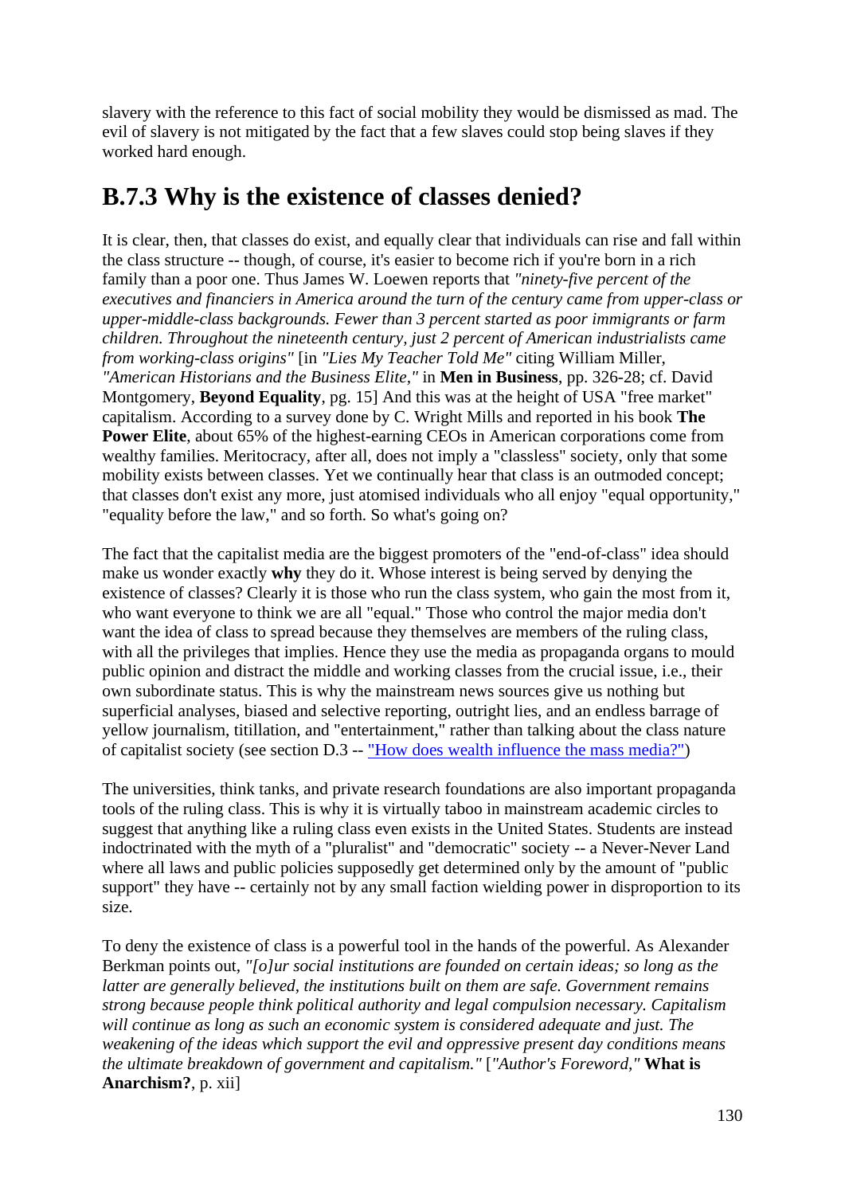slavery with the reference to this fact of social mobility they would be dismissed as mad. The evil of slavery is not mitigated by the fact that a few slaves could stop being slaves if they worked hard enough.

## B.7.3 Why is the existence of classes denied?

It is clear, then, that classes do exist, and equally clear that individuals can rise and fall within the class structure -- though, of course, it's easier to become rich if you're born in a rich family than a poor one. Thus James W. Loewen reports that *"ninety-five percent of the executives and financiers in America around the turn of the century came from upper-class or upper-middle-class backgrounds. Fewer than 3 percent started as poor immigrants or farm children. Throughout the nineteenth century, just 2 percent of American industrialists came from working-class origins"* [in *"Lies My Teacher Told Me"* citing William Miller, *"American Historians and the Business Elite,"* in **Men in Business**, pp. 326-28; cf. David Montgomery, **Beyond Equality**, pg. 15] And this was at the height of USA "free market" capitalism. According to a survey done by C. Wright Mills and reported in his book **The Power Elite**, about 65% of the highest-earning CEOs in American corporations come from wealthy families. Meritocracy, after all, does not imply a "classless" society, only that some mobility exists between classes. Yet we continually hear that class is an outmoded concept; that classes don't exist any more, just atomised individuals who all enjoy "equal opportunity," "equality before the law," and so forth. So what's going on?

The fact that the capitalist media are the biggest promoters of the "end-of-class" idea should make us wonder exactly **why** they do it. Whose interest is being served by denying the existence of classes? Clearly it is those who run the class system, who gain the most from it, who want everyone to think we are all "equal." Those who control the major media don't want the idea of class to spread because they themselves are members of the ruling class, with all the privileges that implies. Hence they use the media as propaganda organs to mould public opinion and distract the middle and working classes from the crucial issue, i.e., their own subordinate status. This is why the mainstream news sources give us nothing but superficial analyses, biased and selective reporting, outright lies, and an endless barrage of yellow journalism, titillation, and "entertainment," rather than talking about the class nature of capitalist society (see section D.3 -- "How does wealth influence the mass media?")

The universities, think tanks, and private research foundations are also important propaganda tools of the ruling class. This is why it is virtually taboo in mainstream academic circles to suggest that anything like a ruling class even exists in the United States. Students are instead indoctrinated with the myth of a "pluralist" and "democratic" society -- a Never-Never Land where all laws and public policies supposedly get determined only by the amount of "public support" they have -- certainly not by any small faction wielding power in disproportion to its size.

To deny the existence of class is a powerful tool in the hands of the powerful. As Alexander Berkman points out, *"[o]ur social institutions are founded on certain ideas; so long as the latter are generally believed, the institutions built on them are safe. Government remains strong because people think political authority and legal compulsion necessary. Capitalism will continue as long as such an economic system is considered adequate and just. The weakening of the ideas which support the evil and oppressive present day conditions means the ultimate breakdown of government and capitalism."* [*"Author's Foreword,"* **What is Anarchism?**, p. xii]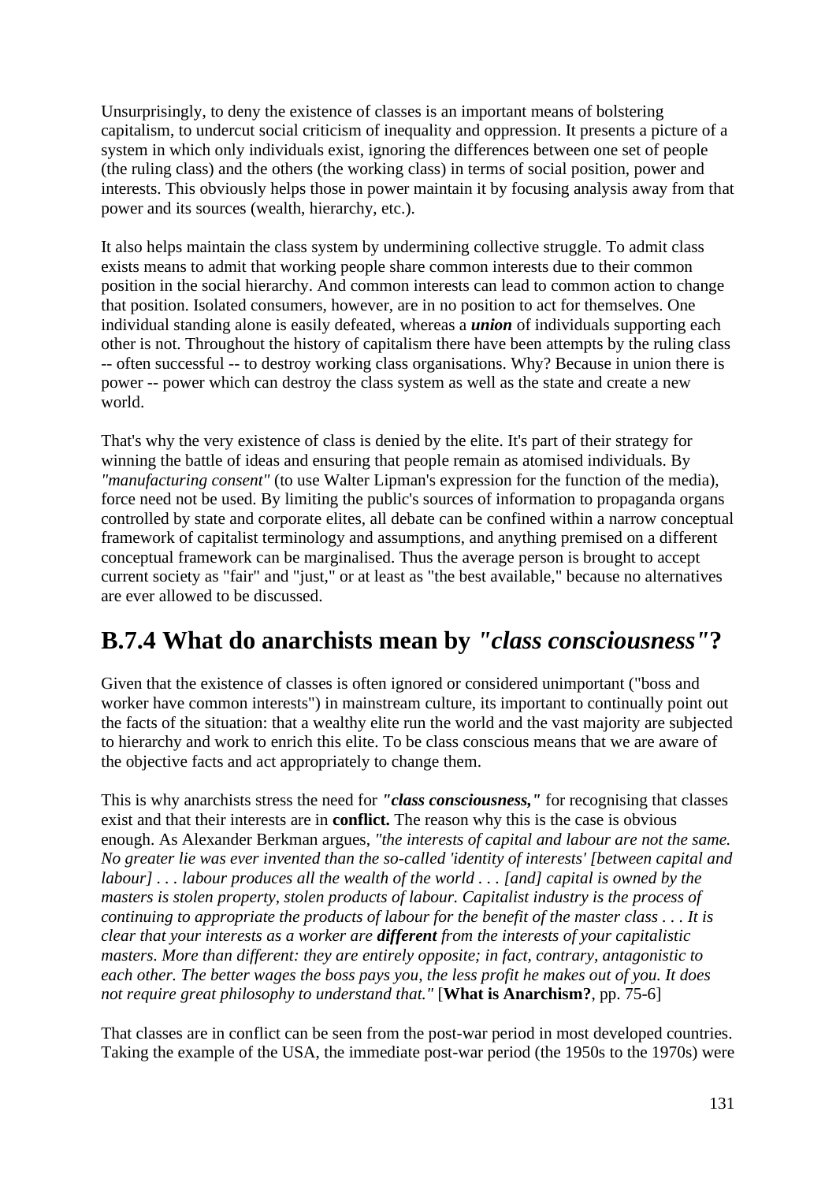Unsurprisingly, to deny the existence of classes is an important means of bolstering capitalism, to undercut social criticism of inequality and oppression. It presents a picture of a system in which only individuals exist, ignoring the differences between one set of people (the ruling class) and the others (the working class) in terms of social position, power and interests. This obviously helps those in power maintain it by focusing analysis away from that power and its sources (wealth, hierarchy, etc.).

It also helps maintain the class system by undermining collective struggle. To admit class exists means to admit that working people share common interests due to their common position in the social hierarchy. And common interests can lead to common action to change that position. Isolated consumers, however, are in no position to act for themselves. One individual standing alone is easily defeated, whereas a ***union*** of individuals supporting each other is not. Throughout the history of capitalism there have been attempts by the ruling class -- often successful -- to destroy working class organisations. Why? Because in union there is power -- power which can destroy the class system as well as the state and create a new world.

That's why the very existence of class is denied by the elite. It's part of their strategy for winning the battle of ideas and ensuring that people remain as atomised individuals. By *"manufacturing consent"* (to use Walter Lipman's expression for the function of the media), force need not be used. By limiting the public's sources of information to propaganda organs controlled by state and corporate elites, all debate can be confined within a narrow conceptual framework of capitalist terminology and assumptions, and anything premised on a different conceptual framework can be marginalised. Thus the average person is brought to accept current society as "fair" and "just," or at least as "the best available," because no alternatives are ever allowed to be discussed.

## B.7.4 What do anarchists mean by *"class consciousness"*?

Given that the existence of classes is often ignored or considered unimportant ("boss and worker have common interests") in mainstream culture, its important to continually point out the facts of the situation: that a wealthy elite run the world and the vast majority are subjected to hierarchy and work to enrich this elite. To be class conscious means that we are aware of the objective facts and act appropriately to change them.

This is why anarchists stress the need for ***"class consciousness,"*** for recognising that classes exist and that their interests are in **conflict.** The reason why this is the case is obvious enough. As Alexander Berkman argues, *"the interests of capital and labour are not the same. No greater lie was ever invented than the so-called 'identity of interests' [between capital and labour] . . . labour produces all the wealth of the world . . . [and] capital is owned by the masters is stolen property, stolen products of labour. Capitalist industry is the process of continuing to appropriate the products of labour for the benefit of the master class . . . It is clear that your interests as a worker are* ***different*** *from the interests of your capitalistic masters. More than different: they are entirely opposite; in fact, contrary, antagonistic to each other. The better wages the boss pays you, the less profit he makes out of you. It does not require great philosophy to understand that."* [**What is Anarchism?**, pp. 75-6]

That classes are in conflict can be seen from the post-war period in most developed countries. Taking the example of the USA, the immediate post-war period (the 1950s to the 1970s) were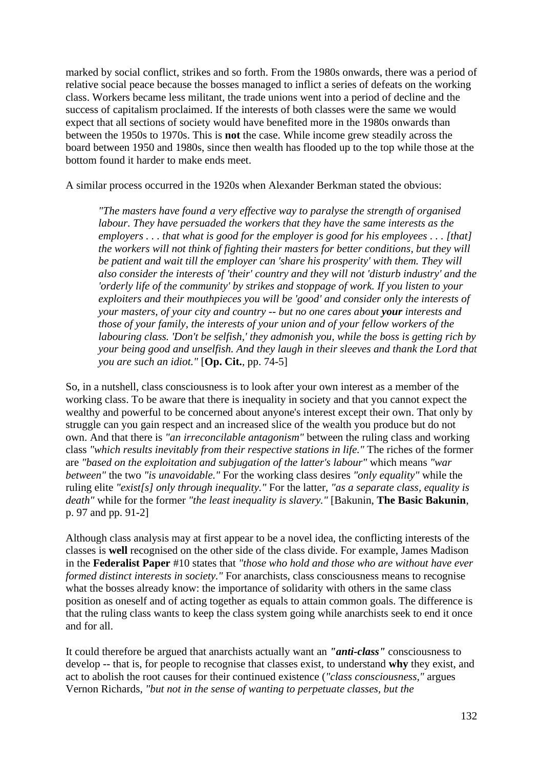marked by social conflict, strikes and so forth. From the 1980s onwards, there was a period of relative social peace because the bosses managed to inflict a series of defeats on the working class. Workers became less militant, the trade unions went into a period of decline and the success of capitalism proclaimed. If the interests of both classes were the same we would expect that all sections of society would have benefited more in the 1980s onwards than between the 1950s to 1970s. This is **not** the case. While income grew steadily across the board between 1950 and 1980s, since then wealth has flooded up to the top while those at the bottom found it harder to make ends meet.

A similar process occurred in the 1920s when Alexander Berkman stated the obvious:

> *"The masters have found a very effective way to paralyse the strength of organised labour. They have persuaded the workers that they have the same interests as the employers . . . that what is good for the employer is good for his employees . . . [that] the workers will not think of fighting their masters for better conditions, but they will be patient and wait till the employer can 'share his prosperity' with them. They will also consider the interests of 'their' country and they will not 'disturb industry' and the 'orderly life of the community' by strikes and stoppage of work. If you listen to your exploiters and their mouthpieces you will be 'good' and consider only the interests of your masters, of your city and country -- but no one cares about* ***your*** *interests and those of your family, the interests of your union and of your fellow workers of the labouring class. 'Don't be selfish,' they admonish you, while the boss is getting rich by your being good and unselfish. And they laugh in their sleeves and thank the Lord that you are such an idiot."* [**Op. Cit.**, pp. 74-5]

So, in a nutshell, class consciousness is to look after your own interest as a member of the working class. To be aware that there is inequality in society and that you cannot expect the wealthy and powerful to be concerned about anyone's interest except their own. That only by struggle can you gain respect and an increased slice of the wealth you produce but do not own. And that there is *"an irreconcilable antagonism"* between the ruling class and working class *"which results inevitably from their respective stations in life."* The riches of the former are *"based on the exploitation and subjugation of the latter's labour"* which means *"war between"* the two *"is unavoidable."* For the working class desires *"only equality"* while the ruling elite *"exist[s] only through inequality."* For the latter, *"as a separate class, equality is death"* while for the former *"the least inequality is slavery."* [Bakunin, **The Basic Bakunin**, p. 97 and pp. 91-2]

Although class analysis may at first appear to be a novel idea, the conflicting interests of the classes is **well** recognised on the other side of the class divide. For example, James Madison in the **Federalist Paper** #10 states that *"those who hold and those who are without have ever formed distinct interests in society."* For anarchists, class consciousness means to recognise what the bosses already know: the importance of solidarity with others in the same class position as oneself and of acting together as equals to attain common goals. The difference is that the ruling class wants to keep the class system going while anarchists seek to end it once and for all.

It could therefore be argued that anarchists actually want an ***"anti-class"*** consciousness to develop -- that is, for people to recognise that classes exist, to understand **why** they exist, and act to abolish the root causes for their continued existence (*"class consciousness,"* argues Vernon Richards, *"but not in the sense of wanting to perpetuate classes, but the*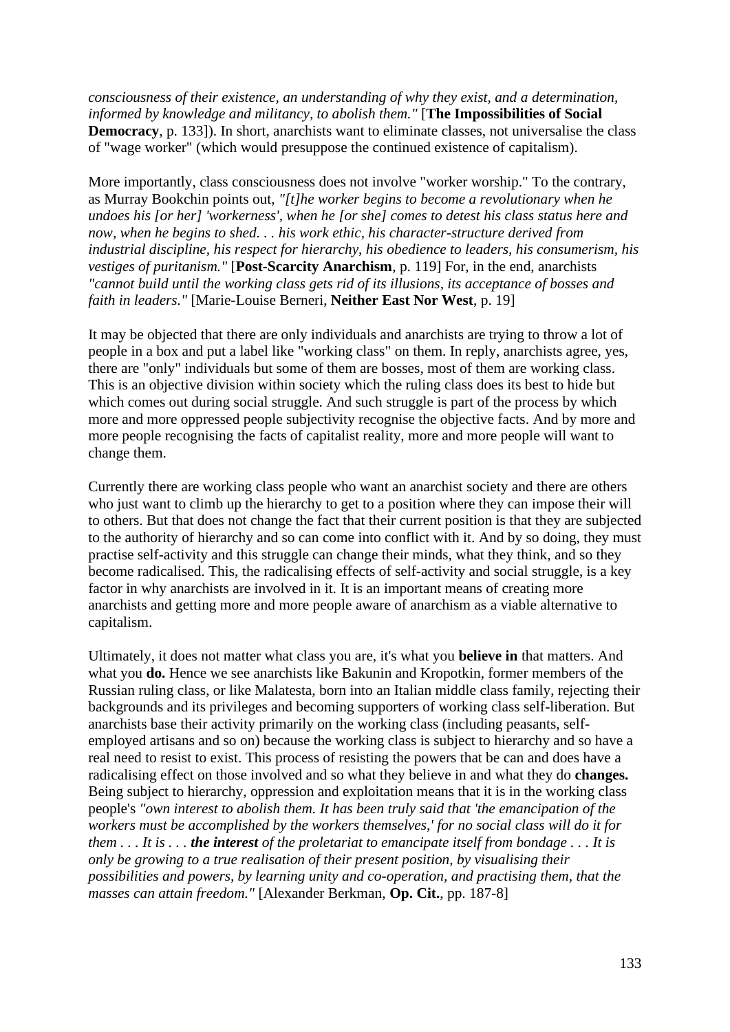*consciousness of their existence, an understanding of why they exist, and a determination, informed by knowledge and militancy, to abolish them."* [**The Impossibilities of Social Democracy**, p. 133]). In short, anarchists want to eliminate classes, not universalise the class of "wage worker" (which would presuppose the continued existence of capitalism).

More importantly, class consciousness does not involve "worker worship." To the contrary, as Murray Bookchin points out, *"[t]he worker begins to become a revolutionary when he undoes his [or her] 'workerness', when he [or she] comes to detest his class status here and now, when he begins to shed. . . his work ethic, his character-structure derived from industrial discipline, his respect for hierarchy, his obedience to leaders, his consumerism, his vestiges of puritanism."* [**Post-Scarcity Anarchism**, p. 119] For, in the end, anarchists *"cannot build until the working class gets rid of its illusions, its acceptance of bosses and faith in leaders."* [Marie-Louise Berneri, **Neither East Nor West**, p. 19]

It may be objected that there are only individuals and anarchists are trying to throw a lot of people in a box and put a label like "working class" on them. In reply, anarchists agree, yes, there are "only" individuals but some of them are bosses, most of them are working class. This is an objective division within society which the ruling class does its best to hide but which comes out during social struggle. And such struggle is part of the process by which more and more oppressed people subjectivity recognise the objective facts. And by more and more people recognising the facts of capitalist reality, more and more people will want to change them.

Currently there are working class people who want an anarchist society and there are others who just want to climb up the hierarchy to get to a position where they can impose their will to others. But that does not change the fact that their current position is that they are subjected to the authority of hierarchy and so can come into conflict with it. And by so doing, they must practise self-activity and this struggle can change their minds, what they think, and so they become radicalised. This, the radicalising effects of self-activity and social struggle, is a key factor in why anarchists are involved in it. It is an important means of creating more anarchists and getting more and more people aware of anarchism as a viable alternative to capitalism.

Ultimately, it does not matter what class you are, it's what you **believe in** that matters. And what you **do.** Hence we see anarchists like Bakunin and Kropotkin, former members of the Russian ruling class, or like Malatesta, born into an Italian middle class family, rejecting their backgrounds and its privileges and becoming supporters of working class self-liberation. But anarchists base their activity primarily on the working class (including peasants, self-employed artisans and so on) because the working class is subject to hierarchy and so have a real need to resist to exist. This process of resisting the powers that be can and does have a radicalising effect on those involved and so what they believe in and what they do **changes.** Being subject to hierarchy, oppression and exploitation means that it is in the working class people's *"own interest to abolish them. It has been truly said that 'the emancipation of the workers must be accomplished by the workers themselves,' for no social class will do it for them . . . It is . . . **the interest** of the proletariat to emancipate itself from bondage . . . It is only be growing to a true realisation of their present position, by visualising their possibilities and powers, by learning unity and co-operation, and practising them, that the masses can attain freedom."* [Alexander Berkman, **Op. Cit.**, pp. 187-8]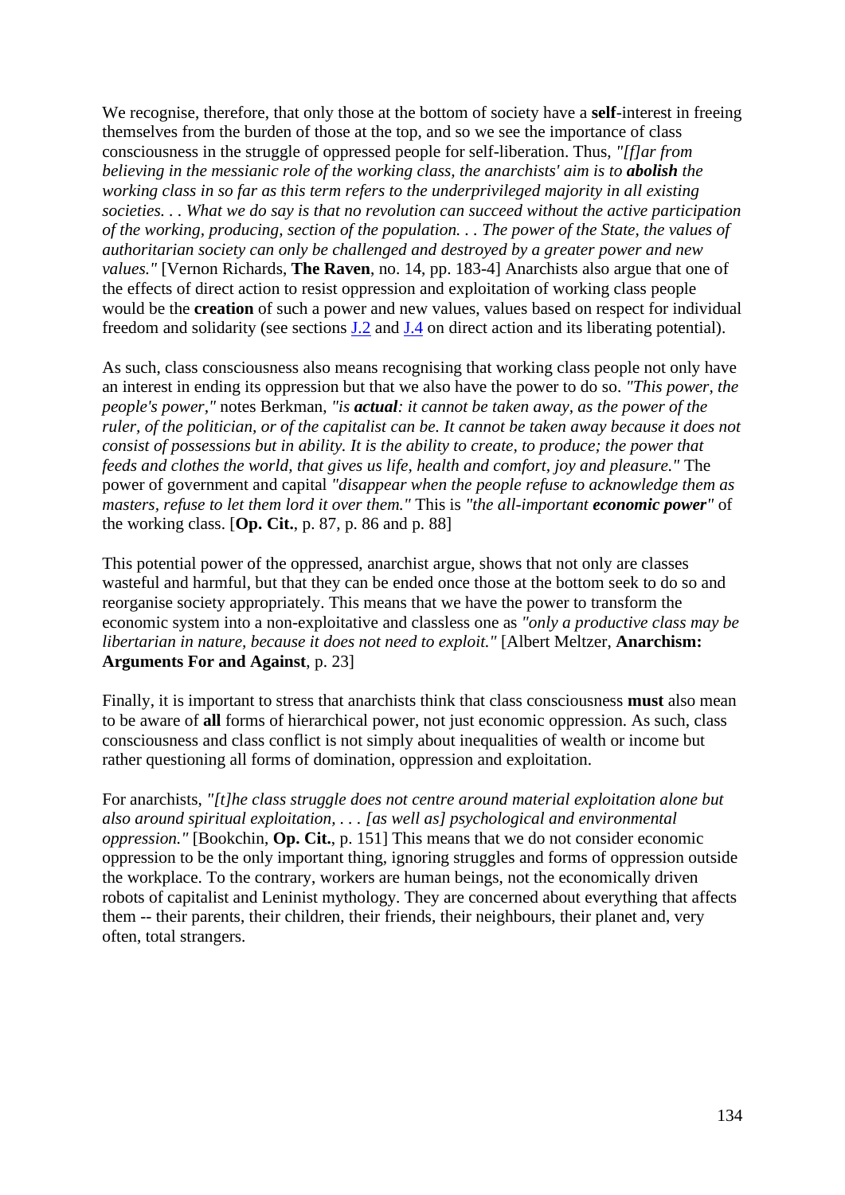We recognise, therefore, that only those at the bottom of society have a **self**-interest in freeing themselves from the burden of those at the top, and so we see the importance of class consciousness in the struggle of oppressed people for self-liberation. Thus, *"[f]ar from believing in the messianic role of the working class, the anarchists' aim is to **abolish** the working class in so far as this term refers to the underprivileged majority in all existing societies. . . What we do say is that no revolution can succeed without the active participation of the working, producing, section of the population. . . The power of the State, the values of authoritarian society can only be challenged and destroyed by a greater power and new values."* [Vernon Richards, **The Raven**, no. 14, pp. 183-4] Anarchists also argue that one of the effects of direct action to resist oppression and exploitation of working class people would be the **creation** of such a power and new values, values based on respect for individual freedom and solidarity (see sections J.2 and J.4 on direct action and its liberating potential).

As such, class consciousness also means recognising that working class people not only have an interest in ending its oppression but that we also have the power to do so. *"This power, the people's power,"* notes Berkman, *"is **actual**: it cannot be taken away, as the power of the ruler, of the politician, or of the capitalist can be. It cannot be taken away because it does not consist of possessions but in ability. It is the ability to create, to produce; the power that feeds and clothes the world, that gives us life, health and comfort, joy and pleasure."* The power of government and capital *"disappear when the people refuse to acknowledge them as masters, refuse to let them lord it over them."* This is *"the all-important **economic power**"* of the working class. [**Op. Cit.**, p. 87, p. 86 and p. 88]

This potential power of the oppressed, anarchist argue, shows that not only are classes wasteful and harmful, but that they can be ended once those at the bottom seek to do so and reorganise society appropriately. This means that we have the power to transform the economic system into a non-exploitative and classless one as *"only a productive class may be libertarian in nature, because it does not need to exploit."* [Albert Meltzer, **Anarchism: Arguments For and Against**, p. 23]

Finally, it is important to stress that anarchists think that class consciousness **must** also mean to be aware of **all** forms of hierarchical power, not just economic oppression. As such, class consciousness and class conflict is not simply about inequalities of wealth or income but rather questioning all forms of domination, oppression and exploitation.

For anarchists, *"[t]he class struggle does not centre around material exploitation alone but also around spiritual exploitation, . . . [as well as] psychological and environmental oppression."* [Bookchin, **Op. Cit.**, p. 151] This means that we do not consider economic oppression to be the only important thing, ignoring struggles and forms of oppression outside the workplace. To the contrary, workers are human beings, not the economically driven robots of capitalist and Leninist mythology. They are concerned about everything that affects them -- their parents, their children, their friends, their neighbours, their planet and, very often, total strangers.